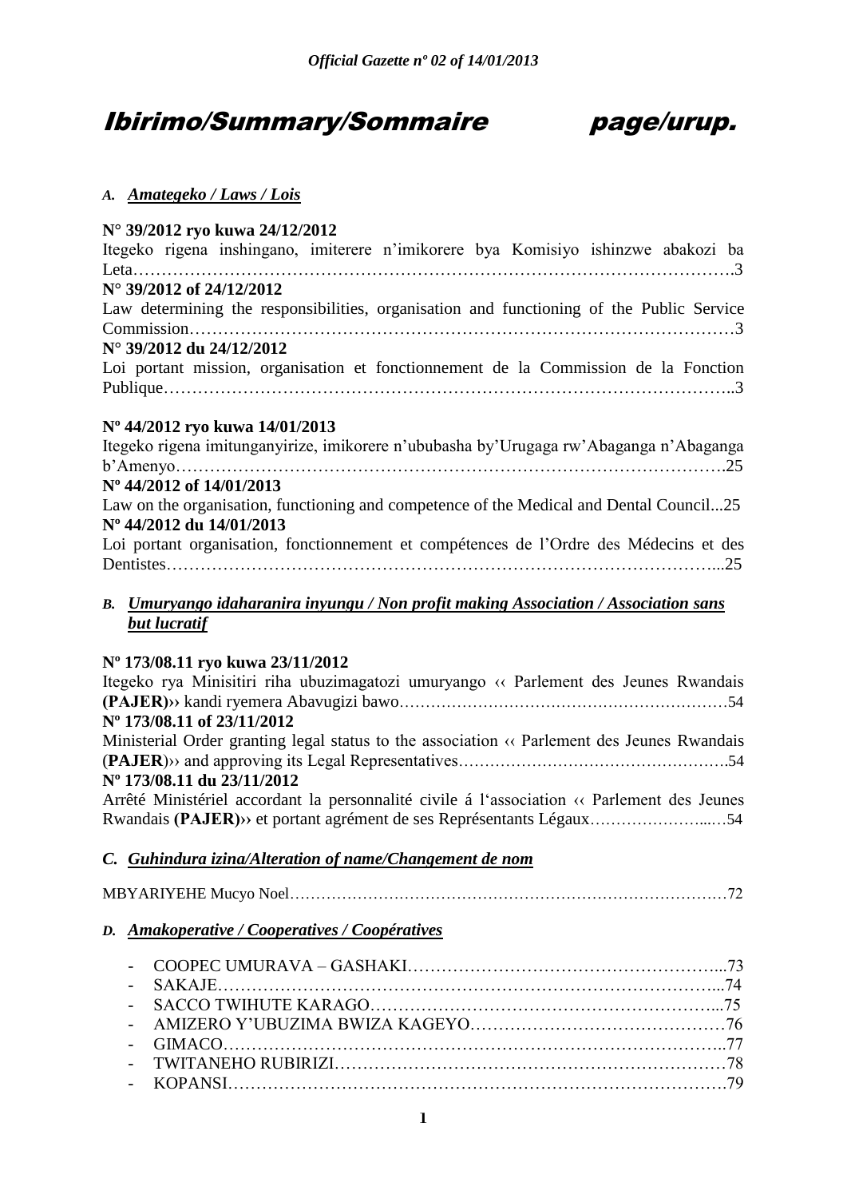# Ibirimo/Summary/Sommaire page/urup.

## *A. Amategeko / Laws / Lois*

**N° 39/2012 ryo kuwa 24/12/2012**
Itegeko rigena inshingano, imiterere n'imikorere bya Komisiyo ishinzwe abakozi ba Leta………………………………………………………………………………………….3
**N° 39/2012 of 24/12/2012**
Law determining the responsibilities, organisation and functioning of the Public Service Commission…………………………………………………………………………………3
**N° 39/2012 du 24/12/2012**
Loi portant mission, organisation et fonctionnement de la Commission de la Fonction Publique……………………………………………………………………………………..3

**Nº 44/2012 ryo kuwa 14/01/2013**
Itegeko rigena imitunganyirize, imikorere n'ububasha by'Urugaga rw'Abaganga n'Abaganga b'Amenyo……………………………………………………………………………………..25
**Nº 44/2012 of 14/01/2013**
Law on the organisation, functioning and competence of the Medical and Dental Council...25
**Nº 44/2012 du 14/01/2013**
Loi portant organisation, fonctionnement et compétences de l'Ordre des Médecins et des Dentistes…………………………………………………………………………………...25

## *B. Umuryango idaharanira inyungu / Non profit making Association / Association sans but lucratif*

**Nº 173/08.11 ryo kuwa 23/11/2012**
Itegeko rya Minisitiri riha ubuzimagatozi umuryango ‹‹ Parlement des Jeunes Rwandais **(PAJER)››** kandi ryemera Abavugizi bawo………………………………………………………54
**Nº 173/08.11 of 23/11/2012**
Ministerial Order granting legal status to the association ‹‹ Parlement des Jeunes Rwandais (**PAJER**)›› and approving its Legal Representatives…………………………………………….54
**Nº 173/08.11 du 23/11/2012**
Arrêté Ministériel accordant la personnalité civile á l'association ‹‹ Parlement des Jeunes Rwandais **(PAJER)››** et portant agrément de ses Représentants Légaux…………………...…54

## *C. Guhindura izina/Alteration of name/Changement de nom*

MBYARIYEHE Mucyo Noel…………………………………………………………………………72

## *D. Amakoperative / Cooperatives / Coopératives*

- COOPEC UMURAVA – GASHAKI……………………………………………….73
- SAKAJE……………………………………………………………………………...74
- SACCO TWIHUTE KARAGO……………………………………………………...75
- AMIZERO Y'UBUZIMA BWIZA KAGEYO……………………………………76
- GIMACO……………………………………………………………………………..77
- TWITANEHO RUBIRIZI…………………………………………………………78
- KOPANSI…………………………………………………………………………….79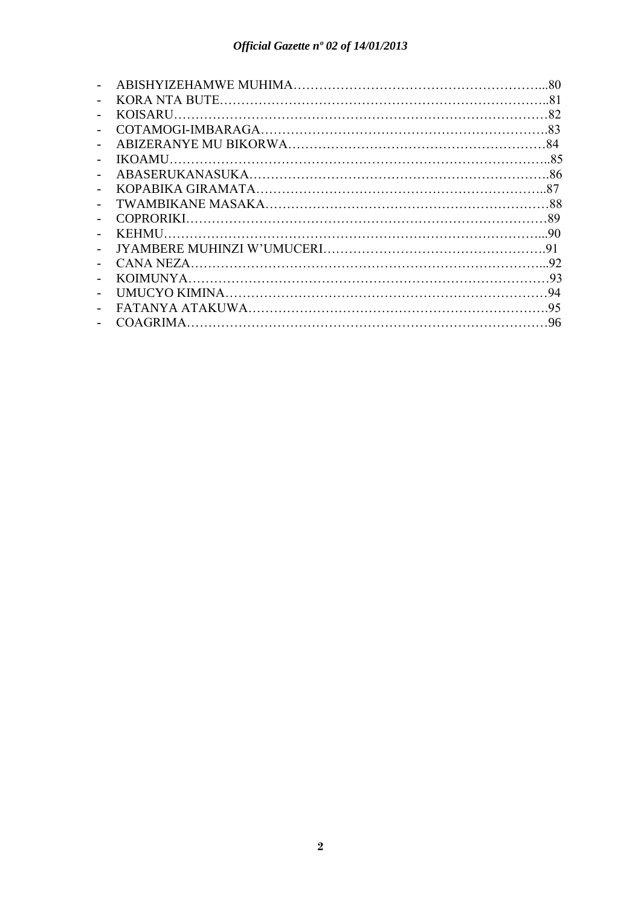- ABISHYIZEHAMWE MUHIMA…………………………………………………...80
- KORA NTA BUTE……………………………………………………………..81
- KOISARU………………………………………………………………………82
- COTAMOGI-IMBARAGA…………………………………………………….83
- ABIZERANYE MU BIKORWA………………………………………………84
- IKOAMU……………………………………………………………………..85
- ABASERUKANASUKA……………………………………………………….86
- KOPABIKA GIRAMATA……………………………………………………..87
- TWAMBIKANE MASAKA……………………………………………………88
- COPRORIKI…………………………………………………………………89
- KEHMU……………………………………………………………………...90
- JYAMBERE MUHINZI W'UMUCERI…………………………………………….91
- CANA NEZA………………………………………………………………...92
- KOIMUNYA………………………………………………………………93
- UMUCYO KIMINA…………………………………………………………94
- FATANYA ATAKUWA……………………………………………………….95
- COAGRIMA……………………………………………………………………96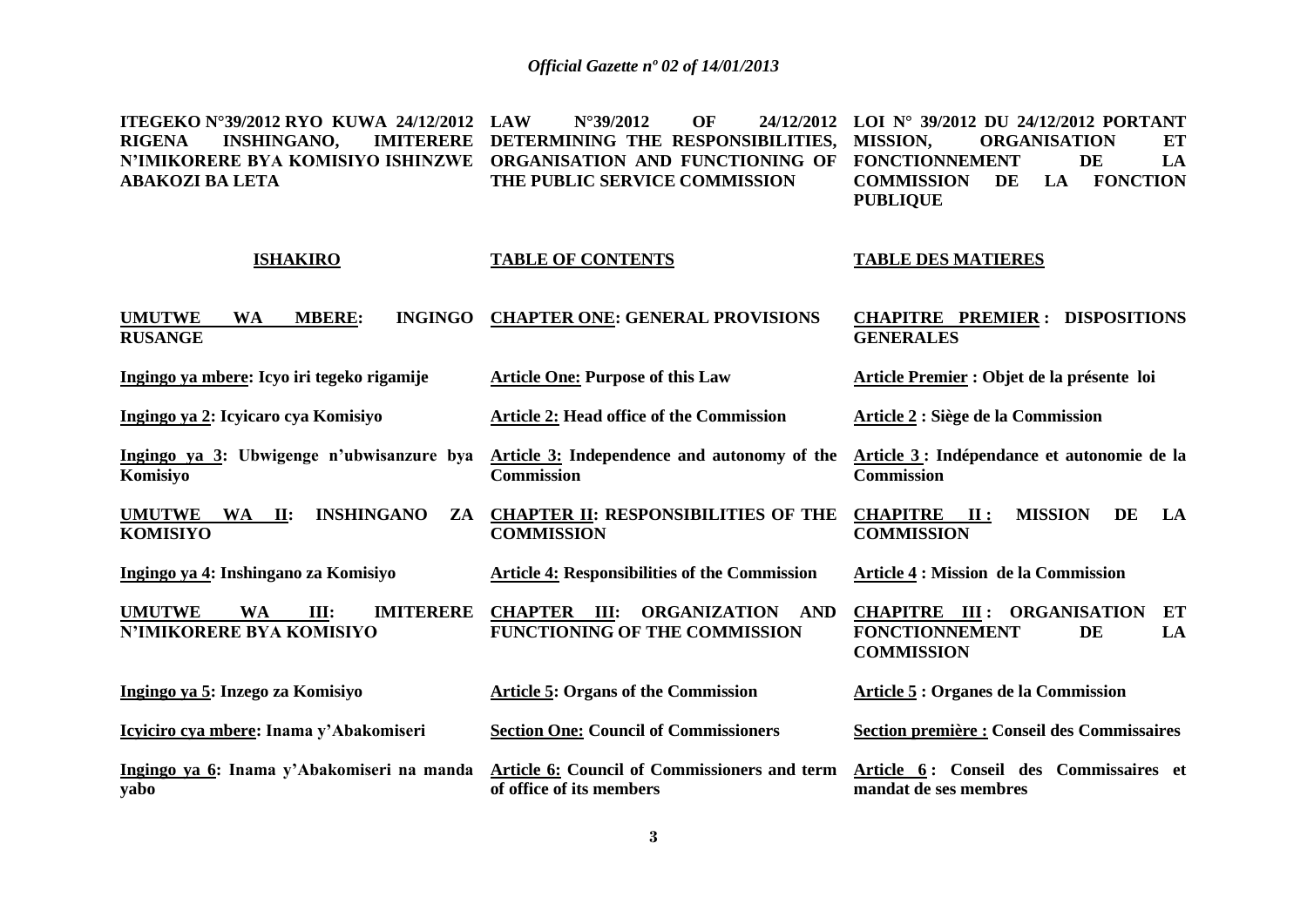| **ITEGEKO N°39/2012 RYO KUWA 24/12/2012 RIGENA INSHINGANO, IMITERERE N'IMIKORERE BYA KOMISIYO ISHINZWE ABAKOZI BA LETA** | **LAW N°39/2012 OF 24/12/2012 DETERMINING THE RESPONSIBILITIES, ORGANISATION AND FUNCTIONING OF THE PUBLIC SERVICE COMMISSION** | **LOI N° 39/2012 DU 24/12/2012 PORTANT MISSION, ORGANISATION ET FONCTIONNEMENT DE LA COMMISSION DE LA FONCTION PUBLIQUE** |
|---|---|---|
| **ISHAKIRO** | **TABLE OF CONTENTS** | **TABLE DES MATIERES** |
| **UMUTWE WA MBERE: INGINGO RUSANGE** | **CHAPTER ONE: GENERAL PROVISIONS** | **CHAPITRE PREMIER : DISPOSITIONS GENERALES** |
| **Ingingo ya mbere: Icyo iri tegeko rigamije** | **Article One: Purpose of this Law** | **Article Premier : Objet de la présente loi** |
| **Ingingo ya 2: Icyicaro cya Komisiyo** | **Article 2: Head office of the Commission** | **Article 2 : Siège de la Commission** |
| **Ingingo ya 3: Ubwigenge n'ubwisanzure bya Komisiyo** | **Article 3: Independence and autonomy of the Commission** | **Article 3 : Indépendance et autonomie de la Commission** |
| **UMUTWE WA II: INSHINGANO ZA KOMISIYO** | **CHAPTER II: RESPONSIBILITIES OF THE COMMISSION** | **CHAPITRE II : MISSION DE LA COMMISSION** |
| **Ingingo ya 4: Inshingano za Komisiyo** | **Article 4: Responsibilities of the Commission** | **Article 4 : Mission de la Commission** |
| **UMUTWE WA III: IMITERERE N'IMIKORERE BYA KOMISIYO** | **CHAPTER III: ORGANIZATION AND FUNCTIONING OF THE COMMISSION** | **CHAPITRE III : ORGANISATION ET FONCTIONNEMENT DE LA COMMISSION** |
| **Ingingo ya 5: Inzego za Komisiyo** | **Article 5: Organs of the Commission** | **Article 5 : Organes de la Commission** |
| **Icyiciro cya mbere: Inama y'Abakomiseri** | **Section One: Council of Commissioners** | **Section première : Conseil des Commissaires** |
| **Ingingo ya 6: Inama y'Abakomiseri na manda yabo** | **Article 6: Council of Commissioners and term of office of its members** | **Article 6 : Conseil des Commissaires et mandat de ses membres** |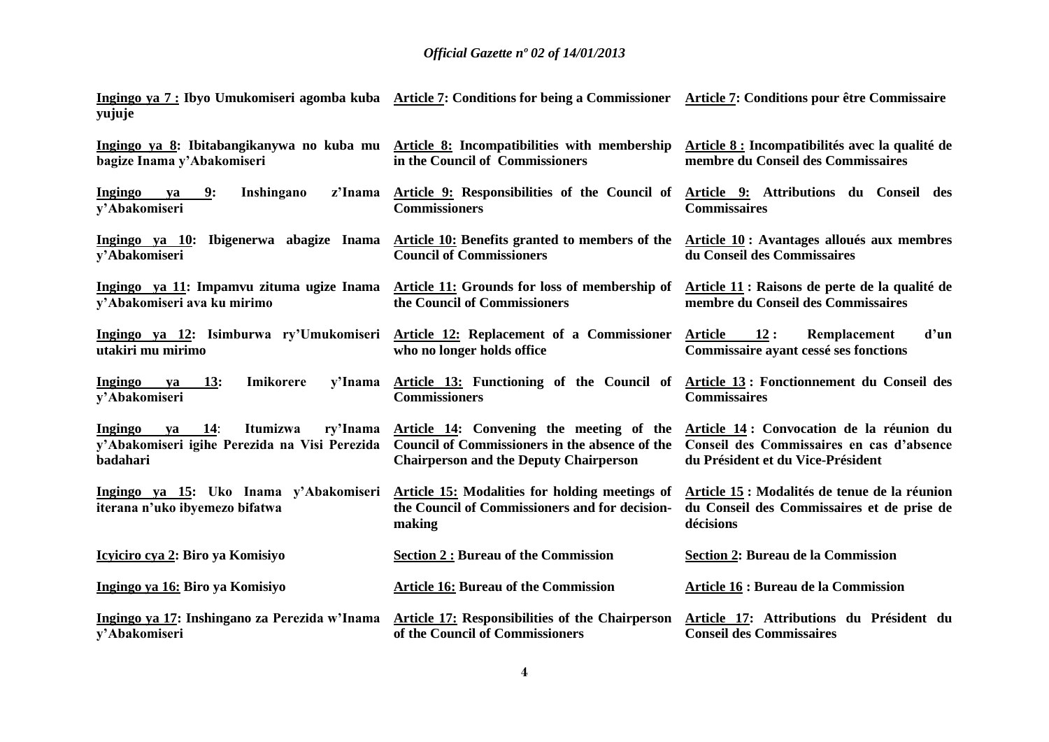| | | |
|---|---|---|
| **Ingingo ya 7 : Ibyo Umukomiseri agomba kuba yujuje** | **Article 7: Conditions for being a Commissioner** | **Article 7: Conditions pour être Commissaire** |
| **Ingingo ya 8: Ibitabangikanywa no kuba mu bagize Inama y'Abakomiseri** | **Article 8: Incompatibilities with membership in the Council of Commissioners** | **Article 8 : Incompatibilités avec la qualité de membre du Conseil des Commissaires** |
| **Ingingo ya 9: Inshingano z'Inama y'Abakomiseri** | **Article 9: Responsibilities of the Council of Commissioners** | **Article 9: Attributions du Conseil des Commissaires** |
| **Ingingo ya 10: Ibigenerwa abagize Inama y'Abakomiseri** | **Article 10: Benefits granted to members of the Council of Commissioners** | **Article 10 : Avantages alloués aux membres du Conseil des Commissaires** |
| **Ingingo ya 11: Impamvu zituma ugize Inama y'Abakomiseri ava ku mirimo** | **Article 11: Grounds for loss of membership of the Council of Commissioners** | **Article 11 : Raisons de perte de la qualité de membre du Conseil des Commissaires** |
| **Ingingo ya 12: Isimburwa ry'Umukomiseri utakiri mu mirimo** | **Article 12: Replacement of a Commissioner who no longer holds office** | **Article 12 : Remplacement d'un Commissaire ayant cessé ses fonctions** |
| **Ingingo ya 13: Imikorere y'Inama y'Abakomiseri** | **Article 13: Functioning of the Council of Commissioners** | **Article 13 : Fonctionnement du Conseil des Commissaires** |
| **Ingingo ya 14: Itumizwa ry'Inama y'Abakomiseri igihe Perezida na Visi Perezida badahari** | **Article 14: Convening the meeting of the Council of Commissioners in the absence of the Chairperson and the Deputy Chairperson** | **Article 14 : Convocation de la réunion du Conseil des Commissaires en cas d'absence du Président et du Vice-Président** |
| **Ingingo ya 15: Uko Inama y'Abakomiseri iterana n'uko ibyemezo bifatwa** | **Article 15: Modalities for holding meetings of the Council of Commissioners and for decision-making** | **Article 15 : Modalités de tenue de la réunion du Conseil des Commissaires et de prise de décisions** |
| **Icyiciro cya 2: Biro ya Komisiyo** | **Section 2 : Bureau of the Commission** | **Section 2: Bureau de la Commission** |
| **Ingingo ya 16: Biro ya Komisiyo** | **Article 16: Bureau of the Commission** | **Article 16 : Bureau de la Commission** |
| **Ingingo ya 17: Inshingano za Perezida w'Inama y'Abakomiseri** | **Article 17: Responsibilities of the Chairperson of the Council of Commissioners** | **Article 17: Attributions du Président du Conseil des Commissaires** |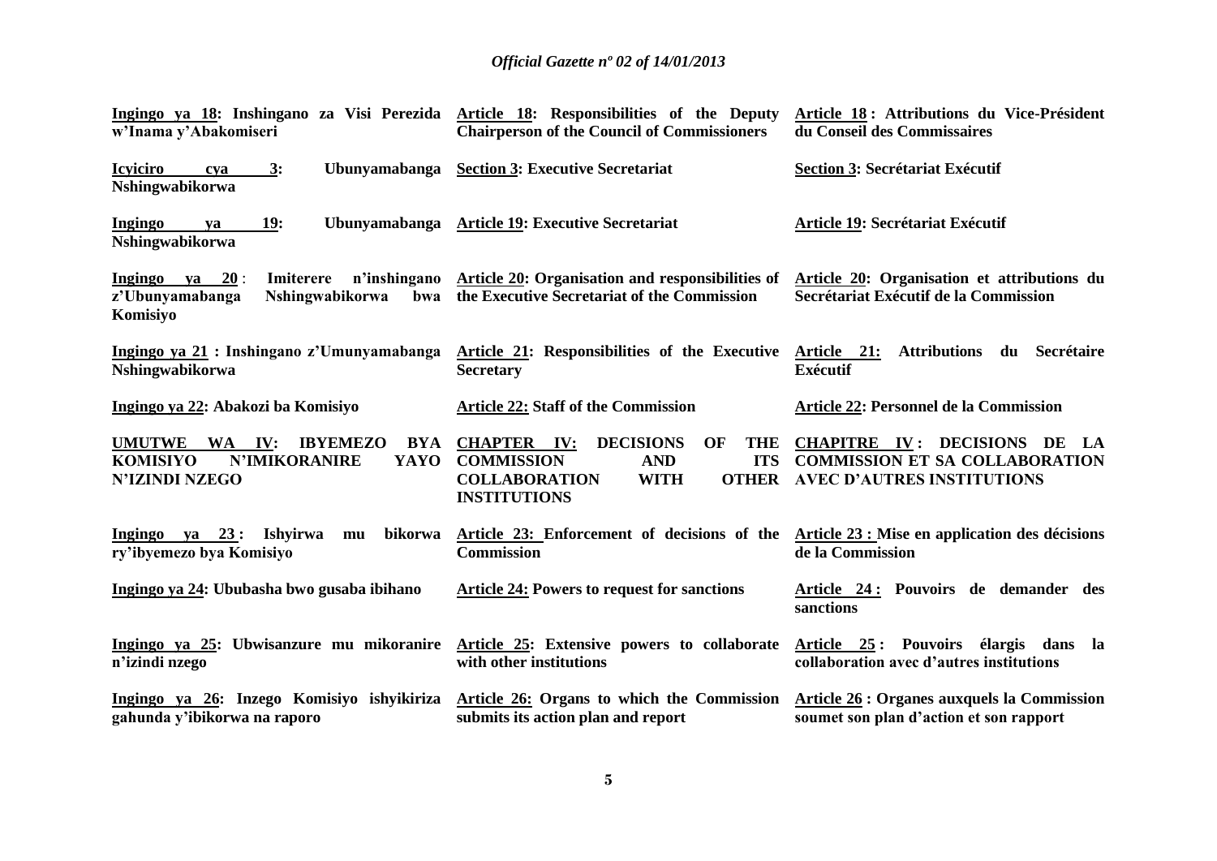| | | |
|---|---|---|
| **Ingingo ya 18: Inshingano za Visi Perezida w'Inama y'Abakomiseri** | **Article 18: Responsibilities of the Deputy Chairperson of the Council of Commissioners** | **Article 18 : Attributions du Vice-Président du Conseil des Commissaires** |
| **Icyiciro cya 3: Ubunyamabanga Nshingwabikorwa** | **Section 3: Executive Secretariat** | **Section 3: Secrétariat Exécutif** |
| **Ingingo ya 19: Ubunyamabanga Nshingwabikorwa** | **Article 19: Executive Secretariat** | **Article 19: Secrétariat Exécutif** |
| **Ingingo ya 20 : Imiterere n'inshingano z'Ubunyamabanga Nshingwabikorwa bwa Komisiyo** | **Article 20: Organisation and responsibilities of the Executive Secretariat of the Commission** | **Article 20: Organisation et attributions du Secrétariat Exécutif de la Commission** |
| **Ingingo ya 21 : Inshingano z'Umunyamabanga Nshingwabikorwa** | **Article 21: Responsibilities of the Executive Secretary** | **Article 21: Attributions du Secrétaire Exécutif** |
| **Ingingo ya 22: Abakozi ba Komisiyo** | **Article 22: Staff of the Commission** | **Article 22: Personnel de la Commission** |
| **UMUTWE WA IV: IBYEMEZO BYA KOMISIYO N'IMIKORANIRE YAYO N'IZINDI NZEGO** | **CHAPTER IV: DECISIONS OF THE COMMISSION AND ITS COLLABORATION WITH OTHER INSTITUTIONS** | **CHAPITRE IV : DECISIONS DE LA COMMISSION ET SA COLLABORATION AVEC D'AUTRES INSTITUTIONS** |
| **Ingingo ya 23 : Ishyirwa mu bikorwa ry'ibyemezo bya Komisiyo** | **Article 23: Enforcement of decisions of the Commission** | **Article 23 : Mise en application des décisions de la Commission** |
| **Ingingo ya 24: Ububasha bwo gusaba ibihano** | **Article 24: Powers to request for sanctions** | **Article 24 : Pouvoirs de demander des sanctions** |
| **Ingingo ya 25: Ubwisanzure mu mikoranire n'izindi nzego** | **Article 25: Extensive powers to collaborate with other institutions** | **Article 25 : Pouvoirs élargis dans la collaboration avec d'autres institutions** |
| **Ingingo ya 26: Inzego Komisiyo ishyikiriza gahunda y'ibikorwa na raporo** | **Article 26: Organs to which the Commission submits its action plan and report** | **Article 26 : Organes auxquels la Commission soumet son plan d'action et son rapport** |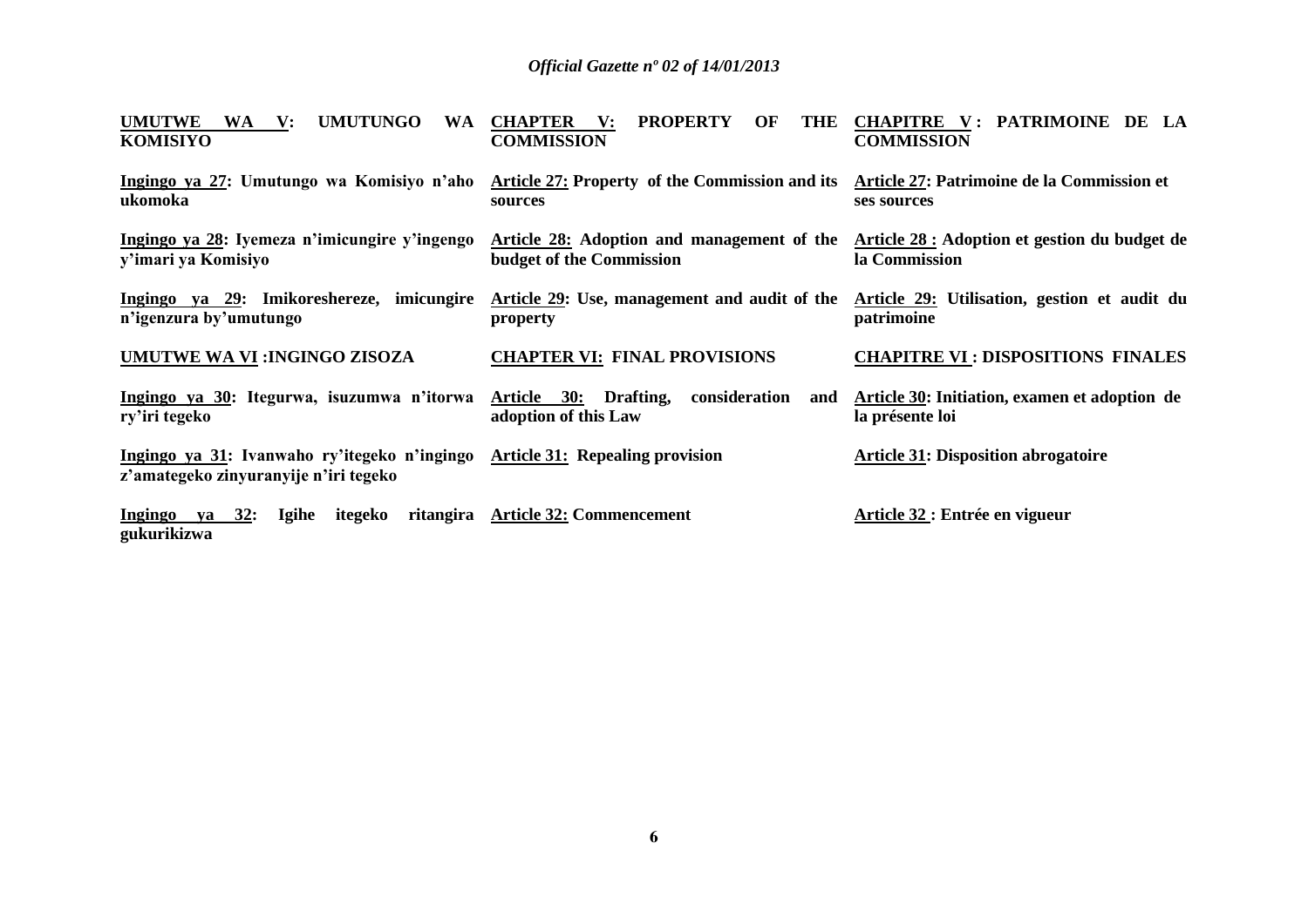| | | |
|---|---|---|
| **UMUTWE WA V: UMUTUNGO WA KOMISIYO** | **CHAPTER V: PROPERTY OF THE COMMISSION** | **CHAPITRE V : PATRIMOINE DE LA COMMISSION** |
| **Ingingo ya 27: Umutungo wa Komisiyo n'aho ukomoka** | **Article 27: Property of the Commission and its sources** | **Article 27: Patrimoine de la Commission et ses sources** |
| **Ingingo ya 28: Iyemeza n'imicungire y'ingengo y'imari ya Komisiyo** | **Article 28: Adoption and management of the budget of the Commission** | **Article 28 : Adoption et gestion du budget de la Commission** |
| **Ingingo ya 29: Imikoreshereze, imicungire n'igenzura by'umutungo** | **Article 29: Use, management and audit of the property** | **Article 29: Utilisation, gestion et audit du patrimoine** |
| **UMUTWE WA VI :INGINGO ZISOZA** | **CHAPTER VI: FINAL PROVISIONS** | **CHAPITRE VI : DISPOSITIONS FINALES** |
| **Ingingo ya 30: Itegurwa, isuzumwa n'itorwa ry'iri tegeko** | **Article 30: Drafting, consideration and adoption of this Law** | **Article 30: Initiation, examen et adoption de la présente loi** |
| **Ingingo ya 31: Ivanwaho ry'itegeko n'ingingo z'amategeko zinyuranyije n'iri tegeko** | **Article 31: Repealing provision** | **Article 31: Disposition abrogatoire** |
| **Ingingo ya 32: Igihe itegeko ritangira gukurikizwa** | **Article 32: Commencement** | **Article 32 : Entrée en vigueur** |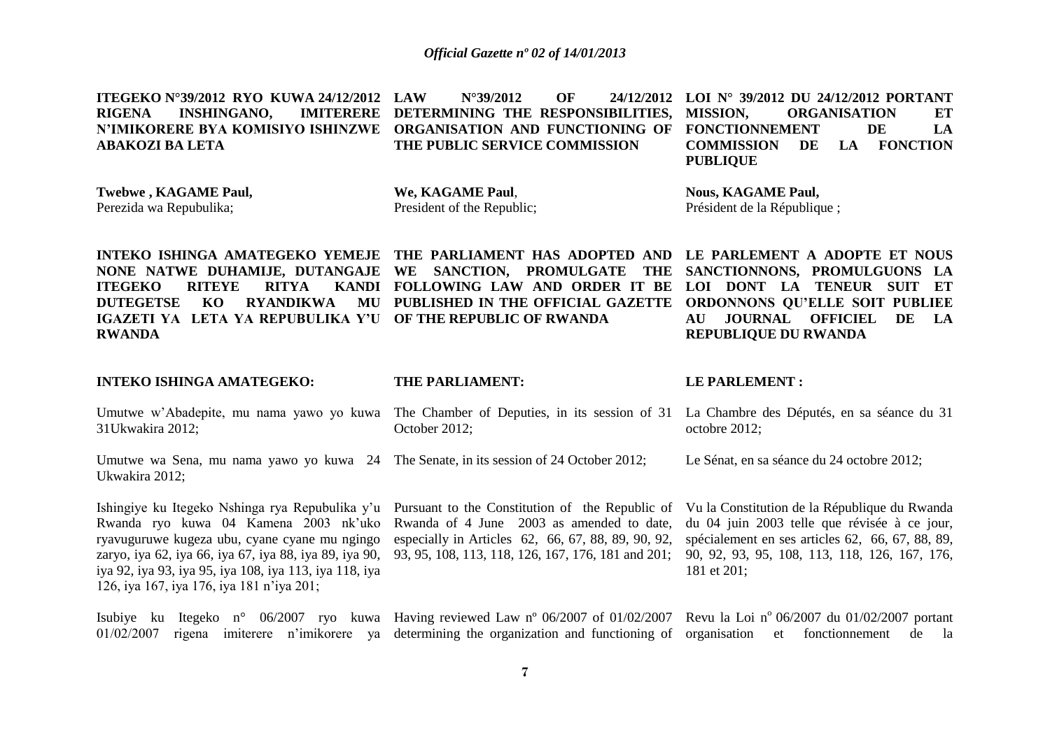**ITEGEKO N°39/2012 RYO KUWA 24/12/2012 RIGENA INSHINGANO, IMITERERE N'IMIKORERE BYA KOMISIYO ISHINZWE ABAKOZI BA LETA**

**Twebwe , KAGAME Paul,**
Perezida wa Repubulika;

**INTEKO ISHINGA AMATEGEKO YEMEJE NONE NATWE DUHAMIJE, DUTANGAJE ITEGEKO RITEYE RITYA KANDI DUTEGETSE KO RYANDIKWA MU IGAZETI YA LETA YA REPUBULIKA Y'U RWANDA**

**INTEKO ISHINGA AMATEGEKO:**

Umutwe w'Abadepite, mu nama yawo yo kuwa 31Ukwakira 2012;

Umutwe wa Sena, mu nama yawo yo kuwa 24 Ukwakira 2012;

Ishingiye ku Itegeko Nshinga rya Repubulika y'u Rwanda ryo kuwa 04 Kamena 2003 nk'uko ryavuguruwe kugeza ubu, cyane cyane mu ngingo zaryo, iya 62, iya 66, iya 67, iya 88, iya 89, iya 90, iya 92, iya 93, iya 95, iya 108, iya 113, iya 118, iya 126, iya 167, iya 176, iya 181 n'iya 201;

Isubiye ku Itegeko n° 06/2007 ryo kuwa 01/02/2007 rigena imiterere n'imikorere ya

**LAW N°39/2012 OF 24/12/2012 DETERMINING THE RESPONSIBILITIES, ORGANISATION AND FUNCTIONING OF THE PUBLIC SERVICE COMMISSION**

**We, KAGAME Paul**,
President of the Republic;

**THE PARLIAMENT HAS ADOPTED AND WE SANCTION, PROMULGATE THE FOLLOWING LAW AND ORDER IT BE PUBLISHED IN THE OFFICIAL GAZETTE OF THE REPUBLIC OF RWANDA**

**THE PARLIAMENT:**

The Chamber of Deputies, in its session of 31 October 2012;

The Senate, in its session of 24 October 2012;

Pursuant to the Constitution of the Republic of Rwanda of 4 June 2003 as amended to date, especially in Articles 62, 66, 67, 88, 89, 90, 92, 93, 95, 108, 113, 118, 126, 167, 176, 181 and 201;

Having reviewed Law nº 06/2007 of 01/02/2007 determining the organization and functioning of

**LOI N° 39/2012 DU 24/12/2012 PORTANT MISSION, ORGANISATION ET FONCTIONNEMENT DE LA COMMISSION DE LA FONCTION PUBLIQUE**

**Nous, KAGAME Paul,**
Président de la République ;

**LE PARLEMENT A ADOPTE ET NOUS SANCTIONNONS, PROMULGUONS LA LOI DONT LA TENEUR SUIT ET ORDONNONS QU'ELLE SOIT PUBLIEE AU JOURNAL OFFICIEL DE LA REPUBLIQUE DU RWANDA**

**LE PARLEMENT :**

La Chambre des Députés, en sa séance du 31 octobre 2012;

Le Sénat, en sa séance du 24 octobre 2012;

Vu la Constitution de la République du Rwanda du 04 juin 2003 telle que révisée à ce jour, spécialement en ses articles 62, 66, 67, 88, 89, 90, 92, 93, 95, 108, 113, 118, 126, 167, 176, 181 et 201;

Revu la Loi nº 06/2007 du 01/02/2007 portant organisation et fonctionnement de la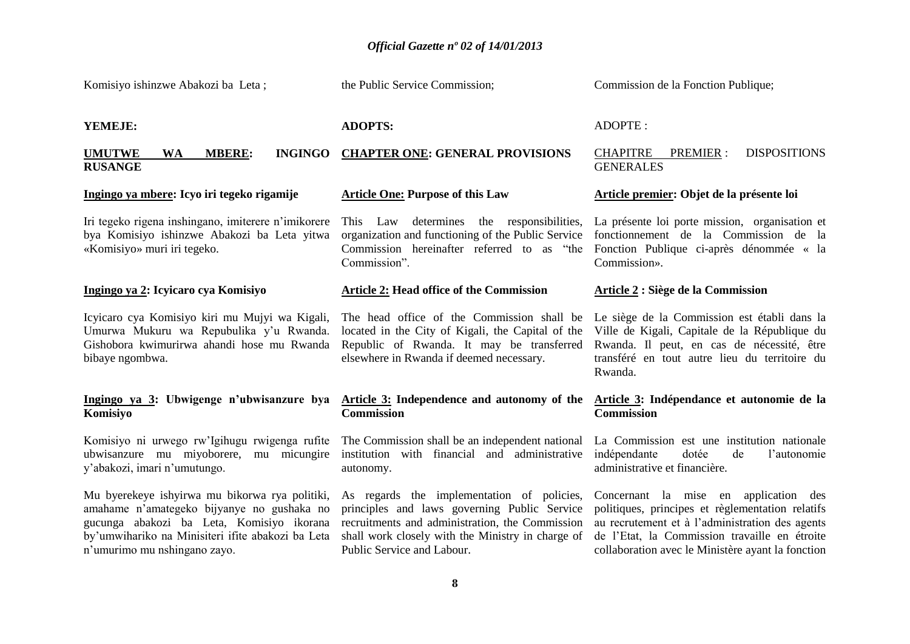Komisiyo ishinzwe Abakozi ba Leta ;

**YEMEJE:**

**UMUTWE WA MBERE: INGINGO RUSANGE**

**Ingingo ya mbere: Icyo iri tegeko rigamije**

Iri tegeko rigena inshingano, imiterere n'imikorere bya Komisiyo ishinzwe Abakozi ba Leta yitwa «Komisiyo» muri iri tegeko.

**Ingingo ya 2: Icyicaro cya Komisiyo**

Icyicaro cya Komisiyo kiri mu Mujyi wa Kigali, Umurwa Mukuru wa Repubulika y'u Rwanda. Gishobora kwimurirwa ahandi hose mu Rwanda bibaye ngombwa.

**Ingingo ya 3: Ubwigenge n'ubwisanzure bya Komisiyo**

Komisiyo ni urwego rw'Igihugu rwigenga rufite ubwisanzure mu miyoborere, mu micungire y'abakozi, imari n'umutungo.

Mu byerekeye ishyirwa mu bikorwa rya politiki, amahame n'amategeko bijyanye no gushaka no gucunga abakozi ba Leta, Komisiyo ikorana by'umwihariko na Minisiteri ifite abakozi ba Leta n'umurimo mu nshingano zayo.

the Public Service Commission;

**ADOPTS:**

**CHAPTER ONE: GENERAL PROVISIONS**

**Article One: Purpose of this Law**

This Law determines the responsibilities, organization and functioning of the Public Service Commission hereinafter referred to as "the Commission".

**Article 2: Head office of the Commission**

The head office of the Commission shall be located in the City of Kigali, the Capital of the Republic of Rwanda. It may be transferred elsewhere in Rwanda if deemed necessary.

**Article 3: Independence and autonomy of the Commission**

The Commission shall be an independent national institution with financial and administrative autonomy.

As regards the implementation of policies, principles and laws governing Public Service recruitments and administration, the Commission shall work closely with the Ministry in charge of Public Service and Labour.

Commission de la Fonction Publique;

ADOPTE :

CHAPITRE PREMIER : DISPOSITIONS GENERALES

**Article premier: Objet de la présente loi**

La présente loi porte mission, organisation et fonctionnement de la Commission de la Fonction Publique ci-après dénommée « la Commission».

**Article 2 : Siège de la Commission**

Le siège de la Commission est établi dans la Ville de Kigali, Capitale de la République du Rwanda. Il peut, en cas de nécessité, être transféré en tout autre lieu du territoire du Rwanda.

**Article 3: Indépendance et autonomie de la Commission**

La Commission est une institution nationale indépendante dotée de l'autonomie administrative et financière.

Concernant la mise en application des politiques, principes et règlementation relatifs au recrutement et à l'administration des agents de l'Etat, la Commission travaille en étroite collaboration avec le Ministère ayant la fonction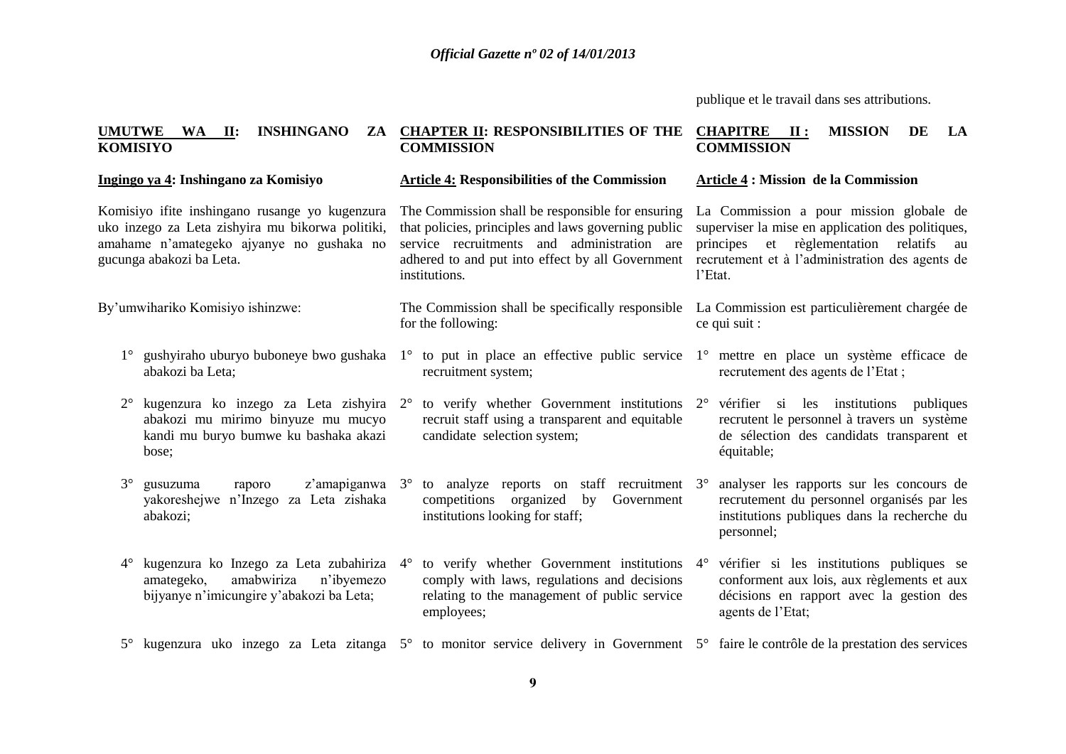publique et le travail dans ses attributions.

## UMUTWE WA II: INSHINGANO ZA KOMISIYO

### Ingingo ya 4: Inshingano za Komisiyo

Komisiyo ifite inshingano rusange yo kugenzura uko inzego za Leta zishyira mu bikorwa politiki, amahame n'amategeko ajyanye no gushaka no gucunga abakozi ba Leta.

By'umwihariko Komisiyo ishinzwe:

1° gushyiraho uburyo buboneye bwo gushaka abakozi ba Leta;

2° kugenzura ko inzego za Leta zishyira abakozi mu mirimo binyuze mu mucyo kandi mu buryo bumwe ku bashaka akazi bose;

3° gusuzuma raporo z'amapiganwa yakoreshejwe n'Inzego za Leta zishaka abakozi;

4° kugenzura ko Inzego za Leta zubahiriza amategeko, amabwiriza n'ibyemezo bijyanye n'imicungire y'abakozi ba Leta;

5° kugenzura uko inzego za Leta zitanga

## CHAPTER II: RESPONSIBILITIES OF THE COMMISSION

### Article 4: Responsibilities of the Commission

The Commission shall be responsible for ensuring that policies, principles and laws governing public service recruitments and administration are adhered to and put into effect by all Government institutions.

The Commission shall be specifically responsible for the following:

1° to put in place an effective public service recruitment system;

2° to verify whether Government institutions recruit staff using a transparent and equitable candidate selection system;

3° to analyze reports on staff recruitment competitions organized by Government institutions looking for staff;

4° to verify whether Government institutions comply with laws, regulations and decisions relating to the management of public service employees;

5° to monitor service delivery in Government

## CHAPITRE II : MISSION DE LA COMMISSION

### Article 4 : Mission de la Commission

La Commission a pour mission globale de superviser la mise en application des politiques, principes et règlementation relatifs au recrutement et à l'administration des agents de l'Etat.

La Commission est particulièrement chargée de ce qui suit :

1° mettre en place un système efficace de recrutement des agents de l'Etat ;

2° vérifier si les institutions publiques recrutent le personnel à travers un système de sélection des candidats transparent et équitable;

3° analyser les rapports sur les concours de recrutement du personnel organisés par les institutions publiques dans la recherche du personnel;

4° vérifier si les institutions publiques se conforment aux lois, aux règlements et aux décisions en rapport avec la gestion des agents de l'Etat;

5° faire le contrôle de la prestation des services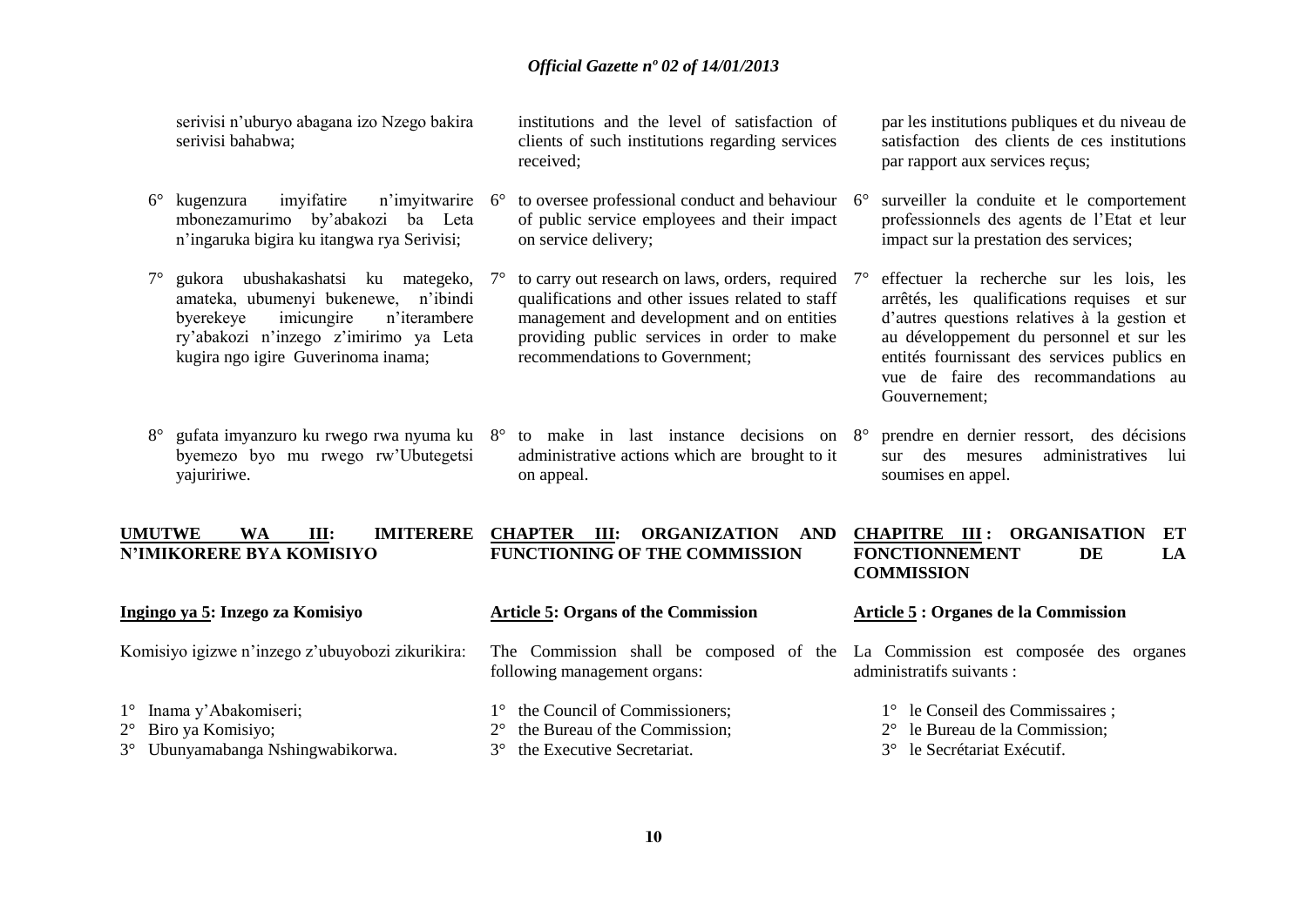serivisi n'uburyo abagana izo Nzego bakira serivisi bahabwa;

6° kugenzura imyifatire n'imyitwarire mbonezamurimo by'abakozi ba Leta n'ingaruka bigira ku itangwa rya Serivisi;

7° gukora ubushakashatsi ku mategeko, amateka, ubumenyi bukenewe, n'ibindi byerekeye imicungire n'iterambere ry'abakozi n'inzego z'imirimo ya Leta kugira ngo igire Guverinoma inama;

8° gufata imyanzuro ku rwego rwa nyuma ku byemezo byo mu rwego rw'Ubutegetsi yajuririwe.

## UMUTWE WA III: IMITERERE N'IMIKORERE BYA KOMISIYO

**Ingingo ya 5: Inzego za Komisiyo**

Komisiyo igizwe n'inzego z'ubuyobozi zikurikira:

1° Inama y'Abakomiseri;
2° Biro ya Komisiyo;
3° Ubunyamabanga Nshingwabikorwa.

institutions and the level of satisfaction of clients of such institutions regarding services received;

6° to oversee professional conduct and behaviour of public service employees and their impact on service delivery;

7° to carry out research on laws, orders, required qualifications and other issues related to staff management and development and on entities providing public services in order to make recommendations to Government;

8° to make in last instance decisions on administrative actions which are brought to it on appeal.

## CHAPTER III: ORGANIZATION AND FUNCTIONING OF THE COMMISSION

**Article 5: Organs of the Commission**

The Commission shall be composed of the following management organs:

1° the Council of Commissioners;
2° the Bureau of the Commission;
3° the Executive Secretariat.

par les institutions publiques et du niveau de satisfaction des clients de ces institutions par rapport aux services reçus;

6° surveiller la conduite et le comportement professionnels des agents de l'Etat et leur impact sur la prestation des services;

7° effectuer la recherche sur les lois, les arrêtés, les qualifications requises et sur d'autres questions relatives à la gestion et au développement du personnel et sur les entités fournissant des services publics en vue de faire des recommandations au Gouvernement;

8° prendre en dernier ressort, des décisions sur des mesures administratives lui soumises en appel.

## CHAPITRE III : ORGANISATION ET FONCTIONNEMENT DE LA COMMISSION

**Article 5 : Organes de la Commission**

La Commission est composée des organes administratifs suivants :

1° le Conseil des Commissaires ;
2° le Bureau de la Commission;
3° le Secrétariat Exécutif.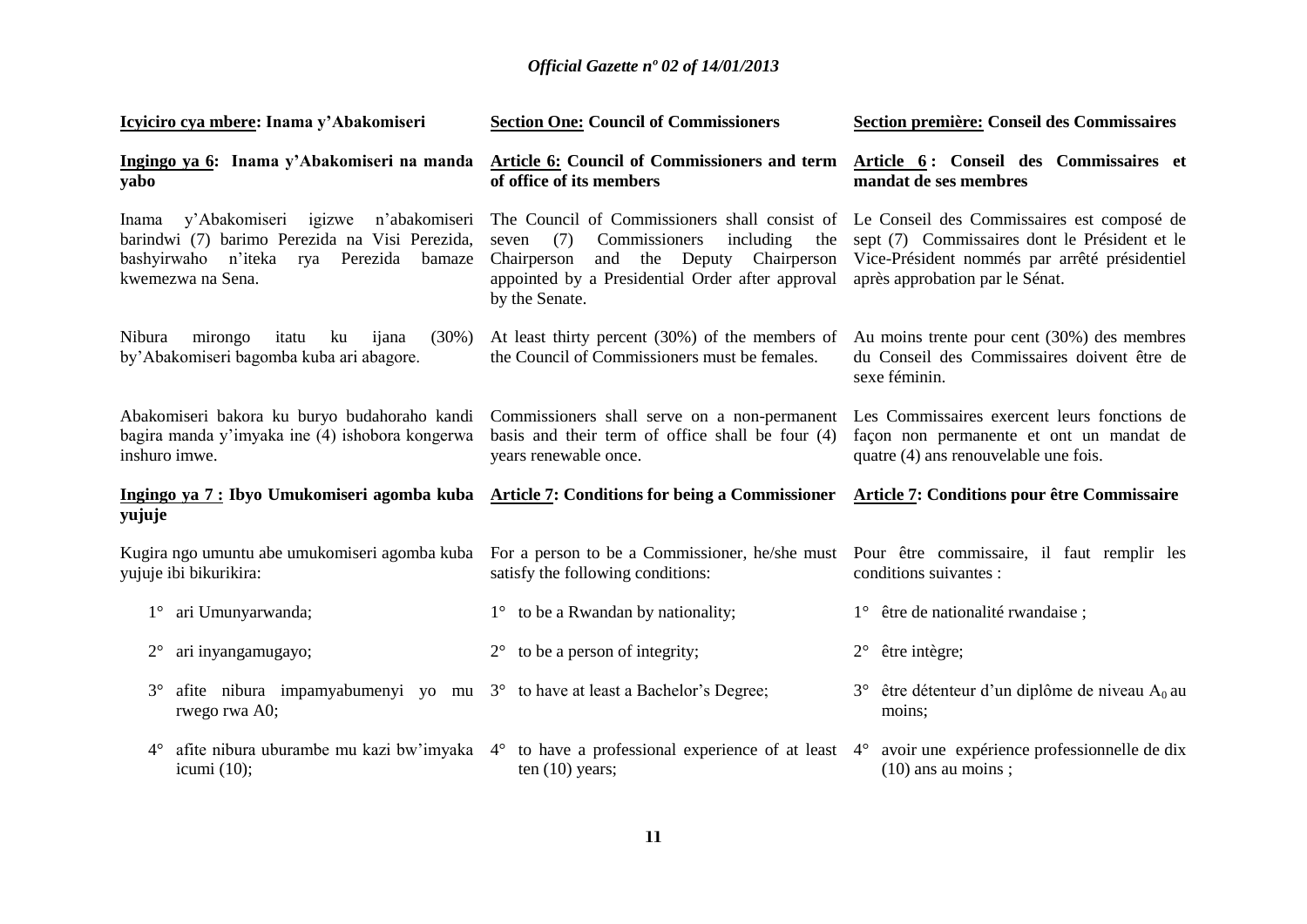**Icyiciro cya mbere: Inama y'Abakomiseri**

**Ingingo ya 6: Inama y'Abakomiseri na manda yabo**

Inama y'Abakomiseri igizwe n'abakomiseri barindwi (7) barimo Perezida na Visi Perezida, bashyirwaho n'iteka rya Perezida bamaze kwemezwa na Sena.

Nibura mirongo itatu ku ijana (30%) by'Abakomiseri bagomba kuba ari abagore.

Abakomiseri bakora ku buryo budahoraho kandi bagira manda y'imyaka ine (4) ishobora kongerwa inshuro imwe.

**Ingingo ya 7 : Ibyo Umukomiseri agomba kuba yujuje**

Kugira ngo umuntu abe umukomiseri agomba kuba yujuje ibi bikurikira:

1° ari Umunyarwanda;

2° ari inyangamugayo;

3° afite nibura impamyabumenyi yo mu rwego rwa A0;

4° afite nibura uburambe mu kazi bw'imyaka icumi (10);

**Section One: Council of Commissioners**

**Article 6: Council of Commissioners and term of office of its members**

The Council of Commissioners shall consist of seven (7) Commissioners including the Chairperson and the Deputy Chairperson appointed by a Presidential Order after approval by the Senate.

At least thirty percent (30%) of the members of the Council of Commissioners must be females.

Commissioners shall serve on a non-permanent basis and their term of office shall be four (4) years renewable once.

**Article 7: Conditions for being a Commissioner**

For a person to be a Commissioner, he/she must satisfy the following conditions:

1° to be a Rwandan by nationality;

2° to be a person of integrity;

3° to have at least a Bachelor's Degree;

4° to have a professional experience of at least ten (10) years;

**Section première: Conseil des Commissaires**

**Article 6 : Conseil des Commissaires et mandat de ses membres**

Le Conseil des Commissaires est composé de sept (7) Commissaires dont le Président et le Vice-Président nommés par arrêté présidentiel après approbation par le Sénat.

Au moins trente pour cent (30%) des membres du Conseil des Commissaires doivent être de sexe féminin.

Les Commissaires exercent leurs fonctions de façon non permanente et ont un mandat de quatre (4) ans renouvelable une fois.

**Article 7: Conditions pour être Commissaire**

Pour être commissaire, il faut remplir les conditions suivantes :

1° être de nationalité rwandaise ;

2° être intègre;

3° être détenteur d'un diplôme de niveau $A_0$ au moins;

4° avoir une expérience professionnelle de dix (10) ans au moins ;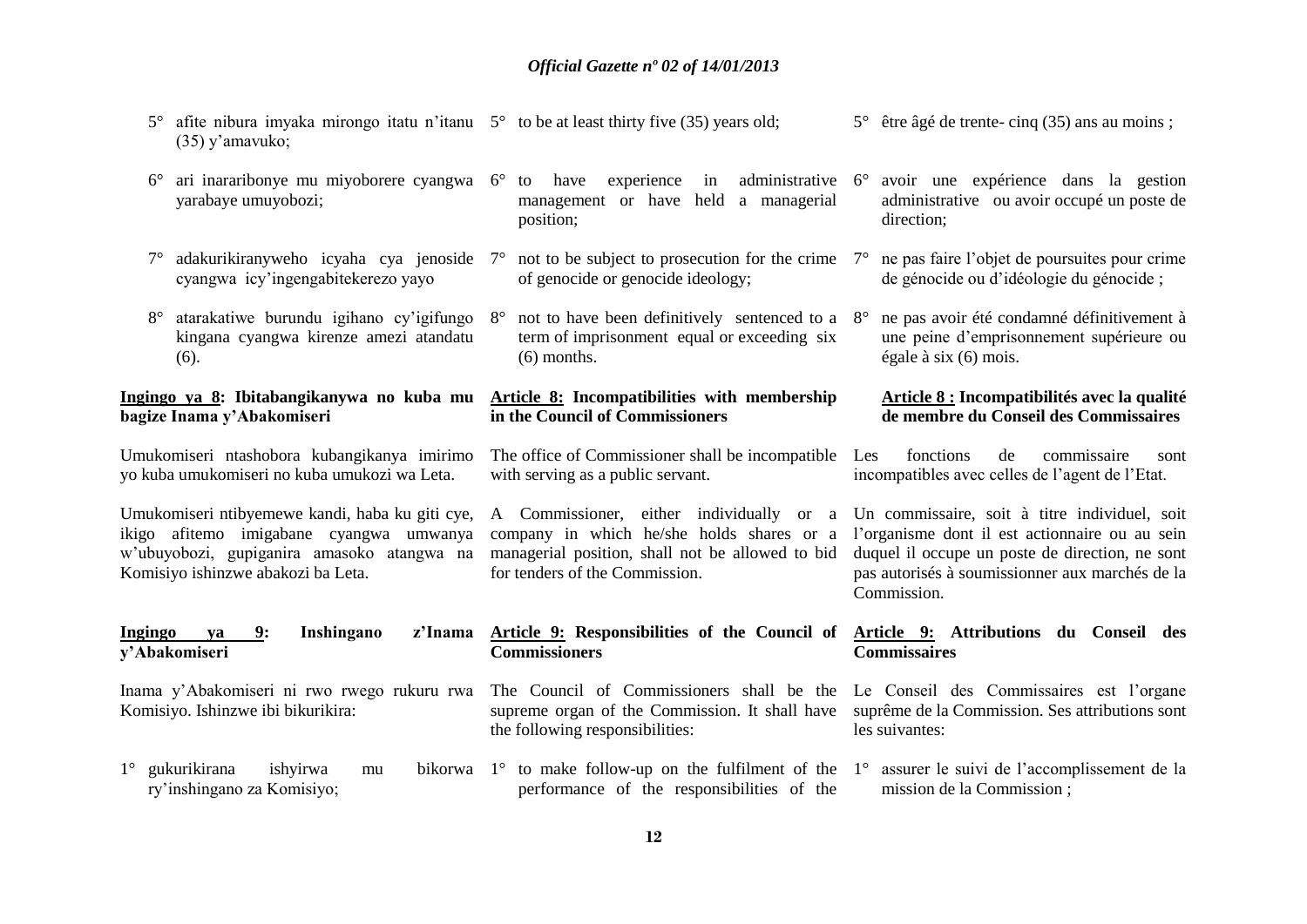5° afite nibura imyaka mirongo itatu n'itanu (35) y'amavuko;

6° ari inararibonye mu miyoborere cyangwa yarabaye umuyobozi;

7° adakurikiranyweho icyaha cya jenoside cyangwa icy'ingengabitekerezo yayo

8° atarakatiwe burundu igihano cy'igifungo kingana cyangwa kirenze amezi atandatu (6).

**Ingingo ya 8: Ibitabangikanywa no kuba mu bagize Inama y'Abakomiseri**

Umukomiseri ntashobora kubangikanya imirimo yo kuba umukomiseri no kuba umukozi wa Leta.

Umukomiseri ntibyemewe kandi, haba ku giti cye, ikigo afitemo imigabane cyangwa umwanya w'ubuyobozi, gupiganira amasoko atangwa na Komisiyo ishinzwe abakozi ba Leta.

**Ingingo ya 9: Inshingano z'Inama y'Abakomiseri**

Inama y'Abakomiseri ni rwo rwego rukuru rwa Komisiyo. Ishinzwe ibi bikurikira:

1° gukurikirana ishyirwa mu bikorwa ry'inshingano za Komisiyo;

5° to be at least thirty five (35) years old;

6° to have experience in administrative management or have held a managerial position;

7° not to be subject to prosecution for the crime of genocide or genocide ideology;

8° not to have been definitively sentenced to a term of imprisonment equal or exceeding six (6) months.

**Article 8: Incompatibilities with membership in the Council of Commissioners**

The office of Commissioner shall be incompatible with serving as a public servant.

A Commissioner, either individually or a company in which he/she holds shares or a managerial position, shall not be allowed to bid for tenders of the Commission.

**Article 9: Responsibilities of the Council of Commissioners**

The Council of Commissioners shall be the supreme organ of the Commission. It shall have the following responsibilities:

1° to make follow-up on the fulfilment of the performance of the responsibilities of the

5° être âgé de trente- cinq (35) ans au moins ;

6° avoir une expérience dans la gestion administrative ou avoir occupé un poste de direction;

7° ne pas faire l'objet de poursuites pour crime de génocide ou d'idéologie du génocide ;

8° ne pas avoir été condamné définitivement à une peine d'emprisonnement supérieure ou égale à six (6) mois.

**Article 8 : Incompatibilités avec la qualité de membre du Conseil des Commissaires**

Les fonctions de commissaire sont incompatibles avec celles de l'agent de l'Etat.

Un commissaire, soit à titre individuel, soit l'organisme dont il est actionnaire ou au sein duquel il occupe un poste de direction, ne sont pas autorisés à soumissionner aux marchés de la Commission.

**Article 9: Attributions du Conseil des Commissaires**

Le Conseil des Commissaires est l'organe suprême de la Commission. Ses attributions sont les suivantes:

1° assurer le suivi de l'accomplissement de la mission de la Commission ;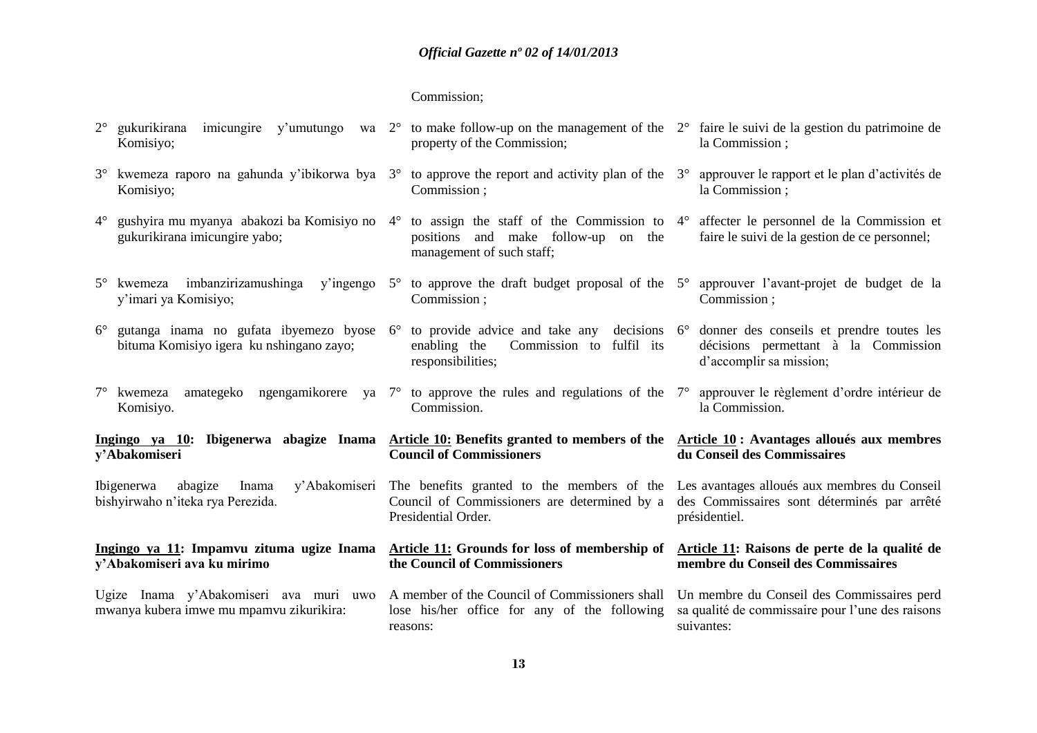Commission;

2° gukurikirana imicungire y'umutungo wa Komisiyo;

3° kwemeza raporo na gahunda y'ibikorwa bya Komisiyo;

4° gushyira mu myanya abakozi ba Komisiyo no gukurikirana imicungire yabo;

5° kwemeza imbanzirizamushinga y'ingengo y'imari ya Komisiyo;

6° gutanga inama no gufata ibyemezo byose bituma Komisiyo igera ku nshingano zayo;

7° kwemeza amategeko ngengamikorere ya Komisiyo.

**<u>Ingingo ya 10</u>: Ibigenerwa abagize Inama y'Abakomiseri**

Ibigenerwa abagize Inama y'Abakomiseri bishyirwaho n'iteka rya Perezida.

**<u>Ingingo ya 11</u>: Impamvu zituma ugize Inama y'Abakomiseri ava ku mirimo**

Ugize Inama y'Abakomiseri ava muri uwo mwanya kubera imwe mu mpamvu zikurikira:

2° to make follow-up on the management of the property of the Commission;

3° to approve the report and activity plan of the Commission ;

4° to assign the staff of the Commission to positions and make follow-up on the management of such staff;

5° to approve the draft budget proposal of the Commission ;

6° to provide advice and take any decisions enabling the Commission to fulfil its responsibilities;

7° to approve the rules and regulations of the Commission.

**<u>Article 10:</u> Benefits granted to members of the Council of Commissioners**

The benefits granted to the members of the Council of Commissioners are determined by a Presidential Order.

**<u>Article 11:</u> Grounds for loss of membership of the Council of Commissioners**

A member of the Council of Commissioners shall lose his/her office for any of the following reasons:

2° faire le suivi de la gestion du patrimoine de la Commission ;

3° approuver le rapport et le plan d'activités de la Commission ;

4° affecter le personnel de la Commission et faire le suivi de la gestion de ce personnel;

5° approuver l'avant-projet de budget de la Commission ;

6° donner des conseils et prendre toutes les décisions permettant à la Commission d'accomplir sa mission;

7° approuver le règlement d'ordre intérieur de la Commission.

**<u>Article 10</u> : Avantages alloués aux membres du Conseil des Commissaires**

Les avantages alloués aux membres du Conseil des Commissaires sont déterminés par arrêté présidentiel.

**<u>Article 11</u>: Raisons de perte de la qualité de membre du Conseil des Commissaires**

Un membre du Conseil des Commissaires perd sa qualité de commissaire pour l'une des raisons suivantes: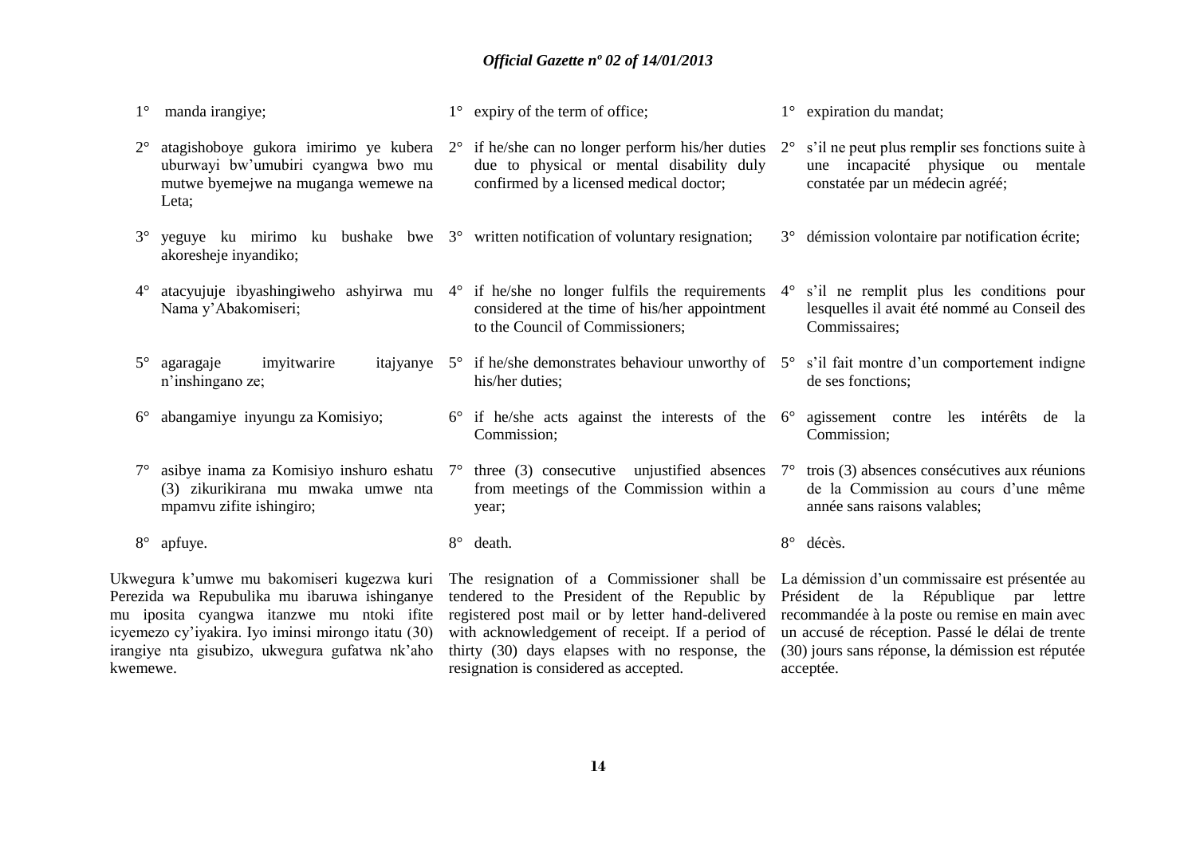1° manda irangiye;

2° atagishoboye gukora imirimo ye kubera uburwayi bw'umubiri cyangwa bwo mu mutwe byemejwe na muganga wemewe na Leta;

3° yeguye ku mirimo ku bushake bwe akoresheje inyandiko;

4° atacyujuje ibyashingiweho ashyirwa mu Nama y'Abakomiseri;

5° agaragaje imyitwarire itajyanye n'inshingano ze;

6° abangamiye inyungu za Komisiyo;

7° asibye inama za Komisiyo inshuro eshatu (3) zikurikirana mu mwaka umwe nta mpamvu zifite ishingiro;

8° apfuye.

Ukwegura k'umwe mu bakomiseri kugezwa kuri Perezida wa Repubulika mu ibaruwa ishinganye mu iposita cyangwa itanzwe mu ntoki ifite icyemezo cy'iyakira. Iyo iminsi mirongo itatu (30) irangiye nta gisubizo, ukwegura gufatwa nk'aho kwemewe.

1° expiry of the term of office;

2° if he/she can no longer perform his/her duties due to physical or mental disability duly confirmed by a licensed medical doctor;

3° written notification of voluntary resignation;

4° if he/she no longer fulfils the requirements considered at the time of his/her appointment to the Council of Commissioners;

5° if he/she demonstrates behaviour unworthy of his/her duties;

6° if he/she acts against the interests of the Commission;

7° three (3) consecutive unjustified absences from meetings of the Commission within a year;

8° death.

The resignation of a Commissioner shall be tendered to the President of the Republic by registered post mail or by letter hand-delivered with acknowledgement of receipt. If a period of thirty (30) days elapses with no response, the resignation is considered as accepted.

1° expiration du mandat;

2° s'il ne peut plus remplir ses fonctions suite à une incapacité physique ou mentale constatée par un médecin agréé;

3° démission volontaire par notification écrite;

4° s'il ne remplit plus les conditions pour lesquelles il avait été nommé au Conseil des Commissaires;

5° s'il fait montre d'un comportement indigne de ses fonctions;

6° agissement contre les intérêts de la Commission;

7° trois (3) absences consécutives aux réunions de la Commission au cours d'une même année sans raisons valables;

8° décès.

La démission d'un commissaire est présentée au Président de la République par lettre recommandée à la poste ou remise en main avec un accusé de réception. Passé le délai de trente (30) jours sans réponse, la démission est réputée acceptée.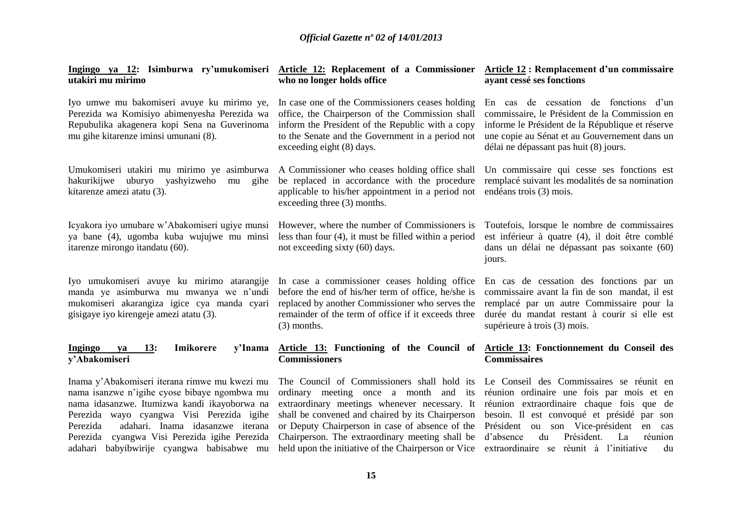**Ingingo ya 12: Isimburwa ry'umukomiseri utakiri mu mirimo**

Iyo umwe mu bakomiseri avuye ku mirimo ye, Perezida wa Komisiyo abimenyesha Perezida wa Repubulika akagenera kopi Sena na Guverinoma mu gihe kitarenze iminsi umunani (8).

Umukomiseri utakiri mu mirimo ye asimburwa hakurikijwe uburyo yashyizweho mu gihe kitarenze amezi atatu (3).

Icyakora iyo umubare w'Abakomiseri ugiye munsi ya bane (4), ugomba kuba wujujwe mu minsi itarenze mirongo itandatu (60).

Iyo umukomiseri avuye ku mirimo atarangije manda ye asimburwa mu mwanya we n'undi mukomiseri akarangiza igice cya manda cyari gisigaye iyo kirengeje amezi atatu (3).

**Ingingo ya 13: Imikorere y'Inama y'Abakomiseri**

Inama y'Abakomiseri iterana rimwe mu kwezi mu nama isanzwe n'igihe cyose bibaye ngombwa mu nama idasanzwe. Itumizwa kandi ikayoborwa na Perezida wayo cyangwa Visi Perezida igihe Perezida adahari. Inama idasanzwe iterana Perezida cyangwa Visi Perezida igihe Perezida adahari babyibwirije cyangwa babisabwe mu

**Article 12: Replacement of a Commissioner who no longer holds office**

In case one of the Commissioners ceases holding office, the Chairperson of the Commission shall inform the President of the Republic with a copy to the Senate and the Government in a period not exceeding eight (8) days.

A Commissioner who ceases holding office shall be replaced in accordance with the procedure applicable to his/her appointment in a period not exceeding three (3) months.

However, where the number of Commissioners is less than four (4), it must be filled within a period not exceeding sixty (60) days.

In case a commissioner ceases holding office before the end of his/her term of office, he/she is replaced by another Commissioner who serves the remainder of the term of office if it exceeds three (3) months.

**Article 13: Functioning of the Council of Commissioners**

The Council of Commissioners shall hold its ordinary meeting once a month and its extraordinary meetings whenever necessary. It shall be convened and chaired by its Chairperson or Deputy Chairperson in case of absence of the Chairperson. The extraordinary meeting shall be held upon the initiative of the Chairperson or Vice

**Article 12 : Remplacement d'un commissaire ayant cessé ses fonctions**

En cas de cessation de fonctions d'un commissaire, le Président de la Commission en informe le Président de la République et réserve une copie au Sénat et au Gouvernement dans un délai ne dépassant pas huit (8) jours.

Un commissaire qui cesse ses fonctions est remplacé suivant les modalités de sa nomination endéans trois (3) mois.

Toutefois, lorsque le nombre de commissaires est inférieur à quatre (4), il doit être comblé dans un délai ne dépassant pas soixante (60) jours.

En cas de cessation des fonctions par un commissaire avant la fin de son mandat, il est remplacé par un autre Commissaire pour la durée du mandat restant à courir si elle est supérieure à trois (3) mois.

**Article 13: Fonctionnement du Conseil des Commissaires**

Le Conseil des Commissaires se réunit en réunion ordinaire une fois par mois et en réunion extraordinaire chaque fois que de besoin. Il est convoqué et présidé par son Président ou son Vice-président en cas d'absence du Président. La réunion extraordinaire se réunit à l'initiative du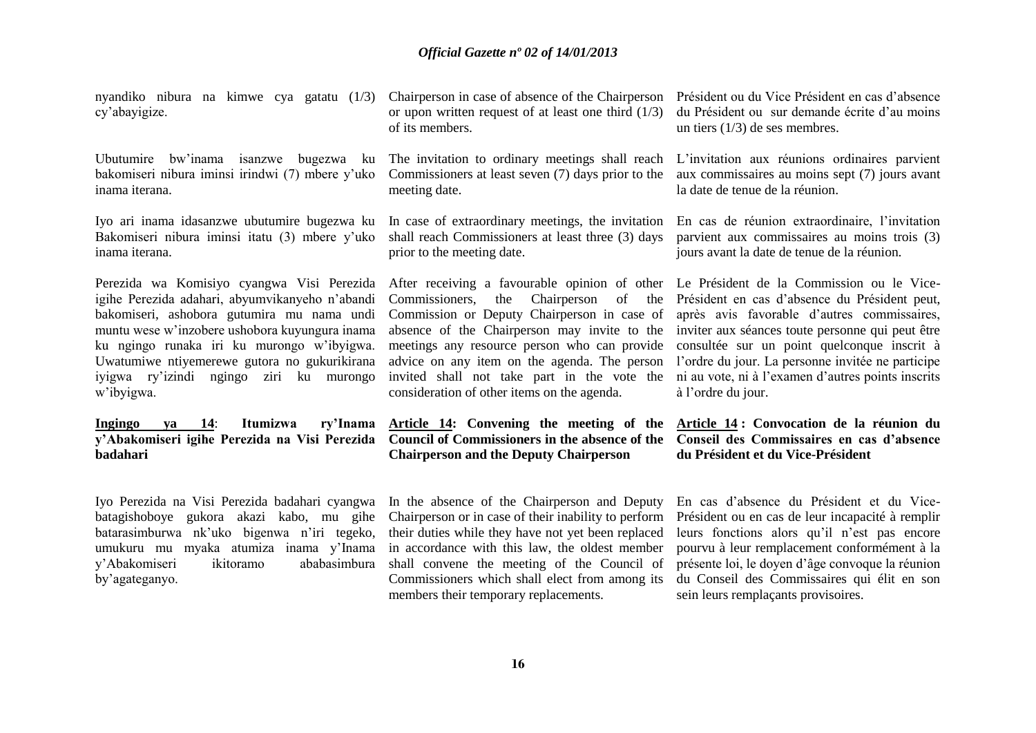nyandiko nibura na kimwe cya gatatu (1/3) cy'abayigize.

Ubutumire bw'inama isanzwe bugezwa ku bakomiseri nibura iminsi irindwi (7) mbere y'uko inama iterana.

Iyo ari inama idasanzwe ubutumire bugezwa ku Bakomiseri nibura iminsi itatu (3) mbere y'uko inama iterana.

Perezida wa Komisiyo cyangwa Visi Perezida igihe Perezida adahari, abyumvikanyeho n'abandi bakomiseri, ashobora gutumira mu nama undi muntu wese w'inzobere ushobora kuyungura inama ku ngingo runaka iri ku murongo w'ibyigwa. Uwatumiwe ntiyemerewe gutora no gukurikirana iyigwa ry'izindi ngingo ziri ku murongo w'ibyigwa.

**Ingingo ya 14: Itumizwa ry'Inama y'Abakomiseri igihe Perezida na Visi Perezida badahari**

Iyo Perezida na Visi Perezida badahari cyangwa batagishoboye gukora akazi kabo, mu gihe batarasimburwa nk'uko bigenwa n'iri tegeko, umukuru mu myaka atumiza inama y'Inama y'Abakomiseri ikitoramo ababasimbura by'agateganyo.

Chairperson in case of absence of the Chairperson or upon written request of at least one third (1/3) of its members.

The invitation to ordinary meetings shall reach Commissioners at least seven (7) days prior to the meeting date.

In case of extraordinary meetings, the invitation shall reach Commissioners at least three (3) days prior to the meeting date.

After receiving a favourable opinion of other Commissioners, the Chairperson of the Commission or Deputy Chairperson in case of absence of the Chairperson may invite to the meetings any resource person who can provide advice on any item on the agenda. The person invited shall not take part in the vote the consideration of other items on the agenda.

**Article 14: Convening the meeting of the Council of Commissioners in the absence of the Chairperson and the Deputy Chairperson**

In the absence of the Chairperson and Deputy Chairperson or in case of their inability to perform their duties while they have not yet been replaced in accordance with this law, the oldest member shall convene the meeting of the Council of Commissioners which shall elect from among its members their temporary replacements.

Président ou du Vice Président en cas d'absence du Président ou sur demande écrite d'au moins un tiers (1/3) de ses membres.

L'invitation aux réunions ordinaires parvient aux commissaires au moins sept (7) jours avant la date de tenue de la réunion.

En cas de réunion extraordinaire, l'invitation parvient aux commissaires au moins trois (3) jours avant la date de tenue de la réunion.

Le Président de la Commission ou le Vice-Président en cas d'absence du Président peut, après avis favorable d'autres commissaires, inviter aux séances toute personne qui peut être consultée sur un point quelconque inscrit à l'ordre du jour. La personne invitée ne participe ni au vote, ni à l'examen d'autres points inscrits à l'ordre du jour.

**Article 14 : Convocation de la réunion du Conseil des Commissaires en cas d'absence du Président et du Vice-Président**

En cas d'absence du Président et du Vice-Président ou en cas de leur incapacité à remplir leurs fonctions alors qu'il n'est pas encore pourvu à leur remplacement conformément à la présente loi, le doyen d'âge convoque la réunion du Conseil des Commissaires qui élit en son sein leurs remplaçants provisoires.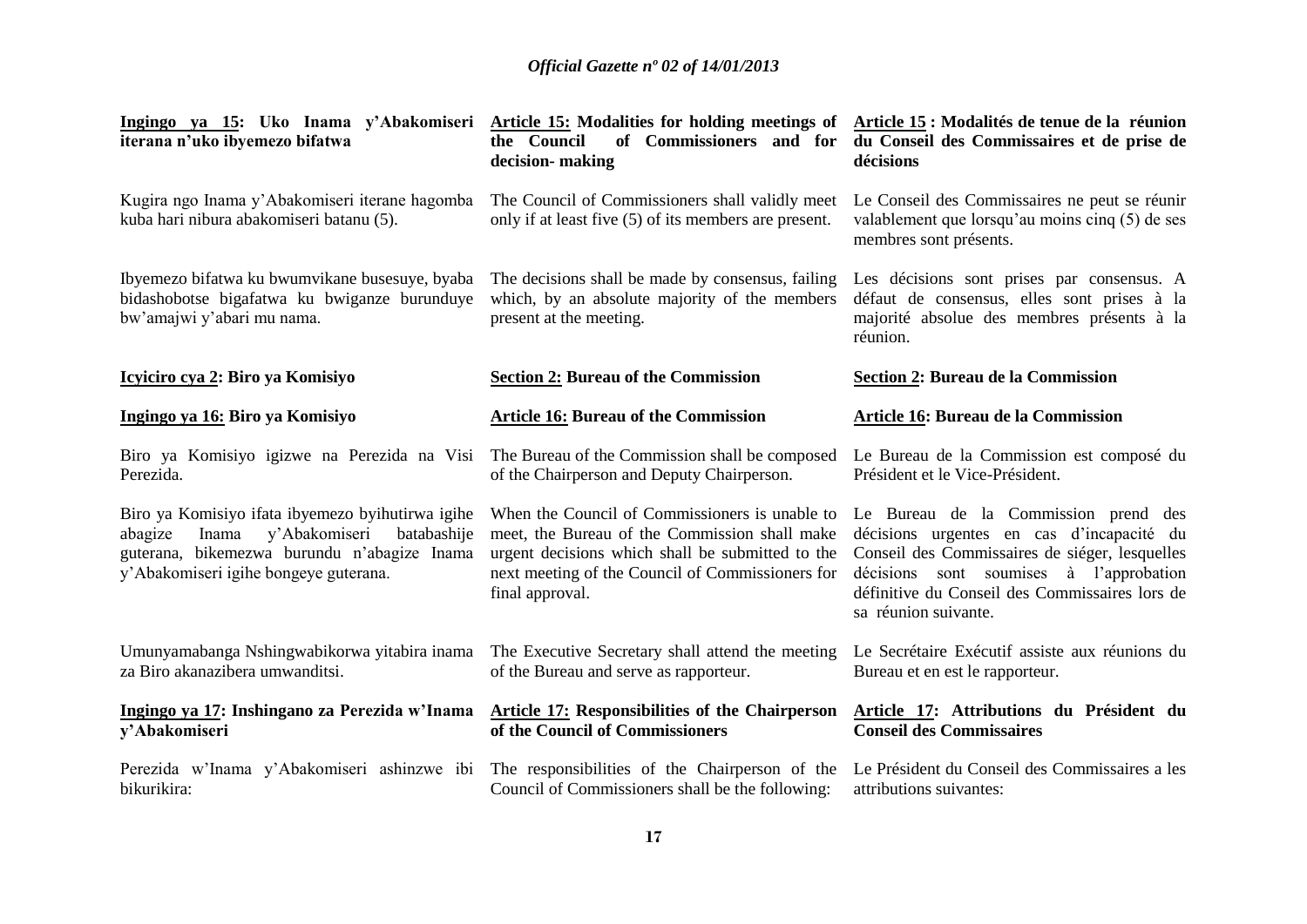**Ingingo ya 15: Uko Inama y'Abakomiseri iterana n'uko ibyemezo bifatwa**

Kugira ngo Inama y'Abakomiseri iterane hagomba kuba hari nibura abakomiseri batanu (5).

Ibyemezo bifatwa ku bwumvikane busesuye, byaba bidashobotse bigafatwa ku bwiganze burunduye bw'amajwi y'abari mu nama.

**Icyiciro cya 2: Biro ya Komisiyo**

**Ingingo ya 16: Biro ya Komisiyo**

Biro ya Komisiyo igizwe na Perezida na Visi Perezida.

Biro ya Komisiyo ifata ibyemezo byihutirwa igihe abagize Inama y'Abakomiseri batabashije guterana, bikemezwa burundu n'abagize Inama y'Abakomiseri igihe bongeye guterana.

Umunyamabanga Nshingwabikorwa yitabira inama za Biro akanazibera umwanditsi.

**Ingingo ya 17: Inshingano za Perezida w'Inama y'Abakomiseri**

Perezida w'Inama y'Abakomiseri ashinzwe ibi bikurikira:

**Article 15: Modalities for holding meetings of the Council of Commissioners and for decision- making**

The Council of Commissioners shall validly meet only if at least five (5) of its members are present.

The decisions shall be made by consensus, failing which, by an absolute majority of the members present at the meeting.

**Section 2: Bureau of the Commission**

**Article 16: Bureau of the Commission**

The Bureau of the Commission shall be composed of the Chairperson and Deputy Chairperson.

When the Council of Commissioners is unable to meet, the Bureau of the Commission shall make urgent decisions which shall be submitted to the next meeting of the Council of Commissioners for final approval.

The Executive Secretary shall attend the meeting of the Bureau and serve as rapporteur.

**Article 17: Responsibilities of the Chairperson of the Council of Commissioners**

The responsibilities of the Chairperson of the Council of Commissioners shall be the following:

**Article 15 : Modalités de tenue de la réunion du Conseil des Commissaires et de prise de décisions**

Le Conseil des Commissaires ne peut se réunir valablement que lorsqu'au moins cinq (5) de ses membres sont présents.

Les décisions sont prises par consensus. A défaut de consensus, elles sont prises à la majorité absolue des membres présents à la réunion.

**Section 2: Bureau de la Commission**

**Article 16: Bureau de la Commission**

Le Bureau de la Commission est composé du Président et le Vice-Président.

Le Bureau de la Commission prend des décisions urgentes en cas d'incapacité du Conseil des Commissaires de siéger, lesquelles décisions sont soumises à l'approbation définitive du Conseil des Commissaires lors de sa réunion suivante.

Le Secrétaire Exécutif assiste aux réunions du Bureau et en est le rapporteur.

**Article 17: Attributions du Président du Conseil des Commissaires**

Le Président du Conseil des Commissaires a les attributions suivantes: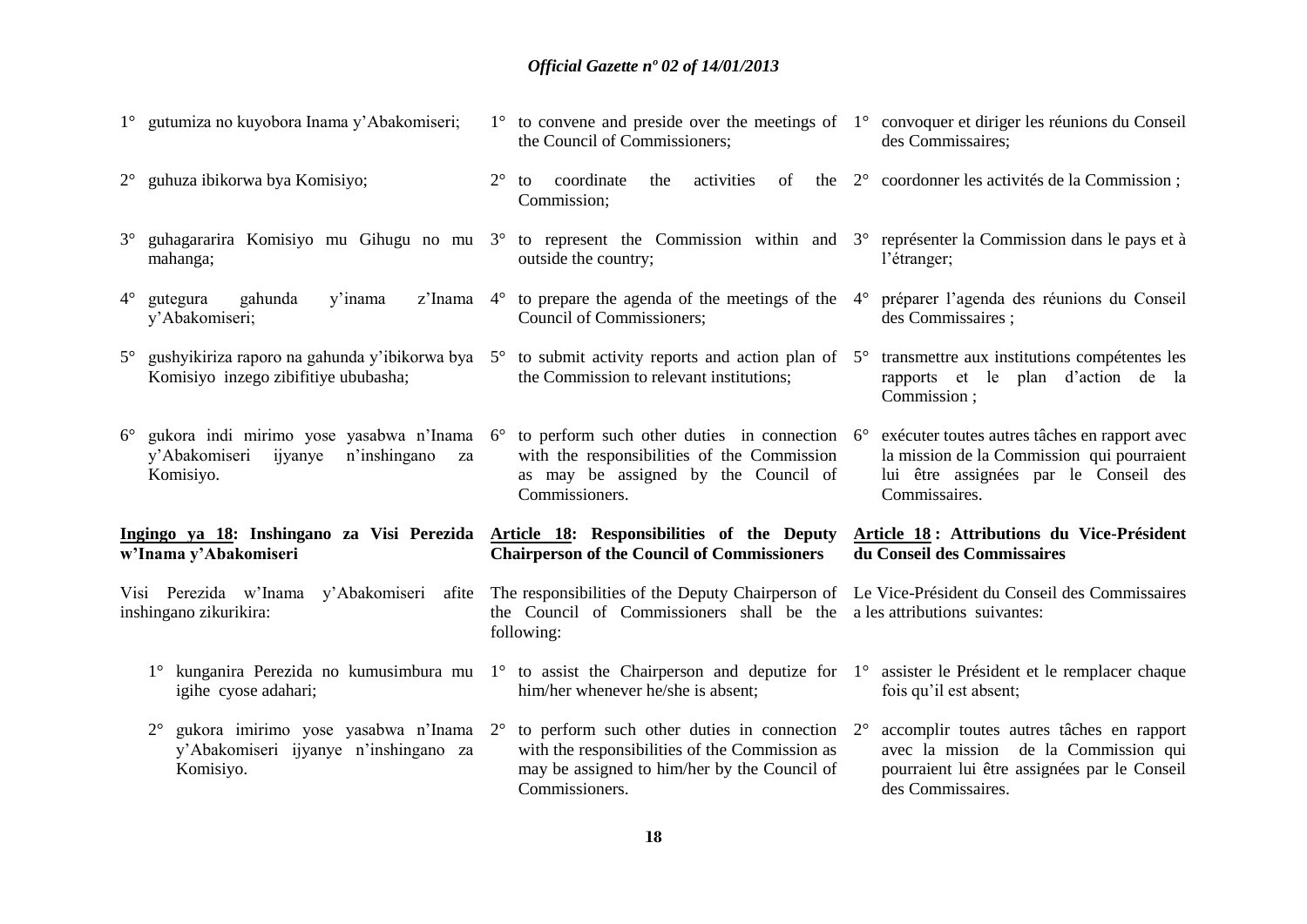1° gutumiza no kuyobora Inama y'Abakomiseri;

2° guhuza ibikorwa bya Komisiyo;

3° guhagararira Komisiyo mu Gihugu no mu mahanga;

4° gutegura gahunda y'inama z'Inama y'Abakomiseri;

5° gushyikiriza raporo na gahunda y'ibikorwa bya Komisiyo inzego zibifitiye ububasha;

6° gukora indi mirimo yose yasabwa n'Inama y'Abakomiseri ijyanye n'inshingano za Komisiyo.

**Ingingo ya 18: Inshingano za Visi Perezida w'Inama y'Abakomiseri**

Visi Perezida w'Inama y'Abakomiseri afite inshingano zikurikira:

1° kunganira Perezida no kumusimbura mu igihe cyose adahari;

2° gukora imirimo yose yasabwa n'Inama y'Abakomiseri ijyanye n'inshingano za Komisiyo.

1° to convene and preside over the meetings of the Council of Commissioners;

2° to coordinate the activities of the Commission;

3° to represent the Commission within and outside the country;

4° to prepare the agenda of the meetings of the Council of Commissioners;

5° to submit activity reports and action plan of the Commission to relevant institutions;

6° to perform such other duties in connection with the responsibilities of the Commission as may be assigned by the Council of Commissioners.

**Article 18: Responsibilities of the Deputy Chairperson of the Council of Commissioners**

The responsibilities of the Deputy Chairperson of the Council of Commissioners shall be the following:

1° to assist the Chairperson and deputize for him/her whenever he/she is absent;

2° to perform such other duties in connection with the responsibilities of the Commission as may be assigned to him/her by the Council of Commissioners.

1° convoquer et diriger les réunions du Conseil des Commissaires;

2° coordonner les activités de la Commission ;

3° représenter la Commission dans le pays et à l'étranger;

4° préparer l'agenda des réunions du Conseil des Commissaires ;

5° transmettre aux institutions compétentes les rapports et le plan d'action de la Commission ;

6° exécuter toutes autres tâches en rapport avec la mission de la Commission qui pourraient lui être assignées par le Conseil des Commissaires.

**Article 18 : Attributions du Vice-Président du Conseil des Commissaires**

Le Vice-Président du Conseil des Commissaires a les attributions suivantes:

1° assister le Président et le remplacer chaque fois qu'il est absent;

2° accomplir toutes autres tâches en rapport avec la mission de la Commission qui pourraient lui être assignées par le Conseil des Commissaires.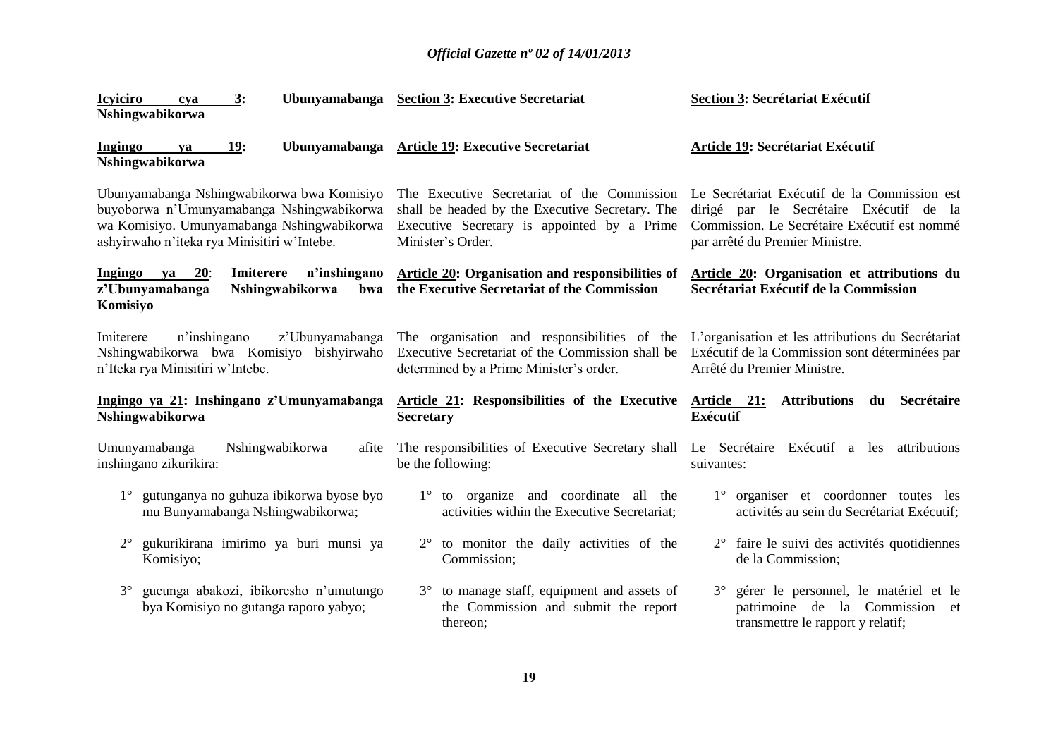**Icyiciro cya 3: Ubunyamabanga Nshingwabikorwa**

**Ingingo ya 19: Ubunyamabanga Nshingwabikorwa**

Ubunyamabanga Nshingwabikorwa bwa Komisiyo buyoborwa n'Umunyamabanga Nshingwabikorwa wa Komisiyo. Umunyamabanga Nshingwabikorwa ashyirwaho n'iteka rya Minisitiri w'Intebe.

**Ingingo ya 20: Imiterere n'inshingano z'Ubunyamabanga Nshingwabikorwa bwa Komisiyo**

Imiterere n'inshingano z'Ubunyamabanga Nshingwabikorwa bwa Komisiyo bishyirwaho n'Iteka rya Minisitiri w'Intebe.

**Ingingo ya 21: Inshingano z'Umunyamabanga Nshingwabikorwa**

Umunyamabanga Nshingwabikorwa afite inshingano zikurikira:

1° gutunganya no guhuza ibikorwa byose byo mu Bunyamabanga Nshingwabikorwa;

2° gukurikirana imirimo ya buri munsi ya Komisiyo;

3° gucunga abakozi, ibikoresho n'umutungo bya Komisiyo no gutanga raporo yabyo;

**Section 3: Executive Secretariat**

**Article 19: Executive Secretariat**

The Executive Secretariat of the Commission shall be headed by the Executive Secretary. The Executive Secretary is appointed by a Prime Minister's Order.

**Article 20: Organisation and responsibilities of the Executive Secretariat of the Commission**

The organisation and responsibilities of the Executive Secretariat of the Commission shall be determined by a Prime Minister's order.

**Article 21: Responsibilities of the Executive Secretary**

The responsibilities of Executive Secretary shall be the following:

1° to organize and coordinate all the activities within the Executive Secretariat;

2° to monitor the daily activities of the Commission;

3° to manage staff, equipment and assets of the Commission and submit the report thereon;

**Section 3: Secrétariat Exécutif**

**Article 19: Secrétariat Exécutif**

Le Secrétariat Exécutif de la Commission est dirigé par le Secrétaire Exécutif de la Commission. Le Secrétaire Exécutif est nommé par arrêté du Premier Ministre.

**Article 20: Organisation et attributions du Secrétariat Exécutif de la Commission**

L'organisation et les attributions du Secrétariat Exécutif de la Commission sont déterminées par Arrêté du Premier Ministre.

**Article 21: Attributions du Secrétaire Exécutif**

Le Secrétaire Exécutif a les attributions suivantes:

1° organiser et coordonner toutes les activités au sein du Secrétariat Exécutif;

2° faire le suivi des activités quotidiennes de la Commission;

3° gérer le personnel, le matériel et le patrimoine de la Commission et transmettre le rapport y relatif;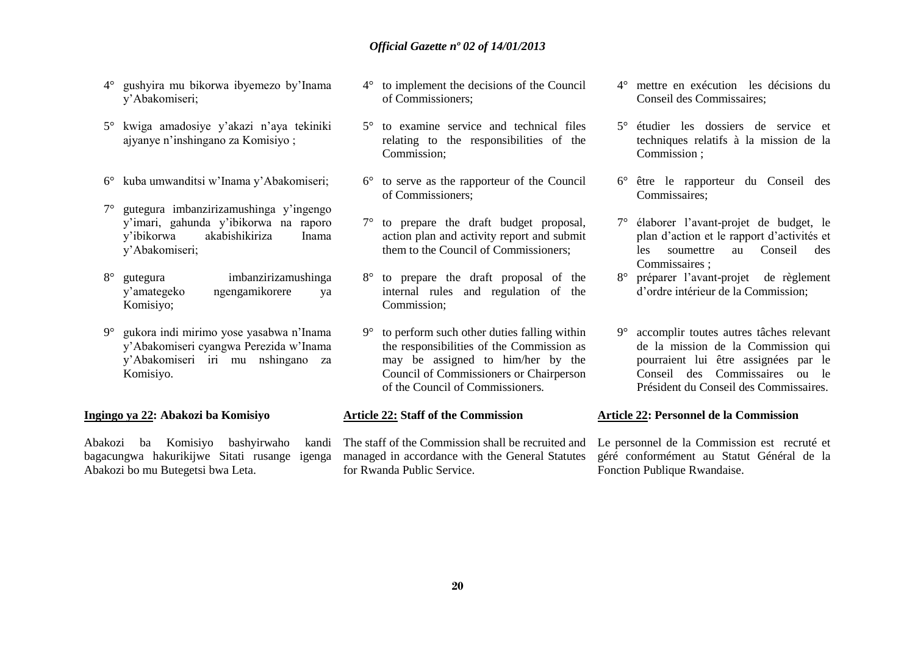4° gushyira mu bikorwa ibyemezo by'Inama y'Abakomiseri;

5° kwiga amadosiye y'akazi n'aya tekiniki ajyanye n'inshingano za Komisiyo ;

6° kuba umwanditsi w'Inama y'Abakomiseri;

7° gutegura imbanzirizamushinga y'ingengo y'imari, gahunda y'ibikorwa na raporo y'ibikorwa akabishikiriza Inama y'Abakomiseri;

8° gutegura imbanzirizamushinga y'amategeko ngengamikorere ya Komisiyo;

9° gukora indi mirimo yose yasabwa n'Inama y'Abakomiseri cyangwa Perezida w'Inama y'Abakomiseri iri mu nshingano za Komisiyo.

**Ingingo ya 22: Abakozi ba Komisiyo**

Abakozi ba Komisiyo bashyirwaho kandi bagacungwa hakurikijwe Sitati rusange igenga Abakozi bo mu Butegetsi bwa Leta.

4° to implement the decisions of the Council of Commissioners;

5° to examine service and technical files relating to the responsibilities of the Commission;

6° to serve as the rapporteur of the Council of Commissioners;

7° to prepare the draft budget proposal, action plan and activity report and submit them to the Council of Commissioners;

8° to prepare the draft proposal of the internal rules and regulation of the Commission;

9° to perform such other duties falling within the responsibilities of the Commission as may be assigned to him/her by the Council of Commissioners or Chairperson of the Council of Commissioners.

**Article 22: Staff of the Commission**

The staff of the Commission shall be recruited and managed in accordance with the General Statutes for Rwanda Public Service.

4° mettre en exécution les décisions du Conseil des Commissaires;

5° étudier les dossiers de service et techniques relatifs à la mission de la Commission ;

6° être le rapporteur du Conseil des Commissaires;

7° élaborer l'avant-projet de budget, le plan d'action et le rapport d'activités et les soumettre au Conseil des Commissaires ;

8° préparer l'avant-projet de règlement d'ordre intérieur de la Commission;

9° accomplir toutes autres tâches relevant de la mission de la Commission qui pourraient lui être assignées par le Conseil des Commissaires ou le Président du Conseil des Commissaires.

**Article 22: Personnel de la Commission**

Le personnel de la Commission est recruté et géré conformément au Statut Général de la Fonction Publique Rwandaise.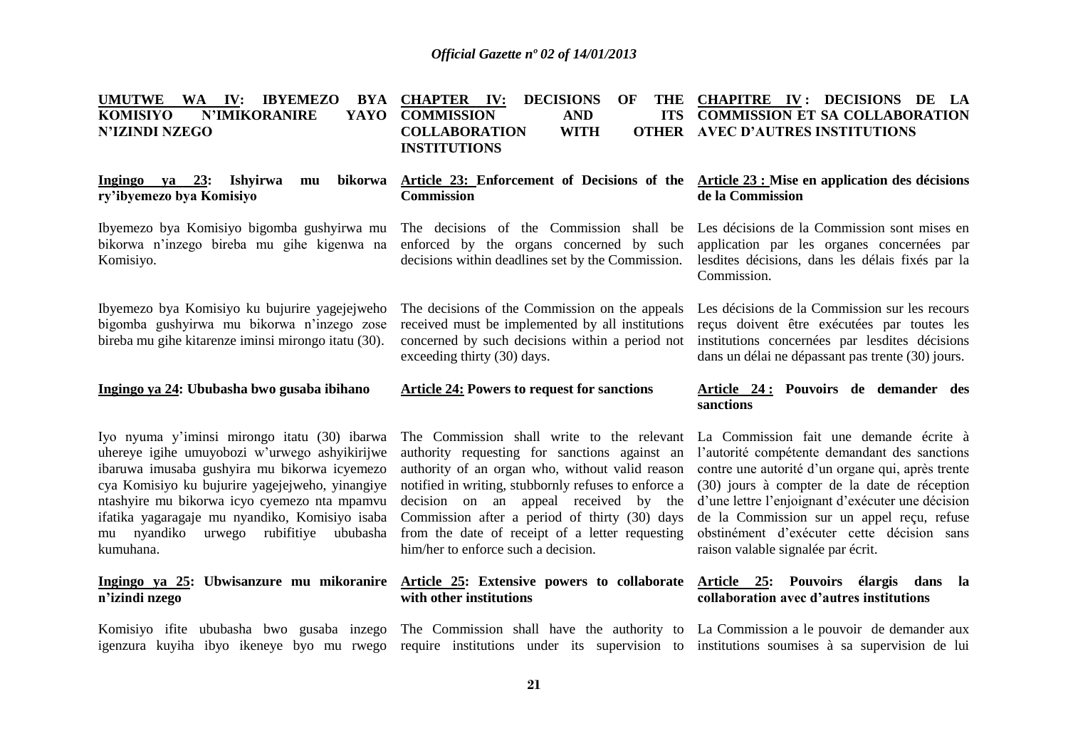**UMUTWE WA IV: IBYEMEZO BYA KOMISIYO N'IMIKORANIRE YAYO N'IZINDI NZEGO**

**Ingingo ya 23: Ishyirwa mu bikorwa ry'ibyemezo bya Komisiyo**

Ibyemezo bya Komisiyo bigomba gushyirwa mu bikorwa n'inzego bireba mu gihe kigenwa na Komisiyo.

Ibyemezo bya Komisiyo ku bujurire yagejejweho bigomba gushyirwa mu bikorwa n'inzego zose bireba mu gihe kitarenze iminsi mirongo itatu (30).

**Ingingo ya 24: Ububasha bwo gusaba ibihano**

Iyo nyuma y'iminsi mirongo itatu (30) ibarwa uhereye igihe umuyobozi w'urwego ashyikirijwe ibaruwa imusaba gushyira mu bikorwa icyemezo cya Komisiyo ku bujurire yagejejweho, yinangiye ntashyire mu bikorwa icyo cyemezo nta mpamvu ifatika yagaragaje mu nyandiko, Komisiyo isaba mu nyandiko urwego rubifitiye ububasha kumuhana.

**Ingingo ya 25: Ubwisanzure mu mikoranire n'izindi nzego**

Komisiyo ifite ububasha bwo gusaba inzego igenzura kuyiha ibyo ikeneye byo mu rwego

**CHAPTER IV: DECISIONS OF THE COMMISSION AND ITS COLLABORATION WITH OTHER INSTITUTIONS**

**Article 23: Enforcement of Decisions of the Commission**

The decisions of the Commission shall be enforced by the organs concerned by such decisions within deadlines set by the Commission.

The decisions of the Commission on the appeals received must be implemented by all institutions concerned by such decisions within a period not exceeding thirty (30) days.

**Article 24: Powers to request for sanctions**

The Commission shall write to the relevant authority requesting for sanctions against an authority of an organ who, without valid reason notified in writing, stubbornly refuses to enforce a decision on an appeal received by the Commission after a period of thirty (30) days from the date of receipt of a letter requesting him/her to enforce such a decision.

**Article 25: Extensive powers to collaborate with other institutions**

The Commission shall have the authority to require institutions under its supervision to

**CHAPITRE IV : DECISIONS DE LA COMMISSION ET SA COLLABORATION AVEC D'AUTRES INSTITUTIONS**

**Article 23 : Mise en application des décisions de la Commission**

Les décisions de la Commission sont mises en application par les organes concernées par lesdites décisions, dans les délais fixés par la Commission.

Les décisions de la Commission sur les recours reçus doivent être exécutées par toutes les institutions concernées par lesdites décisions dans un délai ne dépassant pas trente (30) jours.

**Article 24 : Pouvoirs de demander des sanctions**

La Commission fait une demande écrite à l'autorité compétente demandant des sanctions contre une autorité d'un organe qui, après trente (30) jours à compter de la date de réception d'une lettre l'enjoignant d'exécuter une décision de la Commission sur un appel reçu, refuse obstinément d'exécuter cette décision sans raison valable signalée par écrit.

**Article 25: Pouvoirs élargis dans la collaboration avec d'autres institutions**

La Commission a le pouvoir de demander aux institutions soumises à sa supervision de lui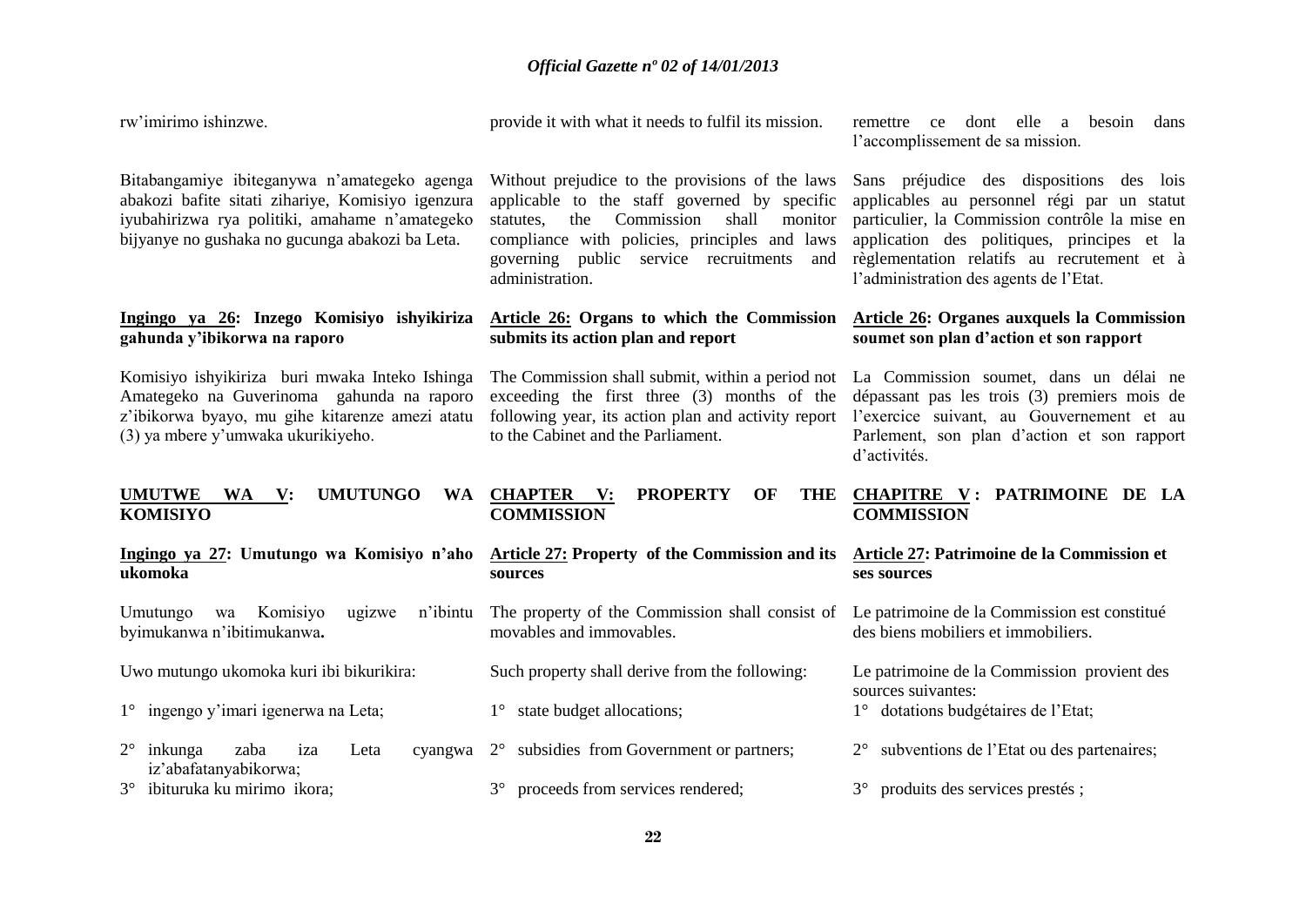rw'imirimo ishinzwe.

Bitabangamiye ibiteganywa n'amategeko agenga abakozi bafite sitati zihariye, Komisiyo igenzura iyubahirizwa rya politiki, amahame n'amategeko bijyanye no gushaka no gucunga abakozi ba Leta.

**<u>Ingingo ya 26</u>: Inzego Komisiyo ishyikiriza gahunda y'ibikorwa na raporo**

Komisiyo ishyikiriza buri mwaka Inteko Ishinga Amategeko na Guverinoma gahunda na raporo z'ibikorwa byayo, mu gihe kitarenze amezi atatu (3) ya mbere y'umwaka ukurikiyeho.

**<u>UMUTWE WA V:</u> UMUTUNGO WA KOMISIYO**

**<u>Ingingo ya 27</u>: Umutungo wa Komisiyo n'aho ukomoka**

Umutungo wa Komisiyo ugizwe n'ibintu byimukanwa n'ibitimukanwa**.**

Uwo mutungo ukomoka kuri ibi bikurikira:

1° ingengo y'imari igenerwa na Leta;

2° inkunga zaba iza Leta cyangwa iz'abafatanyabikorwa;

3° ibituruka ku mirimo ikora;

provide it with what it needs to fulfil its mission.

Without prejudice to the provisions of the laws applicable to the staff governed by specific statutes, the Commission shall monitor compliance with policies, principles and laws governing public service recruitments and administration.

**<u>Article 26:</u> Organs to which the Commission submits its action plan and report**

The Commission shall submit, within a period not exceeding the first three (3) months of the following year, its action plan and activity report to the Cabinet and the Parliament.

**<u>CHAPTER V:</u> PROPERTY OF THE COMMISSION**

**<u>Article 27:</u> Property of the Commission and its sources**

The property of the Commission shall consist of movables and immovables.

Such property shall derive from the following:

1° state budget allocations;

2° subsidies from Government or partners;

3° proceeds from services rendered;

remettre ce dont elle a besoin dans l'accomplissement de sa mission.

Sans préjudice des dispositions des lois applicables au personnel régi par un statut particulier, la Commission contrôle la mise en application des politiques, principes et la règlementation relatifs au recrutement et à l'administration des agents de l'Etat.

**<u>Article 26</u>: Organes auxquels la Commission soumet son plan d'action et son rapport**

La Commission soumet, dans un délai ne dépassant pas les trois (3) premiers mois de l'exercice suivant, au Gouvernement et au Parlement, son plan d'action et son rapport d'activités.

**<u>CHAPITRE V</u> : PATRIMOINE DE LA COMMISSION**

**<u>Article 27</u>: Patrimoine de la Commission et ses sources**

Le patrimoine de la Commission est constitué des biens mobiliers et immobiliers.

Le patrimoine de la Commission provient des sources suivantes:

1° dotations budgétaires de l'Etat;

2° subventions de l'Etat ou des partenaires;

3° produits des services prestés ;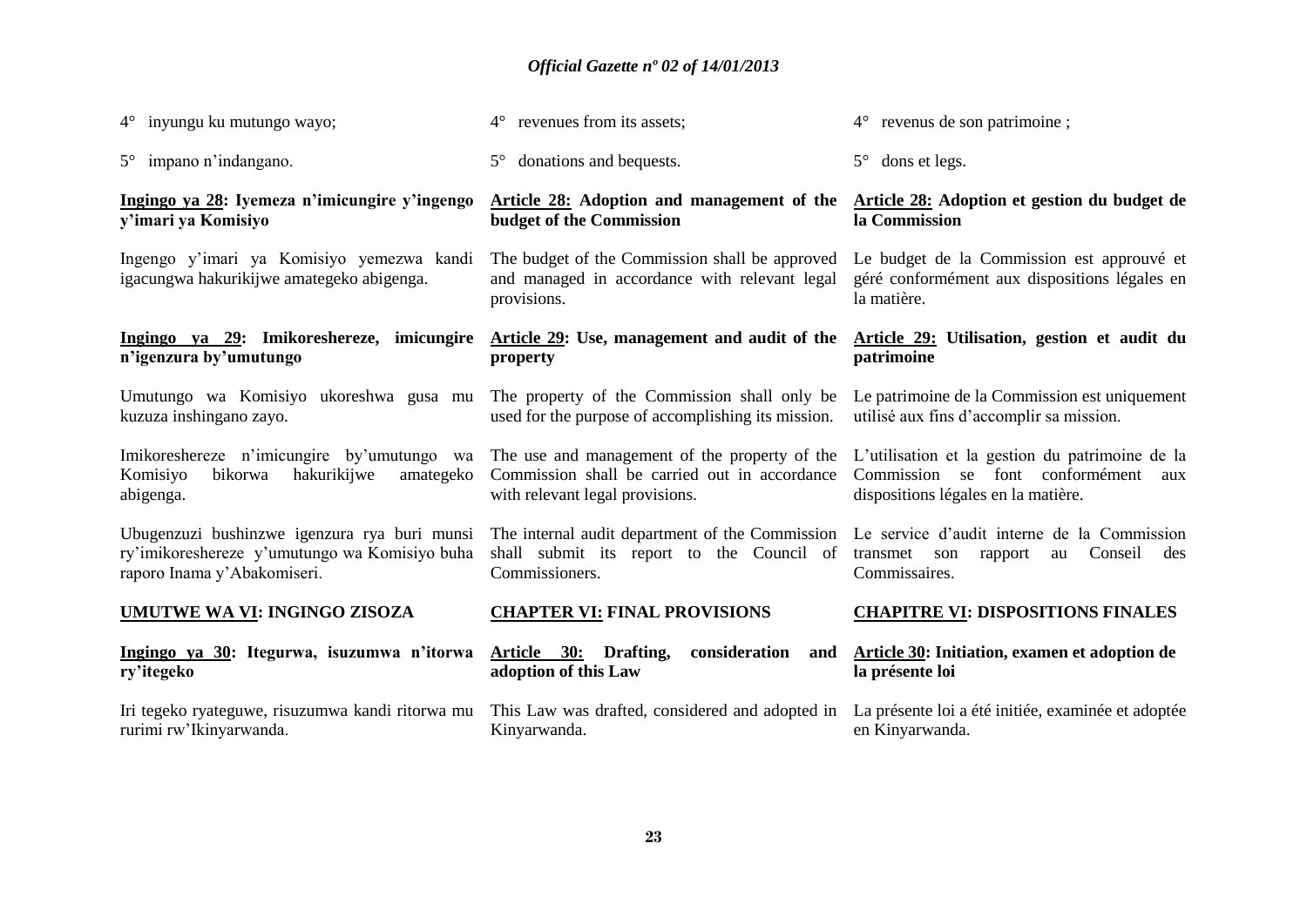4° inyungu ku mutungo wayo;

5° impano n'indangano.

**Ingingo ya 28: Iyemeza n'imicungire y'ingengo y'imari ya Komisiyo**

Ingengo y'imari ya Komisiyo yemezwa kandi igacungwa hakurikijwe amategeko abigenga.

**Ingingo ya 29: Imikoreshereze, imicungire n'igenzura by'umutungo**

Umutungo wa Komisiyo ukoreshwa gusa mu kuzuza inshingano zayo.

Imikoreshereze n'imicungire by'umutungo wa Komisiyo bikorwa hakurikijwe amategeko abigenga.

Ubugenzuzi bushinzwe igenzura rya buri munsi ry'imikoreshereze y'umutungo wa Komisiyo buha raporo Inama y'Abakomiseri.

## UMUTWE WA VI: INGINGO ZISOZA

**Ingingo ya 30: Itegurwa, isuzumwa n'itorwa ry'itegeko**

Iri tegeko ryateguwe, risuzumwa kandi ritorwa mu rurimi rw'Ikinyarwanda.

4° revenues from its assets;

5° donations and bequests.

**Article 28: Adoption and management of the budget of the Commission**

The budget of the Commission shall be approved and managed in accordance with relevant legal provisions.

**Article 29: Use, management and audit of the property**

The property of the Commission shall only be used for the purpose of accomplishing its mission.

The use and management of the property of the Commission shall be carried out in accordance with relevant legal provisions.

The internal audit department of the Commission shall submit its report to the Council of Commissioners.

## CHAPTER VI: FINAL PROVISIONS

**Article 30: Drafting, consideration and adoption of this Law**

This Law was drafted, considered and adopted in Kinyarwanda.

4° revenus de son patrimoine ;

5° dons et legs.

**Article 28: Adoption et gestion du budget de la Commission**

Le budget de la Commission est approuvé et géré conformément aux dispositions légales en la matière.

**Article 29: Utilisation, gestion et audit du patrimoine**

Le patrimoine de la Commission est uniquement utilisé aux fins d'accomplir sa mission.

L'utilisation et la gestion du patrimoine de la Commission se font conformément aux dispositions légales en la matière.

Le service d'audit interne de la Commission transmet son rapport au Conseil des Commissaires.

## CHAPITRE VI: DISPOSITIONS FINALES

**Article 30: Initiation, examen et adoption de la présente loi**

La présente loi a été initiée, examinée et adoptée en Kinyarwanda.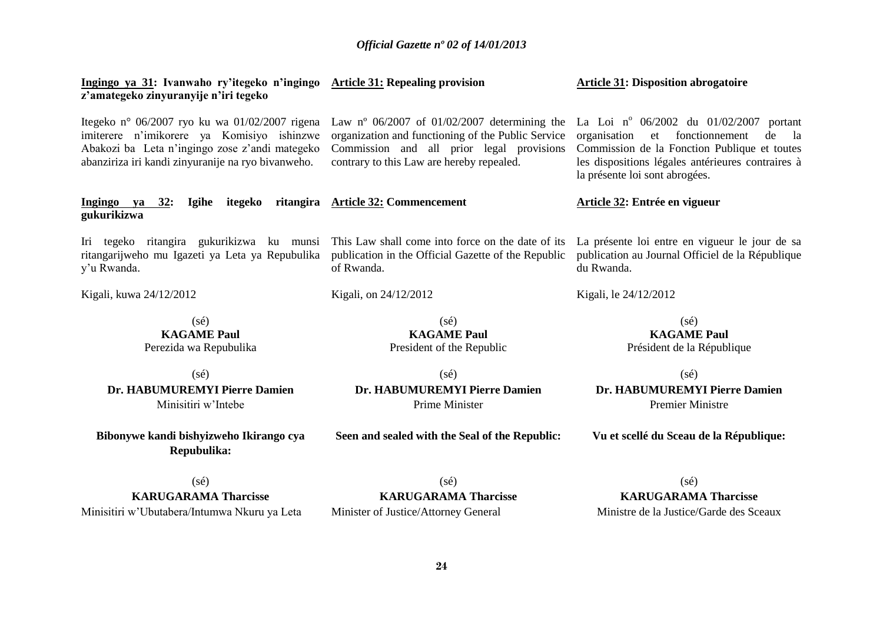**Ingingo ya 31: Ivanwaho ry'itegeko n'ingingo z'amategeko zinyuranyije n'iri tegeko**

Itegeko n° 06/2007 ryo ku wa 01/02/2007 rigena imiterere n'imikorere ya Komisiyo ishinzwe Abakozi ba Leta n'ingingo zose z'andi mategeko abanziriza iri kandi zinyuranije na ryo bivanweho.

**Ingingo ya 32: Igihe itegeko ritangira gukurikizwa**

Iri tegeko ritangira gukurikizwa ku munsi ritangarijweho mu Igazeti ya Leta ya Repubulika y'u Rwanda.

Kigali, kuwa 24/12/2012

(sé)
**KAGAME Paul**
Perezida wa Repubulika

(sé)
**Dr. HABUMUREMYI Pierre Damien**
Minisitiri w'Intebe

**Bibonywe kandi bishyizweho Ikirango cya Repubulika:**

(sé)
**KARUGARAMA Tharcisse**
Minisitiri w'Ubutabera/Intumwa Nkuru ya Leta

**Article 31: Repealing provision**

Law nº 06/2007 of 01/02/2007 determining the organization and functioning of the Public Service Commission and all prior legal provisions contrary to this Law are hereby repealed.

**Article 32: Commencement**

This Law shall come into force on the date of its publication in the Official Gazette of the Republic of Rwanda.

Kigali, on 24/12/2012

(sé)
**KAGAME Paul**
President of the Republic

(sé)
**Dr. HABUMUREMYI Pierre Damien**
Prime Minister

**Seen and sealed with the Seal of the Republic:**

(sé)
**KARUGARAMA Tharcisse**
Minister of Justice/Attorney General

**Article 31: Disposition abrogatoire**

La Loi nº 06/2002 du 01/02/2007 portant organisation et fonctionnement de la Commission de la Fonction Publique et toutes les dispositions légales antérieures contraires à la présente loi sont abrogées.

**Article 32: Entrée en vigueur**

La présente loi entre en vigueur le jour de sa publication au Journal Officiel de la République du Rwanda.

Kigali, le 24/12/2012

(sé)
**KAGAME Paul**
Président de la République

(sé)
**Dr. HABUMUREMYI Pierre Damien**
Premier Ministre

**Vu et scellé du Sceau de la République:**

(sé)
**KARUGARAMA Tharcisse**
Ministre de la Justice/Garde des Sceaux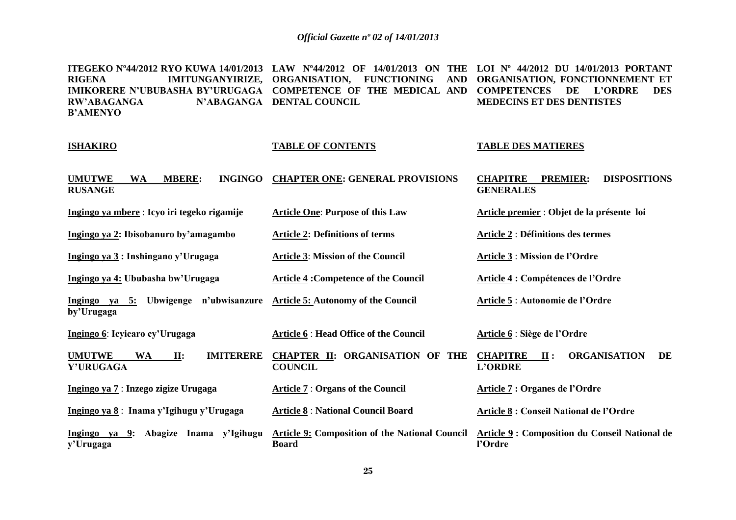**ITEGEKO Nº44/2012 RYO KUWA 14/01/2013 RIGENA IMITUNGANYIRIZE, IMIKORERE N'UBUBASHA BY'URUGAGA RW'ABAGANGA N'ABAGANGA B'AMENYO**

**LAW Nº44/2012 OF 14/01/2013 ON THE ORGANISATION, FUNCTIONING AND COMPETENCE OF THE MEDICAL AND DENTAL COUNCIL**

**LOI Nº 44/2012 DU 14/01/2013 PORTANT ORGANISATION, FONCTIONNEMENT ET COMPETENCES DE L'ORDRE DES MEDECINS ET DES DENTISTES**

| **ISHAKIRO** | **TABLE OF CONTENTS** | **TABLE DES MATIERES** |
|---|---|---|
| **UMUTWE WA MBERE: INGINGO RUSANGE** | **CHAPTER ONE: GENERAL PROVISIONS** | **CHAPITRE PREMIER: DISPOSITIONS GENERALES** |
| **Ingingo ya mbere : Icyo iri tegeko rigamije** | **Article One: Purpose of this Law** | **Article premier : Objet de la présente loi** |
| **Ingingo ya 2: Ibisobanuro by'amagambo** | **Article 2: Definitions of terms** | **Article 2 : Définitions des termes** |
| **Ingingo ya 3 : Inshingano y'Urugaga** | **Article 3: Mission of the Council** | **Article 3 : Mission de l'Ordre** |
| **Ingingo ya 4: Ububasha bw'Urugaga** | **Article 4 :Competence of the Council** | **Article 4 : Compétences de l'Ordre** |
| **Ingingo ya 5: Ubwigenge n'ubwisanzure by'Urugaga** | **Article 5: Autonomy of the Council** | **Article 5 : Autonomie de l'Ordre** |
| **Ingingo 6: Icyicaro cy'Urugaga** | **Article 6 : Head Office of the Council** | **Article 6 : Siège de l'Ordre** |
| **UMUTWE WA II: IMITERERE Y'URUGAGA** | **CHAPTER II: ORGANISATION OF THE COUNCIL** | **CHAPITRE II : ORGANISATION DE L'ORDRE** |
| **Ingingo ya 7 : Inzego zigize Urugaga** | **Article 7 : Organs of the Council** | **Article 7 : Organes de l'Ordre** |
| **Ingingo ya 8 : Inama y'Igihugu y'Urugaga** | **Article 8 : National Council Board** | **Article 8 : Conseil National de l'Ordre** |
| **Ingingo ya 9: Abagize Inama y'Igihugu y'Urugaga** | **Article 9: Composition of the National Council Board** | **Article 9 : Composition du Conseil National de l'Ordre** |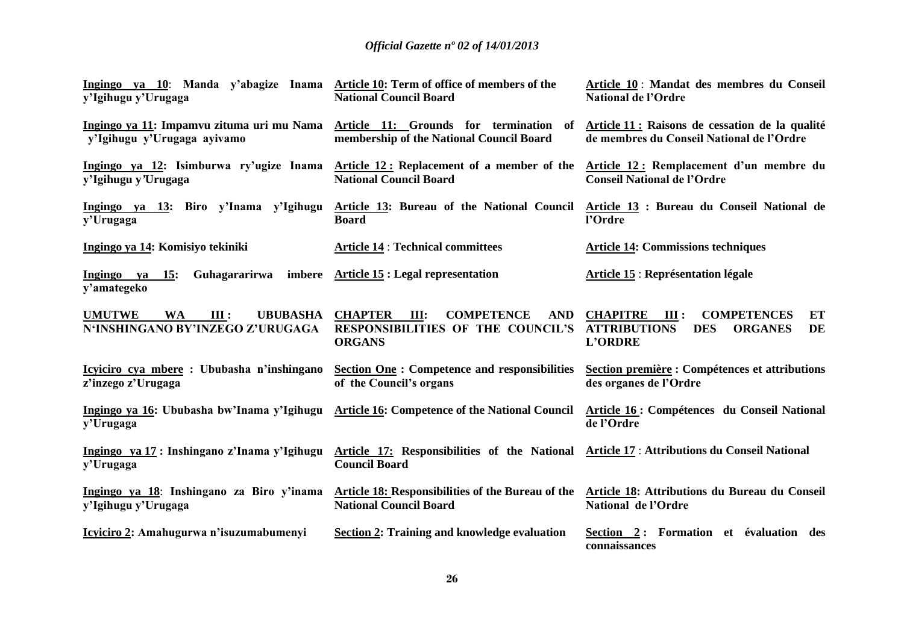| | | |
|---|---|---|
| **Ingingo ya 10**: **Manda y'abagize Inama y'Igihugu y'Urugaga** | **Article 10: Term of office of members of the National Council Board** | **Article 10** : **Mandat des membres du Conseil National de l'Ordre** |
| **Ingingo ya 11: Impamvu zituma uri mu Nama y'Igihugu y'Urugaga ayivamo** | **Article 11: Grounds for termination of membership of the National Council Board** | **Article 11 : Raisons de cessation de la qualité de membres du Conseil National de l'Ordre** |
| **Ingingo ya 12: Isimburwa ry'ugize Inama y'Igihugu y'Urugaga** | **Article 12 : Replacement of a member of the National Council Board** | **Article 12 : Remplacement d'un membre du Conseil National de l'Ordre** |
| **Ingingo ya 13: Biro y'Inama y'Igihugu y'Urugaga** | **Article 13: Bureau of the National Council Board** | **Article 13 : Bureau du Conseil National de l'Ordre** |
| **Ingingo ya 14: Komisiyo tekiniki** | **Article 14** : **Technical committees** | **Article 14: Commissions techniques** |
| **Ingingo ya 15: Guhagararirwa imbere y'amategeko** | **Article 15 : Legal representation** | **Article 15** : **Représentation légale** |
| **UMUTWE WA III : UBUBASHA N'INSHINGANO BY'INZEGO Z'URUGAGA** | **CHAPTER III: COMPETENCE AND RESPONSIBILITIES OF THE COUNCIL'S ORGANS** | **CHAPITRE III : COMPETENCES ET ATTRIBUTIONS DES ORGANES DE L'ORDRE** |
| **Icyiciro cya mbere : Ububasha n'inshingano z'inzego z'Urugaga** | **Section One : Competence and responsibilities of the Council's organs** | **Section première : Compétences et attributions des organes de l'Ordre** |
| **Ingingo ya 16: Ububasha bw'Inama y'Igihugu y'Urugaga** | **Article 16: Competence of the National Council** | **Article 16 : Compétences du Conseil National de l'Ordre** |
| **Ingingo ya 17 : Inshingano z'Inama y'Igihugu y'Urugaga** | **Article 17: Responsibilities of the National Council Board** | **Article 17** : **Attributions du Conseil National** |
| **Ingingo ya 18**: **Inshingano za Biro y'inama y'Igihugu y'Urugaga** | **Article 18: Responsibilities of the Bureau of the National Council Board** | **Article 18: Attributions du Bureau du Conseil National de l'Ordre** |
| **Icyiciro 2: Amahugurwa n'isuzumabumenyi** | **Section 2: Training and knowledge evaluation** | **Section 2 : Formation et évaluation des connaissances** |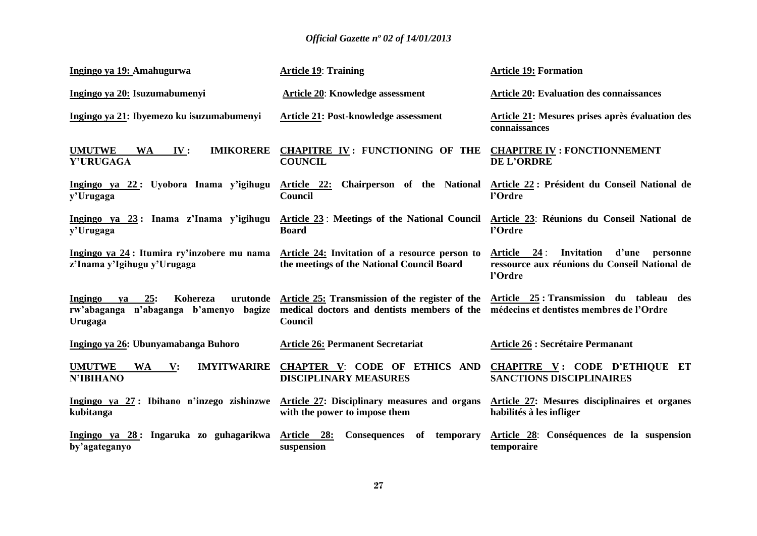| | | |
|---|---|---|
| **Ingingo ya 19: Amahugurwa** | **Article 19: Training** | **Article 19: Formation** |
| **Ingingo ya 20: Isuzumabumenyi** | **Article 20: Knowledge assessment** | **Article 20: Evaluation des connaissances** |
| **Ingingo ya 21: Ibyemezo ku isuzumabumenyi** | **Article 21: Post-knowledge assessment** | **Article 21: Mesures prises après évaluation des connaissances** |
| **UMUTWE WA IV: IMIKORERE Y'URUGAGA** | **CHAPITRE IV: FUNCTIONING OF THE COUNCIL** | **CHAPITRE IV : FONCTIONNEMENT DE L'ORDRE** |
| **Ingingo ya 22: Uyobora Inama y'igihugu y'Urugaga** | **Article 22: Chairperson of the National Council** | **Article 22 : Président du Conseil National de l'Ordre** |
| **Ingingo ya 23: Inama z'Inama y'igihugu y'Urugaga** | **Article 23: Meetings of the National Council Board** | **Article 23: Réunions du Conseil National de l'Ordre** |
| **Ingingo ya 24: Itumira ry'inzobere mu nama z'Inama y'Igihugu y'Urugaga** | **Article 24: Invitation of a resource person to the meetings of the National Council Board** | **Article 24: Invitation d'une personne ressource aux réunions du Conseil National de l'Ordre** |
| **Ingingo ya 25: Kohereza urutonde rw'abaganga n'abaganga b'amenyo bagize Urugaga** | **Article 25: Transmission of the register of the medical doctors and dentists members of the Council** | **Article 25 : Transmission du tableau des médecins et dentistes membres de l'Ordre** |
| **Ingingo ya 26: Ubunyamabanga Buhoro** | **Article 26: Permanent Secretariat** | **Article 26 : Secrétaire Permanant** |
| **UMUTWE WA V: IMYITWARIRE N'IBIHANO** | **CHAPTER V: CODE OF ETHICS AND DISCIPLINARY MEASURES** | **CHAPITRE V : CODE D'ETHIQUE ET SANCTIONS DISCIPLINAIRES** |
| **Ingingo ya 27: Ibihano n'inzego zishinzwe kubitanga** | **Article 27: Disciplinary measures and organs with the power to impose them** | **Article 27: Mesures disciplinaires et organes habilités à les infliger** |
| **Ingingo ya 28: Ingaruka zo guhagarikwa by'agateganyo** | **Article 28: Consequences of temporary suspension** | **Article 28: Conséquences de la suspension temporaire** |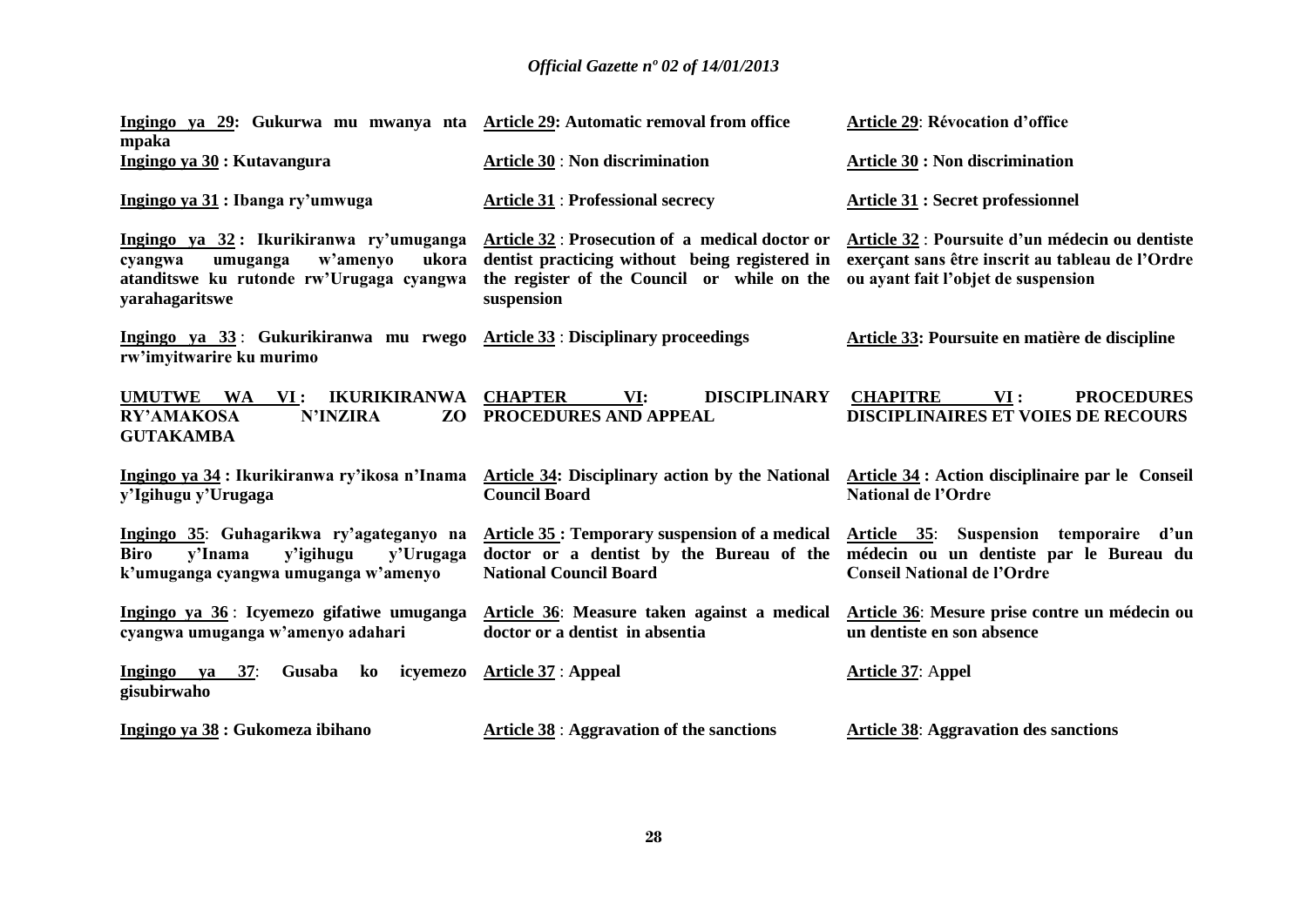| | | |
|---|---|---|
| **Ingingo ya 29: Gukurwa mu mwanya nta mpaka** | **Article 29: Automatic removal from office** | **Article 29: Révocation d'office** |
| **Ingingo ya 30 : Kutavangura** | **Article 30 : Non discrimination** | **Article 30 : Non discrimination** |
| **Ingingo ya 31 : Ibanga ry'umwuga** | **Article 31 : Professional secrecy** | **Article 31 : Secret professionnel** |
| **Ingingo ya 32 : Ikurikiranwa ry'umuganga cyangwa umuganga w'amenyo ukora atanditswe ku rutonde rw'Urugaga cyangwa yarahagaritswe** | **Article 32 : Prosecution of a medical doctor or dentist practicing without being registered in the register of the Council or while on the suspension** | **Article 32 : Poursuite d'un médecin ou dentiste exerçant sans être inscrit au tableau de l'Ordre ou ayant fait l'objet de suspension** |
| **Ingingo ya 33 : Gukurikiranwa mu rwego rw'imyitwarire ku murimo** | **Article 33 : Disciplinary proceedings** | **Article 33: Poursuite en matière de discipline** |
| **UMUTWE WA VI : IKURIKIRANWA RY'AMAKOSA N'INZIRA ZO GUTAKAMBA** | **CHAPTER VI: DISCIPLINARY PROCEDURES AND APPEAL** | **CHAPITRE VI : PROCEDURES DISCIPLINAIRES ET VOIES DE RECOURS** |
| **Ingingo ya 34 : Ikurikiranwa ry'ikosa n'Inama y'Igihugu y'Urugaga** | **Article 34: Disciplinary action by the National Council Board** | **Article 34 : Action disciplinaire par le Conseil National de l'Ordre** |
| **Ingingo 35: Guhagarikwa ry'agateganyo na Biro y'Inama y'igihugu y'Urugaga k'umuganga cyangwa umuganga w'amenyo** | **Article 35 : Temporary suspension of a medical doctor or a dentist by the Bureau of the National Council Board** | **Article 35: Suspension temporaire d'un médecin ou un dentiste par le Bureau du Conseil National de l'Ordre** |
| **Ingingo ya 36 : Icyemezo gifatiwe umuganga cyangwa umuganga w'amenyo adahari** | **Article 36: Measure taken against a medical doctor or a dentist in absentia** | **Article 36: Mesure prise contre un médecin ou un dentiste en son absence** |
| **Ingingo ya 37: Gusaba ko icyemezo gisubirwaho** | **Article 37 : Appeal** | **Article 37: Appel** |
| **Ingingo ya 38 : Gukomeza ibihano** | **Article 38 : Aggravation of the sanctions** | **Article 38: Aggravation des sanctions** |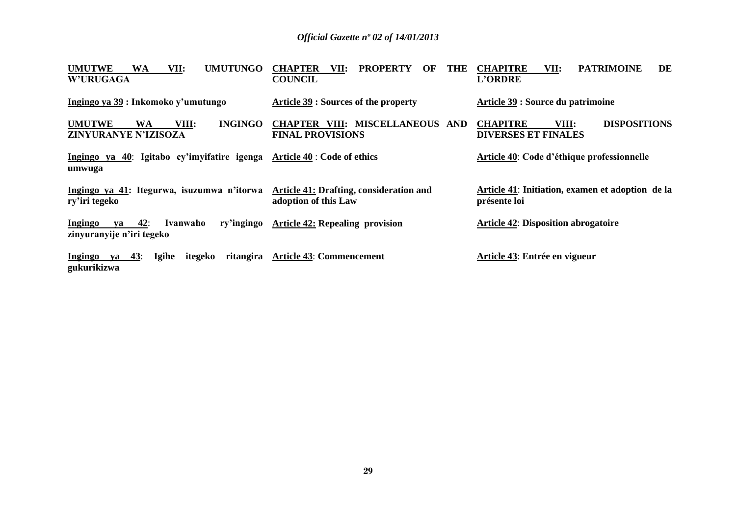| | | |
|---|---|---|
| **UMUTWE WA VII: UMUTUNGO W'URUGAGA** | **CHAPTER VII: PROPERTY OF THE COUNCIL** | **CHAPITRE VII: PATRIMOINE DE L'ORDRE** |
| **Ingingo ya 39 : Inkomoko y'umutungo** | **Article 39 : Sources of the property** | **Article 39 : Source du patrimoine** |
| **UMUTWE WA VIII: INGINGO ZINYURANYE N'IZISOZA** | **CHAPTER VIII: MISCELLANEOUS AND FINAL PROVISIONS** | **CHAPITRE VIII: DISPOSITIONS DIVERSES ET FINALES** |
| **Ingingo ya 40: Igitabo cy'imyifatire igenga umwuga** | **Article 40 : Code of ethics** | **Article 40: Code d'éthique professionnelle** |
| **Ingingo ya 41: Itegurwa, isuzumwa n'itorwa ry'iri tegeko** | **Article 41: Drafting, consideration and adoption of this Law** | **Article 41: Initiation, examen et adoption de la présente loi** |
| **Ingingo ya 42: Ivanwaho ry'ingingo zinyuranyije n'iri tegeko** | **Article 42: Repealing provision** | **Article 42: Disposition abrogatoire** |
| **Ingingo ya 43: Igihe itegeko ritangira gukurikizwa** | **Article 43: Commencement** | **Article 43: Entrée en vigueur** |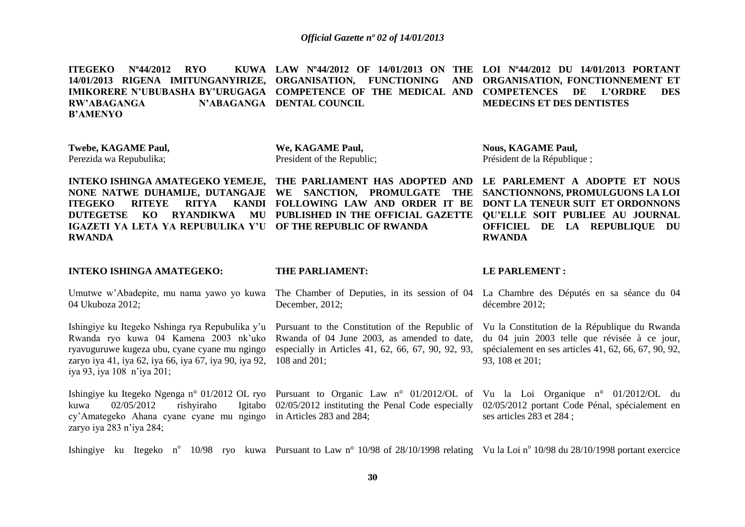**ITEGEKO Nº44/2012 RYO KUWA 14/01/2013 RIGENA IMITUNGANYIRIZE, IMIKORERE N'UBUBASHA BY'URUGAGA RW'ABAGANGA N'ABAGANGA B'AMENYO**

**Twebe, KAGAME Paul,**
Perezida wa Repubulika;

**INTEKO ISHINGA AMATEGEKO YEMEJE, NONE NATWE DUHAMIJE, DUTANGAJE ITEGEKO RITEYE RITYA KANDI DUTEGETSE KO RYANDIKWA MU IGAZETI YA LETA YA REPUBULIKA Y'U RWANDA**

**INTEKO ISHINGA AMATEGEKO:**

Umutwe w'Abadepite, mu nama yawo yo kuwa 04 Ukuboza 2012;

Ishingiye ku Itegeko Nshinga rya Repubulika y'u Rwanda ryo kuwa 04 Kamena 2003 nk'uko ryavuguruwe kugeza ubu, cyane cyane mu ngingo zaryo iya 41, iya 62, iya 66, iya 67, iya 90, iya 92, iya 93, iya 108 n'iya 201;

Ishingiye ku Itegeko Ngenga n° 01/2012 OL ryo kuwa 02/05/2012 rishyiraho Igitabo cy'Amategeko Ahana cyane cyane mu ngingo zaryo iya 283 n'iya 284;

Ishingiye ku Itegeko n° 10/98 ryo kuwa

**LAW Nº44/2012 OF 14/01/2013 ON THE ORGANISATION, FUNCTIONING AND COMPETENCE OF THE MEDICAL AND DENTAL COUNCIL**

**We, KAGAME Paul,**
President of the Republic;

**THE PARLIAMENT HAS ADOPTED AND WE SANCTION, PROMULGATE THE FOLLOWING LAW AND ORDER IT BE PUBLISHED IN THE OFFICIAL GAZETTE OF THE REPUBLIC OF RWANDA**

**THE PARLIAMENT:**

The Chamber of Deputies, in its session of 04 December, 2012;

Pursuant to the Constitution of the Republic of Rwanda of 04 June 2003, as amended to date, especially in Articles 41, 62, 66, 67, 90, 92, 93, 108 and 201;

Pursuant to Organic Law n° 01/2012/OL of 02/05/2012 instituting the Penal Code especially in Articles 283 and 284;

Pursuant to Law n° 10/98 of 28/10/1998 relating

**LOI Nº44/2012 DU 14/01/2013 PORTANT ORGANISATION, FONCTIONNEMENT ET COMPETENCES DE L'ORDRE DES MEDECINS ET DES DENTISTES**

**Nous, KAGAME Paul,**
Président de la République ;

**LE PARLEMENT A ADOPTE ET NOUS SANCTIONNONS, PROMULGUONS LA LOI DONT LA TENEUR SUIT ET ORDONNONS QU'ELLE SOIT PUBLIEE AU JOURNAL OFFICIEL DE LA REPUBLIQUE DU RWANDA**

**LE PARLEMENT :**

La Chambre des Députés en sa séance du 04 décembre 2012;

Vu la Constitution de la République du Rwanda du 04 juin 2003 telle que révisée à ce jour, spécialement en ses articles 41, 62, 66, 67, 90, 92, 93, 108 et 201;

Vu la Loi Organique n° 01/2012/OL du 02/05/2012 portant Code Pénal, spécialement en ses articles 283 et 284 ;

Vu la Loi n° 10/98 du 28/10/1998 portant exercice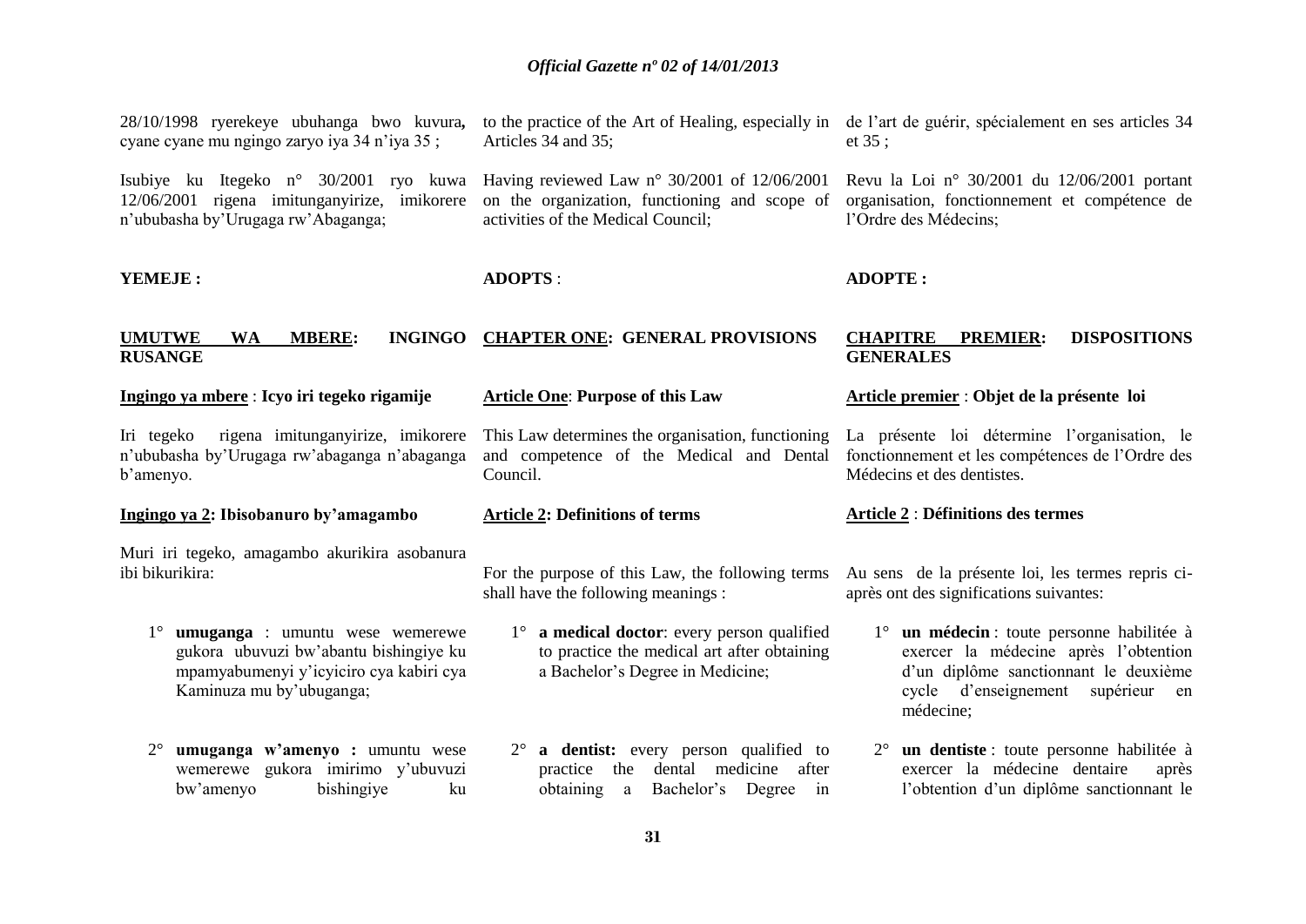28/10/1998 ryerekeye ubuhanga bwo kuvura**,** cyane cyane mu ngingo zaryo iya 34 n'iya 35 ;

Isubiye ku Itegeko n° 30/2001 ryo kuwa 12/06/2001 rigena imitunganyirize, imikorere n'ububasha by'Urugaga rw'Abaganga;

**YEMEJE :**

**UMUTWE WA MBERE: INGINGO RUSANGE**

**Ingingo ya mbere** : **Icyo iri tegeko rigamije**

Iri tegeko rigena imitunganyirize, imikorere n'ububasha by'Urugaga rw'abaganga n'abaganga b'amenyo.

**Ingingo ya 2: Ibisobanuro by'amagambo**

Muri iri tegeko, amagambo akurikira asobanura ibi bikurikira:

1° **umuganga** : umuntu wese wemerewe gukora ubuvuzi bw'abantu bishingiye ku mpamyabumenyi y'icyiciro cya kabiri cya Kaminuza mu by'ubuganga;

2° **umuganga w'amenyo :** umuntu wese wemerewe gukora imirimo y'ubuvuzi bw'amenyo bishingiye ku

to the practice of the Art of Healing, especially in Articles 34 and 35;

Having reviewed Law n° 30/2001 of 12/06/2001 on the organization, functioning and scope of activities of the Medical Council;

**ADOPTS** :

**CHAPTER ONE: GENERAL PROVISIONS**

**Article One**: **Purpose of this Law**

This Law determines the organisation, functioning and competence of the Medical and Dental Council.

**Article 2: Definitions of terms**

For the purpose of this Law, the following terms shall have the following meanings :

1° **a medical doctor**: every person qualified to practice the medical art after obtaining a Bachelor's Degree in Medicine;

2° **a dentist:** every person qualified to practice the dental medicine after obtaining a Bachelor's Degree in

de l'art de guérir, spécialement en ses articles 34 et 35 ;

Revu la Loi n° 30/2001 du 12/06/2001 portant organisation, fonctionnement et compétence de l'Ordre des Médecins;

**ADOPTE :**

**CHAPITRE PREMIER: DISPOSITIONS GENERALES**

**Article premier** : **Objet de la présente loi**

La présente loi détermine l'organisation, le fonctionnement et les compétences de l'Ordre des Médecins et des dentistes.

**Article 2** : **Définitions des termes**

Au sens de la présente loi, les termes repris ci-après ont des significations suivantes:

1° **un médecin** : toute personne habilitée à exercer la médecine après l'obtention d'un diplôme sanctionnant le deuxième cycle d'enseignement supérieur en médecine;

2° **un dentiste** : toute personne habilitée à exercer la médecine dentaire après l'obtention d'un diplôme sanctionnant le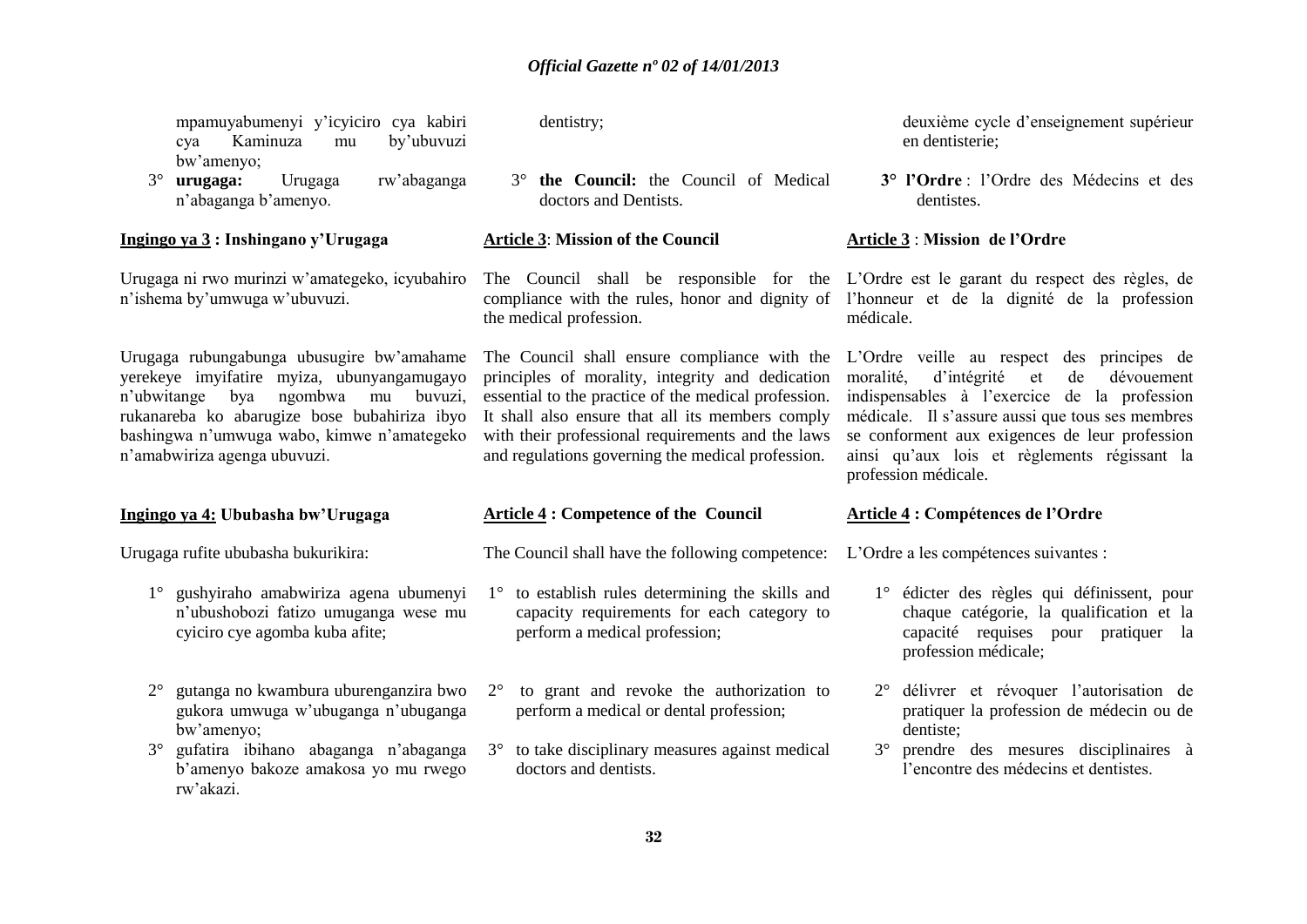mpamuyabumenyi y'icyiciro cya kabiri cya Kaminuza mu by'ubuvuzi bw'amenyo;

3° **urugaga:** Urugaga rw'abaganga n'abaganga b'amenyo.

**Ingingo ya 3 : Inshingano y'Urugaga**

Urugaga ni rwo murinzi w'amategeko, icyubahiro n'ishema by'umwuga w'ubuvuzi.

Urugaga rubungabunga ubusugire bw'amahame yerekeye imyifatire myiza, ubunyangamugayo n'ubwitange bya ngombwa mu buvuzi, rukanareba ko abarugize bose bubahiriza ibyo bashingwa n'umwuga wabo, kimwe n'amategeko n'amabwiriza agenga ubuvuzi.

**Ingingo ya 4: Ububasha bw'Urugaga**

Urugaga rufite ububasha bukurikira:

1° gushyiraho amabwiriza agena ubumenyi n'ubushobozi fatizo umuganga wese mu cyiciro cye agomba kuba afite;

2° gutanga no kwambura uburenganzira bwo gukora umwuga w'ubuganga n'ubuganga bw'amenyo;

3° gufatira ibihano abaganga n'abaganga b'amenyo bakoze amakosa yo mu rwego rw'akazi.

dentistry;

3° **the Council:** the Council of Medical doctors and Dentists.

**Article 3: Mission of the Council**

The Council shall be responsible for the compliance with the rules, honor and dignity of the medical profession.

The Council shall ensure compliance with the principles of morality, integrity and dedication essential to the practice of the medical profession. It shall also ensure that all its members comply with their professional requirements and the laws and regulations governing the medical profession.

**Article 4 : Competence of the Council**

The Council shall have the following competence:

1° to establish rules determining the skills and capacity requirements for each category to perform a medical profession;

2° to grant and revoke the authorization to perform a medical or dental profession;

3° to take disciplinary measures against medical doctors and dentists.

deuxième cycle d'enseignement supérieur en dentisterie;

**3° l'Ordre** : l'Ordre des Médecins et des dentistes.

**Article 3 : Mission de l'Ordre**

L'Ordre est le garant du respect des règles, de l'honneur et de la dignité de la profession médicale.

L'Ordre veille au respect des principes de moralité, d'intégrité et de dévouement indispensables à l'exercice de la profession médicale. Il s'assure aussi que tous ses membres se conforment aux exigences de leur profession ainsi qu'aux lois et règlements régissant la profession médicale.

**Article 4 : Compétences de l'Ordre**

L'Ordre a les compétences suivantes :

1° édicter des règles qui définissent, pour chaque catégorie, la qualification et la capacité requises pour pratiquer la profession médicale;

2° délivrer et révoquer l'autorisation de pratiquer la profession de médecin ou de dentiste;

3° prendre des mesures disciplinaires à l'encontre des médecins et dentistes.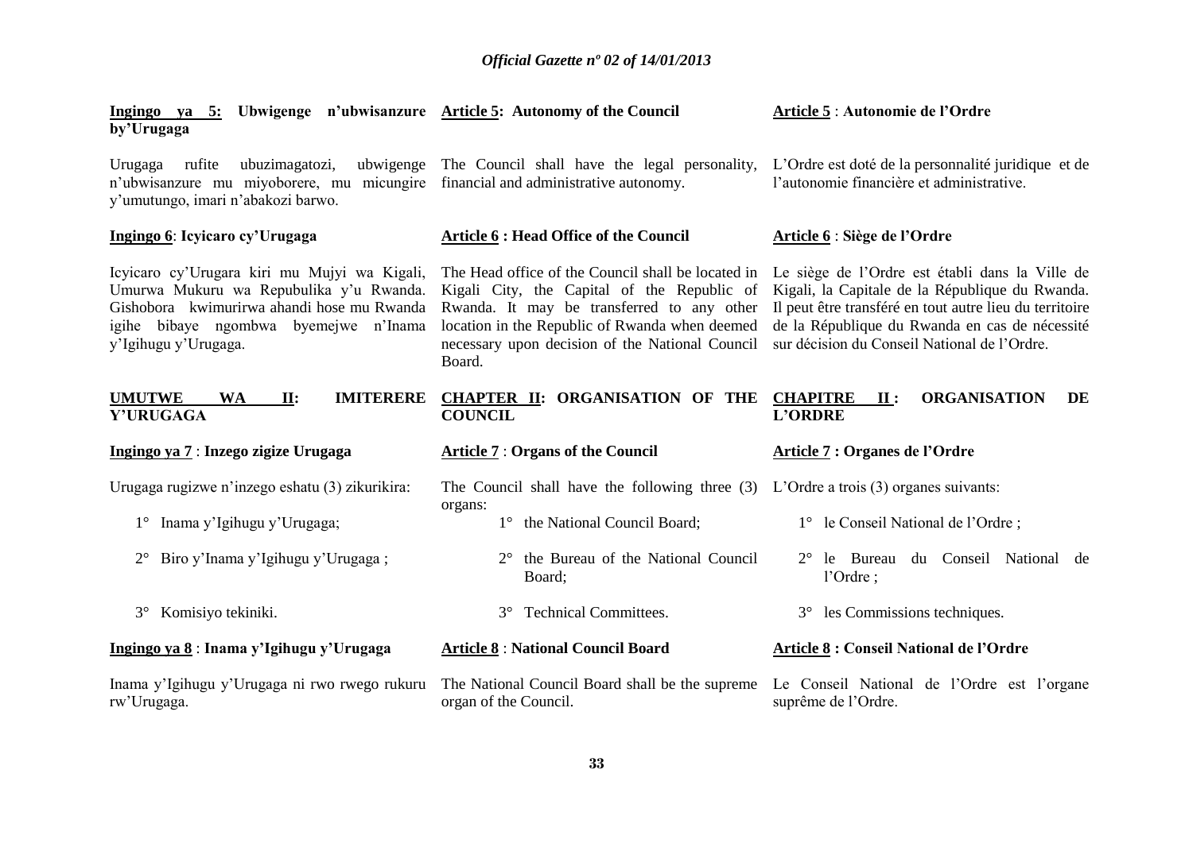**Ingingo ya 5: Ubwigenge n'ubwisanzure by'Urugaga**

Urugaga rufite ubuzimagatozi, ubwigenge n'ubwisanzure mu miyoborere, mu micungire y'umutungo, imari n'abakozi barwo.

**Ingingo 6: Icyicaro cy'Urugaga**

Icyicaro cy'Urugara kiri mu Mujyi wa Kigali, Umurwa Mukuru wa Repubulika y'u Rwanda. Gishobora kwimurirwa ahandi hose mu Rwanda igihe bibaye ngombwa byemejwe n'Inama y'Igihugu y'Urugaga.

**UMUTWE WA II: IMITERERE Y'URUGAGA**

**Ingingo ya 7 : Inzego zigize Urugaga**

Urugaga rugizwe n'inzego eshatu (3) zikurikira:

1° Inama y'Igihugu y'Urugaga;

2° Biro y'Inama y'Igihugu y'Urugaga ;

3° Komisiyo tekiniki.

**Ingingo ya 8 : Inama y'Igihugu y'Urugaga**

Inama y'Igihugu y'Urugaga ni rwo rwego rukuru rw'Urugaga.

**Article 5: Autonomy of the Council**

The Council shall have the legal personality, financial and administrative autonomy.

**Article 6 : Head Office of the Council**

The Head office of the Council shall be located in Kigali City, the Capital of the Republic of Rwanda. It may be transferred to any other location in the Republic of Rwanda when deemed necessary upon decision of the National Council Board.

**CHAPTER II: ORGANISATION OF THE COUNCIL**

**Article 7 : Organs of the Council**

The Council shall have the following three (3) organs:

1° the National Council Board;

2° the Bureau of the National Council Board;

3° Technical Committees.

**Article 8 : National Council Board**

The National Council Board shall be the supreme organ of the Council.

**Article 5 : Autonomie de l'Ordre**

L'Ordre est doté de la personnalité juridique et de l'autonomie financière et administrative.

**Article 6 : Siège de l'Ordre**

Le siège de l'Ordre est établi dans la Ville de Kigali, la Capitale de la République du Rwanda. Il peut être transféré en tout autre lieu du territoire de la République du Rwanda en cas de nécessité sur décision du Conseil National de l'Ordre.

**CHAPITRE II : ORGANISATION DE L'ORDRE**

**Article 7 : Organes de l'Ordre**

L'Ordre a trois (3) organes suivants:

1° le Conseil National de l'Ordre ;

2° le Bureau du Conseil National de l'Ordre ;

3° les Commissions techniques.

**Article 8 : Conseil National de l'Ordre**

Le Conseil National de l'Ordre est l'organe suprême de l'Ordre.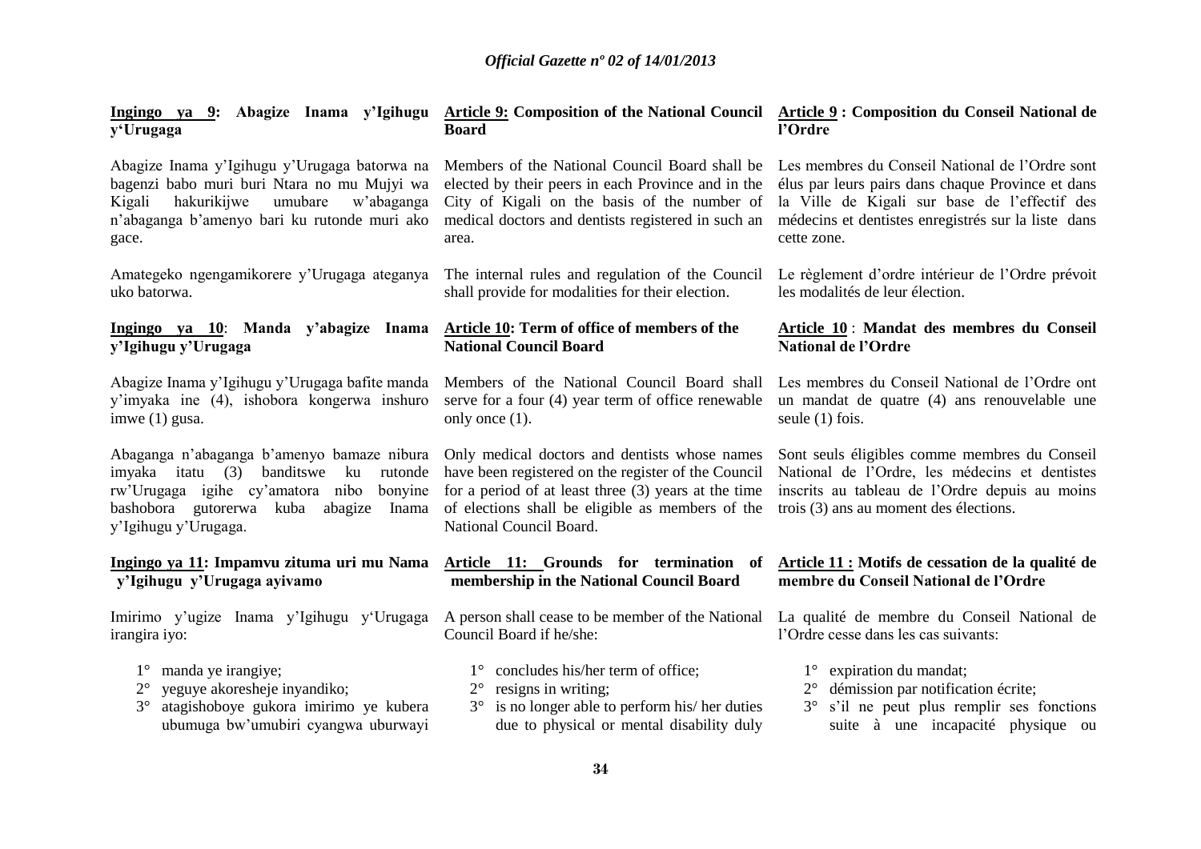**Ingingo ya 9: Abagize Inama y'Igihugu y'Urugaga**

Abagize Inama y'Igihugu y'Urugaga batorwa na bagenzi babo muri buri Ntara no mu Mujyi wa Kigali hakurikijwe umubare w'abaganga n'abaganga b'amenyo bari ku rutonde muri ako gace.

Amategeko ngengamikorere y'Urugaga ateganya uko batorwa.

**Ingingo ya 10: Manda y'abagize Inama y'Igihugu y'Urugaga**

Abagize Inama y'Igihugu y'Urugaga bafite manda y'imyaka ine (4), ishobora kongerwa inshuro imwe (1) gusa.

Abaganga n'abaganga b'amenyo bamaze nibura imyaka itatu (3) banditswe ku rutonde rw'Urugaga igihe cy'amatora nibo bonyine bashobora gutorerwa kuba abagize Inama y'Igihugu y'Urugaga.

**Ingingo ya 11: Impamvu zituma uri mu Nama y'Igihugu y'Urugaga ayivamo**

Imirimo y'ugize Inama y'Igihugu y'Urugaga irangira iyo:

1° manda ye irangiye;
2° yeguye akoresheje inyandiko;
3° atagishoboye gukora imirimo ye kubera ubumuga bw'umubiri cyangwa uburwayi

**Article 9: Composition of the National Council Board**

Members of the National Council Board shall be elected by their peers in each Province and in the City of Kigali on the basis of the number of medical doctors and dentists registered in such an area.

The internal rules and regulation of the Council shall provide for modalities for their election.

**Article 10: Term of office of members of the National Council Board**

Members of the National Council Board shall serve for a four (4) year term of office renewable only once (1).

Only medical doctors and dentists whose names have been registered on the register of the Council for a period of at least three (3) years at the time of elections shall be eligible as members of the National Council Board.

**Article 11: Grounds for termination of membership in the National Council Board**

A person shall cease to be member of the National Council Board if he/she:

1° concludes his/her term of office;
2° resigns in writing;
3° is no longer able to perform his/ her duties due to physical or mental disability duly

**Article 9 : Composition du Conseil National de l'Ordre**

Les membres du Conseil National de l'Ordre sont élus par leurs pairs dans chaque Province et dans la Ville de Kigali sur base de l'effectif des médecins et dentistes enregistrés sur la liste dans cette zone.

Le règlement d'ordre intérieur de l'Ordre prévoit les modalités de leur élection.

**Article 10 : Mandat des membres du Conseil National de l'Ordre**

Les membres du Conseil National de l'Ordre ont un mandat de quatre (4) ans renouvelable une seule (1) fois.

Sont seuls éligibles comme membres du Conseil National de l'Ordre, les médecins et dentistes inscrits au tableau de l'Ordre depuis au moins trois (3) ans au moment des élections.

**Article 11 : Motifs de cessation de la qualité de membre du Conseil National de l'Ordre**

La qualité de membre du Conseil National de l'Ordre cesse dans les cas suivants:

1° expiration du mandat;
2° démission par notification écrite;
3° s'il ne peut plus remplir ses fonctions suite à une incapacité physique ou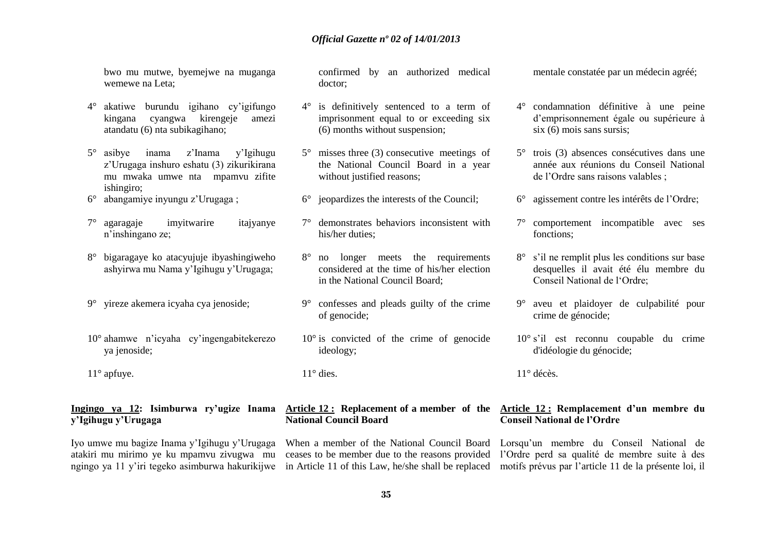bwo mu mutwe, byemejwe na muganga wemewe na Leta;

4° akatiwe burundu igihano cy'igifungo kingana cyangwa kirengeje amezi atandatu (6) nta subikagihano;

5° asibye inama z'Inama y'Igihugu z'Urugaga inshuro eshatu (3) zikurikirana mu mwaka umwe nta mpamvu zifite ishingiro;

6° abangamiye inyungu z'Urugaga ;

7° agaragaje imyitwarire itajyanye n'inshingano ze;

8° bigaragaye ko atacyujuje ibyashingiweho ashyirwa mu Nama y'Igihugu y'Urugaga;

9° yireze akemera icyaha cya jenoside;

10° ahamwe n'icyaha cy'ingengabitekerezo ya jenoside;

11° apfuye.

**Ingingo ya 12: Isimburwa ry'ugize Inama y'Igihugu y'Urugaga**

Iyo umwe mu bagize Inama y'Igihugu y'Urugaga atakiri mu mirimo ye ku mpamvu zivugwa mu ngingo ya 11 y'iri tegeko asimburwa hakurikijwe

confirmed by an authorized medical doctor;

4° is definitively sentenced to a term of imprisonment equal to or exceeding six (6) months without suspension;

5° misses three (3) consecutive meetings of the National Council Board in a year without justified reasons;

6° jeopardizes the interests of the Council;

7° demonstrates behaviors inconsistent with his/her duties;

8° no longer meets the requirements considered at the time of his/her election in the National Council Board;

9° confesses and pleads guilty of the crime of genocide;

10° is convicted of the crime of genocide ideology;

11° dies.

**Article 12 : Replacement of a member of the National Council Board**

When a member of the National Council Board ceases to be member due to the reasons provided in Article 11 of this Law, he/she shall be replaced

mentale constatée par un médecin agréé;

4° condamnation définitive à une peine d'emprisonnement égale ou supérieure à six (6) mois sans sursis;

5° trois (3) absences consécutives dans une année aux réunions du Conseil National de l'Ordre sans raisons valables ;

6° agissement contre les intérêts de l'Ordre;

7° comportement incompatible avec ses fonctions;

8° s'il ne remplit plus les conditions sur base desquelles il avait été élu membre du Conseil National de l'Ordre;

9° aveu et plaidoyer de culpabilité pour crime de génocide;

10° s'il est reconnu coupable du crime d'idéologie du génocide;

11° décès.

**Article 12 : Remplacement d'un membre du Conseil National de l'Ordre**

Lorsqu'un membre du Conseil National de l'Ordre perd sa qualité de membre suite à des motifs prévus par l'article 11 de la présente loi, il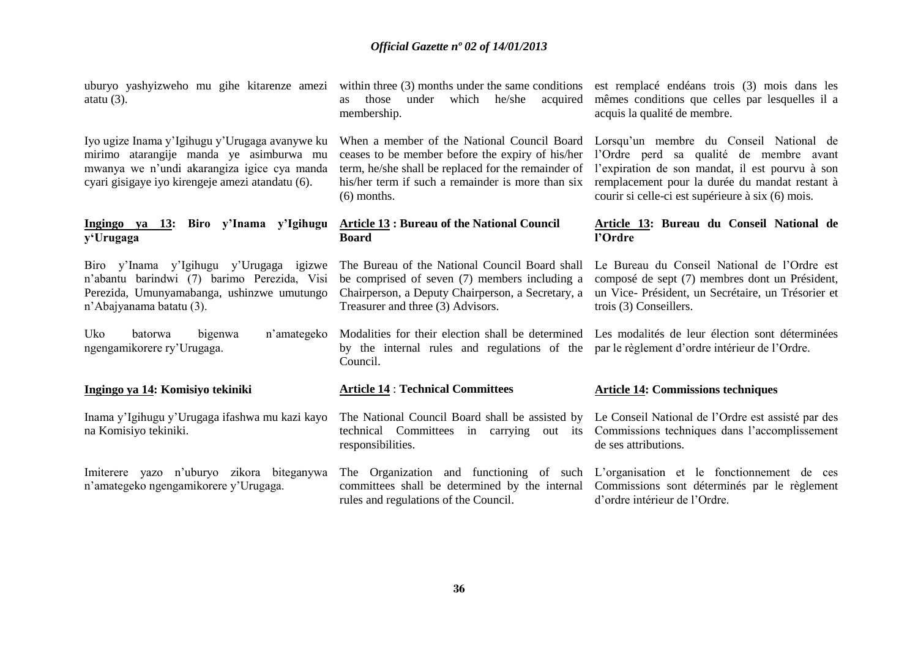uburyo yashyizweho mu gihe kitarenze amezi atatu (3).

Iyo ugize Inama y'Igihugu y'Urugaga avanywe ku mirimo atarangije manda ye asimburwa mu mwanya we n'undi akarangiza igice cya manda cyari gisigaye iyo kirengeje amezi atandatu (6).

**Ingingo ya 13: Biro y'Inama y'Igihugu y'Urugaga**

Biro y'Inama y'Igihugu y'Urugaga igizwe n'abantu barindwi (7) barimo Perezida, Visi Perezida, Umunyamabanga, ushinzwe umutungo n'Abajyanama batatu (3).

Uko batorwa bigenwa n'amategeko ngengamikorere ry'Urugaga.

**Ingingo ya 14: Komisiyo tekiniki**

Inama y'Igihugu y'Urugaga ifashwa mu kazi kayo na Komisiyo tekiniki.

Imiterere yazo n'uburyo zikora biteganywa n'amategeko ngengamikorere y'Urugaga.

within three (3) months under the same conditions as those under which he/she acquired membership.

When a member of the National Council Board ceases to be member before the expiry of his/her term, he/she shall be replaced for the remainder of his/her term if such a remainder is more than six (6) months.

**Article 13 : Bureau of the National Council Board**

The Bureau of the National Council Board shall be comprised of seven (7) members including a Chairperson, a Deputy Chairperson, a Secretary, a Treasurer and three (3) Advisors.

Modalities for their election shall be determined by the internal rules and regulations of the Council.

**Article 14 : Technical Committees**

The National Council Board shall be assisted by technical Committees in carrying out its responsibilities.

The Organization and functioning of such committees shall be determined by the internal rules and regulations of the Council.

est remplacé endéans trois (3) mois dans les mêmes conditions que celles par lesquelles il a acquis la qualité de membre.

Lorsqu'un membre du Conseil National de l'Ordre perd sa qualité de membre avant l'expiration de son mandat, il est pourvu à son remplacement pour la durée du mandat restant à courir si celle-ci est supérieure à six (6) mois.

**Article 13: Bureau du Conseil National de l'Ordre**

Le Bureau du Conseil National de l'Ordre est composé de sept (7) membres dont un Président, un Vice- Président, un Secrétaire, un Trésorier et trois (3) Conseillers.

Les modalités de leur élection sont déterminées par le règlement d'ordre intérieur de l'Ordre.

**Article 14: Commissions techniques**

Le Conseil National de l'Ordre est assisté par des Commissions techniques dans l'accomplissement de ses attributions.

L'organisation et le fonctionnement de ces Commissions sont déterminés par le règlement d'ordre intérieur de l'Ordre.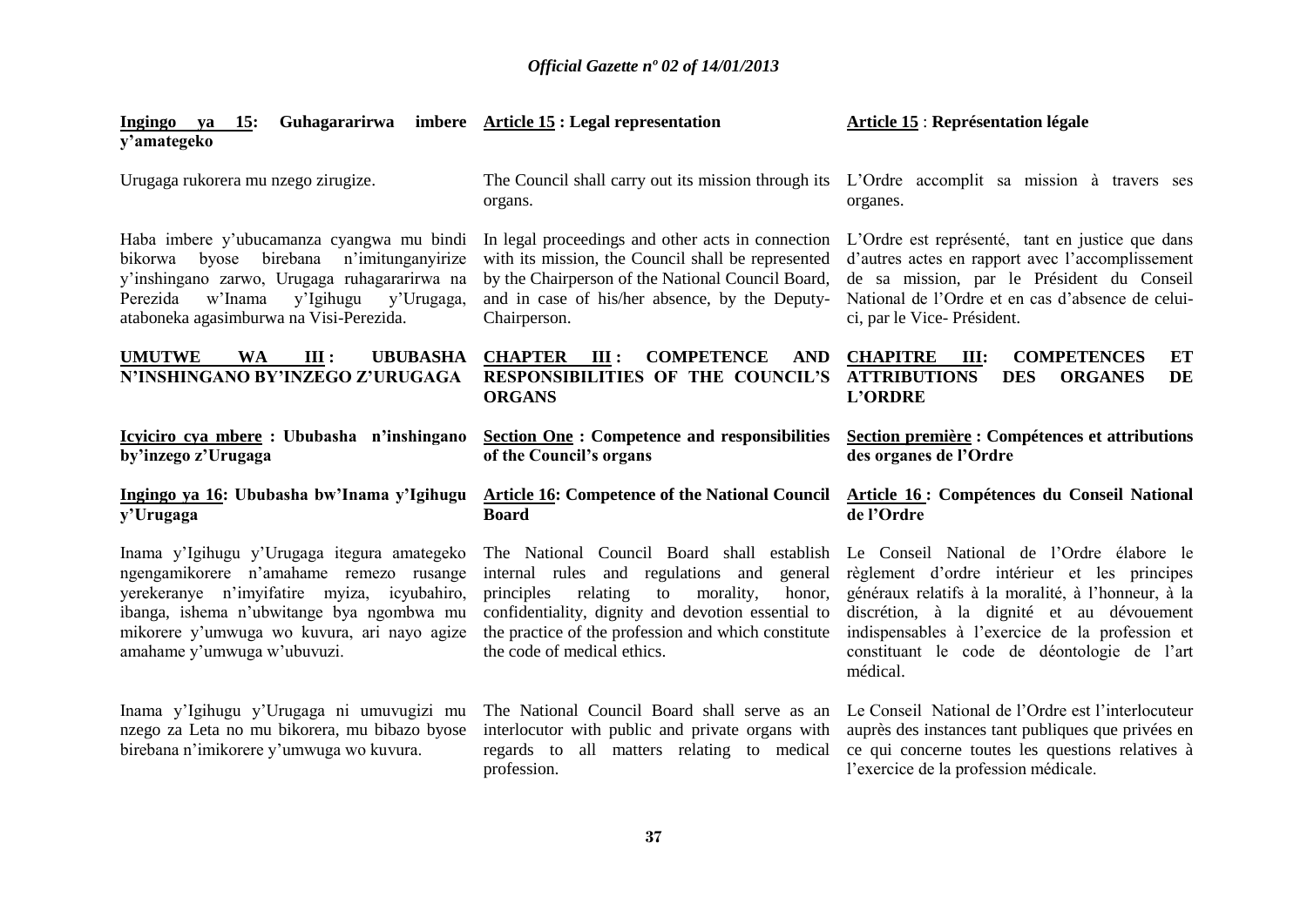**Ingingo ya 15: Guhagararirwa imbere y'amategeko**

Urugaga rukorera mu nzego zirugize.

Haba imbere y'ubucamanza cyangwa mu bindi bikorwa byose birebana n'imitunganyirize y'inshingano zarwo, Urugaga ruhagararirwa na Perezida w'Inama y'Igihugu y'Urugaga, ataboneka agasimburwa na Visi-Perezida.

**UMUTWE WA III : UBUBASHA N'INSHINGANO BY'INZEGO Z'URUGAGA**

**Icyiciro cya mbere : Ububasha n'inshingano by'inzego z'Urugaga**

**Ingingo ya 16: Ububasha bw'Inama y'Igihugu y'Urugaga**

Inama y'Igihugu y'Urugaga itegura amategeko ngengamikorere n'amahame remezo rusange yerekeranye n'imyifatire myiza, icyubahiro, ibanga, ishema n'ubwitange bya ngombwa mu mikorere y'umwuga wo kuvura, ari nayo agize amahame y'umwuga w'ubuvuzi.

Inama y'Igihugu y'Urugaga ni umuvugizi mu nzego za Leta no mu bikorera, mu bibazo byose birebana n'imikorere y'umwuga wo kuvura.

**Article 15 : Legal representation**

The Council shall carry out its mission through its organs.

In legal proceedings and other acts in connection with its mission, the Council shall be represented by the Chairperson of the National Council Board, and in case of his/her absence, by the Deputy-Chairperson.

**CHAPTER III : COMPETENCE AND RESPONSIBILITIES OF THE COUNCIL'S ORGANS**

**Section One : Competence and responsibilities of the Council's organs**

**Article 16: Competence of the National Council Board**

The National Council Board shall establish internal rules and regulations and general principles relating to morality, honor, confidentiality, dignity and devotion essential to the practice of the profession and which constitute the code of medical ethics.

The National Council Board shall serve as an interlocutor with public and private organs with regards to all matters relating to medical profession.

**Article 15 : Représentation légale**

L'Ordre accomplit sa mission à travers ses organes.

L'Ordre est représenté, tant en justice que dans d'autres actes en rapport avec l'accomplissement de sa mission, par le Président du Conseil National de l'Ordre et en cas d'absence de celui-ci, par le Vice- Président.

**CHAPITRE III: COMPETENCES ET ATTRIBUTIONS DES ORGANES DE L'ORDRE**

**Section première : Compétences et attributions des organes de l'Ordre**

**Article 16 : Compétences du Conseil National de l'Ordre**

Le Conseil National de l'Ordre élabore le règlement d'ordre intérieur et les principes généraux relatifs à la moralité, à l'honneur, à la discrétion, à la dignité et au dévouement indispensables à l'exercice de la profession et constituant le code de déontologie de l'art médical.

Le Conseil National de l'Ordre est l'interlocuteur auprès des instances tant publiques que privées en ce qui concerne toutes les questions relatives à l'exercice de la profession médicale.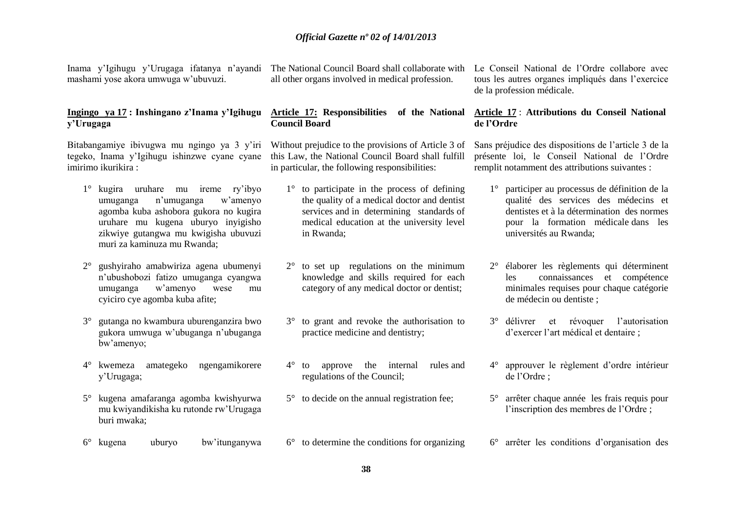Inama y'Igihugu y'Urugaga ifatanya n'ayandi mashami yose akora umwuga w'ubuvuzi.

### Ingingo ya 17 : Inshingano z'Inama y'Igihugu y'Urugaga

Bitabangamiye ibivugwa mu ngingo ya 3 y'iri tegeko, Inama y'Igihugu ishinzwe cyane cyane imirimo ikurikira :

1° kugira uruhare mu ireme ry'ibyo umuganga n'umuganga w'amenyo agomba kuba ashobora gukora no kugira uruhare mu kugena uburyo inyigisho zikwiye gutangwa mu kwigisha ubuvuzi muri za kaminuza mu Rwanda;

2° gushyiraho amabwiriza agena ubumenyi n'ubushobozi fatizo umuganga cyangwa umuganga w'amenyo wese mu cyiciro cye agomba kuba afite;

3° gutanga no kwambura uburenganzira bwo gukora umwuga w'ubuganga n'ubuganga bw'amenyo;

4° kwemeza amategeko ngengamikorere y'Urugaga;

5° kugena amafaranga agomba kwishyurwa mu kwiyandikisha ku rutonde rw'Urugaga buri mwaka;

6° kugena uburyo bw'itunganywa

The National Council Board shall collaborate with all other organs involved in medical profession.

### Article 17: Responsibilities of the National Council Board

Without prejudice to the provisions of Article 3 of this Law, the National Council Board shall fulfill in particular, the following responsibilities:

1° to participate in the process of defining the quality of a medical doctor and dentist services and in determining standards of medical education at the university level in Rwanda;

2° to set up regulations on the minimum knowledge and skills required for each category of any medical doctor or dentist;

3° to grant and revoke the authorisation to practice medicine and dentistry;

4° to approve the internal rules and regulations of the Council;

5° to decide on the annual registration fee;

6° to determine the conditions for organizing

Le Conseil National de l'Ordre collabore avec tous les autres organes impliqués dans l'exercice de la profession médicale.

### Article 17 : Attributions du Conseil National de l'Ordre

Sans préjudice des dispositions de l'article 3 de la présente loi, le Conseil National de l'Ordre remplit notamment des attributions suivantes :

1° participer au processus de définition de la qualité des services des médecins et dentistes et à la détermination des normes pour la formation médicale dans les universités au Rwanda;

2° élaborer les règlements qui déterminent les connaissances et compétence minimales requises pour chaque catégorie de médecin ou dentiste ;

3° délivrer et révoquer l'autorisation d'exercer l'art médical et dentaire ;

4° approuver le règlement d'ordre intérieur de l'Ordre ;

5° arrêter chaque année les frais requis pour l'inscription des membres de l'Ordre ;

6° arrêter les conditions d'organisation des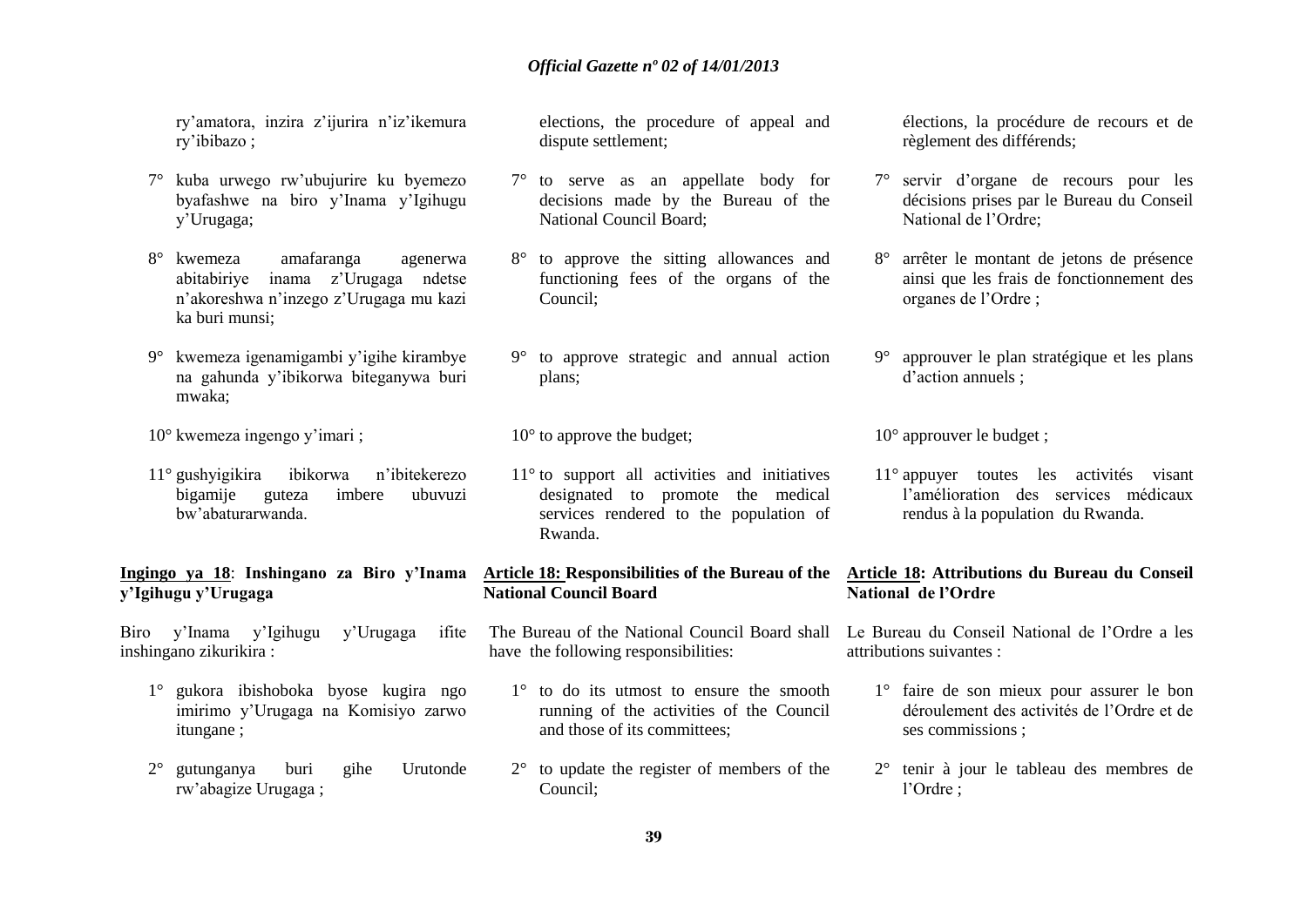ry'amatora, inzira z'ijurira n'iz'ikemura ry'ibibazo ;

7° kuba urwego rw'ubujurire ku byemezo byafashwe na biro y'Inama y'Igihugu y'Urugaga;

8° kwemeza amafaranga agenerwa abitabiriye inama z'Urugaga ndetse n'akoreshwa n'inzego z'Urugaga mu kazi ka buri munsi;

9° kwemeza igenamigambi y'igihe kirambye na gahunda y'ibikorwa biteganywa buri mwaka;

10° kwemeza ingengo y'imari ;

11° gushyigikira ibikorwa n'ibitekerezo bigamije guteza imbere ubuvuzi bw'abaturarwanda.

**Ingingo ya 18**: **Inshingano za Biro y'Inama y'Igihugu y'Urugaga**

Biro y'Inama y'Igihugu y'Urugaga ifite inshingano zikurikira :

1° gukora ibishoboka byose kugira ngo imirimo y'Urugaga na Komisiyo zarwo itungane ;

2° gutunganya buri gihe Urutonde rw'abagize Urugaga ;

elections, the procedure of appeal and dispute settlement;

7° to serve as an appellate body for decisions made by the Bureau of the National Council Board;

8° to approve the sitting allowances and functioning fees of the organs of the Council;

9° to approve strategic and annual action plans;

10° to approve the budget;

11° to support all activities and initiatives designated to promote the medical services rendered to the population of Rwanda.

**Article 18: Responsibilities of the Bureau of the National Council Board**

The Bureau of the National Council Board shall have the following responsibilities:

1° to do its utmost to ensure the smooth running of the activities of the Council and those of its committees;

2° to update the register of members of the Council;

élections, la procédure de recours et de règlement des différends;

7° servir d'organe de recours pour les décisions prises par le Bureau du Conseil National de l'Ordre;

8° arrêter le montant de jetons de présence ainsi que les frais de fonctionnement des organes de l'Ordre ;

9° approuver le plan stratégique et les plans d'action annuels ;

10° approuver le budget ;

11° appuyer toutes les activités visant l'amélioration des services médicaux rendus à la population du Rwanda.

**Article 18: Attributions du Bureau du Conseil National de l'Ordre**

Le Bureau du Conseil National de l'Ordre a les attributions suivantes :

1° faire de son mieux pour assurer le bon déroulement des activités de l'Ordre et de ses commissions ;

2° tenir à jour le tableau des membres de l'Ordre ;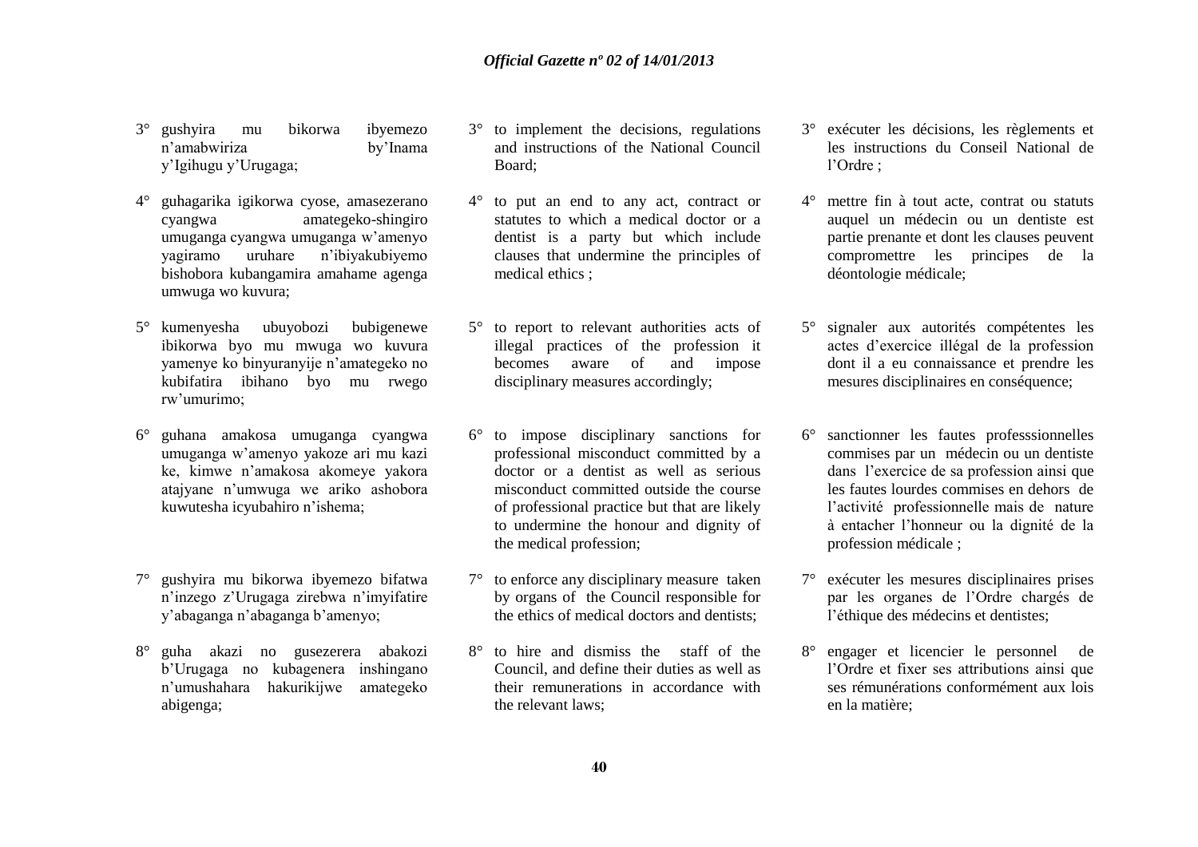3° gushyira mu bikorwa ibyemezo n'amabwiriza by'Inama y'Igihugu y'Urugaga;

4° guhagarika igikorwa cyose, amasezerano cyangwa amategeko-shingiro umuganga cyangwa umuganga w'amenyo yagiramo uruhare n'ibiyakubiyemo bishobora kubangamira amahame agenga umwuga wo kuvura;

5° kumenyesha ubuyobozi bubigenewe ibikorwa byo mu mwuga wo kuvura yamenye ko binyuranyije n'amategeko no kubifatira ibihano byo mu rwego rw'umurimo;

6° guhana amakosa umuganga cyangwa umuganga w'amenyo yakoze ari mu kazi ke, kimwe n'amakosa akomeye yakora atajyane n'umwuga we ariko ashobora kuwutesha icyubahiro n'ishema;

7° gushyira mu bikorwa ibyemezo bifatwa n'inzego z'Urugaga zirebwa n'imyifatire y'abaganga n'abaganga b'amenyo;

8° guha akazi no gusezerera abakozi b'Urugaga no kubagenera inshingano n'umushahara hakurikijwe amategeko abigenga;

3° to implement the decisions, regulations and instructions of the National Council Board;

4° to put an end to any act, contract or statutes to which a medical doctor or a dentist is a party but which include clauses that undermine the principles of medical ethics ;

5° to report to relevant authorities acts of illegal practices of the profession it becomes aware of and impose disciplinary measures accordingly;

6° to impose disciplinary sanctions for professional misconduct committed by a doctor or a dentist as well as serious misconduct committed outside the course of professional practice but that are likely to undermine the honour and dignity of the medical profession;

7° to enforce any disciplinary measure taken by organs of the Council responsible for the ethics of medical doctors and dentists;

8° to hire and dismiss the staff of the Council, and define their duties as well as their remunerations in accordance with the relevant laws;

3° exécuter les décisions, les règlements et les instructions du Conseil National de l'Ordre ;

4° mettre fin à tout acte, contrat ou statuts auquel un médecin ou un dentiste est partie prenante et dont les clauses peuvent compromettre les principes de la déontologie médicale;

5° signaler aux autorités compétentes les actes d'exercice illégal de la profession dont il a eu connaissance et prendre les mesures disciplinaires en conséquence;

6° sanctionner les fautes professsionnelles commises par un médecin ou un dentiste dans l'exercice de sa profession ainsi que les fautes lourdes commises en dehors de l'activité professionnelle mais de nature à entacher l'honneur ou la dignité de la profession médicale ;

7° exécuter les mesures disciplinaires prises par les organes de l'Ordre chargés de l'éthique des médecins et dentistes;

8° engager et licencier le personnel de l'Ordre et fixer ses attributions ainsi que ses rémunérations conformément aux lois en la matière;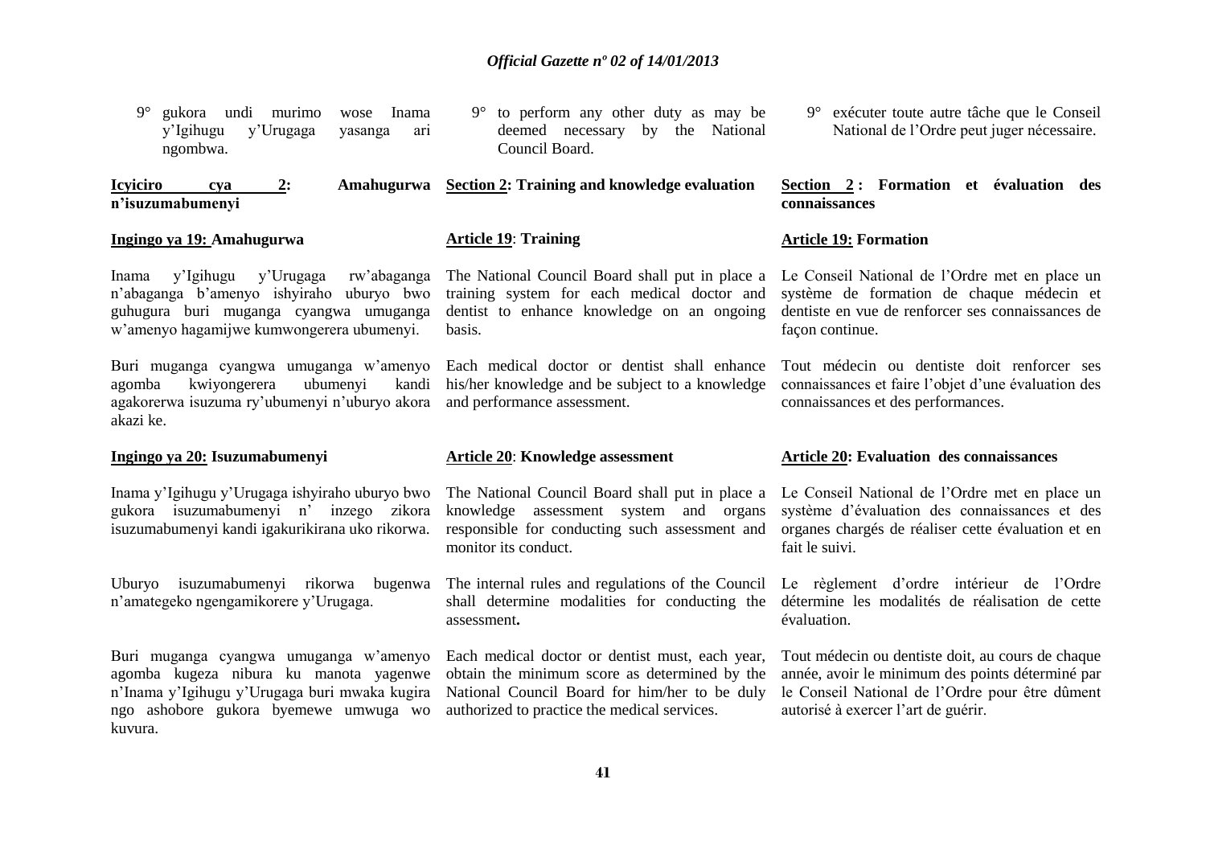9° gukora undi murimo wose Inama y'Igihugu y'Urugaga yasanga ari ngombwa.

**Icyiciro cya 2: Amahugurwa n'isuzumabumenyi**

**Ingingo ya 19: Amahugurwa**

Inama y'Igihugu y'Urugaga rw'abaganga n'abaganga b'amenyo ishyiraho uburyo bwo guhugura buri muganga cyangwa umuganga w'amenyo hagamijwe kumwongerera ubumenyi.

Buri muganga cyangwa umuganga w'amenyo agomba kwiyongerera ubumenyi kandi agakorerwa isuzuma ry'ubumenyi n'uburyo akora akazi ke.

**Ingingo ya 20: Isuzumabumenyi**

Inama y'Igihugu y'Urugaga ishyiraho uburyo bwo gukora isuzumabumenyi n' inzego zikora isuzumabumenyi kandi igakurikirana uko rikorwa.

Uburyo isuzumabumenyi rikorwa bugenwa n'amategeko ngengamikorere y'Urugaga.

Buri muganga cyangwa umuganga w'amenyo agomba kugeza nibura ku manota yagenwe n'Inama y'Igihugu y'Urugaga buri mwaka kugira ngo ashobore gukora byemewe umwuga wo kuvura.

9° to perform any other duty as may be deemed necessary by the National Council Board.

**Section 2: Training and knowledge evaluation**

**Article 19: Training**

The National Council Board shall put in place a training system for each medical doctor and dentist to enhance knowledge on an ongoing basis.

Each medical doctor or dentist shall enhance his/her knowledge and be subject to a knowledge and performance assessment.

**Article 20: Knowledge assessment**

The National Council Board shall put in place a knowledge assessment system and organs responsible for conducting such assessment and monitor its conduct.

The internal rules and regulations of the Council shall determine modalities for conducting the assessment**.**

Each medical doctor or dentist must, each year, obtain the minimum score as determined by the National Council Board for him/her to be duly authorized to practice the medical services.

9° exécuter toute autre tâche que le Conseil National de l'Ordre peut juger nécessaire.

**Section 2 : Formation et évaluation des connaissances**

**Article 19: Formation**

Le Conseil National de l'Ordre met en place un système de formation de chaque médecin et dentiste en vue de renforcer ses connaissances de façon continue.

Tout médecin ou dentiste doit renforcer ses connaissances et faire l'objet d'une évaluation des connaissances et des performances.

**Article 20: Evaluation des connaissances**

Le Conseil National de l'Ordre met en place un système d'évaluation des connaissances et des organes chargés de réaliser cette évaluation et en fait le suivi.

Le règlement d'ordre intérieur de l'Ordre détermine les modalités de réalisation de cette évaluation.

Tout médecin ou dentiste doit, au cours de chaque année, avoir le minimum des points déterminé par le Conseil National de l'Ordre pour être dûment autorisé à exercer l'art de guérir.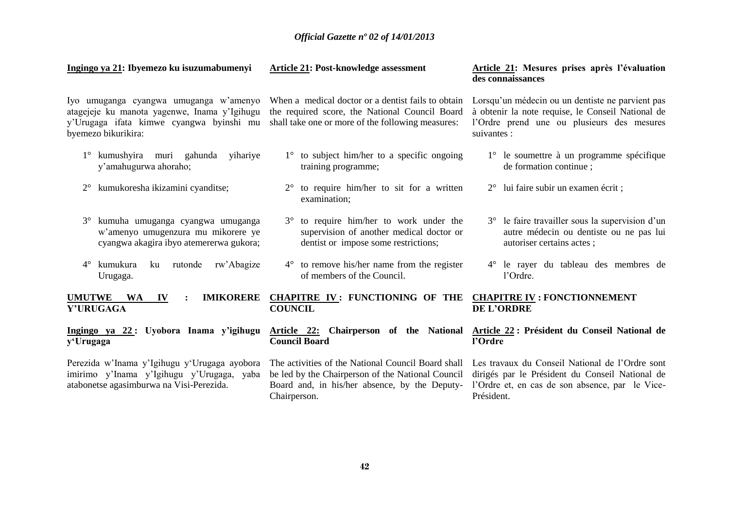**Ingingo ya 21: Ibyemezo ku isuzumabumenyi**

Iyo umuganga cyangwa umuganga w'amenyo atagejeje ku manota yagenwe, Inama y'Igihugu y'Urugaga ifata kimwe cyangwa byinshi mu byemezo bikurikira:

1° kumushyira muri gahunda yihariye y'amahugurwa ahoraho;

2° kumukoresha ikizamini cyanditse;

3° kumuha umuganga cyangwa umuganga w'amenyo umugenzura mu mikorere ye cyangwa akagira ibyo atemererwa gukora;

4° kumukura ku rutonde rw'Abagize Urugaga.

**UMUTWE WA IV : IMIKORERE Y'URUGAGA**

**Ingingo ya 22 : Uyobora Inama y'igihugu y'Urugaga**

Perezida w'Inama y'Igihugu y'Urugaga ayobora imirimo y'Inama y'Igihugu y'Urugaga, yaba atabonetse agasimburwa na Visi-Perezida.

**Article 21: Post-knowledge assessment**

When a medical doctor or a dentist fails to obtain the required score, the National Council Board shall take one or more of the following measures:

1° to subject him/her to a specific ongoing training programme;

2° to require him/her to sit for a written examination;

3° to require him/her to work under the supervision of another medical doctor or dentist or impose some restrictions;

4° to remove his/her name from the register of members of the Council.

**CHAPITRE IV : FUNCTIONING OF THE COUNCIL**

**Article 22: Chairperson of the National Council Board**

The activities of the National Council Board shall be led by the Chairperson of the National Council Board and, in his/her absence, by the Deputy-Chairperson.

**Article 21: Mesures prises après l'évaluation des connaissances**

Lorsqu'un médecin ou un dentiste ne parvient pas à obtenir la note requise, le Conseil National de l'Ordre prend une ou plusieurs des mesures suivantes :

1° le soumettre à un programme spécifique de formation continue ;

2° lui faire subir un examen écrit ;

3° le faire travailler sous la supervision d'un autre médecin ou dentiste ou ne pas lui autoriser certains actes ;

4° le rayer du tableau des membres de l'Ordre.

**CHAPITRE IV : FONCTIONNEMENT DE L'ORDRE**

**Article 22 : Président du Conseil National de l'Ordre**

Les travaux du Conseil National de l'Ordre sont dirigés par le Président du Conseil National de l'Ordre et, en cas de son absence, par le Vice-Président.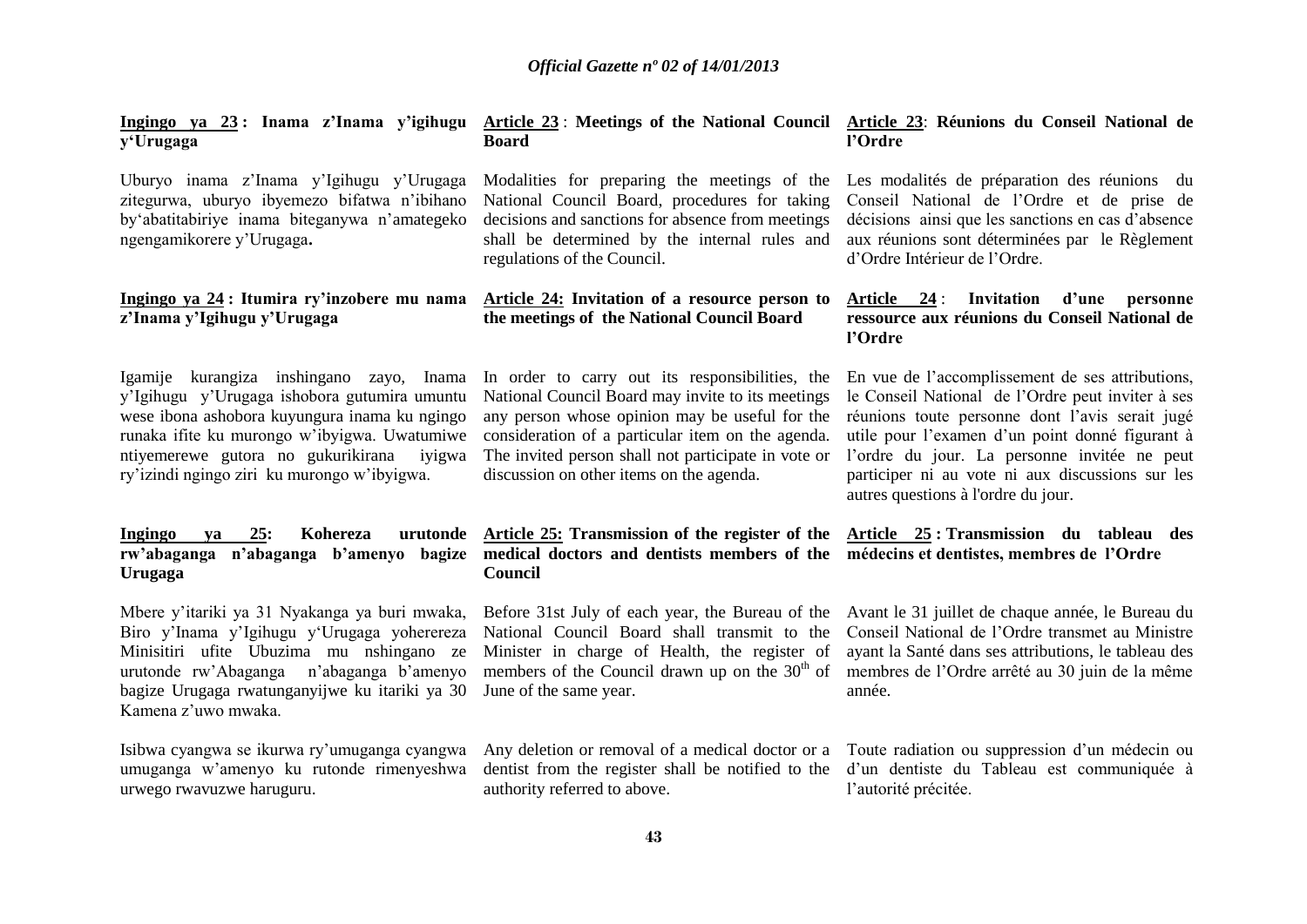**Ingingo ya 23 : Inama z'Inama y'igihugu y'Urugaga**

Uburyo inama z'Inama y'Igihugu y'Urugaga zitegurwa, uburyo ibyemezo bifatwa n'ibihano by'abatitabiriye inama biteganywa n'amategeko ngengamikorere y'Urugaga**.**

**Ingingo ya 24 : Itumira ry'inzobere mu nama z'Inama y'Igihugu y'Urugaga**

Igamije kurangiza inshingano zayo, Inama y'Igihugu y'Urugaga ishobora gutumira umuntu wese ibona ashobora kuyungura inama ku ngingo runaka ifite ku murongo w'ibyigwa. Uwatumiwe ntiyemerewe gutora no gukurikirana iyigwa ry'izindi ngingo ziri ku murongo w'ibyigwa.

**Ingingo ya 25: Kohereza urutonde rw'abaganga n'abaganga b'amenyo bagize Urugaga**

Mbere y'itariki ya 31 Nyakanga ya buri mwaka, Biro y'Inama y'Igihugu y'Urugaga yohereza Minisitiri ufite Ubuzima mu nshingano ze urutonde rw'Abaganga n'abaganga b'amenyo bagize Urugaga rwatunganyijwe ku itariki ya 30 Kamena z'uwo mwaka.

Isibwa cyangwa se ikurwa ry'umuganga cyangwa umuganga w'amenyo ku rutonde rimenyeshwa urwego rwavuzwe haruguru.

**Article 23 : Meetings of the National Council Board**

Modalities for preparing the meetings of the National Council Board, procedures for taking decisions and sanctions for absence from meetings shall be determined by the internal rules and regulations of the Council.

**Article 24: Invitation of a resource person to the meetings of the National Council Board**

In order to carry out its responsibilities, the National Council Board may invite to its meetings any person whose opinion may be useful for the consideration of a particular item on the agenda. The invited person shall not participate in vote or discussion on other items on the agenda.

**Article 25: Transmission of the register of the medical doctors and dentists members of the Council**

Before 31st July of each year, the Bureau of the National Council Board shall transmit to the Minister in charge of Health, the register of members of the Council drawn up on the 30th of June of the same year.

Any deletion or removal of a medical doctor or a dentist from the register shall be notified to the authority referred to above.

**Article 23: Réunions du Conseil National de l'Ordre**

Les modalités de préparation des réunions du Conseil National de l'Ordre et de prise de décisions ainsi que les sanctions en cas d'absence aux réunions sont déterminées par le Règlement d'Ordre Intérieur de l'Ordre.

**Article 24 : Invitation d'une personne ressource aux réunions du Conseil National de l'Ordre**

En vue de l'accomplissement de ses attributions, le Conseil National de l'Ordre peut inviter à ses réunions toute personne dont l'avis serait jugé utile pour l'examen d'un point donné figurant à l'ordre du jour. La personne invitée ne peut participer ni au vote ni aux discussions sur les autres questions à l'ordre du jour.

**Article 25 : Transmission du tableau des médecins et dentistes, membres de l'Ordre**

Avant le 31 juillet de chaque année, le Bureau du Conseil National de l'Ordre transmet au Ministre ayant la Santé dans ses attributions, le tableau des membres de l'Ordre arrêté au 30 juin de la même année.

Toute radiation ou suppression d'un médecin ou d'un dentiste du Tableau est communiquée à l'autorité précitée.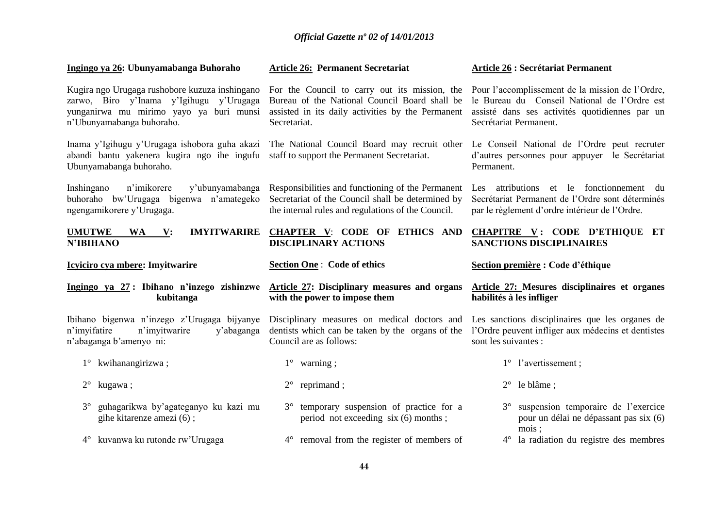**Ingingo ya 26: Ubunyamabanga Buhoraho**

Kugira ngo Urugaga rushobore kuzuza inshingano zarwo, Biro y'Inama y'Igihugu y'Urugaga yunganirwa mu mirimo yayo ya buri munsi n'Ubunyamabanga buhoraho.

Inama y'Igihugu y'Urugaga ishobora guha akazi abandi bantu yakenera kugira ngo ihe ingufu Ubunyamabanga buhoraho.

Inshingano n'imikorere y'ubunyamabanga buhoraho bw'Urugaga bigenwa n'amategeko ngengamikorere y'Urugaga.

**UMUTWE WA V: IMYITWARIRE N'IBIHANO**

**Icyiciro cya mbere: Imyitwarire**

**Ingingo ya 27 : Ibihano n'inzego zishinzwe kubitanga**

Ibihano bigenwa n'inzego z'Urugaga bijyanye n'imyifatire n'imyitwarire y'abaganga n'abaganga b'amenyo ni:

1° kwihanangirizwa ;

2° kugawa ;

3° guhagarikwa by'agateganyo ku kazi mu gihe kitarenze amezi (6) ;

4° kuvanwa ku rutonde rw'Urugaga

**Article 26: Permanent Secretariat**

For the Council to carry out its mission, the Bureau of the National Council Board shall be assisted in its daily activities by the Permanent Secretariat.

The National Council Board may recruit other staff to support the Permanent Secretariat.

Responsibilities and functioning of the Permanent Secretariat of the Council shall be determined by the internal rules and regulations of the Council.

**CHAPTER V: CODE OF ETHICS AND DISCIPLINARY ACTIONS**

**Section One : Code of ethics**

**Article 27: Disciplinary measures and organs with the power to impose them**

Disciplinary measures on medical doctors and dentists which can be taken by the organs of the Council are as follows:

1° warning ;

2° reprimand ;

3° temporary suspension of practice for a period not exceeding six (6) months ;

4° removal from the register of members of

**Article 26 : Secrétariat Permanent**

Pour l'accomplissement de la mission de l'Ordre, le Bureau du Conseil National de l'Ordre est assisté dans ses activités quotidiennes par un Secrétariat Permanent.

Le Conseil National de l'Ordre peut recruter d'autres personnes pour appuyer le Secrétariat Permanent.

Les attributions et le fonctionnement du Secrétariat Permanent de l'Ordre sont déterminés par le règlement d'ordre intérieur de l'Ordre.

**CHAPITRE V : CODE D'ETHIQUE ET SANCTIONS DISCIPLINAIRES**

**Section première : Code d'éthique**

**Article 27: Mesures disciplinaires et organes habilités à les infliger**

Les sanctions disciplinaires que les organes de l'Ordre peuvent infliger aux médecins et dentistes sont les suivantes :

1° l'avertissement ;

2° le blâme ;

3° suspension temporaire de l'exercice pour un délai ne dépassant pas six (6) mois ;

4° la radiation du registre des membres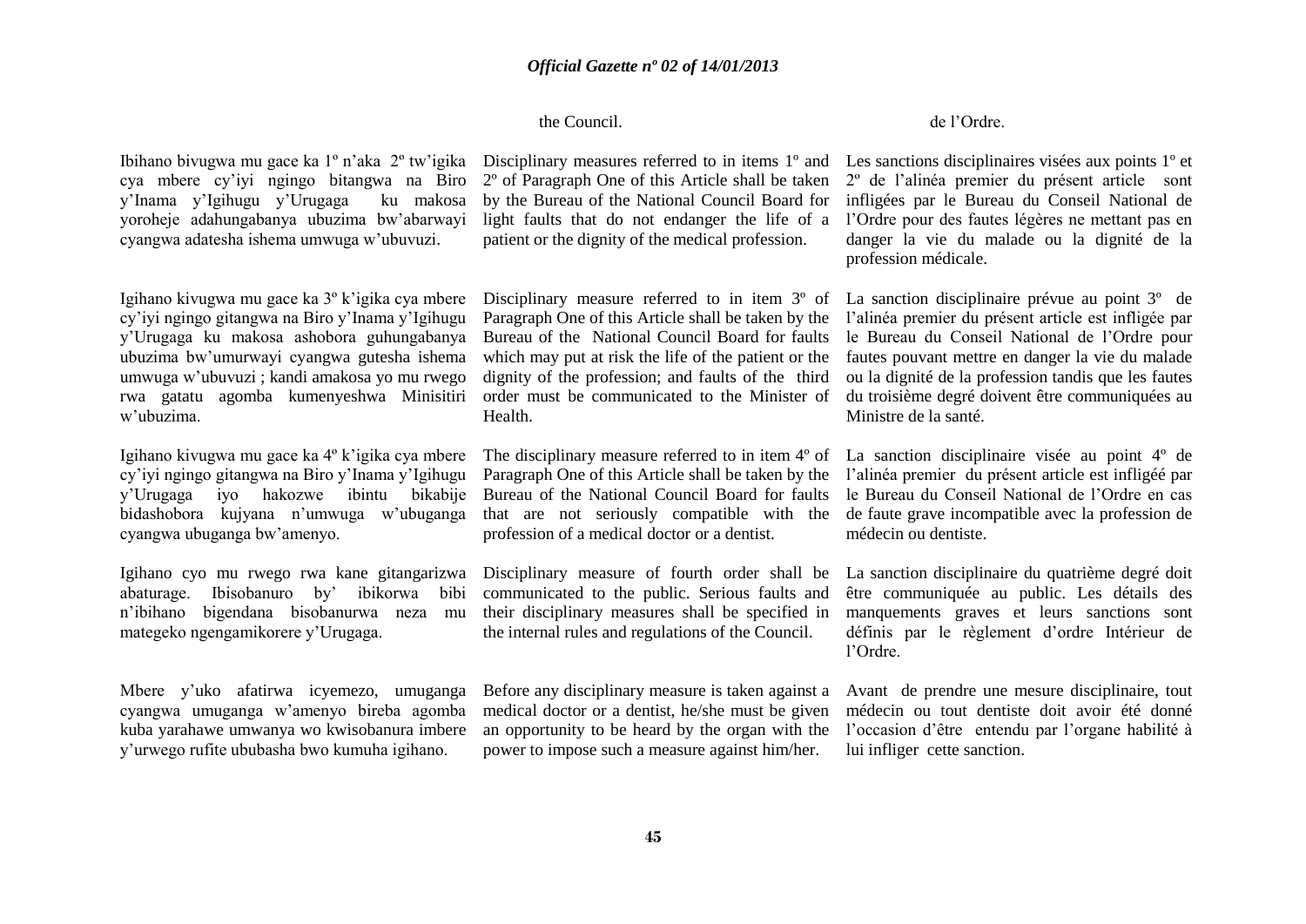the Council.

de l'Ordre.

Ibihano bivugwa mu gace ka 1º n'aka 2º tw'igika cya mbere cy'iyi ngingo bitangwa na Biro y'Inama y'Igihugu y'Urugaga ku makosa yoroheje adahungabanya ubuzima bw'abarwayi cyangwa adatesha ishema umwuga w'ubuvuzi.

Igihano kivugwa mu gace ka 3º k'igika cya mbere cy'iyi ngingo gitangwa na Biro y'Inama y'Igihugu y'Urugaga ku makosa ashobora guhungabanya ubuzima bw'umurwayi cyangwa gutesha ishema umwuga w'ubuvuzi ; kandi amakosa yo mu rwego rwa gatatu agomba kumenyeshwa Minisitiri w'ubuzima.

Igihano kivugwa mu gace ka 4º k'igika cya mbere cy'iyi ngingo gitangwa na Biro y'Inama y'Igihugu y'Urugaga iyo hakozwe ibintu bikabije bidashobora kujyana n'umwuga w'ubuganga cyangwa ubuganga bw'amenyo.

Igihano cyo mu rwego rwa kane gitangarizwa abaturage. Ibisobanuro by' ibikorwa bibi n'ibihano bigendana bisobanurwa neza mu mategeko ngengamikorere y'Urugaga.

Mbere y'uko afatirwa icyemezo, umuganga cyangwa umuganga w'amenyo bireba agomba kuba yarahawe umwanya wo kwisobanura imbere y'urwego rufite ububasha bwo kumuha igihano.

Disciplinary measures referred to in items 1º and 2º of Paragraph One of this Article shall be taken by the Bureau of the National Council Board for light faults that do not endanger the life of a patient or the dignity of the medical profession.

Disciplinary measure referred to in item 3º of Paragraph One of this Article shall be taken by the Bureau of the National Council Board for faults which may put at risk the life of the patient or the dignity of the profession; and faults of the third order must be communicated to the Minister of Health.

The disciplinary measure referred to in item 4º of Paragraph One of this Article shall be taken by the Bureau of the National Council Board for faults that are not seriously compatible with the profession of a medical doctor or a dentist.

Disciplinary measure of fourth order shall be communicated to the public. Serious faults and their disciplinary measures shall be specified in the internal rules and regulations of the Council.

Before any disciplinary measure is taken against a medical doctor or a dentist, he/she must be given an opportunity to be heard by the organ with the power to impose such a measure against him/her.

Les sanctions disciplinaires visées aux points 1º et 2º de l'alinéa premier du présent article sont infligées par le Bureau du Conseil National de l'Ordre pour des fautes légères ne mettant pas en danger la vie du malade ou la dignité de la profession médicale.

La sanction disciplinaire prévue au point 3º de l'alinéa premier du présent article est infligée par le Bureau du Conseil National de l'Ordre pour fautes pouvant mettre en danger la vie du malade ou la dignité de la profession tandis que les fautes du troisième degré doivent être communiquées au Ministre de la santé.

La sanction disciplinaire visée au point 4º de l'alinéa premier du présent article est infligéé par le Bureau du Conseil National de l'Ordre en cas de faute grave incompatible avec la profession de médecin ou dentiste.

La sanction disciplinaire du quatrième degré doit être communiquée au public. Les détails des manquements graves et leurs sanctions sont définis par le règlement d'ordre Intérieur de l'Ordre.

Avant de prendre une mesure disciplinaire, tout médecin ou tout dentiste doit avoir été donné l'occasion d'être entendu par l'organe habilité à lui infliger cette sanction.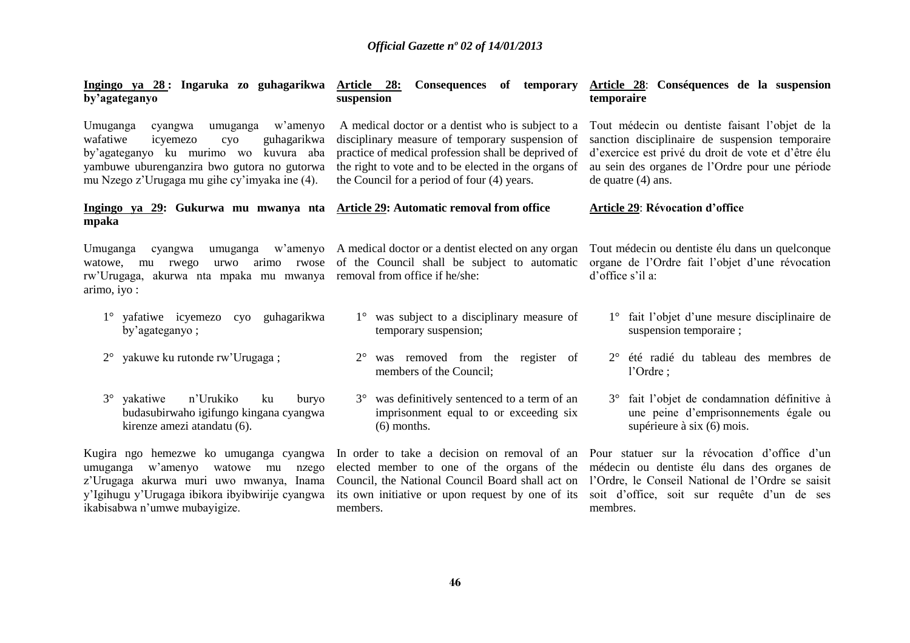**Ingingo ya 28 : Ingaruka zo guhagarikwa by'agateganyo**

Umuganga cyangwa umuganga w'amenyo wafatiwe icyemezo cyo guhagarikwa by'agateganyo ku murimo wo kuvura aba yambuwe uburenganzira bwo gutora no gutorwa mu Nzego z'Urugaga mu gihe cy'imyaka ine (4).

**Ingingo ya 29: Gukurwa mu mwanya nta mpaka**

Umuganga cyangwa umuganga w'amenyo watowe, mu rwego urwo arimo rwose rw'Urugaga, akurwa nta mpaka mu mwanya arimo, iyo :

1° yafatiwe icyemezo cyo guhagarikwa by'agateganyo ;

2° yakuwe ku rutonde rw'Urugaga ;

3° yakatiwe n'Urukiko ku buryo budasubirwaho igifungo kingana cyangwa kirenze amezi atandatu (6).

Kugira ngo hemezwe ko umuganga cyangwa umuganga w'amenyo watowe mu nzego z'Urugaga akurwa muri uwo mwanya, Inama y'Igihugu y'Urugaga ibikora ibyibwirije cyangwa ikabisabwa n'umwe mubayigize.

**Article 28: Consequences of temporary suspension**

A medical doctor or a dentist who is subject to a disciplinary measure of temporary suspension of practice of medical profession shall be deprived of the right to vote and to be elected in the organs of the Council for a period of four (4) years.

**Article 29: Automatic removal from office**

A medical doctor or a dentist elected on any organ of the Council shall be subject to automatic removal from office if he/she:

1° was subject to a disciplinary measure of temporary suspension;

2° was removed from the register of members of the Council;

3° was definitively sentenced to a term of an imprisonment equal to or exceeding six (6) months.

In order to take a decision on removal of an elected member to one of the organs of the Council, the National Council Board shall act on its own initiative or upon request by one of its members.

**Article 28**: **Conséquences de la suspension temporaire**

Tout médecin ou dentiste faisant l'objet de la sanction disciplinaire de suspension temporaire d'exercice est privé du droit de vote et d'être élu au sein des organes de l'Ordre pour une période de quatre (4) ans.

**Article 29**: **Révocation d'office**

Tout médecin ou dentiste élu dans un quelconque organe de l'Ordre fait l'objet d'une révocation d'office s'il a:

1° fait l'objet d'une mesure disciplinaire de suspension temporaire ;

2° été radié du tableau des membres de l'Ordre ;

3° fait l'objet de condamnation définitive à une peine d'emprisonnements égale ou supérieure à six (6) mois.

Pour statuer sur la révocation d'office d'un médecin ou dentiste élu dans des organes de l'Ordre, le Conseil National de l'Ordre se saisit soit d'office, soit sur requête d'un de ses membres.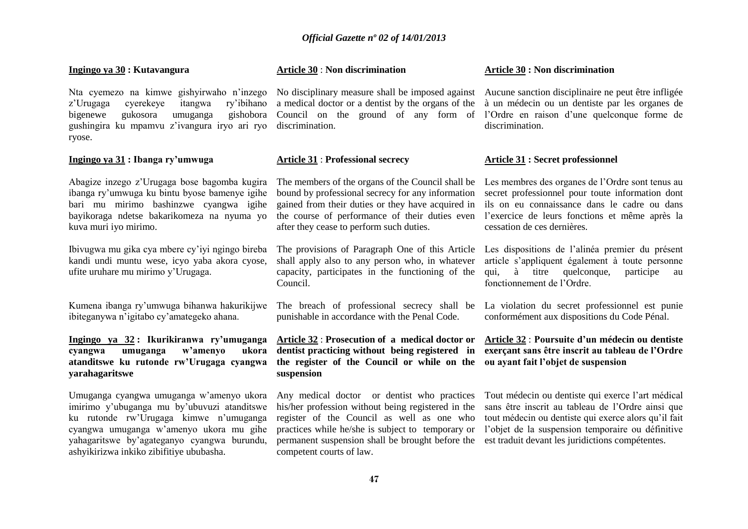**Ingingo ya 30 : Kutavangura**

Nta cyemezo na kimwe gishyirwaho n'inzego z'Urugaga cyerekeye itangwa ry'ibihano bigenewe gukosora umuganga gishobora gushingira ku mpamvu z'ivangura iryo ari ryo ryose.

**Ingingo ya 31 : Ibanga ry'umwuga**

Abagize inzego z'Urugaga bose bagomba kugira ibanga ry'umwuga ku bintu byose bamenye igihe bari mu mirimo bashinzwe cyangwa igihe bayikoraga ndetse bakarikomeza na nyuma yo kuva muri iyo mirimo.

Ibivugwa mu gika cya mbere cy'iyi ngingo bireba kandi undi muntu wese, icyo yaba akora cyose, ufite uruhare mu mirimo y'Urugaga.

Kumena ibanga ry'umwuga bihanwa hakurikijwe ibiteganywa n'igitabo cy'amategeko ahana.

**Ingingo ya 32 : Ikurikiranwa ry'umuganga cyangwa umuganga w'amenyo ukora atanditswe ku rutonde rw'Urugaga cyangwa yarahagaritswe**

Umuganga cyangwa umuganga w'amenyo ukora imirimo y'ubuganga mu by'ubuvuzi atanditswe ku rutonde rw'Urugaga kimwe n'umuganga cyangwa umuganga w'amenyo ukora mu gihe yahagaritswe by'agateganyo cyangwa burundu, ashyikirizwa inkiko zibifitiye ububasha.

**Article 30 : Non discrimination**

No disciplinary measure shall be imposed against a medical doctor or a dentist by the organs of the Council on the ground of any form of discrimination.

**Article 31 : Professional secrecy**

The members of the organs of the Council shall be bound by professional secrecy for any information gained from their duties or they have acquired in the course of performance of their duties even after they cease to perform such duties.

The provisions of Paragraph One of this Article shall apply also to any person who, in whatever capacity, participates in the functioning of the Council.

The breach of professional secrecy shall be punishable in accordance with the Penal Code.

**Article 32 : Prosecution of a medical doctor or dentist practicing without being registered in the register of the Council or while on the suspension**

Any medical doctor or dentist who practices his/her profession without being registered in the register of the Council as well as one who practices while he/she is subject to temporary or permanent suspension shall be brought before the competent courts of law.

**Article 30 : Non discrimination**

Aucune sanction disciplinaire ne peut être infligée à un médecin ou un dentiste par les organes de l'Ordre en raison d'une quelconque forme de discrimination.

**Article 31 : Secret professionnel**

Les membres des organes de l'Ordre sont tenus au secret professionnel pour toute information dont ils on eu connaissance dans le cadre ou dans l'exercice de leurs fonctions et même après la cessation de ces dernières.

Les dispositions de l'alinéa premier du présent article s'appliquent également à toute personne qui, à titre quelconque, participe au fonctionnement de l'Ordre.

La violation du secret professionnel est punie conformément aux dispositions du Code Pénal.

**Article 32 : Poursuite d'un médecin ou dentiste exerçant sans être inscrit au tableau de l'Ordre ou ayant fait l'objet de suspension**

Tout médecin ou dentiste qui exerce l'art médical sans être inscrit au tableau de l'Ordre ainsi que tout médecin ou dentiste qui exerce alors qu'il fait l'objet de la suspension temporaire ou définitive est traduit devant les juridictions compétentes.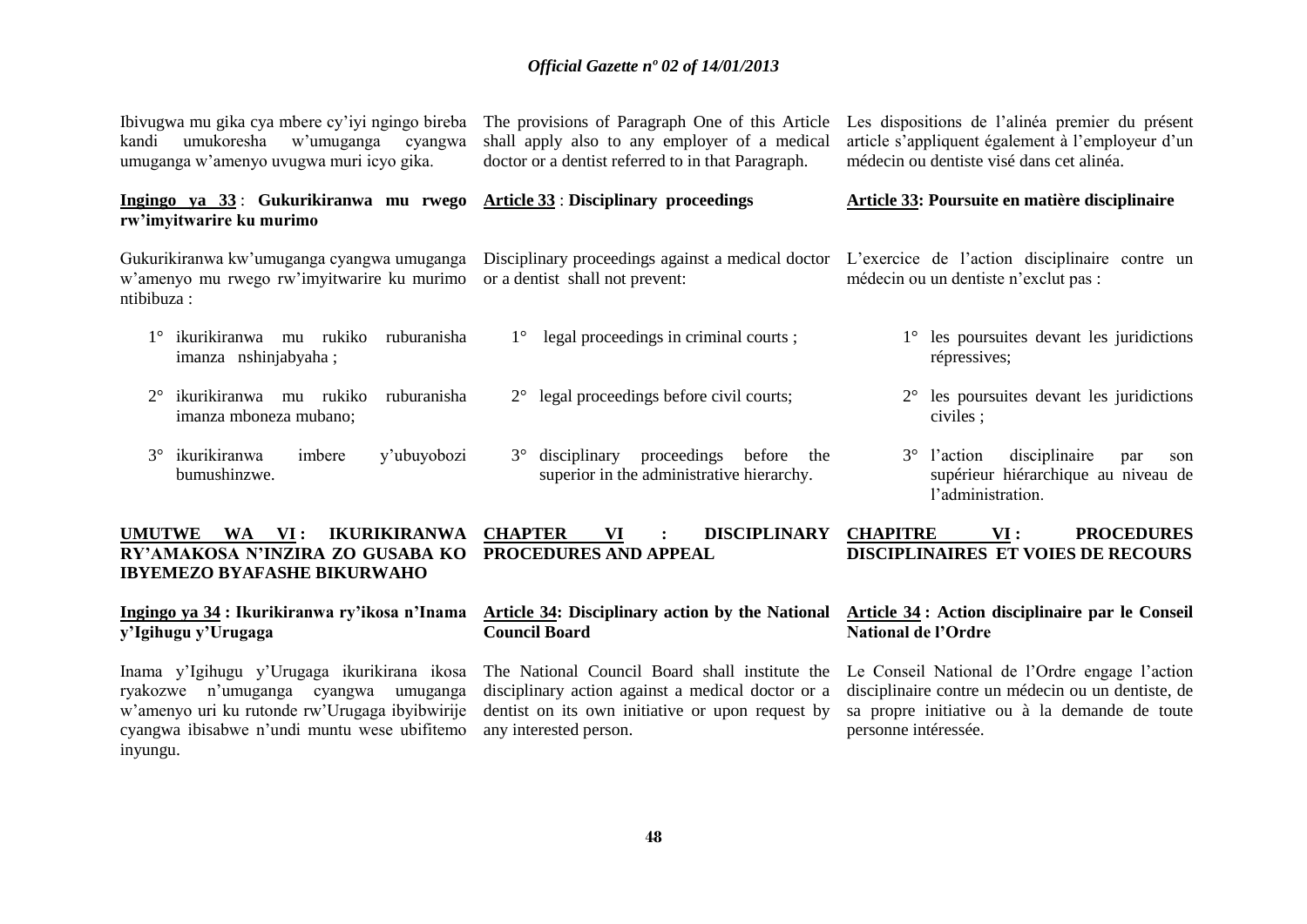Ibivugwa mu gika cya mbere cy'iyi ngingo bireba kandi umukoresha w'umuganga cyangwa umuganga w'amenyo uvugwa muri icyo gika.

**Ingingo ya 33 : Gukurikiranwa mu rwego rw'imyitwarire ku murimo**

Gukurikiranwa kw'umuganga cyangwa umuganga w'amenyo mu rwego rw'imyitwarire ku murimo ntibibuza :

1° ikurikiranwa mu rukiko ruburanisha imanza nshinjabyaha ;

2° ikurikiranwa mu rukiko ruburanisha imanza mboneza mubano;

3° ikurikiranwa imbere y'ubuyobozi bumushinzwe.

**UMUTWE WA VI : IKURIKIRANWA RY'AMAKOSA N'INZIRA ZO GUSABA KO IBYEMEZO BYAFASHE BIKURWAHO**

**Ingingo ya 34 : Ikurikiranwa ry'ikosa n'Inama y'Igihugu y'Urugaga**

Inama y'Igihugu y'Urugaga ikurikirana ikosa ryakozwe n'umuganga cyangwa umuganga w'amenyo uri ku rutonde rw'Urugaga ibyibwirije cyangwa ibisabwe n'undi muntu wese ubifitemo inyungu.

The provisions of Paragraph One of this Article shall apply also to any employer of a medical doctor or a dentist referred to in that Paragraph.

**Article 33 : Disciplinary proceedings**

Disciplinary proceedings against a medical doctor or a dentist shall not prevent:

1° legal proceedings in criminal courts ;

2° legal proceedings before civil courts;

3° disciplinary proceedings before the superior in the administrative hierarchy.

**CHAPTER VI : DISCIPLINARY PROCEDURES AND APPEAL**

**Article 34: Disciplinary action by the National Council Board**

The National Council Board shall institute the disciplinary action against a medical doctor or a dentist on its own initiative or upon request by any interested person.

Les dispositions de l'alinéa premier du présent article s'appliquent également à l'employeur d'un médecin ou dentiste visé dans cet alinéa.

**Article 33: Poursuite en matière disciplinaire**

L'exercice de l'action disciplinaire contre un médecin ou un dentiste n'exclut pas :

1° les poursuites devant les juridictions répressives;

2° les poursuites devant les juridictions civiles ;

3° l'action disciplinaire par son supérieur hiérarchique au niveau de l'administration.

**CHAPITRE VI : PROCEDURES DISCIPLINAIRES ET VOIES DE RECOURS**

**Article 34 : Action disciplinaire par le Conseil National de l'Ordre**

Le Conseil National de l'Ordre engage l'action disciplinaire contre un médecin ou un dentiste, de sa propre initiative ou à la demande de toute personne intéressée.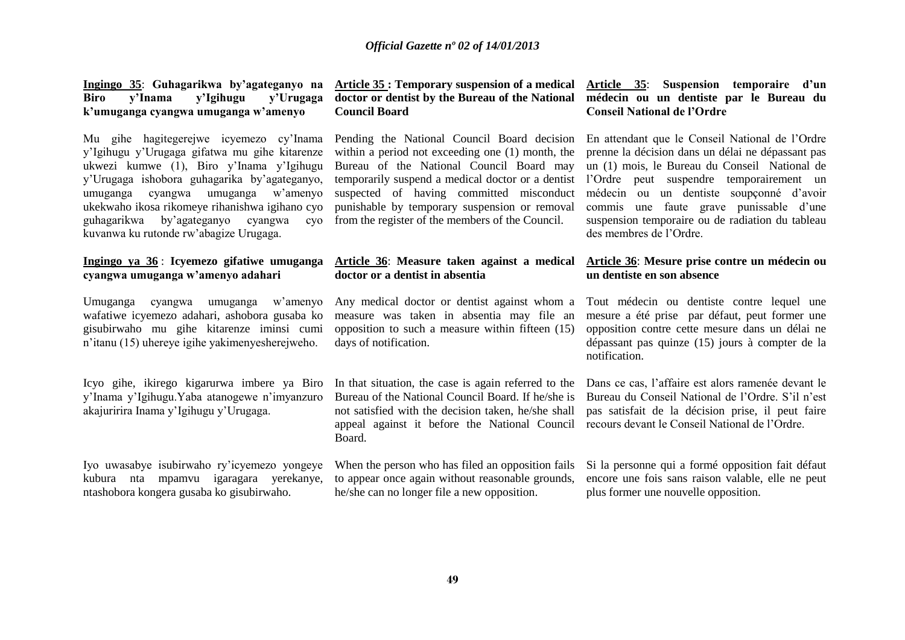**Ingingo 35**: **Guhagarikwa by'agateganyo na Biro y'Inama y'Igihugu y'Urugaga k'umuganga cyangwa umuganga w'amenyo**

Mu gihe hagitegerejwe icyemezo cy'Inama y'Igihugu y'Urugaga gifatwa mu gihe kitarenze ukwezi kumwe (1), Biro y'Inama y'Igihugu y'Urugaga ishobora guhagarika by'agateganyo, umuganga cyangwa umuganga w'amenyo ukekwaho ikosa rikomeye rihanishwa igihano cyo guhagarikwa by'agateganyo cyangwa cyo kuvanwa ku rutonde rw'abagize Urugaga.

**Ingingo ya 36** : **Icyemezo gifatiwe umuganga cyangwa umuganga w'amenyo adahari**

Umuganga cyangwa umuganga w'amenyo wafatiwe icyemezo adahari, ashobora gusaba ko gisubirwaho mu gihe kitarenze iminsi cumi n'itanu (15) uhereye igihe yakimenyesherejweho.

Icyo gihe, ikirego kigarurwa imbere ya Biro y'Inama y'Igihugu.Yaba atanogewe n'imyanzuro akajuririra Inama y'Igihugu y'Urugaga.

Iyo uwasabye isubirwaho ry'icyemezo yongeye kubura nta mpamvu igaragara yerekanye, ntashobora kongera gusaba ko gisubirwaho.

**Article 35 : Temporary suspension of a medical doctor or dentist by the Bureau of the National Council Board**

Pending the National Council Board decision within a period not exceeding one (1) month, the Bureau of the National Council Board may temporarily suspend a medical doctor or a dentist suspected of having committed misconduct punishable by temporary suspension or removal from the register of the members of the Council.

**Article 36**: **Measure taken against a medical doctor or a dentist in absentia**

Any medical doctor or dentist against whom a measure was taken in absentia may file an opposition to such a measure within fifteen (15) days of notification.

In that situation, the case is again referred to the Bureau of the National Council Board. If he/she is not satisfied with the decision taken, he/she shall appeal against it before the National Council Board.

When the person who has filed an opposition fails to appear once again without reasonable grounds, he/she can no longer file a new opposition.

**Article 35**: **Suspension temporaire d'un médecin ou un dentiste par le Bureau du Conseil National de l'Ordre**

En attendant que le Conseil National de l'Ordre prenne la décision dans un délai ne dépassant pas un (1) mois, le Bureau du Conseil National de l'Ordre peut suspendre temporairement un médecin ou un dentiste soupçonné d'avoir commis une faute grave punissable d'une suspension temporaire ou de radiation du tableau des membres de l'Ordre.

**Article 36**: **Mesure prise contre un médecin ou un dentiste en son absence**

Tout médecin ou dentiste contre lequel une mesure a été prise par défaut, peut former une opposition contre cette mesure dans un délai ne dépassant pas quinze (15) jours à compter de la notification.

Dans ce cas, l'affaire est alors ramenée devant le Bureau du Conseil National de l'Ordre. S'il n'est pas satisfait de la décision prise, il peut faire recours devant le Conseil National de l'Ordre.

Si la personne qui a formé opposition fait défaut encore une fois sans raison valable, elle ne peut plus former une nouvelle opposition.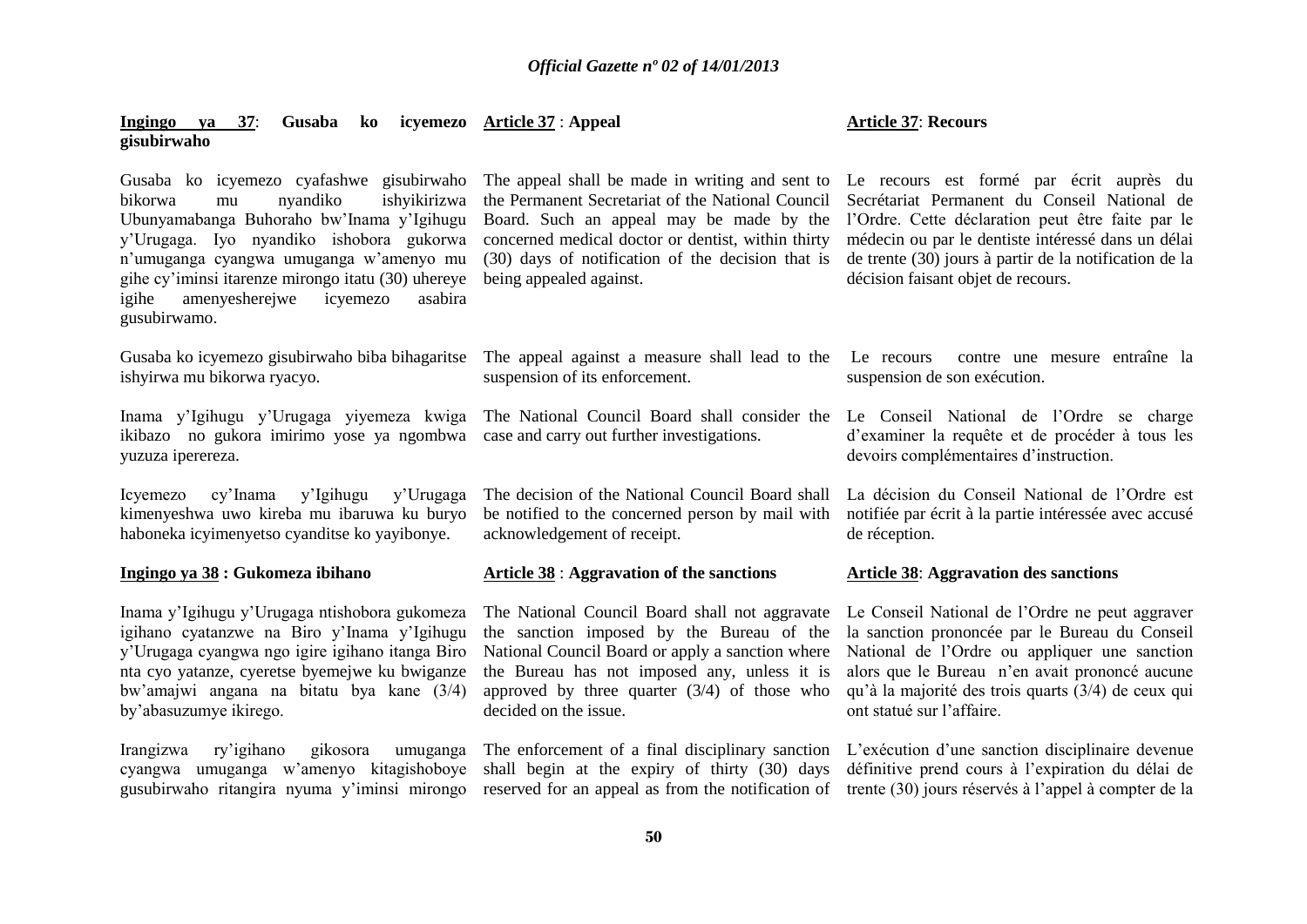**Ingingo ya 37: Gusaba ko icyemezo gisubirwaho**

Gusaba ko icyemezo cyafashwe gisubirwaho bikorwa mu nyandiko ishyikirizwa Ubunyamabanga Buhoraho bw'Inama y'Igihugu y'Urugaga. Iyo nyandiko ishobora gukorwa n'umuganga cyangwa umuganga w'amenyo mu gihe cy'iminsi itarenze mirongo itatu (30) uhereye igihe amenyesherejwe icyemezo asabira gusubirwamo.

Gusaba ko icyemezo gisubirwaho biba bihagaritse ishyirwa mu bikorwa ryacyo.

Inama y'Igihugu y'Urugaga yiyemeza kwiga ikibazo no gukora imirimo yose ya ngombwa yuzuza iperereza.

Icyemezo cy'Inama y'Igihugu y'Urugaga kimenyeshwa uwo kireba mu ibaruwa ku buryo haboneka icyimenyetso cyanditse ko yayibonye.

**Ingingo ya 38 : Gukomeza ibihano**

Inama y'Igihugu y'Urugaga ntishobora gukomeza igihano cyatanzwe na Biro y'Inama y'Igihugu y'Urugaga cyangwa ngo igire igihano itanga Biro nta cyo yatanze, cyeretse byemejwe ku bwiganze bw'amajwi angana na bitatu bya kane (3/4) by'abasuzumye ikirego.

Irangizwa ry'igihano gikosora umuganga cyangwa umuganga w'amenyo kitagishoboye gusubirwaho ritangira nyuma y'iminsi mirongo

**Article 37 : Appeal**

The appeal shall be made in writing and sent to the Permanent Secretariat of the National Council Board. Such an appeal may be made by the concerned medical doctor or dentist, within thirty (30) days of notification of the decision that is being appealed against.

The appeal against a measure shall lead to the suspension of its enforcement.

The National Council Board shall consider the case and carry out further investigations.

The decision of the National Council Board shall be notified to the concerned person by mail with acknowledgement of receipt.

**Article 38 : Aggravation of the sanctions**

The National Council Board shall not aggravate the sanction imposed by the Bureau of the National Council Board or apply a sanction where the Bureau has not imposed any, unless it is approved by three quarter (3/4) of those who decided on the issue.

The enforcement of a final disciplinary sanction shall begin at the expiry of thirty (30) days reserved for an appeal as from the notification of

**Article 37: Recours**

Le recours est formé par écrit auprès du Secrétariat Permanent du Conseil National de l'Ordre. Cette déclaration peut être faite par le médecin ou par le dentiste intéressé dans un délai de trente (30) jours à partir de la notification de la décision faisant objet de recours.

Le recours contre une mesure entraîne la suspension de son exécution.

Le Conseil National de l'Ordre se charge d'examiner la requête et de procéder à tous les devoirs complémentaires d'instruction.

La décision du Conseil National de l'Ordre est notifiée par écrit à la partie intéressée avec accusé de réception.

**Article 38: Aggravation des sanctions**

Le Conseil National de l'Ordre ne peut aggraver la sanction prononcée par le Bureau du Conseil National de l'Ordre ou appliquer une sanction alors que le Bureau n'en avait prononcé aucune qu'à la majorité des trois quarts (3/4) de ceux qui ont statué sur l'affaire.

L'exécution d'une sanction disciplinaire devenue définitive prend cours à l'expiration du délai de trente (30) jours réservés à l'appel à compter de la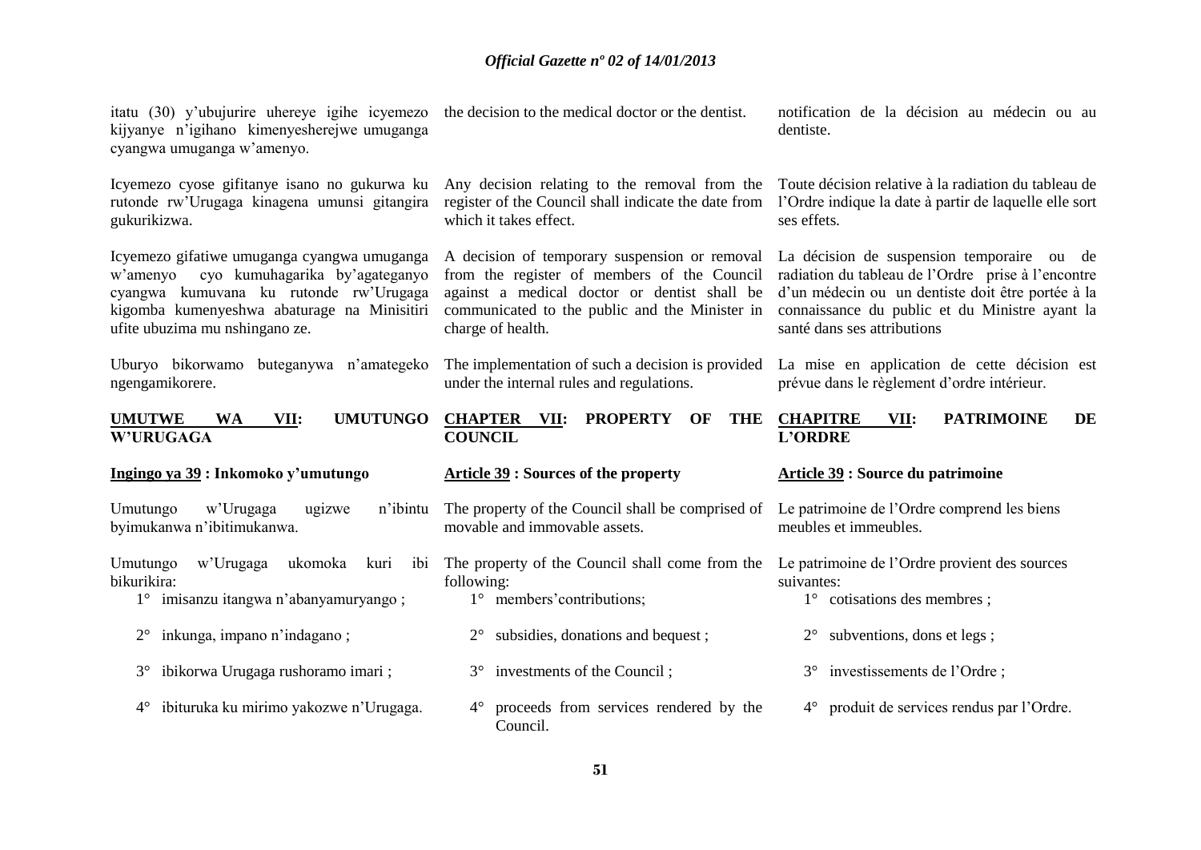itatu (30) y'ubujurire uhereye igihe icyemezo kijyanye n'igihano kimenyesherejwe umuganga cyangwa umuganga w'amenyo.

Icyemezo cyose gifitanye isano no gukurwa ku rutonde rw'Urugaga kinagena umunsi gitangira gukurikizwa.

Icyemezo gifatiwe umuganga cyangwa umuganga w'amenyo cyo kumuhagarika by'agateganyo cyangwa kumuvana ku rutonde rw'Urugaga kigomba kumenyeshwa abaturage na Minisitiri ufite ubuzima mu nshingano ze.

Uburyo bikorwamo buteganywa n'amategeko ngengamikorere.

## UMUTWE WA VII: UMUTUNGO W'URUGAGA

### Ingingo ya 39 : Inkomoko y'umutungo

Umutungo w'Urugaga ugizwe n'ibintu byimukanwa n'ibitimukanwa.

Umutungo w'Urugaga ukomoka kuri ibi bikurikira:

1° imisanzu itangwa n'abanyamuryango ;

2° inkunga, impano n'indagano ;

3° ibikorwa Urugaga rushoramo imari ;

4° ibituruka ku mirimo yakozwe n'Urugaga.

the decision to the medical doctor or the dentist.

Any decision relating to the removal from the register of the Council shall indicate the date from which it takes effect.

A decision of temporary suspension or removal from the register of members of the Council against a medical doctor or dentist shall be communicated to the public and the Minister in charge of health.

The implementation of such a decision is provided under the internal rules and regulations.

## CHAPTER VII: PROPERTY OF THE COUNCIL

### Article 39 : Sources of the property

The property of the Council shall be comprised of movable and immovable assets.

The property of the Council shall come from the following:

1° members'contributions;

2° subsidies, donations and bequest ;

3° investments of the Council ;

4° proceeds from services rendered by the Council.

notification de la décision au médecin ou au dentiste.

Toute décision relative à la radiation du tableau de l'Ordre indique la date à partir de laquelle elle sort ses effets.

La décision de suspension temporaire ou de radiation du tableau de l'Ordre prise à l'encontre d'un médecin ou un dentiste doit être portée à la connaissance du public et du Ministre ayant la santé dans ses attributions

La mise en application de cette décision est prévue dans le règlement d'ordre intérieur.

## CHAPITRE VII: PATRIMOINE DE L'ORDRE

### Article 39 : Source du patrimoine

Le patrimoine de l'Ordre comprend les biens meubles et immeubles.

Le patrimoine de l'Ordre provient des sources suivantes:

1° cotisations des membres ;

2° subventions, dons et legs ;

3° investissements de l'Ordre ;

4° produit de services rendus par l'Ordre.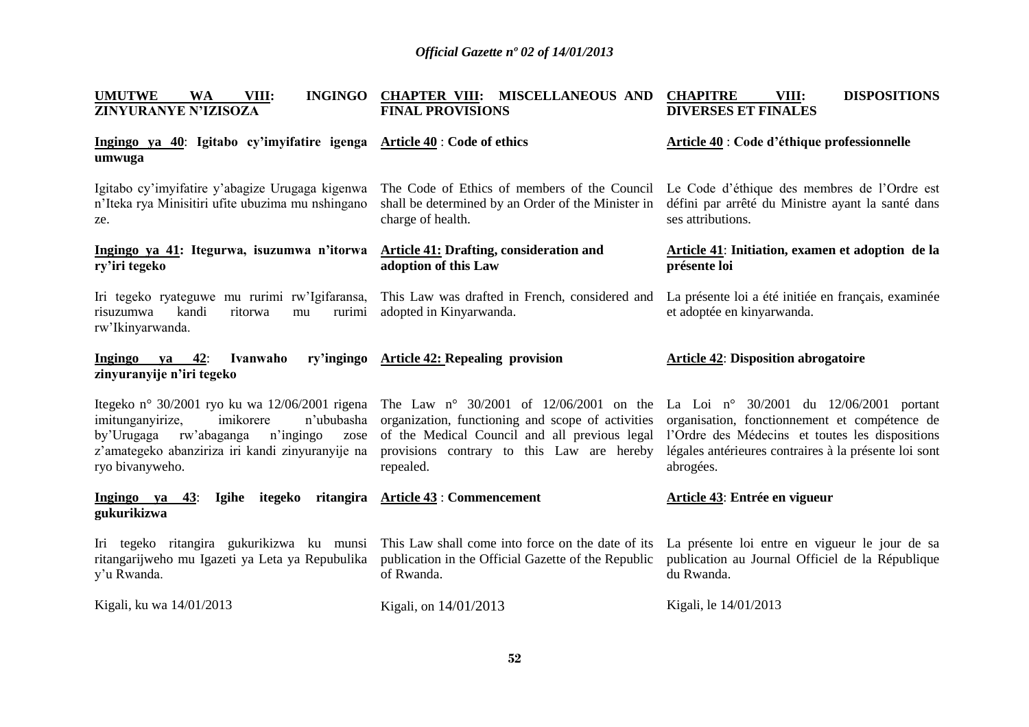**UMUTWE WA VIII: INGINGO ZINYURANYE N'IZISOZA**

**Ingingo ya 40: Igitabo cy'imyifatire igenga umwuga**

Igitabo cy'imyifatire y'abagize Urugaga kigenwa n'Iteka rya Minisitiri ufite ubuzima mu nshingano ze.

**Ingingo ya 41: Itegurwa, isuzumwa n'itorwa ry'iri tegeko**

Iri tegeko ryateguwe mu rurimi rw'Igifaransa, risuzumwa kandi ritorwa mu rurimi rw'Ikinyarwanda.

**Ingingo ya 42: Ivanwaho ry'ingingo zinyuranyije n'iri tegeko**

Itegeko n° 30/2001 ryo ku wa 12/06/2001 rigena imitunganyirize, imikorere n'ububasha by'Urugaga rw'abaganga n'ingingo zose z'amategeko abanziriza iri kandi zinyuranyije na ryo bivanyweho.

**Ingingo ya 43: Igihe itegeko ritangira gukurikizwa**

Iri tegeko ritangira gukurikizwa ku munsi ritangarijweho mu Igazeti ya Leta ya Repubulika y'u Rwanda.

Kigali, ku wa 14/01/2013

**CHAPTER VIII: MISCELLANEOUS AND FINAL PROVISIONS**

**Article 40 : Code of ethics**

The Code of Ethics of members of the Council shall be determined by an Order of the Minister in charge of health.

**Article 41: Drafting, consideration and adoption of this Law**

This Law was drafted in French, considered and adopted in Kinyarwanda.

**Article 42: Repealing provision**

The Law n° 30/2001 of 12/06/2001 on the organization, functioning and scope of activities of the Medical Council and all previous legal provisions contrary to this Law are hereby repealed.

**Article 43 : Commencement**

This Law shall come into force on the date of its publication in the Official Gazette of the Republic of Rwanda.

Kigali, on 14/01/2013

**CHAPITRE VIII: DISPOSITIONS DIVERSES ET FINALES**

**Article 40 : Code d'éthique professionnelle**

Le Code d'éthique des membres de l'Ordre est défini par arrêté du Ministre ayant la santé dans ses attributions.

**Article 41: Initiation, examen et adoption de la présente loi**

La présente loi a été initiée en français, examinée et adoptée en kinyarwanda.

**Article 42: Disposition abrogatoire**

La Loi n° 30/2001 du 12/06/2001 portant organisation, fonctionnement et compétence de l'Ordre des Médecins et toutes les dispositions légales antérieures contraires à la présente loi sont abrogées.

**Article 43: Entrée en vigueur**

La présente loi entre en vigueur le jour de sa publication au Journal Officiel de la République du Rwanda.

Kigali, le 14/01/2013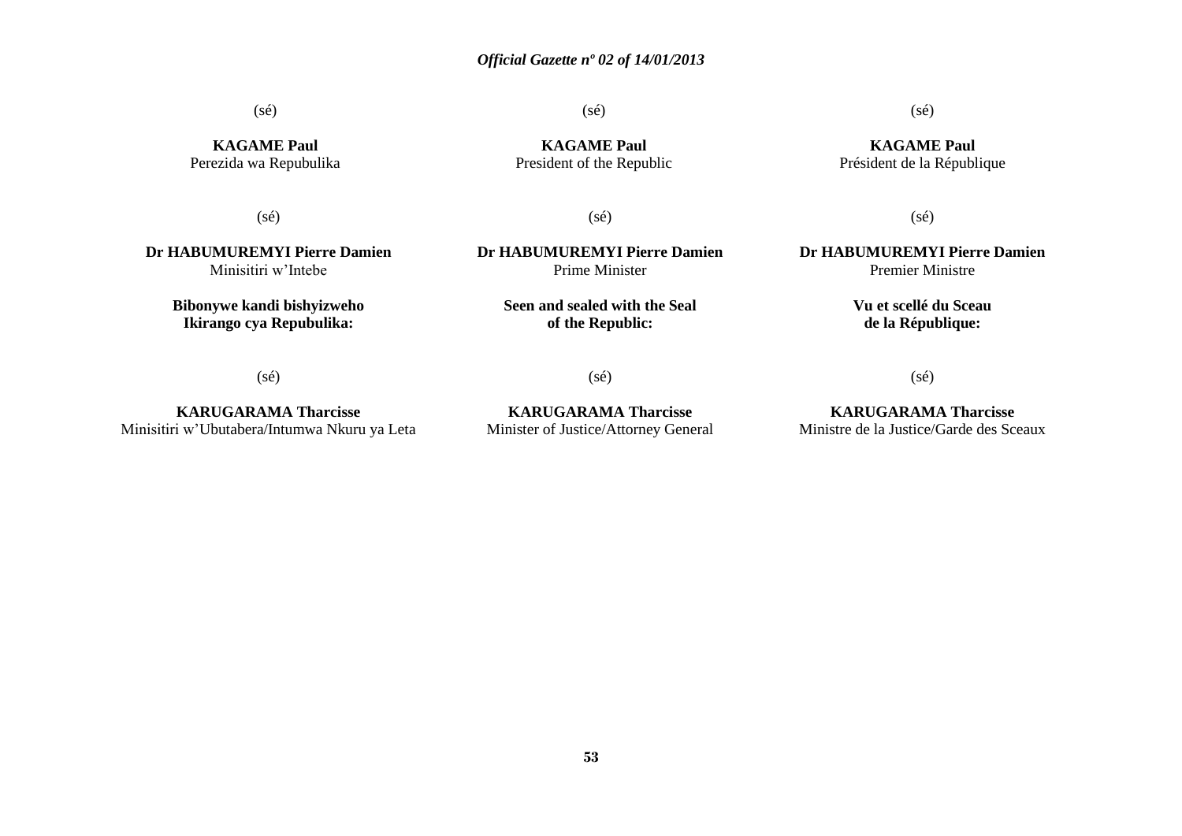(sé)

**KAGAME Paul**
Perezida wa Repubulika

(sé)

**Dr HABUMUREMYI Pierre Damien**
Minisitiri w'Intebe

**Bibonywe kandi bishyizweho Ikirango cya Repubulika:**

(sé)

**KARUGARAMA Tharcisse**
Minisitiri w'Ubutabera/Intumwa Nkuru ya Leta

(sé)

**KAGAME Paul**
President of the Republic

(sé)

**Dr HABUMUREMYI Pierre Damien**
Prime Minister

**Seen and sealed with the Seal of the Republic:**

(sé)

**KARUGARAMA Tharcisse**
Minister of Justice/Attorney General

(sé)

**KAGAME Paul**
Président de la République

(sé)

**Dr HABUMUREMYI Pierre Damien**
Premier Ministre

**Vu et scellé du Sceau de la République:**

(sé)

**KARUGARAMA Tharcisse**
Ministre de la Justice/Garde des Sceaux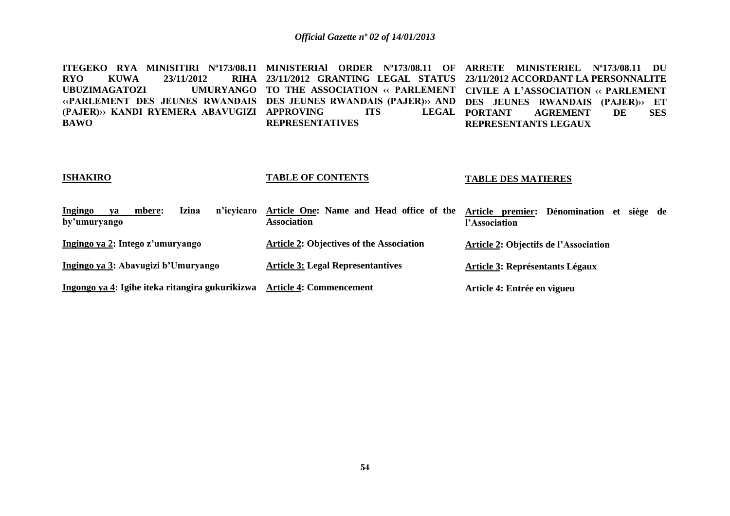**ITEGEKO RYA MINISITIRI Nº173/08.11 RYO KUWA 23/11/2012 RIHA UBUZIMAGATOZI UMURYANGO ‹‹PARLEMENT DES JEUNES RWANDAIS (PAJER)›› KANDI RYEMERA ABAVUGIZI BAWO**

**ISHAKIRO**

**Ingingo ya mbere: Izina n'icyicaro by'umuryango**

**Ingingo ya 2: Intego z'umuryango**

**Ingingo ya 3: Abavugizi b'Umuryango**

**Ingongo ya 4: Igihe iteka ritangira gukurikizwa**

**MINISTERIAl ORDER Nº173/08.11 OF 23/11/2012 GRANTING LEGAL STATUS TO THE ASSOCIATION ‹‹ PARLEMENT DES JEUNES RWANDAIS (PAJER)›› AND APPROVING ITS LEGAL REPRESENTATIVES**

**TABLE OF CONTENTS**

**Article One: Name and Head office of the Association**

**Article 2: Objectives of the Association**

**Article 3: Legal Representantives**

**Article 4: Commencement**

**ARRETE MINISTERIEL Nº173/08.11 DU 23/11/2012 ACCORDANT LA PERSONNALITE CIVILE A L'ASSOCIATION ‹‹ PARLEMENT DES JEUNES RWANDAIS (PAJER)›› ET PORTANT AGREMENT DE SES REPRESENTANTS LEGAUX**

**TABLE DES MATIERES**

**Article premier: Dénomination et siège de l'Association**

**Article 2: Objectifs de l'Association**

**Article 3: Représentants Légaux**

**Article 4: Entrée en vigueu**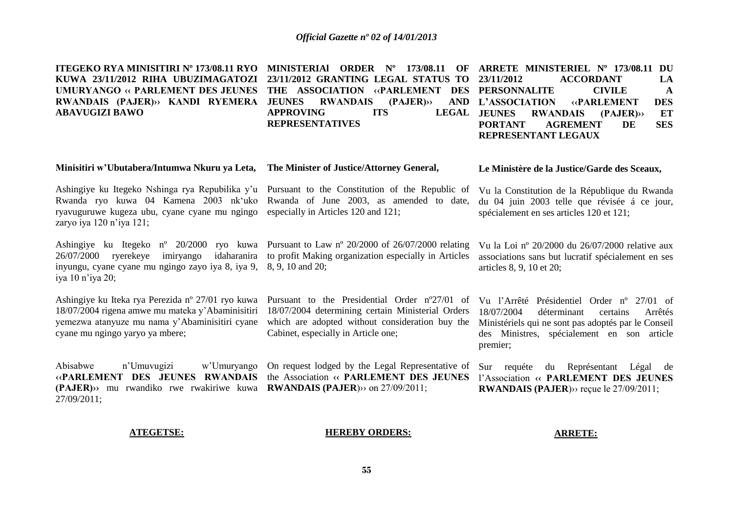**ITEGEKO RYA MINISITIRI Nº 173/08.11 RYO KUWA 23/11/2012 RIHA UBUZIMAGATOZI UMURYANGO ‹‹ PARLEMENT DES JEUNES RWANDAIS (PAJER)›› KANDI RYEMERA ABAVUGIZI BAWO**

**Minisitiri w'Ubutabera/Intumwa Nkuru ya Leta,**

Ashingiye ku Itegeko Nshinga rya Repubilika y'u Rwanda ryo kuwa 04 Kamena 2003 nk'uko ryavuguruwe kugeza ubu, cyane cyane mu ngingo zaryo iya 120 n'iya 121;

Ashingiye ku Itegeko nº 20/2000 ryo kuwa 26/07/2000 ryerekeye imiryango idaharanira inyungu, cyane cyane mu ngingo zayo iya 8, iya 9, iya 10 n'iya 20;

Ashingiye ku Iteka rya Perezida nº 27/01 ryo kuwa 18/07/2004 rigena amwe mu mateka y'Abaminisitiri yemezwa atanyuze mu nama y'Abaminisitiri cyane cyane mu ngingo yaryo ya mbere;

Abisabwe n'Umuvugizi w'Umuryango **‹‹PARLEMENT DES JEUNES RWANDAIS (PAJER)››** mu rwandiko rwe rwakiriwe kuwa 27/09/2011;

**ATEGETSE:**

**MINISTERIAl ORDER Nº 173/08.11 OF 23/11/2012 GRANTING LEGAL STATUS TO THE ASSOCIATION ‹‹PARLEMENT DES JEUNES RWANDAIS (PAJER)›› AND APPROVING ITS LEGAL REPRESENTATIVES**

**The Minister of Justice/Attorney General,**

Pursuant to the Constitution of the Republic of Rwanda of June 2003, as amended to date, especially in Articles 120 and 121;

Pursuant to Law nº 20/2000 of 26/07/2000 relating to profit Making organization especially in Articles 8, 9, 10 and 20;

Pursuant to the Presidential Order nº27/01 of 18/07/2004 determining certain Ministerial Orders which are adopted without consideration buy the Cabinet, especially in Article one;

On request lodged by the Legal Representative of the Association **‹‹ PARLEMENT DES JEUNES RWANDAIS (PAJER)››** on 27/09/2011;

**HEREBY ORDERS:**

**ARRETE MINISTERIEL Nº 173/08.11 DU 23/11/2012 ACCORDANT LA PERSONNALITE CIVILE A L'ASSOCIATION ‹‹PARLEMENT DES JEUNES RWANDAIS (PAJER)›› ET PORTANT AGREMENT DE SES REPRESENTANT LEGAUX**

**Le Ministère de la Justice/Garde des Sceaux,**

Vu la Constitution de la République du Rwanda du 04 juin 2003 telle que révisée á ce jour, spécialement en ses articles 120 et 121;

Vu la Loi nº 20/2000 du 26/07/2000 relative aux associations sans but lucratif spécialement en ses articles 8, 9, 10 et 20;

Vu l'Arrêté Présidentiel Order nº 27/01 of 18/07/2004 déterminant certains Arrêtés Ministériels qui ne sont pas adoptés par le Conseil des Ministres, spécialement en son article premier;

Sur requéte du Représentant Légal de l'Association **‹‹ PARLEMENT DES JEUNES RWANDAIS (PAJER)››** reçue le 27/09/2011;

**ARRETE:**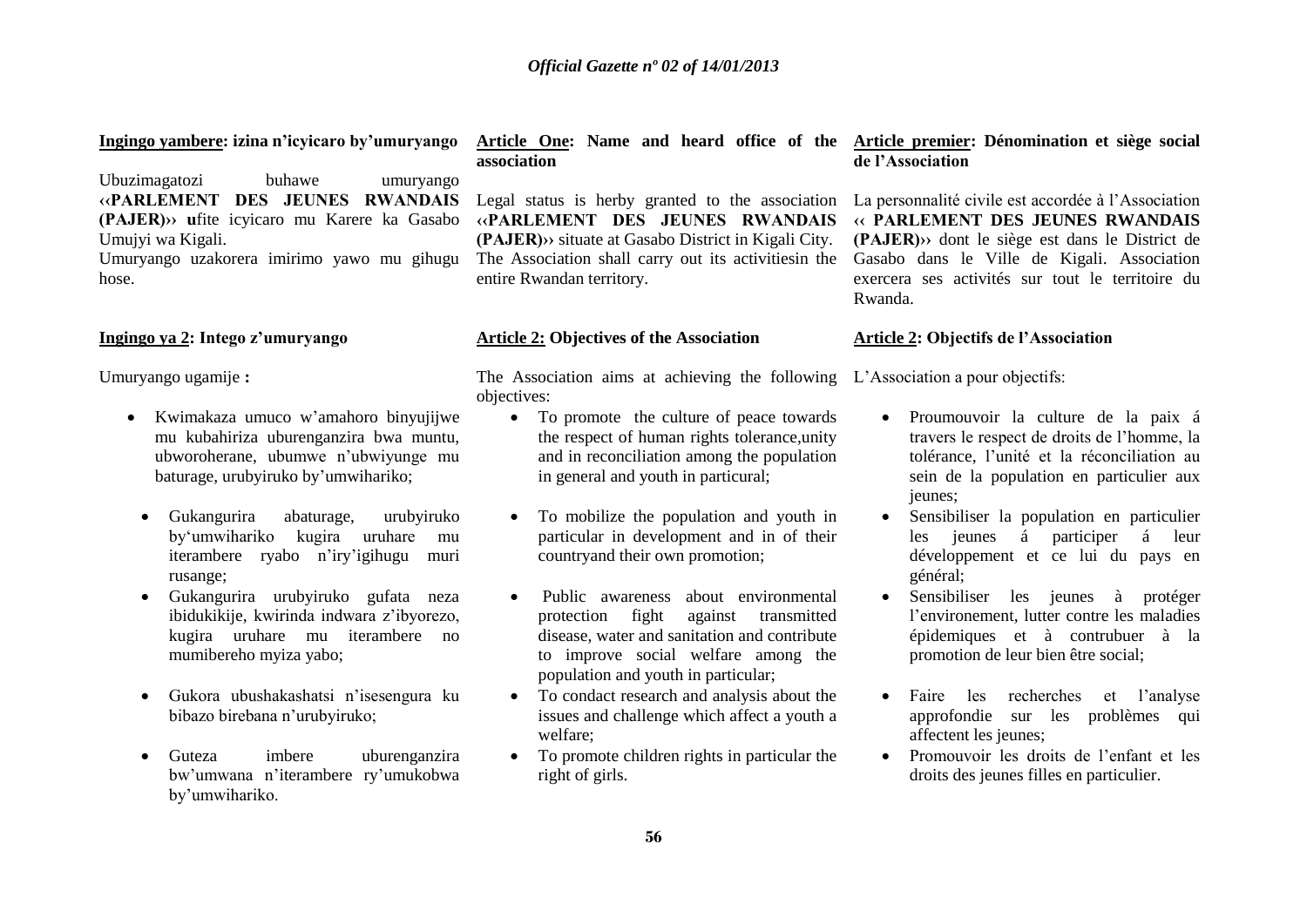**Ingingo yambere: izina n'icyicaro by'umuryango**

Ubuzimagatozi buhawe umuryango **‹‹PARLEMENT DES JEUNES RWANDAIS (PAJER)›› u**fite icyicaro mu Karere ka Gasabo Umujyi wa Kigali.

Umuryango uzakorera imirimo yawo mu gihugu hose.

**Ingingo ya 2: Intego z'umuryango**

Umuryango ugamije **:**

- Kwimakaza umuco w'amahoro binyujijwe mu kubahiriza uburenganzira bwa muntu, ubworoherane, ubumwe n'ubwiyunge mu baturage, urubyiruko by'umwihariko;
- Gukangurira abaturage, urubyiruko by'umwihariko kugira uruhare mu iterambere ryabo n'iry'igihugu muri rusange;
- Gukangurira urubyiruko gufata neza ibidukikije, kwirinda indwara z'ibyorezo, kugira uruhare mu iterambere no mumibereho myiza yabo;
- Gukora ubushakashatsi n'isesengura ku bibazo birebana n'urubyiruko;
- Guteza imbere uburenganzira bw'umwana n'iterambere ry'umukobwa by'umwihariko.

**Article One: Name and heard office of the association**

Legal status is herby granted to the association **‹‹PARLEMENT DES JEUNES RWANDAIS (PAJER)››** situate at Gasabo District in Kigali City. The Association shall carry out its activitiesin the entire Rwandan territory.

**Article 2: Objectives of the Association**

The Association aims at achieving the following objectives:

- To promote the culture of peace towards the respect of human rights tolerance,unity and in reconciliation among the population in general and youth in particural;
- To mobilize the population and youth in particular in development and in of their countryand their own promotion;
- Public awareness about environmental protection fight against transmitted disease, water and sanitation and contribute to improve social welfare among the population and youth in particular;
- To condact research and analysis about the issues and challenge which affect a youth a welfare;
- To promote children rights in particular the right of girls.

**Article premier: Dénomination et siège social de l'Association**

La personnalité civile est accordée à l'Association **‹‹ PARLEMENT DES JEUNES RWANDAIS (PAJER)››** dont le siège est dans le District de Gasabo dans le Ville de Kigali. Association exercera ses activités sur tout le territoire du Rwanda.

**Article 2: Objectifs de l'Association**

L'Association a pour objectifs:

- Proumouvoir la culture de la paix á travers le respect de droits de l'homme, la tolérance, l'unité et la réconciliation au sein de la population en particulier aux jeunes;
- Sensibiliser la population en particulier les jeunes á participer á leur développement et ce lui du pays en général;
- Sensibiliser les jeunes à protéger l'environement, lutter contre les maladies épidemiques et à contrubuer à la promotion de leur bien être social;
- Faire les recherches et l'analyse approfondie sur les problèmes qui affectent les jeunes;
- Promouvoir les droits de l'enfant et les droits des jeunes filles en particulier.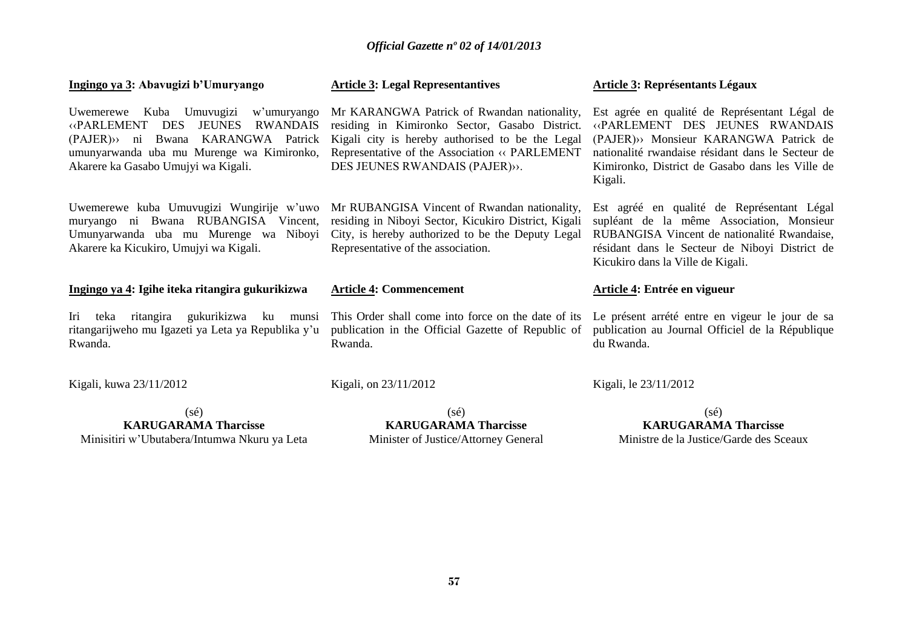**Ingingo ya 3: Abavugizi b'Umuryango**

Uwemerewe Kuba Umuvugizi w'umuryango ‹‹PARLEMENT DES JEUNES RWANDAIS (PAJER)›› ni Bwana KARANGWA Patrick umunyarwanda uba mu Murenge wa Kimironko, Akarere ka Gasabo Umujyi wa Kigali.

Uwemerewe kuba Umuvugizi Wungirije w'uwo muryango ni Bwana RUBANGISA Vincent, Umunyarwanda uba mu Murenge wa Niboyi Akarere ka Kicukiro, Umujyi wa Kigali.

**Ingingo ya 4: Igihe iteka ritangira gukurikizwa**

Iri teka ritangira gukurikizwa ku munsi ritangarijweho mu Igazeti ya Leta ya Repubulika y'u Rwanda.

Kigali, kuwa 23/11/2012

(sé)
**KARUGARAMA Tharcisse**
Minisitiri w'Ubutabera/Intumwa Nkuru ya Leta

**Article 3: Legal Representantives**

Mr KARANGWA Patrick of Rwandan nationality, residing in Kimironko Sector, Gasabo District. Kigali city is hereby authorised to be the Legal Representative of the Association ‹‹ PARLEMENT DES JEUNES RWANDAIS (PAJER)››.

Mr RUBANGISA Vincent of Rwandan nationality, residing in Niboyi Sector, Kicukiro District, Kigali City, is hereby authorized to be the Deputy Legal Representative of the association.

**Article 4: Commencement**

This Order shall come into force on the date of its publication in the Official Gazette of Republic of Rwanda.

Kigali, on 23/11/2012

(sé)
**KARUGARAMA Tharcisse**
Minister of Justice/Attorney General

**Article 3: Représentants Légaux**

Est agrée en qualité de Représentant Légal de ‹‹PARLEMENT DES JEUNES RWANDAIS (PAJER)›› Monsieur KARANGWA Patrick de nationalité rwandaise résidant dans le Secteur de Kimironko, District de Gasabo dans les Ville de Kigali.

Est agréé en qualité de Représentant Légal suppléant de la même Association, Monsieur RUBANGISA Vincent de nationalité Rwandaise, résidant dans le Secteur de Niboyi District de Kicukiro dans la Ville de Kigali.

**Article 4: Entrée en vigueur**

Le présent arrété entre en vigeur le jour de sa publication au Journal Officiel de la République du Rwanda.

Kigali, le 23/11/2012

(sé)
**KARUGARAMA Tharcisse**
Ministre de la Justice/Garde des Sceaux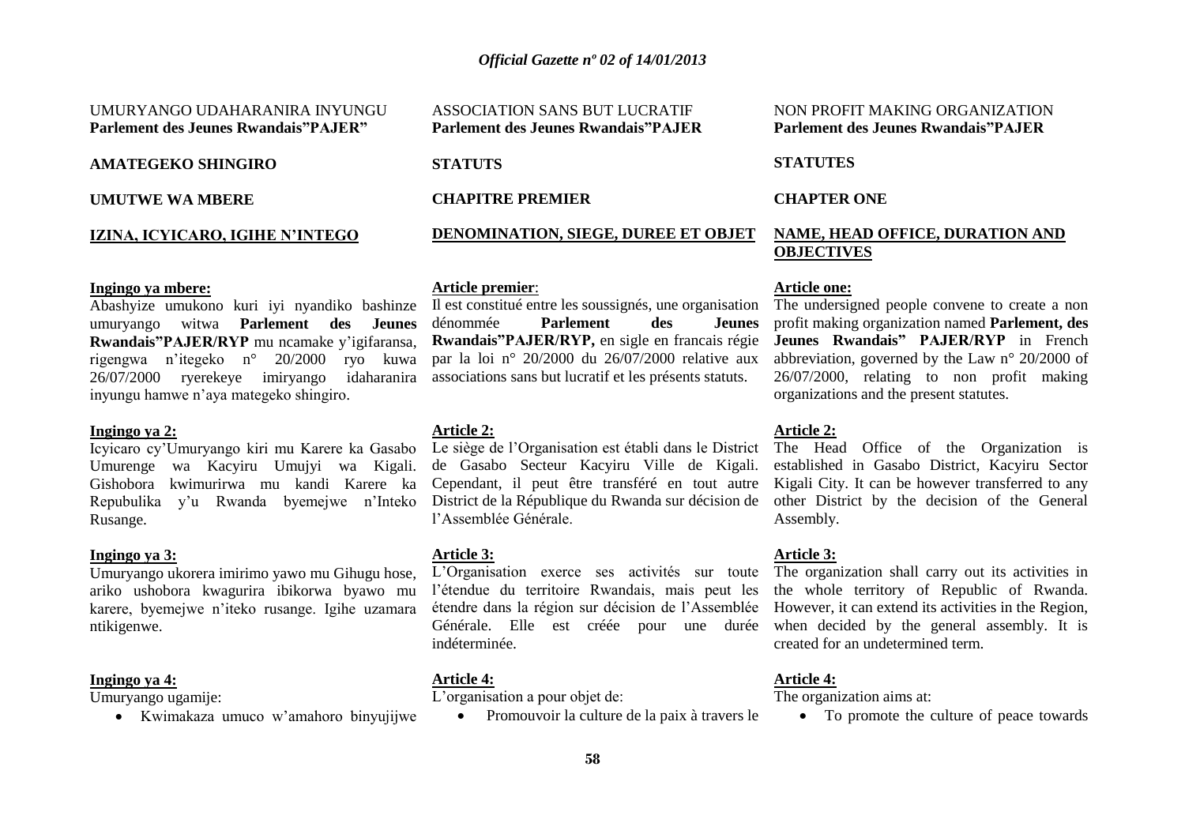UMURYANGO UDAHARANIRA INYUNGU
**Parlement des Jeunes Rwandais"PAJER"**

**AMATEGEKO SHINGIRO**

**UMUTWE WA MBERE**

**IZINA, ICYICARO, IGIHE N'INTEGO**

**Ingingo ya mbere:**
Abashyize umukono kuri iyi nyandiko bashinze umuryango witwa **Parlement des Jeunes Rwandais"PAJER/RYP** mu ncamake y'igifaransa, rigengwa n'itegeko n° 20/2000 ryo kuwa 26/07/2000 ryerekeye imiryango idaharanira inyungu hamwe n'aya mategeko shingiro.

**Ingingo ya 2:**
Icyicaro cy'Umuryango kiri mu Karere ka Gasabo Umurenge wa Kacyiru Umujyi wa Kigali. Gishobora kwimurirwa mu kandi Karere ka Repubulika y'u Rwanda byemejwe n'Inteko Rusange.

**Ingingo ya 3:**
Umuryango ukorera imirimo yawo mu Gihugu hose, ariko ushobora kwagurira ibikorwa byawo mu karere, byemejwe n'iteko rusange. Igihe uzamara ntikigenwe.

**Ingingo ya 4:**
Umuryango ugamije:

- Kwimakaza umuco w'amahoro binyujijwe

ASSOCIATION SANS BUT LUCRATIF
**Parlement des Jeunes Rwandais"PAJER**

**STATUTS**

**CHAPITRE PREMIER**

**DENOMINATION, SIEGE, DUREE ET OBJET**

**Article premier**:
Il est constitué entre les soussignés, une organisation dénommée **Parlement des Jeunes Rwandais"PAJER/RYP,** en sigle en francais régie par la loi n° 20/2000 du 26/07/2000 relative aux associations sans but lucratif et les présents statuts.

**Article 2:**
Le siège de l'Organisation est établi dans le District de Gasabo Secteur Kacyiru Ville de Kigali. Cependant, il peut être transféré en tout autre District de la République du Rwanda sur décision de l'Assemblée Générale.

**Article 3:**
L'Organisation exerce ses activités sur toute l'étendue du territoire Rwandais, mais peut les étendre dans la région sur décision de l'Assemblée Générale. Elle est créée pour une durée indéterminée.

**Article 4:**
L'organisation a pour objet de:

- Promouvoir la culture de la paix à travers le

NON PROFIT MAKING ORGANIZATION
**Parlement des Jeunes Rwandais"PAJER**

**STATUTES**

**CHAPTER ONE**

**NAME, HEAD OFFICE, DURATION AND OBJECTIVES**

**Article one:**
The undersigned people convene to create a non profit making organization named **Parlement, des Jeunes Rwandais" PAJER/RYP** in French abbreviation, governed by the Law n° 20/2000 of 26/07/2000, relating to non profit making organizations and the present statutes.

**Article 2:**
The Head Office of the Organization is established in Gasabo District, Kacyiru Sector Kigali City. It can be however transferred to any other District by the decision of the General Assembly.

**Article 3:**
The organization shall carry out its activities in the whole territory of Republic of Rwanda. However, it can extend its activities in the Region, when decided by the general assembly. It is created for an undetermined term.

**Article 4:**
The organization aims at:

- To promote the culture of peace towards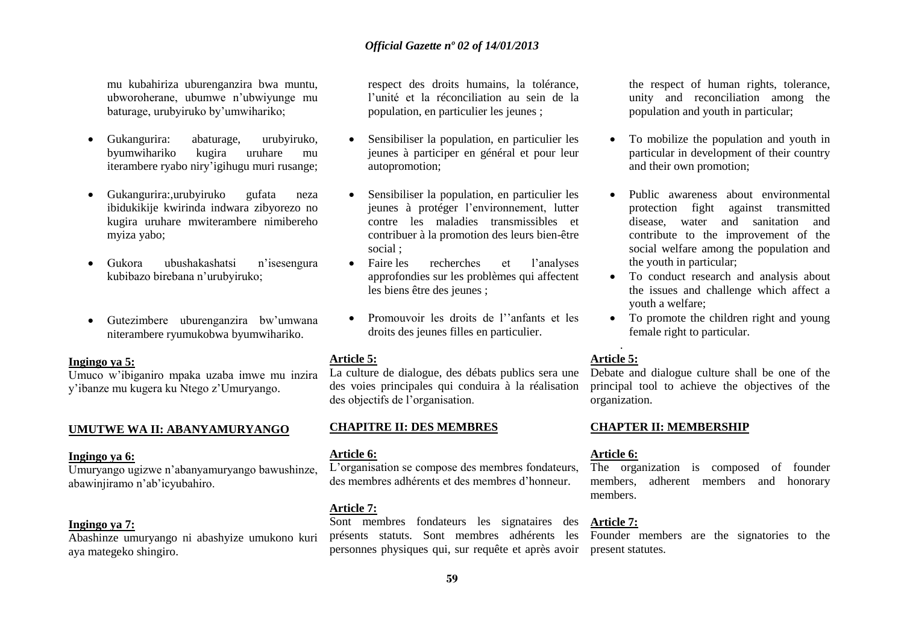mu kubahiriza uburenganzira bwa muntu, ubworoherane, ubumwe n'ubwiyunge mu baturage, urubyiruko by'umwihariko;

- Gukangurira: abaturage, urubyiruko, byumwihariko kugira uruhare mu iterambere ryabo niry'igihugu muri rusange;
- Gukangurira:,urubyiruko gufata neza ibidukikije kwirinda indwara zibyorezo no kugira uruhare mwiterambere nimibereho myiza yabo;
- Gukora ubushakashatsi n'isesengura kubibazo birebana n'urubyiruko;
- Gutezimbere uburenganzira bw'umwana niterambere ryumukobwa byumwihariko.

**Ingingo ya 5:**
Umuco w'ibiganiro mpaka uzaba imwe mu inzira y'ibanze mu kugera ku Ntego z'Umuryango.

**UMUTWE WA II: ABANYAMURYANGO**

**Ingingo ya 6:**
Umuryango ugizwe n'abanyamuryango bawushinze, abawinjiramo n'ab'icyubahiro.

**Ingingo ya 7:**
Abashinze umuryango ni abashyize umukono kuri aya mategeko shingiro.

respect des droits humains, la tolérance, l'unité et la réconciliation au sein de la population, en particulier les jeunes ;

- Sensibiliser la population, en particulier les jeunes à participer en général et pour leur autopromotion;
- Sensibiliser la population, en particulier les jeunes à protéger l'environnement, lutter contre les maladies transmissibles et contribuer à la promotion des leurs bien-être social ;
- Faire les recherches et l'analyses approfondies sur les problèmes qui affectent les biens être des jeunes ;
- Promouvoir les droits de l''anfants et les droits des jeunes filles en particulier.

**Article 5:**
La culture de dialogue, des débats publics sera une des voies principales qui conduira à la réalisation des objectifs de l'organisation.

**CHAPITRE II: DES MEMBRES**

**Article 6:**
L'organisation se compose des membres fondateurs, des membres adhérents et des membres d'honneur.

**Article 7:**
Sont membres fondateurs les signataires des présents statuts. Sont membres adhérents les personnes physiques qui, sur requête et après avoir

the respect of human rights, tolerance, unity and reconciliation among the population and youth in particular;

- To mobilize the population and youth in particular in development of their country and their own promotion;
- Public awareness about environmental protection fight against transmitted disease, water and sanitation and contribute to the improvement of the social welfare among the population and the youth in particular;
- To conduct research and analysis about the issues and challenge which affect a youth a welfare;
- To promote the children right and young female right to particular.

**Article 5:**
Debate and dialogue culture shall be one of the principal tool to achieve the objectives of the organization.

**CHAPTER II: MEMBERSHIP**

**Article 6:**
The organization is composed of founder members, adherent members and honorary members.

**Article 7:**
Founder members are the signatories to the present statutes.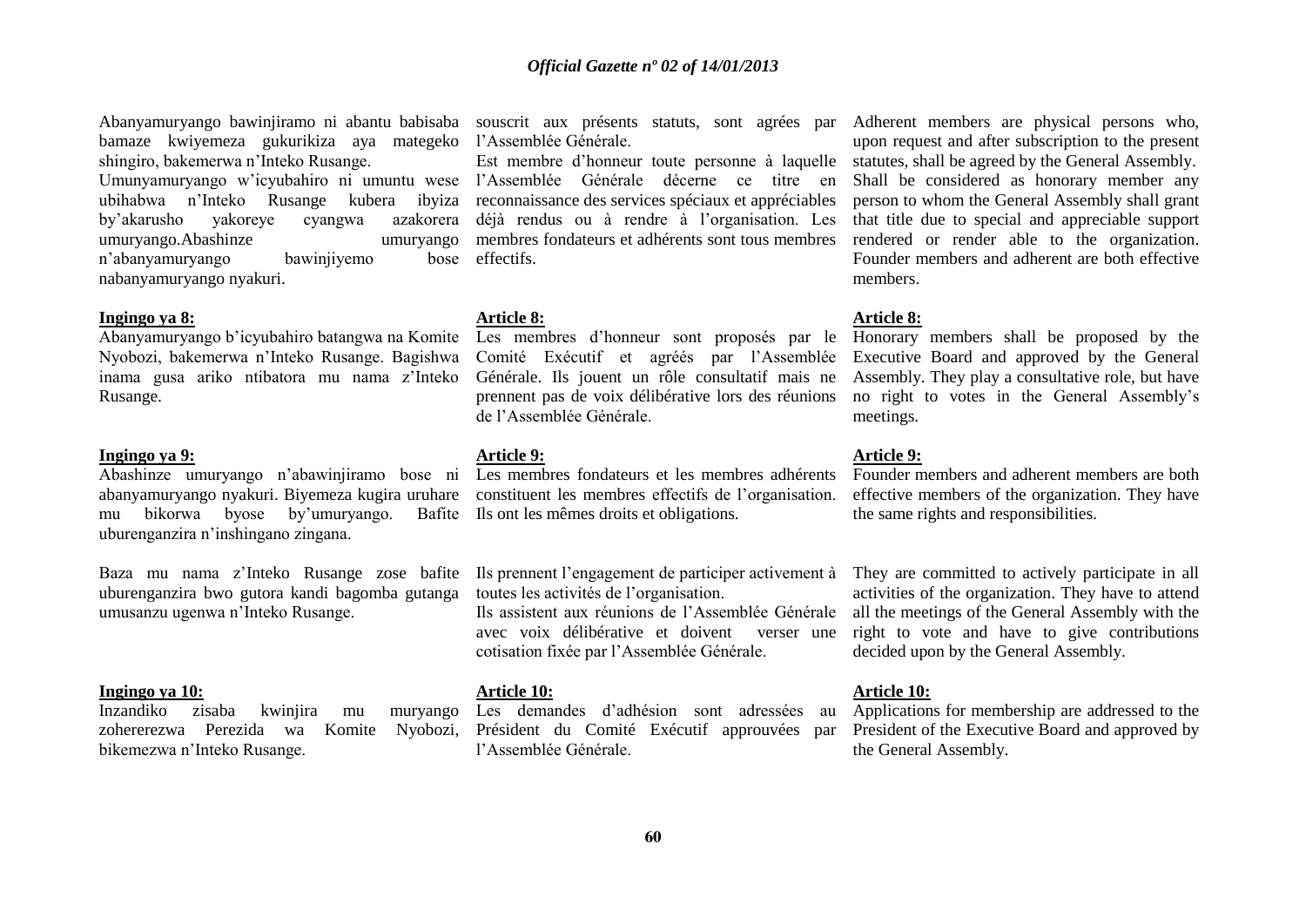Abanyamuryango bawinjiramo ni abantu babisaba bamaze kwiyemeza gukurikiza aya mategeko shingiro, bakemerwa n'Inteko Rusange.

Umunyamuryango w'icyubahiro ni umuntu wese ubihabwa n'Inteko Rusange kubera ibyiza by'akarusho yakoreye cyangwa azakorera umuryango.Abashinze umuryango n'abanyamuryango bawinjiyemo bose nabanyamuryango nyakuri.

**Ingingo ya 8:**

Abanyamuryango b'icyubahiro batangwa na Komite Nyobozi, bakemerwa n'Inteko Rusange. Bagishwa inama gusa ariko ntibatora mu nama z'Inteko Rusange.

**Ingingo ya 9:**

Abashinze umuryango n'abawinjiramo bose ni abanyamuryango nyakuri. Biyemeza kugira uruhare mu bikorwa byose by'umuryango. Bafite uburenganzira n'inshingano zingana.

Baza mu nama z'Inteko Rusange zose bafite uburenganzira bwo gutora kandi bagomba gutanga umusanzu ugenwa n'Inteko Rusange.

**Ingingo ya 10:**

Inzandiko zisaba kwinjira mu muryango zohererezwa Perezida wa Komite Nyobozi, bikemezwa n'Inteko Rusange.

souscrit aux présents statuts, sont agrées par l'Assemblée Générale.

Est membre d'honneur toute personne à laquelle l'Assemblée Générale décerne ce titre en reconnaissance des services spéciaux et appréciables déjà rendus ou à rendre à l'organisation. Les membres fondateurs et adhérents sont tous membres effectifs.

**Article 8:**

Les membres d'honneur sont proposés par le Comité Exécutif et agréés par l'Assemblée Générale. Ils jouent un rôle consultatif mais ne prennent pas de voix délibérative lors des réunions de l'Assemblée Générale.

**Article 9:**

Les membres fondateurs et les membres adhérents constituent les membres effectifs de l'organisation. Ils ont les mêmes droits et obligations.

Ils prennent l'engagement de participer activement à toutes les activités de l'organisation.

Ils assistent aux réunions de l'Assemblée Générale avec voix délibérative et doivent verser une cotisation fixée par l'Assemblée Générale.

**Article 10:**

Les demandes d'adhésion sont adressées au Président du Comité Exécutif approuvées par l'Assemblée Générale.

Adherent members are physical persons who, upon request and after subscription to the present statutes, shall be agreed by the General Assembly. Shall be considered as honorary member any person to whom the General Assembly shall grant that title due to special and appreciable support rendered or render able to the organization. Founder members and adherent are both effective members.

**Article 8:**

Honorary members shall be proposed by the Executive Board and approved by the General Assembly. They play a consultative role, but have no right to votes in the General Assembly's meetings.

**Article 9:**

Founder members and adherent members are both effective members of the organization. They have the same rights and responsibilities.

They are committed to actively participate in all activities of the organization. They have to attend all the meetings of the General Assembly with the right to vote and have to give contributions decided upon by the General Assembly.

**Article 10:**

Applications for membership are addressed to the President of the Executive Board and approved by the General Assembly.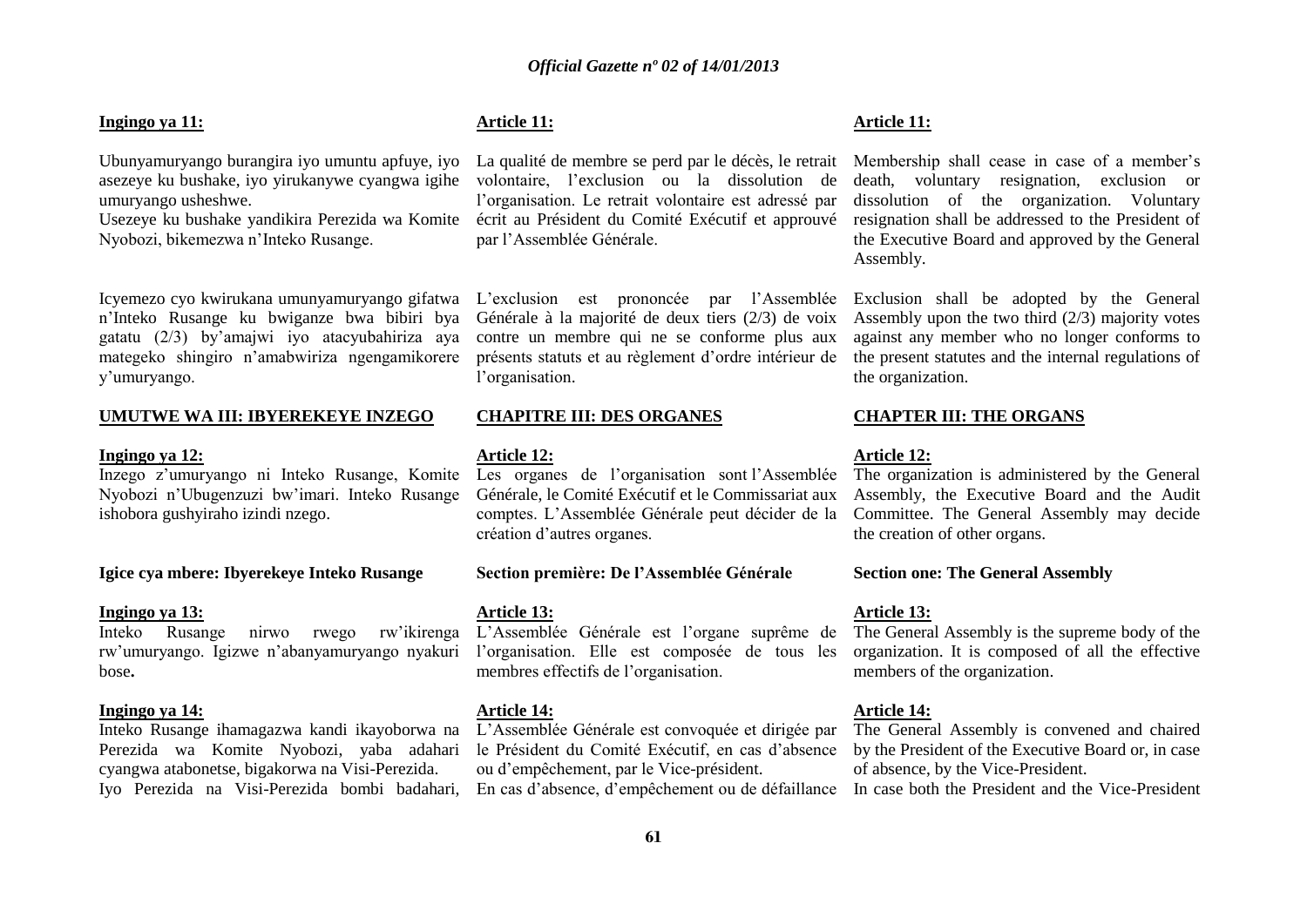**Ingingo ya 11:**

Ubunyamuryango burangira iyo umuntu apfuye, iyo asezeye ku bushake, iyo yirukanywe cyangwa igihe umuryango usheshwe.
Usezeye ku bushake yandikira Perezida wa Komite Nyobozi, bikemezwa n'Inteko Rusange.

Icyemezo cyo kwirukana umunyamuryango gifatwa n'Inteko Rusange ku bwiganze bwa bibiri bya gatatu (2/3) by'amajwi iyo atacyubahiriza aya mategeko shingiro n'amabwiriza ngengamikorere y'umuryango.

**UMUTWE WA III: IBYEREKEYE INZEGO**

**Ingingo ya 12:**
Inzego z'umuryango ni Inteko Rusange, Komite Nyobozi n'Ubugenzuzi bw'imari. Inteko Rusange ishobora gushyiraho izindi nzego.

**Igice cya mbere: Ibyerekeye Inteko Rusange**

**Ingingo ya 13:**
Inteko Rusange nirwo rwego rw'ikirenga rw'umuryango. Igizwe n'abanyamuryango nyakuri bose**.**

**Ingingo ya 14:**
Inteko Rusange ihamagazwa kandi ikayoborwa na Perezida wa Komite Nyobozi, yaba adahari cyangwa atabonetse, bigakorwa na Visi-Perezida.
Iyo Perezida na Visi-Perezida bombi badahari,

**Article 11:**

La qualité de membre se perd par le décès, le retrait volontaire, l'exclusion ou la dissolution de l'organisation. Le retrait volontaire est adressé par écrit au Président du Comité Exécutif et approuvé par l'Assemblée Générale.

L'exclusion est prononcée par l'Assemblée Générale à la majorité de deux tiers (2/3) de voix contre un membre qui ne se conforme plus aux présents statuts et au règlement d'ordre intérieur de l'organisation.

**CHAPITRE III: DES ORGANES**

**Article 12:**
Les organes de l'organisation sont l'Assemblée Générale, le Comité Exécutif et le Commissariat aux comptes. L'Assemblée Générale peut décider de la création d'autres organes.

**Section première: De l'Assemblée Générale**

**Article 13:**
L'Assemblée Générale est l'organe suprême de l'organisation. Elle est composée de tous les membres effectifs de l'organisation.

**Article 14:**
L'Assemblée Générale est convoquée et dirigée par le Président du Comité Exécutif, en cas d'absence ou d'empêchement, par le Vice-président.
En cas d'absence, d'empêchement ou de défaillance

**Article 11:**

Membership shall cease in case of a member's death, voluntary resignation, exclusion or dissolution of the organization. Voluntary resignation shall be addressed to the President of the Executive Board and approved by the General Assembly.

Exclusion shall be adopted by the General Assembly upon the two third (2/3) majority votes against any member who no longer conforms to the present statutes and the internal regulations of the organization.

**CHAPTER III: THE ORGANS**

**Article 12:**
The organization is administered by the General Assembly, the Executive Board and the Audit Committee. The General Assembly may decide the creation of other organs.

**Section one: The General Assembly**

**Article 13:**
The General Assembly is the supreme body of the organization. It is composed of all the effective members of the organization.

**Article 14:**
The General Assembly is convened and chaired by the President of the Executive Board or, in case of absence, by the Vice-President.
In case both the President and the Vice-President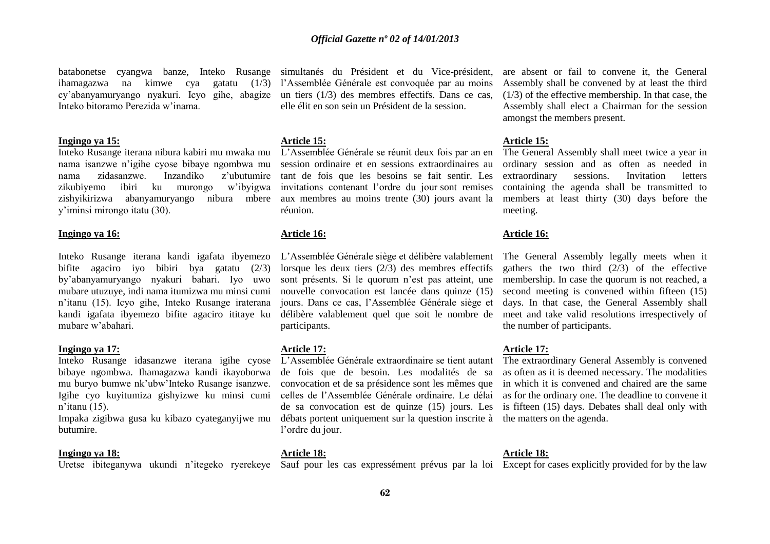batabonetse cyangwa banze, Inteko Rusange ihamagazwa na kimwe cya gatatu (1/3) cy'abanyamuryango nyakuri. Icyo gihe, abagize Inteko bitoramo Perezida w'inama.

**Ingingo ya 15:**

Inteko Rusange iterana nibura kabiri mu mwaka mu nama isanzwe n'igihe cyose bibaye ngombwa mu nama zidasanzwe. Inzandiko z'ubutumire zikubiyemo ibiri ku murongo w'ibyigwa zishyikirizwa abanyamuryango nibura mbere y'iminsi mirongo itatu (30).

**Ingingo ya 16:**

Inteko Rusange iterana kandi igafata ibyemezo bifite agaciro iyo bibiri bya gatatu (2/3) by'abanyamuryango nyakuri bahari. Iyo uwo mubare utuzuye, indi nama itumizwa mu minsi cumi n'itanu (15). Icyo gihe, Inteko Rusange iraterana kandi igafata ibyemezo bifite agaciro ititaye ku mubare w'abahari.

**Ingingo ya 17:**

Inteko Rusange idasanzwe iterana igihe cyose bibaye ngombwa. Ihamagazwa kandi ikayoborwa mu buryo bumwe nk'ubw'Inteko Rusange isanzwe. Igihe cyo kuyitumiza gishyizwe ku minsi cumi n'itanu (15).

Impaka zigibwa gusa ku kibazo cyateganyijwe mu butumire.

**Ingingo ya 18:**

Uretse ibiteganywa ukundi n'itegeko ryerekeye

simultanés du Président et du Vice-président, l'Assemblée Générale est convoquée par au moins un tiers (1/3) des membres effectifs. Dans ce cas, elle élit en son sein un Président de la session.

**Article 15:**

L'Assemblée Générale se réunit deux fois par an en session ordinaire et en sessions extraordinaires au tant de fois que les besoins se fait sentir. Les invitations contenant l'ordre du jour sont remises aux membres au moins trente (30) jours avant la réunion.

**Article 16:**

L'Assemblée Générale siège et délibère valablement lorsque les deux tiers (2/3) des membres effectifs sont présents. Si le quorum n'est pas atteint, une nouvelle convocation est lancée dans quinze (15) jours. Dans ce cas, l'Assemblée Générale siège et délibère valablement quel que soit le nombre de participants.

**Article 17:**

L'Assemblée Générale extraordinaire se tient autant de fois que de besoin. Les modalités de sa convocation et de sa présidence sont les mêmes que celles de l'Assemblée Générale ordinaire. Le délai de sa convocation est de quinze (15) jours. Les débats portent uniquement sur la question inscrite à l'ordre du jour.

**Article 18:**

Sauf pour les cas expressément prévus par la loi

are absent or fail to convene it, the General Assembly shall be convened by at least the third (1/3) of the effective membership. In that case, the Assembly shall elect a Chairman for the session amongst the members present.

**Article 15:**

The General Assembly shall meet twice a year in ordinary session and as often as needed in extraordinary sessions. Invitation letters containing the agenda shall be transmitted to members at least thirty (30) days before the meeting.

**Article 16:**

The General Assembly legally meets when it gathers the two third (2/3) of the effective membership. In case the quorum is not reached, a second meeting is convened within fifteen (15) days. In that case, the General Assembly shall meet and take valid resolutions irrespectively of the number of participants.

**Article 17:**

The extraordinary General Assembly is convened as often as it is deemed necessary. The modalities in which it is convened and chaired are the same as for the ordinary one. The deadline to convene it is fifteen (15) days. Debates shall deal only with the matters on the agenda.

**Article 18:**

Except for cases explicitly provided for by the law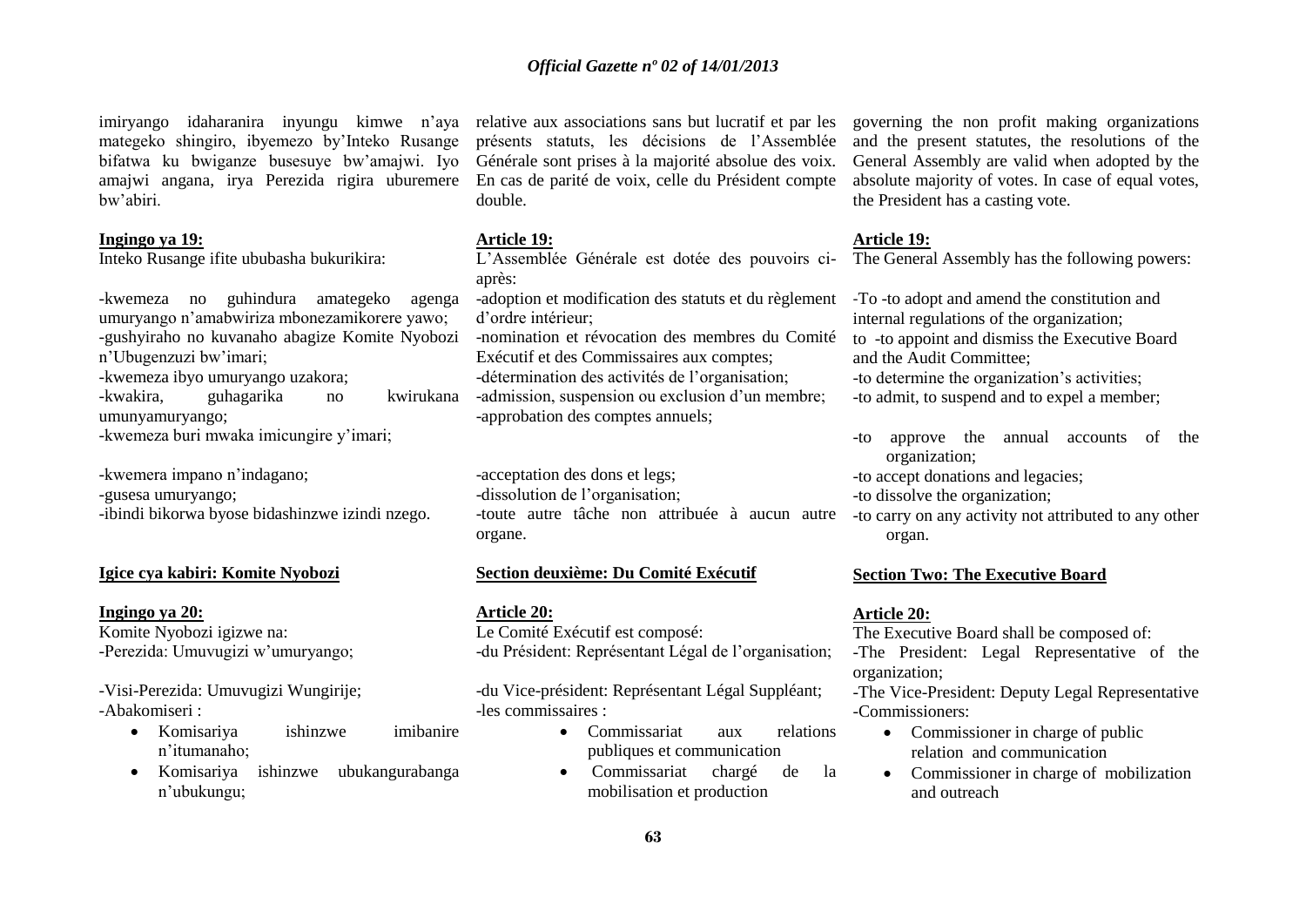imiryango idaharanira inyungu kimwe n'aya mategeko shingiro, ibyemezo by'Inteko Rusange bifatwa ku bwiganze busesuye bw'amajwi. Iyo amajwi angana, irya Perezida rigira uburemere bw'abiri.

**Ingingo ya 19:**

Inteko Rusange ifite ububasha bukurikira:

-kwemeza no guhindura amategeko agenga umuryango n'amabwiriza mbonezamikorere yawo;
-gushyiraho no kuvanaho abagize Komite Nyobozi n'Ubugenzuzi bw'imari;
-kwemeza ibyo umuryango uzakora;
-kwakira, guhagarika no kwirukana umunyamuryango;
-kwemeza buri mwaka imicungire y'imari;

-kwemera impano n'indagano;
-gusesa umuryango;
-ibindi bikorwa byose bidashinzwe izindi nzego.

**Igice cya kabiri: Komite Nyobozi**

**Ingingo ya 20:**

Komite Nyobozi igizwe na:
-Perezida: Umuvugizi w'umuryango;

-Visi-Perezida: Umuvugizi Wungirije;
-Abakomiseri :

- Komisariya ishinzwe imibanire n'itumanaho;
- Komisariya ishinzwe ubukangurabanga n'ubukungu;

relative aux associations sans but lucratif et par les présents statuts, les décisions de l'Assemblée Générale sont prises à la majorité absolue des voix. En cas de parité de voix, celle du Président compte double.

**Article 19:**

L'Assemblée Générale est dotée des pouvoirs ci-après:

-adoption et modification des statuts et du règlement d'ordre intérieur;
-nomination et révocation des membres du Comité Exécutif et des Commissaires aux comptes;
-détermination des activités de l'organisation;
-admission, suspension ou exclusion d'un membre;
-approbation des comptes annuels;

-acceptation des dons et legs;
-dissolution de l'organisation;
-toute autre tâche non attribuée à aucun autre organe.

**Section deuxième: Du Comité Exécutif**

**Article 20:**

Le Comité Exécutif est composé:
-du Président: Représentant Légal de l'organisation;

-du Vice-président: Représentant Légal Suppléant;
-les commissaires :

- Commissariat aux relations publiques et communication
- Commissariat chargé de la mobilisation et production

governing the non profit making organizations and the present statutes, the resolutions of the General Assembly are valid when adopted by the absolute majority of votes. In case of equal votes, the President has a casting vote.

**Article 19:**

The General Assembly has the following powers:

-To -to adopt and amend the constitution and internal regulations of the organization;
to -to appoint and dismiss the Executive Board and the Audit Committee;
-to determine the organization's activities;
-to admit, to suspend and to expel a member;

-to approve the annual accounts of the organization;
-to accept donations and legacies;
-to dissolve the organization;
-to carry on any activity not attributed to any other organ.

**Section Two: The Executive Board**

**Article 20:**

The Executive Board shall be composed of:
-The President: Legal Representative of the organization;
-The Vice-President: Deputy Legal Representative
-Commissioners:

- Commissioner in charge of public relation and communication
- Commissioner in charge of mobilization and outreach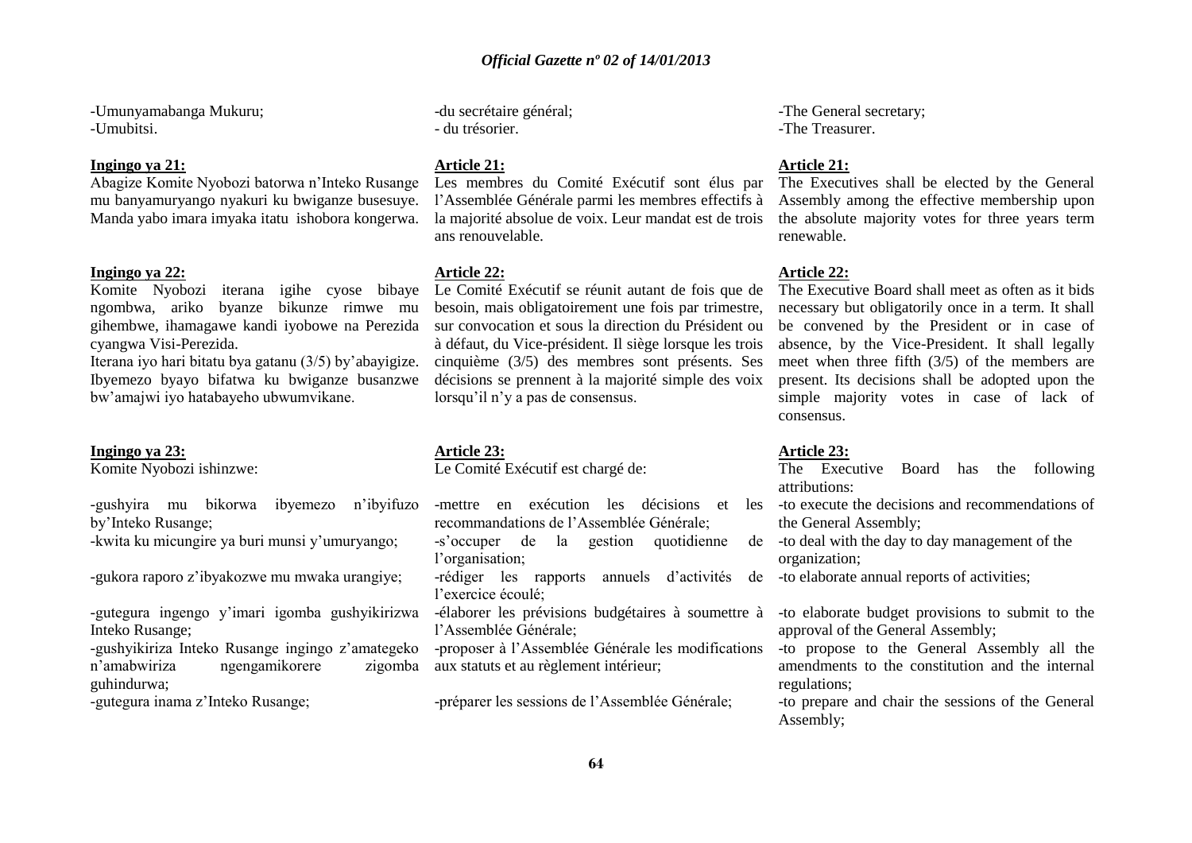-Umunyamabanga Mukuru;
-Umubitsi.

**Ingingo ya 21:**

Abagize Komite Nyobozi batorwa n'Inteko Rusange mu banyamuryango nyakuri ku bwiganze busesuye. Manda yabo imara imyaka itatu ishobora kongerwa.

**Ingingo ya 22:**

Komite Nyobozi iterana igihe cyose bibaye ngombwa, ariko byanze bikunze rimwe mu gihembwe, ihamagawe kandi iyobowe na Perezida cyangwa Visi-Perezida.

Iterana iyo hari bitatu bya gatanu (3/5) by'abayigize. Ibyemezo byayo bifatwa ku bwiganze busanzwe bw'amajwi iyo hatabayeho ubwumvikane.

**Ingingo ya 23:**

Komite Nyobozi ishinzwe:

-gushyira mu bikorwa ibyemezo n'ibyifuzo by'Inteko Rusange;
-kwita ku micungire ya buri munsi y'umuryango;
-gukora raporo z'ibyakozwe mu mwaka urangiye;
-gutegura ingengo y'imari igomba gushyikirizwa Inteko Rusange;
-gushyikiriza Inteko Rusange ingingo z'amategeko n'amabwiriza ngengamikorere zigomba guhindurwa;
-gutegura inama z'Inteko Rusange;

-du secrétaire général;
- du trésorier.

**Article 21:**

Les membres du Comité Exécutif sont élus par l'Assemblée Générale parmi les membres effectifs à la majorité absolue de voix. Leur mandat est de trois ans renouvelable.

**Article 22:**

Le Comité Exécutif se réunit autant de fois que de besoin, mais obligatoirement une fois par trimestre, sur convocation et sous la direction du Président ou à défaut, du Vice-président. Il siège lorsque les trois cinquième (3/5) des membres sont présents. Ses décisions se prennent à la majorité simple des voix lorsqu'il n'y a pas de consensus.

**Article 23:**

Le Comité Exécutif est chargé de:

-mettre en exécution les décisions et les recommandations de l'Assemblée Générale;
-s'occuper de la gestion quotidienne de l'organisation;
-rédiger les rapports annuels d'activités de l'exercice écoulé;
-élaborer les prévisions budgétaires à soumettre à l'Assemblée Générale;
-proposer à l'Assemblée Générale les modifications aux statuts et au règlement intérieur;
-préparer les sessions de l'Assemblée Générale;

-The General secretary;
-The Treasurer.

**Article 21:**

The Executives shall be elected by the General Assembly among the effective membership upon the absolute majority votes for three years term renewable.

**Article 22:**

The Executive Board shall meet as often as it bids necessary but obligatorily once in a term. It shall be convened by the President or in case of absence, by the Vice-President. It shall legally meet when three fifth (3/5) of the members are present. Its decisions shall be adopted upon the simple majority votes in case of lack of consensus.

**Article 23:**

The Executive Board has the following attributions:

-to execute the decisions and recommendations of the General Assembly;
-to deal with the day to day management of the organization;
-to elaborate annual reports of activities;
-to elaborate budget provisions to submit to the approval of the General Assembly;
-to propose to the General Assembly all the amendments to the constitution and the internal regulations;
-to prepare and chair the sessions of the General Assembly;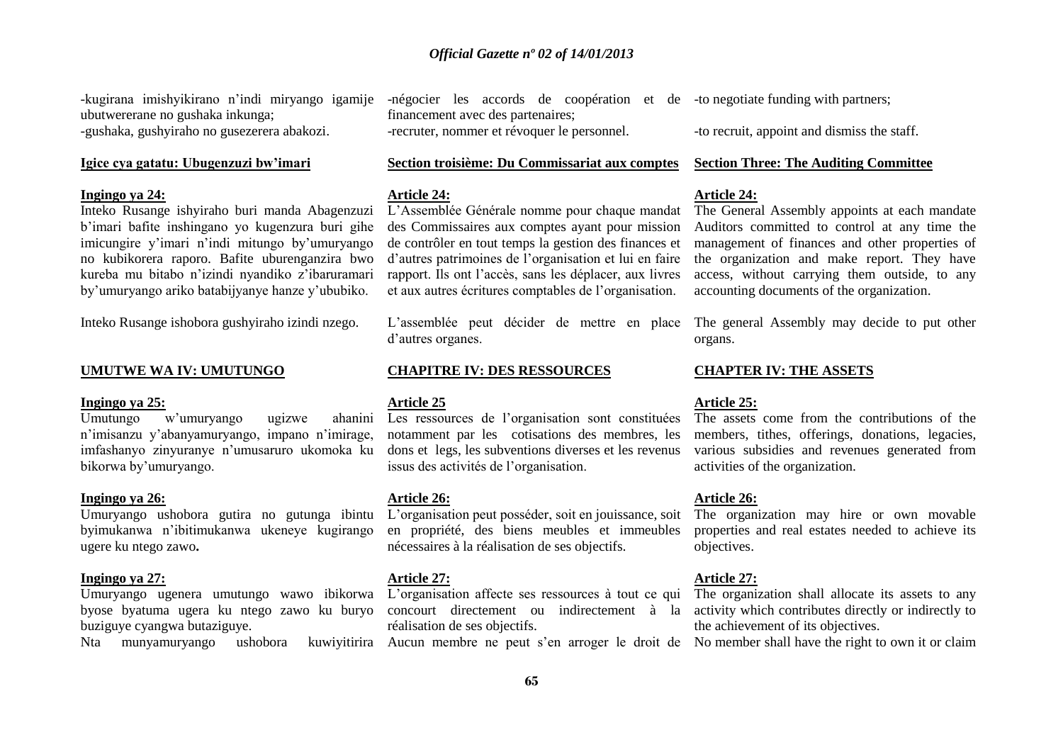-kugirana imishyikirano n'indi miryango igamije ubutwererane no gushaka inkunga;
-gushaka, gushyiraho no gusezerera abakozi.

**Igice cya gatatu: Ubugenzuzi bw'imari**

**Ingingo ya 24:**
Inteko Rusange ishyiraho buri manda Abagenzuzi b'imari bafite inshingano yo kugenzura buri gihe imicungire y'imari n'indi mitungo by'umuryango no kubikorera raporo. Bafite uburenganzira bwo kureba mu bitabo n'izindi nyandiko z'ibaruramari by'umuryango ariko batabijyanye hanze y'ububiko.

Inteko Rusange ishobora gushyiraho izindi nzego.

**UMUTWE WA IV: UMUTUNGO**

**Ingingo ya 25:**
Umutungo w'umuryango ugizwe ahanini n'imisanzu y'abanyamuryango, impano n'imirage, imfashanyo zinyuranye n'umusaruro ukomoka ku bikorwa by'umuryango.

**Ingingo ya 26:**
Umuryango ushobora gutira no gutunga ibintu byimukanwa n'ibitimukanwa ukeneye kugirango ugere ku ntego zawo**.**

**Ingingo ya 27:**
Umuryango ugenera umutungo wawo ibikorwa byose byatuma ugera ku ntego zawo ku buryo buziguye cyangwa butaziguye.
Nta munyamuryango ushobora kuwiyitirira

-négocier les accords de coopération et de financement avec des partenaires;
-recruter, nommer et révoquer le personnel.

**Section troisième: Du Commissariat aux comptes**

**Article 24:**
L'Assemblée Générale nomme pour chaque mandat des Commissaires aux comptes ayant pour mission de contrôler en tout temps la gestion des finances et d'autres patrimoines de l'organisation et lui en faire rapport. Ils ont l'accès, sans les déplacer, aux livres et aux autres écritures comptables de l'organisation.

L'assemblée peut décider de mettre en place d'autres organes.

**CHAPITRE IV: DES RESSOURCES**

**Article 25**
Les ressources de l'organisation sont constituées notamment par les cotisations des membres, les dons et legs, les subventions diverses et les revenus issus des activités de l'organisation.

**Article 26:**
L'organisation peut posséder, soit en jouissance, soit en propriété, des biens meubles et immeubles nécessaires à la réalisation de ses objectifs.

**Article 27:**
L'organisation affecte ses ressources à tout ce qui concourt directement ou indirectement à la réalisation de ses objectifs.
Aucun membre ne peut s'en arroger le droit de

-to negotiate funding with partners;

-to recruit, appoint and dismiss the staff.

**Section Three: The Auditing Committee**

**Article 24:**
The General Assembly appoints at each mandate Auditors committed to control at any time the management of finances and other properties of the organization and make report. They have access, without carrying them outside, to any accounting documents of the organization.

The general Assembly may decide to put other organs.

**CHAPTER IV: THE ASSETS**

**Article 25:**
The assets come from the contributions of the members, tithes, offerings, donations, legacies, various subsidies and revenues generated from activities of the organization.

**Article 26:**
The organization may hire or own movable properties and real estates needed to achieve its objectives.

**Article 27:**
The organization shall allocate its assets to any activity which contributes directly or indirectly to the achievement of its objectives.
No member shall have the right to own it or claim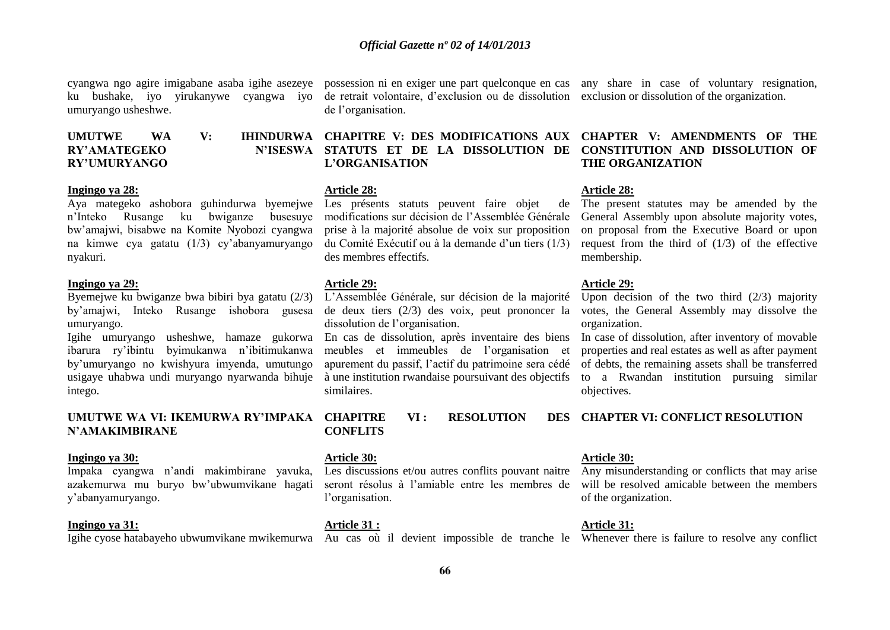cyangwa ngo agire imigabane asaba igihe asezeye ku bushake, iyo yirukanywe cyangwa iyo umuryango usheshwe.

**UMUTWE WA V: IHINDURWA RY'AMATEGEKO N'ISESWA RY'UMURYANGO**

**Ingingo ya 28:**

Aya mategeko ashobora guhindurwa byemejwe n'Inteko Rusange ku bwiganze busesuye bw'amajwi, bisabwe na Komite Nyobozi cyangwa na kimwe cya gatatu (1/3) cy'abanyamuryango nyakuri.

**Ingingo ya 29:**

Byemejwe ku bwiganze bwa bibiri bya gatatu (2/3) by'amajwi, Inteko Rusange ishobora gusesa umuryango.

Igihe umuryango usheshwe, hamaze gukorwa ibarura ry'ibintu byimukanwa n'ibitimukanwa by'umuryango no kwishyura imyenda, umutungo usigaye uhabwa undi muryango nyarwanda bihuje intego.

**UMUTWE WA VI: IKEMURWA RY'IMPAKA N'AMAKIMBIRANE**

**Ingingo ya 30:**

Impaka cyangwa n'andi makimbirane yavuka, azakemurwa mu buryo bw'ubwumvikane hagati y'abanyamuryango.

**Ingingo ya 31:**

Igihe cyose hatabayeho ubwumvikane mwikemurwa

possession ni en exiger une part quelconque en cas de retrait volontaire, d'exclusion ou de dissolution de l'organisation.

**CHAPITRE V: DES MODIFICATIONS AUX STATUTS ET DE LA DISSOLUTION DE L'ORGANISATION**

**Article 28:**

Les présents statuts peuvent faire objet de modifications sur décision de l'Assemblée Générale prise à la majorité absolue de voix sur proposition du Comité Exécutif ou à la demande d'un tiers (1/3) des membres effectifs.

**Article 29:**

L'Assemblée Générale, sur décision de la majorité de deux tiers (2/3) des voix, peut prononcer la dissolution de l'organisation.

En cas de dissolution, après inventaire des biens meubles et immeubles de l'organisation et apurement du passif, l'actif du patrimoine sera cédé à une institution rwandaise poursuivant des objectifs similaires.

**CHAPITRE VI : RESOLUTION DES CONFLITS**

**Article 30:**

Les discussions et/ou autres conflits pouvant naitre seront résolus à l'amiable entre les membres de l'organisation.

**Article 31 :**

Au cas où il devient impossible de tranche le

any share in case of voluntary resignation, exclusion or dissolution of the organization.

**CHAPTER V: AMENDMENTS OF THE CONSTITUTION AND DISSOLUTION OF THE ORGANIZATION**

**Article 28:**

The present statutes may be amended by the General Assembly upon absolute majority votes, on proposal from the Executive Board or upon request from the third of (1/3) of the effective membership.

**Article 29:**

Upon decision of the two third (2/3) majority votes, the General Assembly may dissolve the organization.

In case of dissolution, after inventory of movable properties and real estates as well as after payment of debts, the remaining assets shall be transferred to a Rwandan institution pursuing similar objectives.

**CHAPTER VI: CONFLICT RESOLUTION**

**Article 30:**

Any misunderstanding or conflicts that may arise will be resolved amicable between the members of the organization.

**Article 31:**

Whenever there is failure to resolve any conflict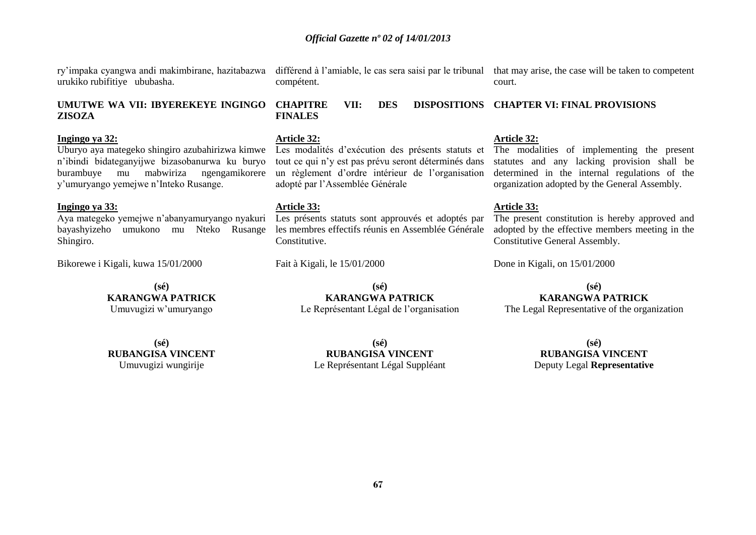ry'impaka cyangwa andi makimbirane, hazitabazwa urukiko rubifitiye ububasha.

**UMUTWE WA VII: IBYEREKEYE INGINGO ZISOZA**

**Ingingo ya 32:**

Uburyo aya mategeko shingiro azubahirizwa kimwe n'ibindi bidateganyijwe bizasobanurwa ku buryo burambuye mu mabwiriza ngengamikorere y'umuryango yemejwe n'Inteko Rusange.

**Ingingo ya 33:**

Aya mategeko yemejwe n'abanyamuryango nyakuri bayashyizeho umukono mu Nteko Rusange Shingiro.

Bikorewe i Kigali, kuwa 15/01/2000

**(sé)**
**KARANGWA PATRICK**
Umuvugizi w'umuryango

**(sé)**
**RUBANGISA VINCENT**
Umuvugizi wungirije

différend à l'amiable, le cas sera saisi par le tribunal compétent.

**CHAPITRE VII: DES DISPOSITIONS FINALES**

**Article 32:**

Les modalités d'exécution des présents statuts et tout ce qui n'y est pas prévu seront déterminés dans un règlement d'ordre intérieur de l'organisation adopté par l'Assemblée Générale

**Article 33:**

Les présents statuts sont approuvés et adoptés par les membres effectifs réunis en Assemblée Générale Constitutive.

Fait à Kigali, le 15/01/2000

**(sé)**
**KARANGWA PATRICK**
Le Représentant Légal de l'organisation

**(sé)**
**RUBANGISA VINCENT**
Le Représentant Légal Suppléant

that may arise, the case will be taken to competent court.

**CHAPTER VI: FINAL PROVISIONS**

**Article 32:**

The modalities of implementing the present statutes and any lacking provision shall be determined in the internal regulations of the organization adopted by the General Assembly.

**Article 33:**

The present constitution is hereby approved and adopted by the effective members meeting in the Constitutive General Assembly.

Done in Kigali, on 15/01/2000

**(sé)**
**KARANGWA PATRICK**
The Legal Representative of the organization

**(sé)**
**RUBANGISA VINCENT**
Deputy Legal **Representative**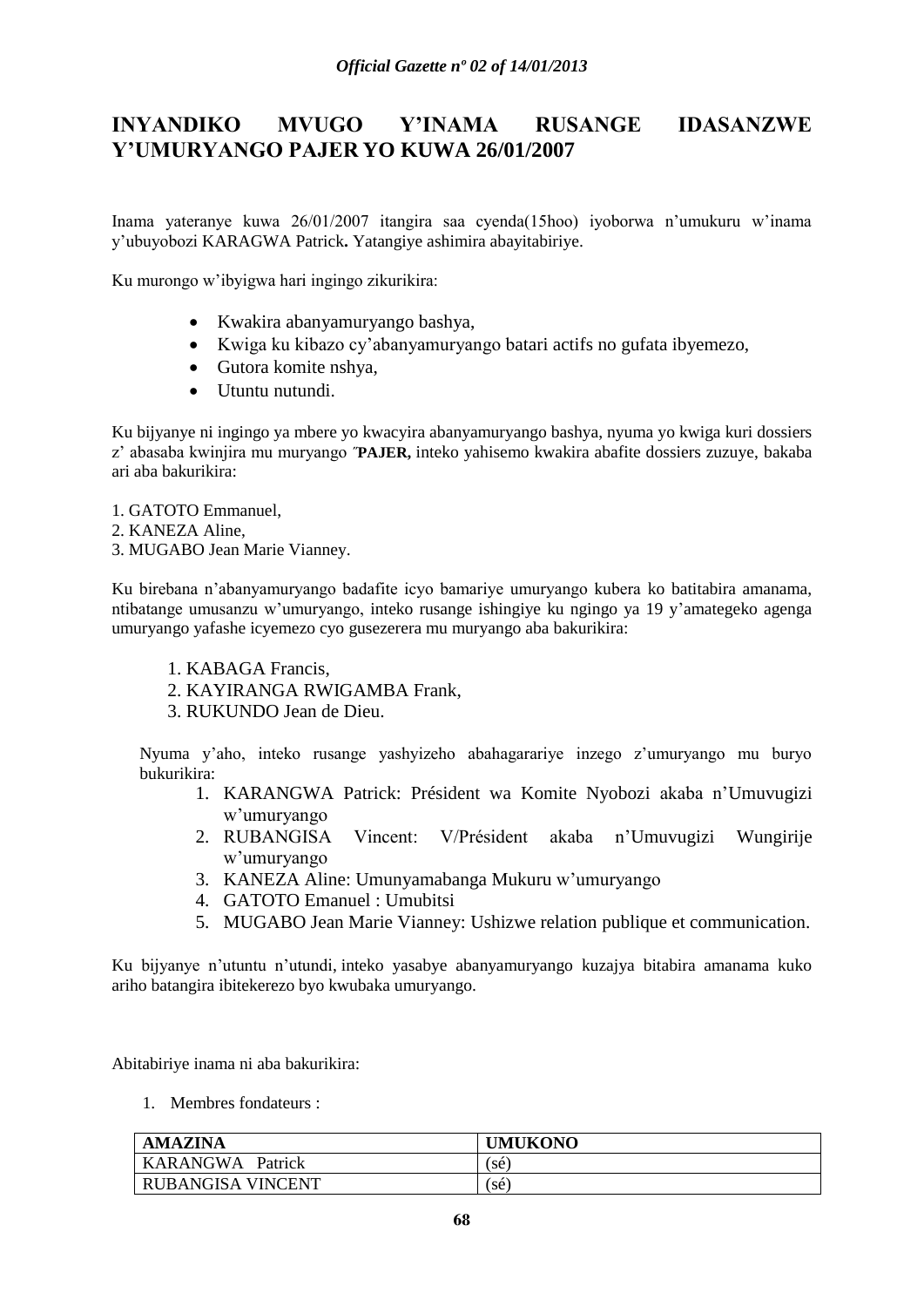# INYANDIKO MVUGO Y'INAMA RUSANGE IDASANZWE Y'UMURYANGO PAJER YO KUWA 26/01/2007

Inama yateranye kuwa 26/01/2007 itangira saa cyenda(15hoo) iyoborwa n'umukuru w'inama y'ubuyobozi KARAGWA Patrick**.** Yatangiye ashimira abayitabiriye.

Ku murongo w'ibyigwa hari ingingo zikurikira:

- Kwakira abanyamuryango bashya,
- Kwiga ku kibazo cy'abanyamuryango batari actifs no gufata ibyemezo,
- Gutora komite nshya,
- Utuntu nutundi.

Ku bijyanye ni ingingo ya mbere yo kwacyira abanyamuryango bashya, nyuma yo kwiga kuri dossiers z' abasaba kwinjira mu muryango ″**PAJER,** inteko yahisemo kwakira abafite dossiers zuzuye, bakaba ari aba bakurikira:

1. GATOTO Emmanuel,
2. KANEZA Aline,
3. MUGABO Jean Marie Vianney.

Ku birebana n'abanyamuryango badafite icyo bamariye umuryango kubera ko batitabira amanama, ntibatange umusanzu w'umuryango, inteko rusange ishingiye ku ngingo ya 19 y'amategeko agenga umuryango yafashe icyemezo cyo gusezerera mu muryango aba bakurikira:

1. KABAGA Francis,
2. KAYIRANGA RWIGAMBA Frank,
3. RUKUNDO Jean de Dieu.

Nyuma y'aho, inteko rusange yashyizeho abahagarariye inzego z'umuryango mu buryo bukurikira:

1. KARANGWA Patrick: Président wa Komite Nyobozi akaba n'Umuvugizi w'umuryango
2. RUBANGISA Vincent: V/Président akaba n'Umuvugizi Wungirije w'umuryango
3. KANEZA Aline: Umunyamabanga Mukuru w'umuryango
4. GATOTO Emanuel : Umubitsi
5. MUGABO Jean Marie Vianney: Ushizwe relation publique et communication.

Ku bijyanye n'utuntu n'utundi, inteko yasabye abanyamuryango kuzajya bitabira amanama kuko ariho batangira ibitekerezo byo kwubaka umuryango.

Abitabiriye inama ni aba bakurikira:

1. Membres fondateurs :

| AMAZINA | UMUKONO |
|---|---|
| KARANGWA Patrick | (sé) |
| RUBANGISA VINCENT | (sé) |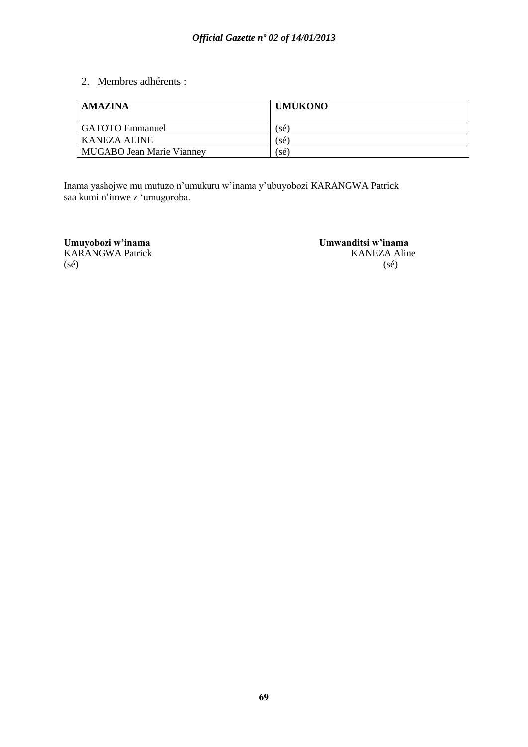2. Membres adhérents :

| AMAZINA | UMUKONO |
|---|---|
| GATOTO Emmanuel | (sé) |
| KANEZA ALINE | (sé) |
| MUGABO Jean Marie Vianney | (sé) |

Inama yashojwe mu mutuzo n'umukuru w'inama y'ubuyobozi KARANGWA Patrick saa kumi n'imwe z 'umugoroba.

**Umuyobozi w'inama**
KARANGWA Patrick
(sé)

**Umwanditsi w'inama**
KANEZA Aline
(sé)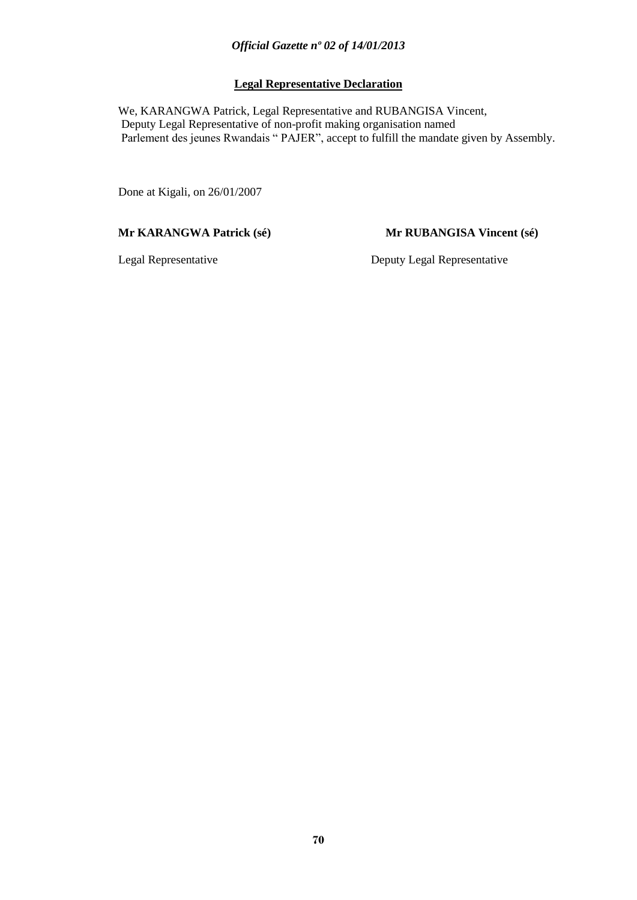**Legal Representative Declaration**

We, KARANGWA Patrick, Legal Representative and RUBANGISA Vincent, Deputy Legal Representative of non-profit making organisation named Parlement des jeunes Rwandais " PAJER", accept to fulfill the mandate given by Assembly.

Done at Kigali, on 26/01/2007

**Mr KARANGWA Patrick (sé)**

Legal Representative

**Mr RUBANGISA Vincent (sé)**

Deputy Legal Representative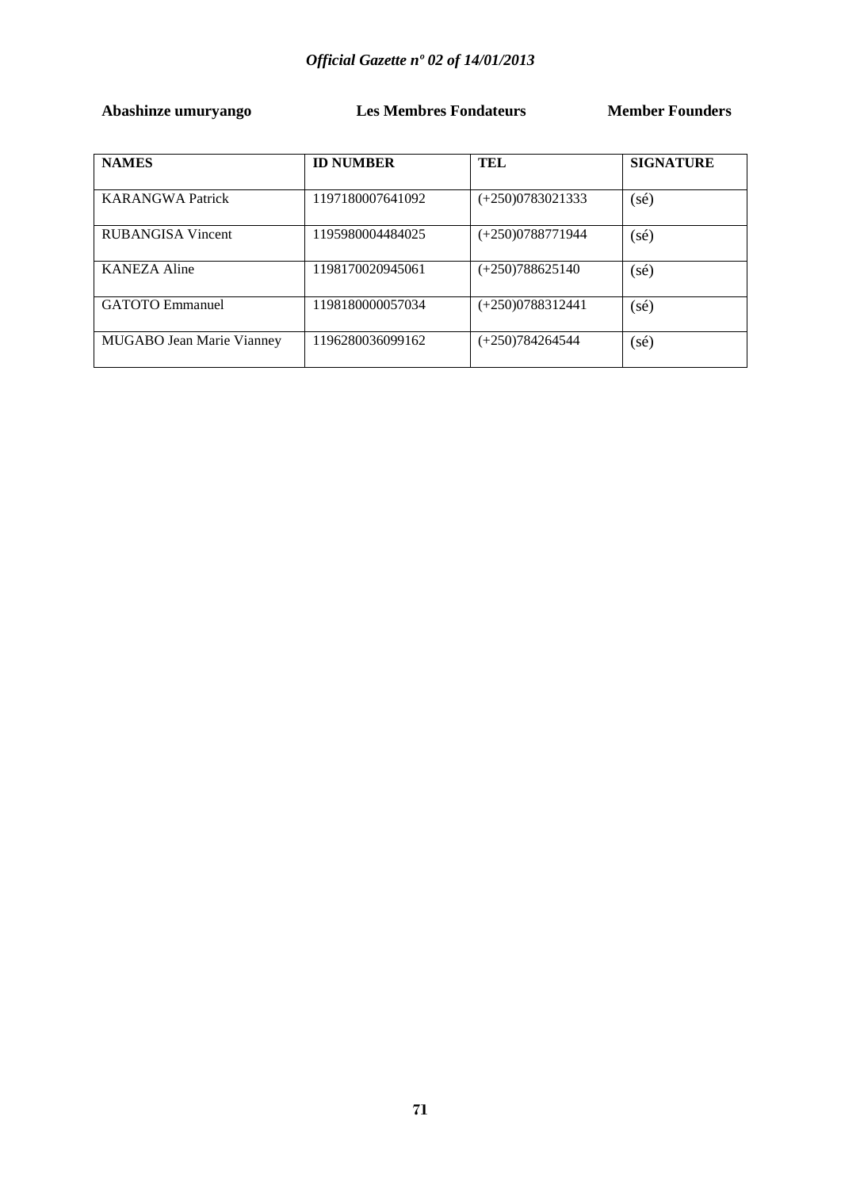**Abashinze umuryango** **Les Membres Fondateurs** **Member Founders**

| NAMES | ID NUMBER | TEL | SIGNATURE |
|---|---|---|---|
| KARANGWA Patrick | 1197180007641092 | (+250)0783021333 | (sé) |
| RUBANGISA Vincent | 1195980004484025 | (+250)0788771944 | (sé) |
| KANEZA Aline | 1198170020945061 | (+250)788625140 | (sé) |
| GATOTO Emmanuel | 1198180000057034 | (+250)0788312441 | (sé) |
| MUGABO Jean Marie Vianney | 1196280036099162 | (+250)784264544 | (sé) |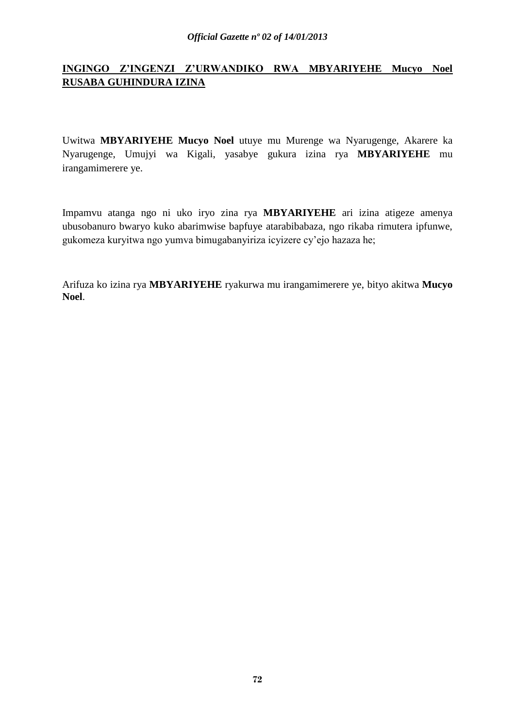**INGINGO Z'INGENZI Z'URWANDIKO RWA MBYARIYEHE Mucyo Noel RUSABA GUHINDURA IZINA**

Uwitwa **MBYARIYEHE Mucyo Noel** utuye mu Murenge wa Nyarugenge, Akarere ka Nyarugenge, Umujyi wa Kigali, yasabye gukura izina rya **MBYARIYEHE** mu irangamimerere ye.

Impamvu atanga ngo ni uko iryo zina rya **MBYARIYEHE** ari izina atigeze amenya ubusobanuro bwaryo kuko abarimwise bapfuye atarabibabaza, ngo rikaba rimutera ipfunwe, gukomeza kuryitwa ngo yumva bimugabanyiriza icyizere cy'ejo hazaza he;

Arifuza ko izina rya **MBYARIYEHE** ryakurwa mu irangamimerere ye, bityo akitwa **Mucyo Noel**.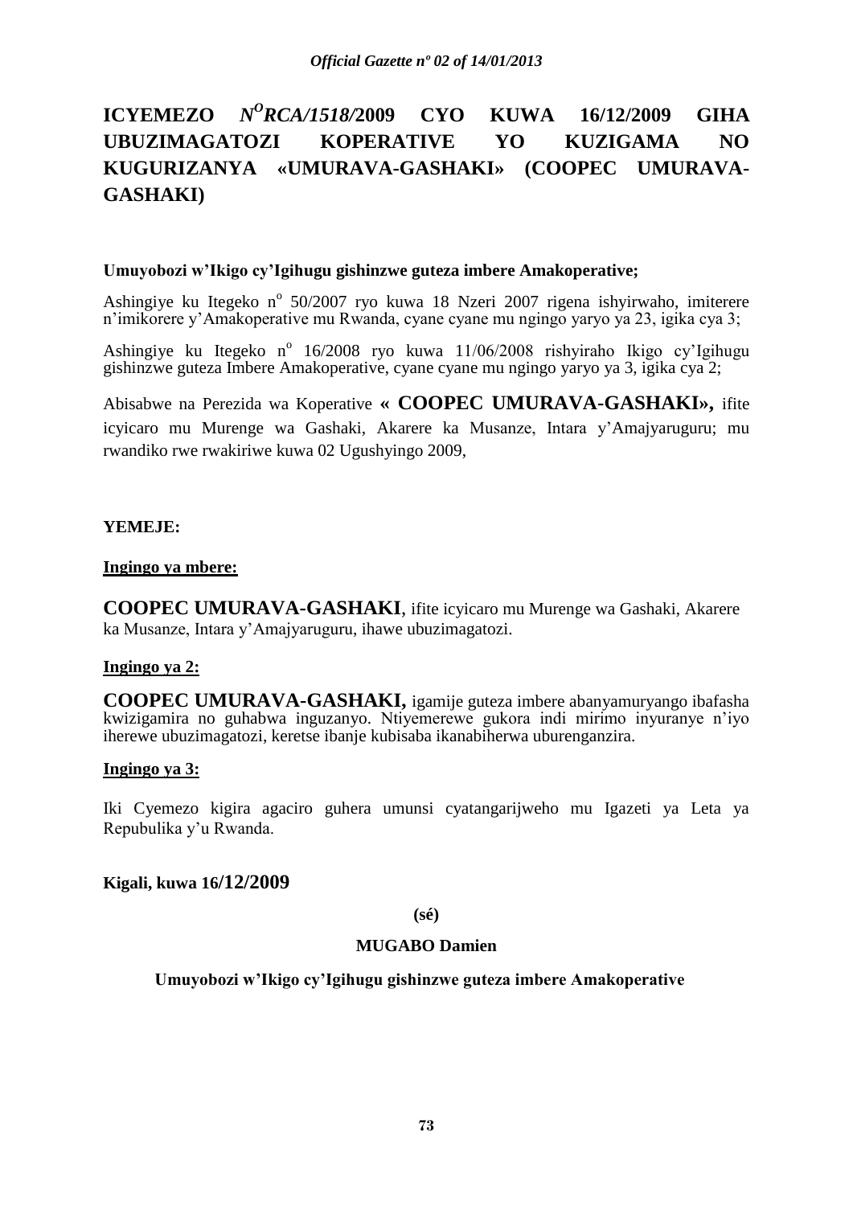# ICYEMEZO *N^O^RCA/1518/*2009 CYO KUWA 16/12/2009 GIHA UBUZIMAGATOZI KOPERATIVE YO KUZIGAMA NO KUGURIZANYA «UMURAVA-GASHAKI» (COOPEC UMURAVA-GASHAKI)

**Umuyobozi w'Ikigo cy'Igihugu gishinzwe guteza imbere Amakoperative;**

Ashingiye ku Itegeko n° 50/2007 ryo kuwa 18 Nzeri 2007 rigena ishyirwaho, imiterere n'imikorere y'Amakoperative mu Rwanda, cyane cyane mu ngingo yaryo ya 23, igika cya 3;

Ashingiye ku Itegeko n° 16/2008 ryo kuwa 11/06/2008 rishyiraho Ikigo cy'Igihugu gishinzwe guteza Imbere Amakoperative, cyane cyane mu ngingo yaryo ya 3, igika cya 2;

Abisabwe na Perezida wa Koperative **« COOPEC UMURAVA-GASHAKI»,** ifite icyicaro mu Murenge wa Gashaki, Akarere ka Musanze, Intara y'Amajyaruguru; mu rwandiko rwe rwakiriwe kuwa 02 Ugushyingo 2009,

**YEMEJE:**

**Ingingo ya mbere:**

**COOPEC UMURAVA-GASHAKI**, ifite icyicaro mu Murenge wa Gashaki, Akarere ka Musanze, Intara y'Amajyaruguru, ihawe ubuzimagatozi.

**Ingingo ya 2:**

**COOPEC UMURAVA-GASHAKI,** igamije guteza imbere abanyamuryango ibafasha kwizigamira no guhabwa inguzanyo. Ntiyemerewe gukora indi mirimo inyuranye n'iyo iherewe ubuzimagatozi, keretse ibanje kubisaba ikanabiherwa uburenganzira.

**Ingingo ya 3:**

Iki Cyemezo kigira agaciro guhera umunsi cyatangarijweho mu Igazeti ya Leta ya Repubulika y'u Rwanda.

**Kigali, kuwa 16/12/2009**

**(sé)**

**MUGABO Damien**

**Umuyobozi w'Ikigo cy'Igihugu gishinzwe guteza imbere Amakoperative**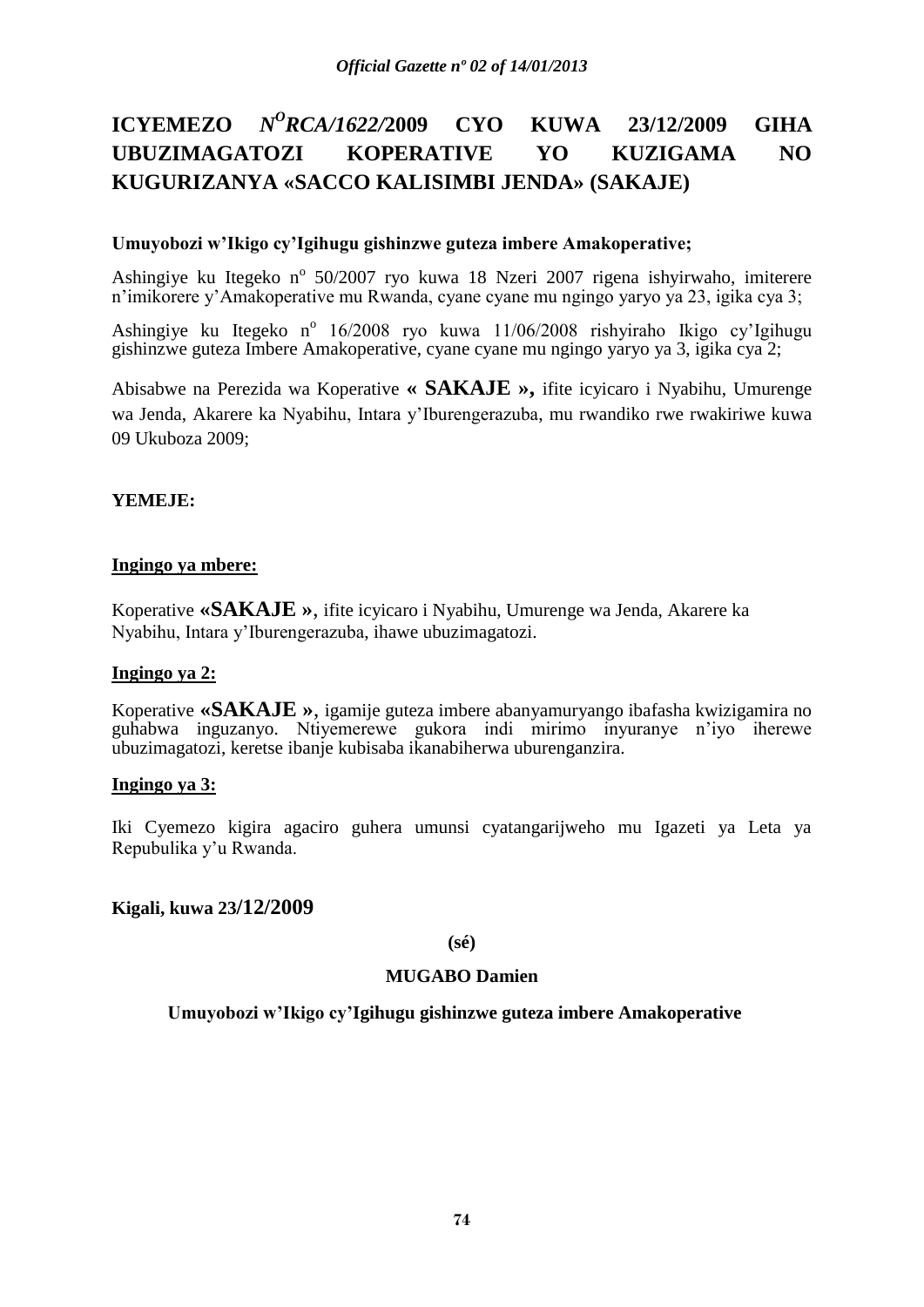# ICYEMEZO $N^{O}$*RCA/1622/*2009 CYO KUWA 23/12/2009 GIHA UBUZIMAGATOZI KOPERATIVE YO KUZIGAMA NO KUGURIZANYA «SACCO KALISIMBI JENDA» (SAKAJE)

**Umuyobozi w'Ikigo cy'Igihugu gishinzwe guteza imbere Amakoperative;**

Ashingiye ku Itegeko n$^{o}$ 50/2007 ryo kuwa 18 Nzeri 2007 rigena ishyirwaho, imiterere n'imikorere y'Amakoperative mu Rwanda, cyane cyane mu ngingo yaryo ya 23, igika cya 3;

Ashingiye ku Itegeko n$^{o}$ 16/2008 ryo kuwa 11/06/2008 rishyiraho Ikigo cy'Igihugu gishinzwe guteza Imbere Amakoperative, cyane cyane mu ngingo yaryo ya 3, igika cya 2;

Abisabwe na Perezida wa Koperative **« SAKAJE »,** ifite icyicaro i Nyabihu, Umurenge wa Jenda, Akarere ka Nyabihu, Intara y'Iburengerazuba, mu rwandiko rwe rwakiriwe kuwa 09 Ukuboza 2009;

**YEMEJE:**

**Ingingo ya mbere:**

Koperative **«SAKAJE »**, ifite icyicaro i Nyabihu, Umurenge wa Jenda, Akarere ka Nyabihu, Intara y'Iburengerazuba, ihawe ubuzimagatozi.

**Ingingo ya 2:**

Koperative **«SAKAJE »**, igamije guteza imbere abanyamuryango ibafasha kwizigamira no guhabwa inguzanyo. Ntiyemerewe gukora indi mirimo inyuranye n'iyo iherewe ubuzimagatozi, keretse ibanje kubisaba ikanabiherwa uburenganzira.

**Ingingo ya 3:**

Iki Cyemezo kigira agaciro guhera umunsi cyatangarijweho mu Igazeti ya Leta ya Repubulika y'u Rwanda.

**Kigali, kuwa 23/12/2009**

**(sé)**

**MUGABO Damien**

**Umuyobozi w'Ikigo cy'Igihugu gishinzwe guteza imbere Amakoperative**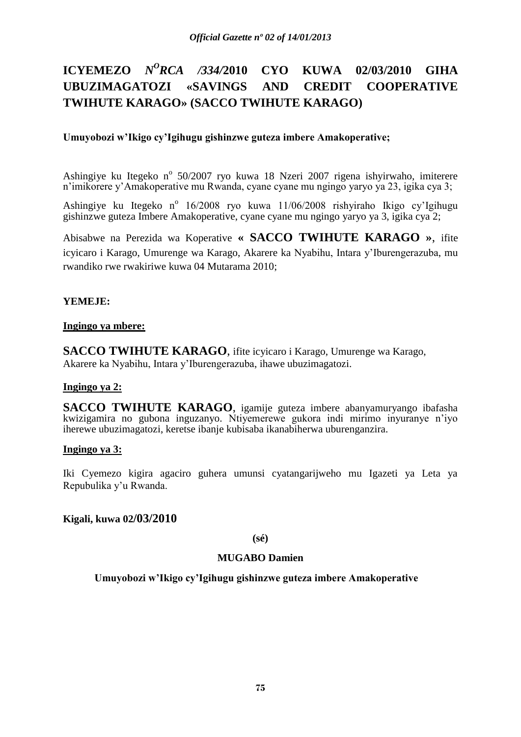# ICYEMEZO $N^{O}$*RCA /334/*2010 CYO KUWA 02/03/2010 GIHA UBUZIMAGATOZI «SAVINGS AND CREDIT COOPERATIVE TWIHUTE KARAGO» (SACCO TWIHUTE KARAGO)

**Umuyobozi w'Ikigo cy'Igihugu gishinzwe guteza imbere Amakoperative;**

Ashingiye ku Itegeko n° 50/2007 ryo kuwa 18 Nzeri 2007 rigena ishyirwaho, imiterere n'imikorere y'Amakoperative mu Rwanda, cyane cyane mu ngingo yaryo ya 23, igika cya 3;

Ashingiye ku Itegeko n° 16/2008 ryo kuwa 11/06/2008 rishyiraho Ikigo cy'Igihugu gishinzwe guteza Imbere Amakoperative, cyane cyane mu ngingo yaryo ya 3, igika cya 2;

Abisabwe na Perezida wa Koperative **« SACCO TWIHUTE KARAGO »**, ifite icyicaro i Karago, Umurenge wa Karago, Akarere ka Nyabihu, Intara y'Iburengerazuba, mu rwandiko rwe rwakiriwe kuwa 04 Mutarama 2010;

**YEMEJE:**

**Ingingo ya mbere:**

**SACCO TWIHUTE KARAGO**, ifite icyicaro i Karago, Umurenge wa Karago, Akarere ka Nyabihu, Intara y'Iburengerazuba, ihawe ubuzimagatozi.

**Ingingo ya 2:**

**SACCO TWIHUTE KARAGO**, igamije guteza imbere abanyamuryango ibafasha kwizigamira no gubona inguzanyo. Ntiyemerewe gukora indi mirimo inyuranye n'iyo iherewe ubuzimagatozi, keretse ibanje kubisaba ikanabiherwa uburenganzira.

**Ingingo ya 3:**

Iki Cyemezo kigira agaciro guhera umunsi cyatangarijweho mu Igazeti ya Leta ya Repubulika y'u Rwanda.

**Kigali, kuwa 02/03/2010**

**(sé)**

**MUGABO Damien**

**Umuyobozi w'Ikigo cy'Igihugu gishinzwe guteza imbere Amakoperative**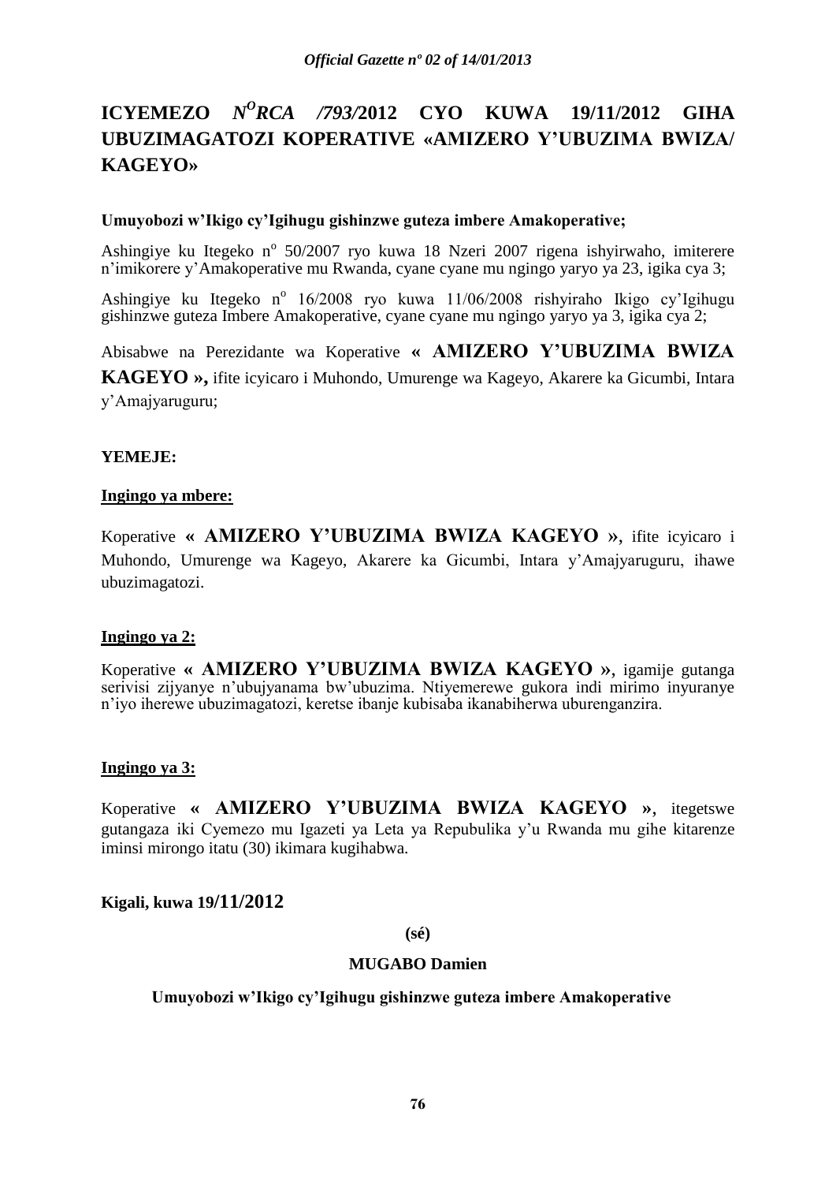# ICYEMEZO *N^O RCA /793/*2012 CYO KUWA 19/11/2012 GIHA UBUZIMAGATOZI KOPERATIVE «AMIZERO Y'UBUZIMA BWIZA/ KAGEYO»

**Umuyobozi w'Ikigo cy'Igihugu gishinzwe guteza imbere Amakoperative;**

Ashingiye ku Itegeko nº 50/2007 ryo kuwa 18 Nzeri 2007 rigena ishyirwaho, imiterere n'imikorere y'Amakoperative mu Rwanda, cyane cyane mu ngingo yaryo ya 23, igika cya 3;

Ashingiye ku Itegeko nº 16/2008 ryo kuwa 11/06/2008 rishyiraho Ikigo cy'Igihugu gishinzwe guteza Imbere Amakoperative, cyane cyane mu ngingo yaryo ya 3, igika cya 2;

Abisabwe na Perezidante wa Koperative **« AMIZERO Y'UBUZIMA BWIZA KAGEYO »,** ifite icyicaro i Muhondo, Umurenge wa Kageyo, Akarere ka Gicumbi, Intara y'Amajyaruguru;

**YEMEJE:**

**Ingingo ya mbere:**

Koperative **« AMIZERO Y'UBUZIMA BWIZA KAGEYO »**, ifite icyicaro i Muhondo, Umurenge wa Kageyo, Akarere ka Gicumbi, Intara y'Amajyaruguru, ihawe ubuzimagatozi.

**Ingingo ya 2:**

Koperative **« AMIZERO Y'UBUZIMA BWIZA KAGEYO »**, igamije gutanga serivisi zijyanye n'ubujyanama bw'ubuzima. Ntiyemerewe gukora indi mirimo inyuranye n'iyo iherewe ubuzimagatozi, keretse ibanje kubisaba ikanabiherwa uburenganzira.

**Ingingo ya 3:**

Koperative **« AMIZERO Y'UBUZIMA BWIZA KAGEYO »**, itegetswe gutangaza iki Cyemezo mu Igazeti ya Leta ya Repubulika y'u Rwanda mu gihe kitarenze iminsi mirongo itatu (30) ikimara kugihabwa.

**Kigali, kuwa 19/11/2012**

**(sé)**

**MUGABO Damien**

**Umuyobozi w'Ikigo cy'Igihugu gishinzwe guteza imbere Amakoperative**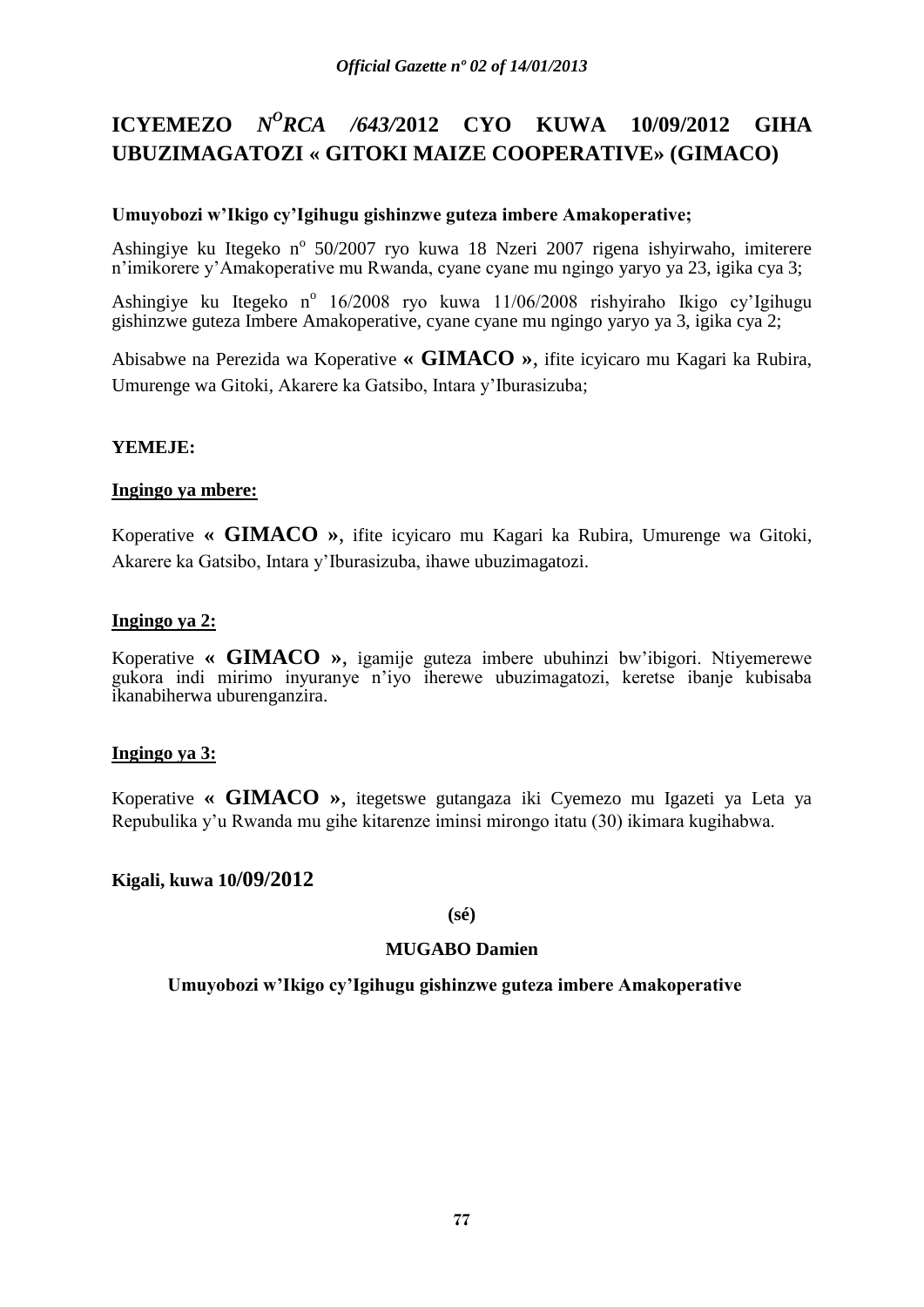# ICYEMEZO $N^{O}$*RCA /643/*2012 CYO KUWA 10/09/2012 GIHA UBUZIMAGATOZI « GITOKI MAIZE COOPERATIVE» (GIMACO)

**Umuyobozi w'Ikigo cy'Igihugu gishinzwe guteza imbere Amakoperative;**

Ashingiye ku Itegeko n° 50/2007 ryo kuwa 18 Nzeri 2007 rigena ishyirwaho, imiterere n'imikorere y'Amakoperative mu Rwanda, cyane cyane mu ngingo yaryo ya 23, igika cya 3;

Ashingiye ku Itegeko n° 16/2008 ryo kuwa 11/06/2008 rishyiraho Ikigo cy'Igihugu gishinzwe guteza Imbere Amakoperative, cyane cyane mu ngingo yaryo ya 3, igika cya 2;

Abisabwe na Perezida wa Koperative **« GIMACO »**, ifite icyicaro mu Kagari ka Rubira, Umurenge wa Gitoki, Akarere ka Gatsibo, Intara y'Iburasizuba;

**YEMEJE:**

**Ingingo ya mbere:**

Koperative **« GIMACO »**, ifite icyicaro mu Kagari ka Rubira, Umurenge wa Gitoki, Akarere ka Gatsibo, Intara y'Iburasizuba, ihawe ubuzimagatozi.

**Ingingo ya 2:**

Koperative **« GIMACO »**, igamije guteza imbere ubuhinzi bw'ibigori. Ntiyemerewe gukora indi mirimo inyuranye n'iyo iherewe ubuzimagatozi, keretse ibanje kubisaba ikanabiherwa uburenganzira.

**Ingingo ya 3:**

Koperative **« GIMACO »**, itegetswe gutangaza iki Cyemezo mu Igazeti ya Leta ya Repubulika y'u Rwanda mu gihe kitarenze iminsi mirongo itatu (30) ikimara kugihabwa.

**Kigali, kuwa 10/09/2012**

**(sé)**

**MUGABO Damien**

**Umuyobozi w'Ikigo cy'Igihugu gishinzwe guteza imbere Amakoperative**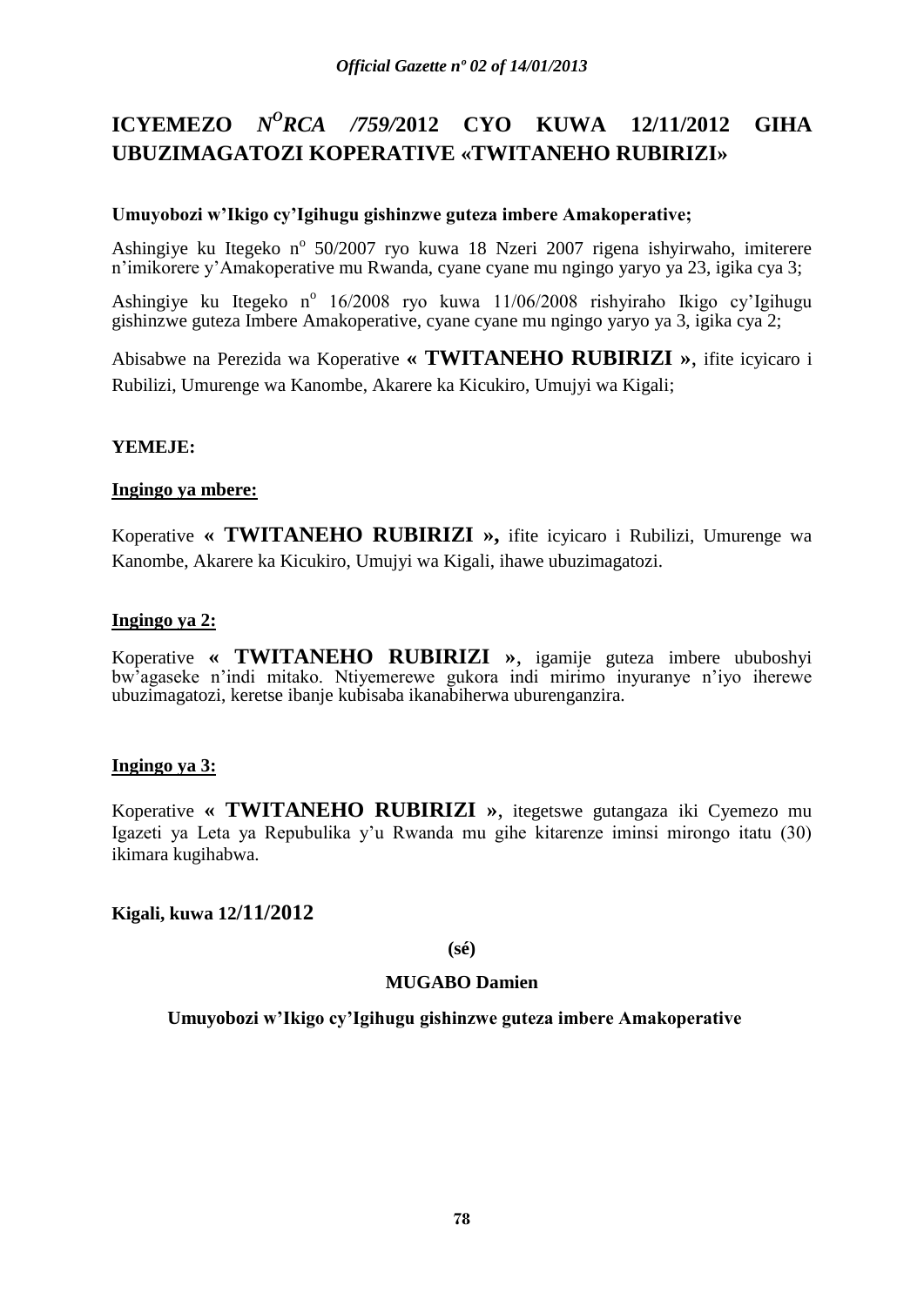# ICYEMEZO $N^{O}$*RCA /759/*2012 CYO KUWA 12/11/2012 GIHA UBUZIMAGATOZI KOPERATIVE «TWITANEHO RUBIRIZI»

**Umuyobozi w'Ikigo cy'Igihugu gishinzwe guteza imbere Amakoperative;**

Ashingiye ku Itegeko n$^{o}$ 50/2007 ryo kuwa 18 Nzeri 2007 rigena ishyirwaho, imiterere n'imikorere y'Amakoperative mu Rwanda, cyane cyane mu ngingo yaryo ya 23, igika cya 3;

Ashingiye ku Itegeko n$^{o}$ 16/2008 ryo kuwa 11/06/2008 rishyiraho Ikigo cy'Igihugu gishinzwe guteza Imbere Amakoperative, cyane cyane mu ngingo yaryo ya 3, igika cya 2;

Abisabwe na Perezida wa Koperative **« TWITANEHO RUBIRIZI »**, ifite icyicaro i Rubilizi, Umurenge wa Kanombe, Akarere ka Kicukiro, Umujyi wa Kigali;

**YEMEJE:**

**Ingingo ya mbere:**

Koperative **« TWITANEHO RUBIRIZI »,** ifite icyicaro i Rubilizi, Umurenge wa Kanombe, Akarere ka Kicukiro, Umujyi wa Kigali, ihawe ubuzimagatozi.

**Ingingo ya 2:**

Koperative **« TWITANEHO RUBIRIZI »**, igamije guteza imbere ububoshyi bw'agaseke n'indi mitako. Ntiyemerewe gukora indi mirimo inyuranye n'iyo iherewe ubuzimagatozi, keretse ibanje kubisaba ikanabiherwa uburenganzira.

**Ingingo ya 3:**

Koperative **« TWITANEHO RUBIRIZI »**, itegetswe gutangaza iki Cyemezo mu Igazeti ya Leta ya Repubulika y'u Rwanda mu gihe kitarenze iminsi mirongo itatu (30) ikimara kugihabwa.

**Kigali, kuwa 12/11/2012**

**(sé)**

**MUGABO Damien**

**Umuyobozi w'Ikigo cy'Igihugu gishinzwe guteza imbere Amakoperative**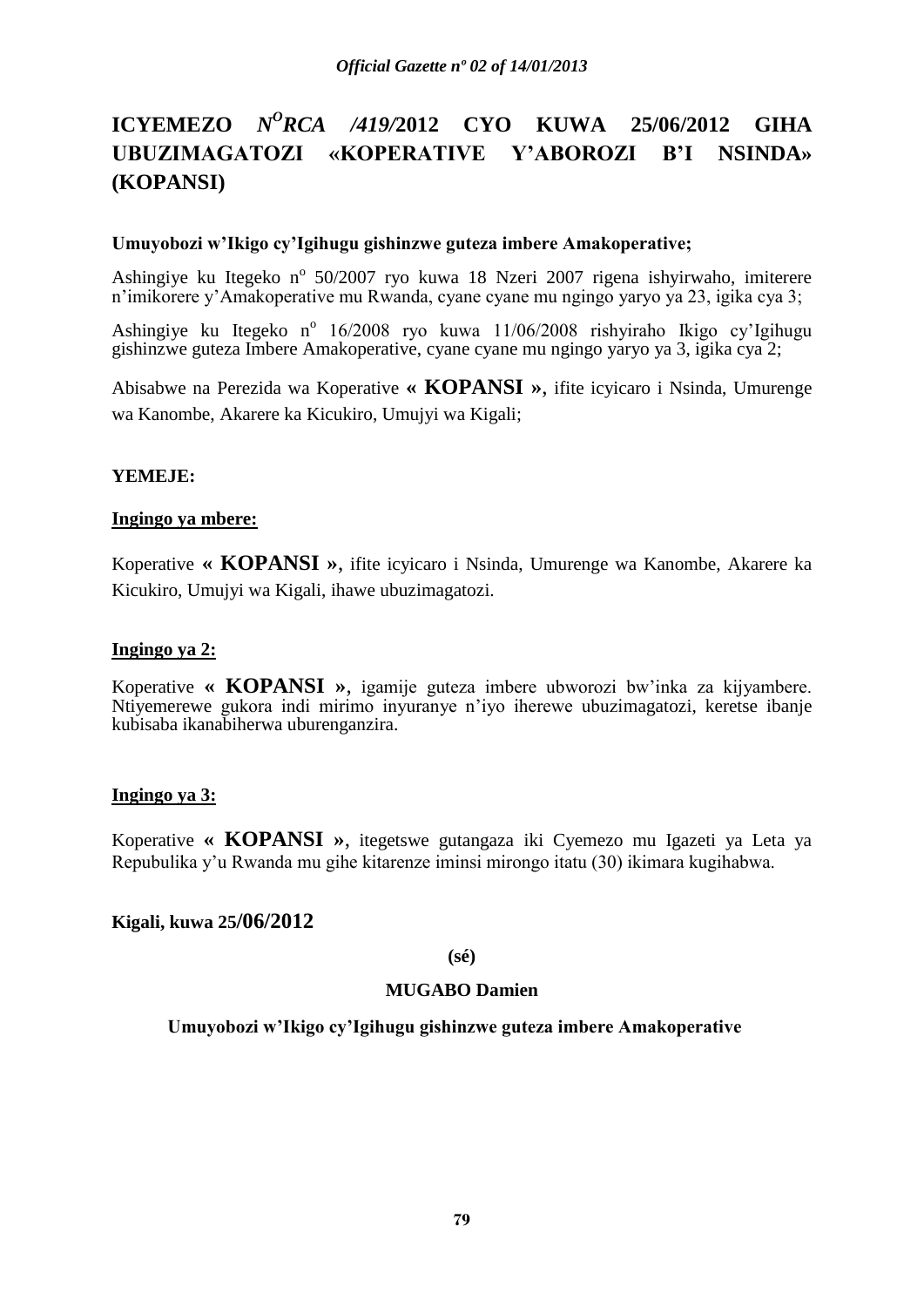# ICYEMEZO *N^O^RCA /419/*2012 CYO KUWA 25/06/2012 GIHA UBUZIMAGATOZI «KOPERATIVE Y'ABOROZI B'I NSINDA» (KOPANSI)

**Umuyobozi w'Ikigo cy'Igihugu gishinzwe guteza imbere Amakoperative;**

Ashingiye ku Itegeko n° 50/2007 ryo kuwa 18 Nzeri 2007 rigena ishyirwaho, imiterere n'imikorere y'Amakoperative mu Rwanda, cyane cyane mu ngingo yaryo ya 23, igika cya 3;

Ashingiye ku Itegeko n° 16/2008 ryo kuwa 11/06/2008 rishyiraho Ikigo cy'Igihugu gishinzwe guteza Imbere Amakoperative, cyane cyane mu ngingo yaryo ya 3, igika cya 2;

Abisabwe na Perezida wa Koperative **« KOPANSI »**, ifite icyicaro i Nsinda, Umurenge wa Kanombe, Akarere ka Kicukiro, Umujyi wa Kigali;

**YEMEJE:**

**Ingingo ya mbere:**

Koperative **« KOPANSI »**, ifite icyicaro i Nsinda, Umurenge wa Kanombe, Akarere ka Kicukiro, Umujyi wa Kigali, ihawe ubuzimagatozi.

**Ingingo ya 2:**

Koperative **« KOPANSI »**, igamije guteza imbere ubworozi bw'inka za kijyambere. Ntiyemerewe gukora indi mirimo inyuranye n'iyo iherewe ubuzimagatozi, keretse ibanje kubisaba ikanabiherwa uburenganzira.

**Ingingo ya 3:**

Koperative **« KOPANSI »**, itegetswe gutangaza iki Cyemezo mu Igazeti ya Leta ya Repubulika y'u Rwanda mu gihe kitarenze iminsi mirongo itatu (30) ikimara kugihabwa.

**Kigali, kuwa 25/06/2012**

**(sé)**

**MUGABO Damien**

**Umuyobozi w'Ikigo cy'Igihugu gishinzwe guteza imbere Amakoperative**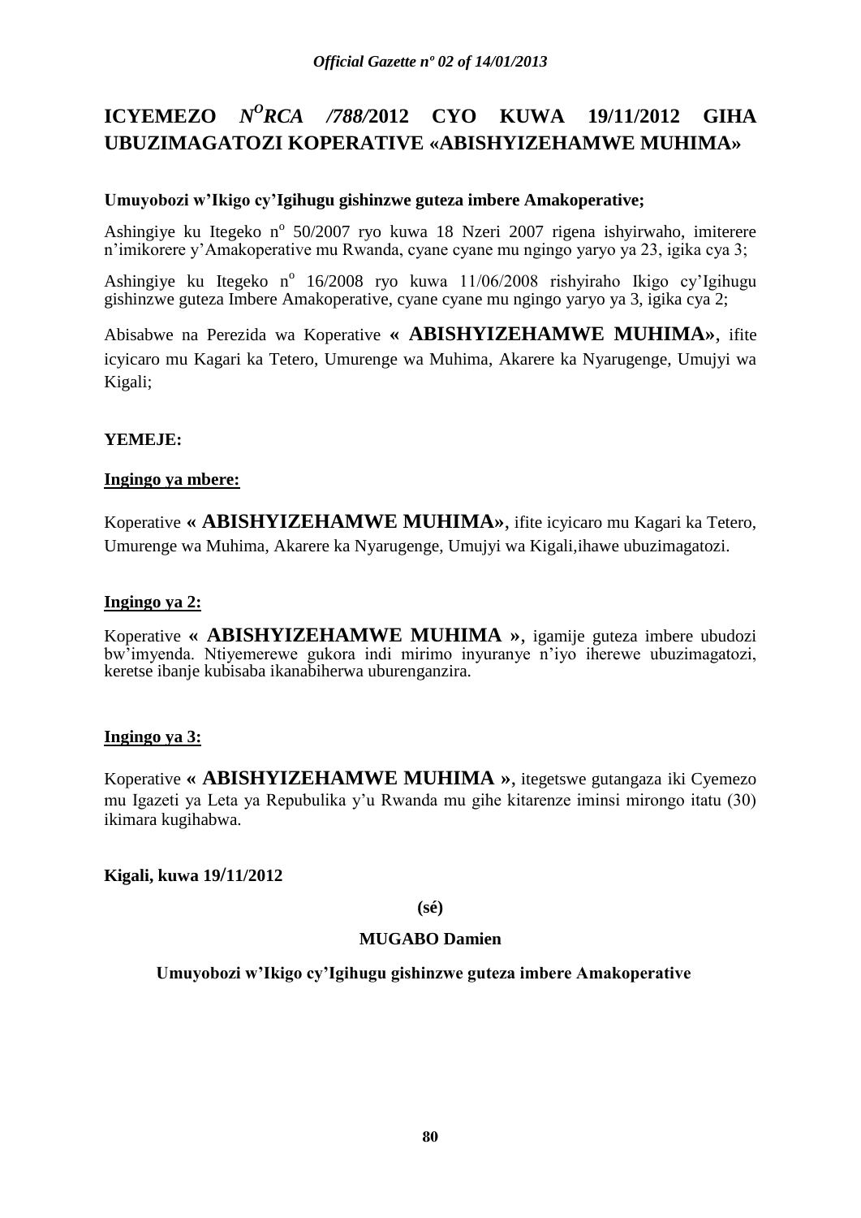# ICYEMEZO $N^{O}$*RCA /788/*2012 CYO KUWA 19/11/2012 GIHA UBUZIMAGATOZI KOPERATIVE «ABISHYIZEHAMWE MUHIMA»

**Umuyobozi w'Ikigo cy'Igihugu gishinzwe guteza imbere Amakoperative;**

Ashingiye ku Itegeko n° 50/2007 ryo kuwa 18 Nzeri 2007 rigena ishyirwaho, imiterere n'imikorere y'Amakoperative mu Rwanda, cyane cyane mu ngingo yaryo ya 23, igika cya 3;

Ashingiye ku Itegeko n° 16/2008 ryo kuwa 11/06/2008 rishyiraho Ikigo cy'Igihugu gishinzwe guteza Imbere Amakoperative, cyane cyane mu ngingo yaryo ya 3, igika cya 2;

Abisabwe na Perezida wa Koperative **« ABISHYIZEHAMWE MUHIMA»**, ifite icyicaro mu Kagari ka Tetero, Umurenge wa Muhima, Akarere ka Nyarugenge, Umujyi wa Kigali;

**YEMEJE:**

**Ingingo ya mbere:**

Koperative **« ABISHYIZEHAMWE MUHIMA»**, ifite icyicaro mu Kagari ka Tetero, Umurenge wa Muhima, Akarere ka Nyarugenge, Umujyi wa Kigali,ihawe ubuzimagatozi.

**Ingingo ya 2:**

Koperative **« ABISHYIZEHAMWE MUHIMA »**, igamije guteza imbere ubudozi bw'imyenda. Ntiyemerewe gukora indi mirimo inyuranye n'iyo iherewe ubuzimagatozi, keretse ibanje kubisaba ikanabiherwa uburenganzira.

**Ingingo ya 3:**

Koperative **« ABISHYIZEHAMWE MUHIMA »**, itegetswe gutangaza iki Cyemezo mu Igazeti ya Leta ya Repubulika y'u Rwanda mu gihe kitarenze iminsi mirongo itatu (30) ikimara kugihabwa.

**Kigali, kuwa 19/11/2012**

**(sé)**

**MUGABO Damien**

**Umuyobozi w'Ikigo cy'Igihugu gishinzwe guteza imbere Amakoperative**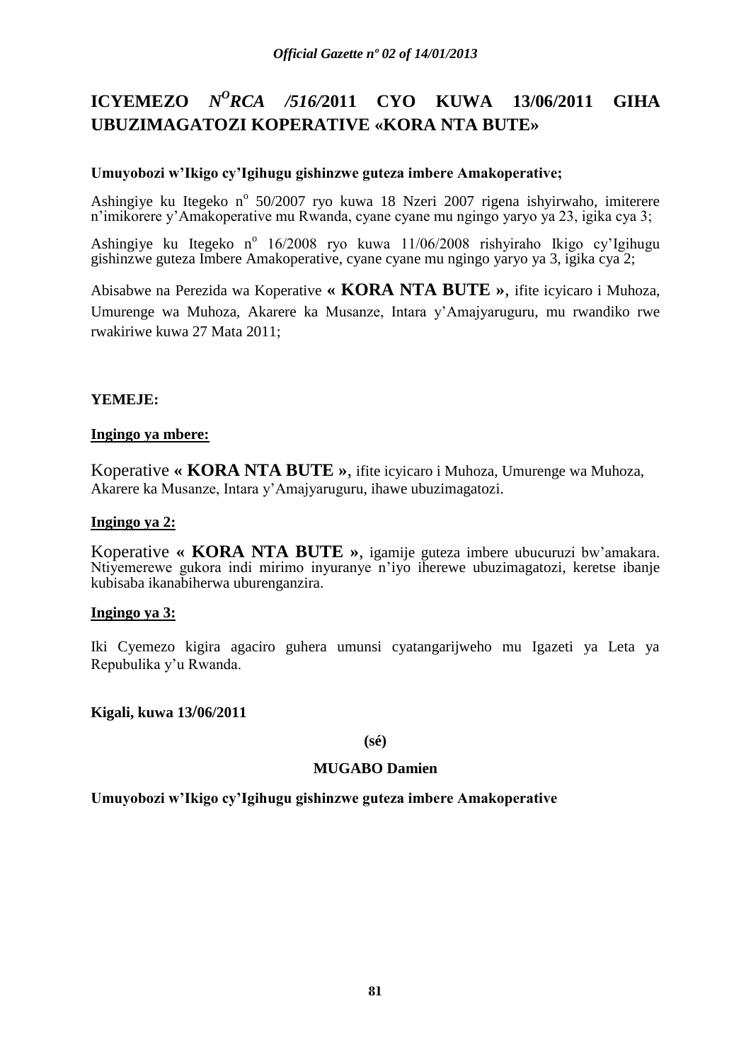# ICYEMEZO $N^O$*RCA /516/*2011 CYO KUWA 13/06/2011 GIHA UBUZIMAGATOZI KOPERATIVE «KORA NTA BUTE»

**Umuyobozi w'Ikigo cy'Igihugu gishinzwe guteza imbere Amakoperative;**

Ashingiye ku Itegeko n° 50/2007 ryo kuwa 18 Nzeri 2007 rigena ishyirwaho, imiterere n'imikorere y'Amakoperative mu Rwanda, cyane cyane mu ngingo yaryo ya 23, igika cya 3;

Ashingiye ku Itegeko n° 16/2008 ryo kuwa 11/06/2008 rishyiraho Ikigo cy'Igihugu gishinzwe guteza Imbere Amakoperative, cyane cyane mu ngingo yaryo ya 3, igika cya 2;

Abisabwe na Perezida wa Koperative **« KORA NTA BUTE »**, ifite icyicaro i Muhoza, Umurenge wa Muhoza, Akarere ka Musanze, Intara y'Amajyaruguru, mu rwandiko rwe rwakiriwe kuwa 27 Mata 2011;

**YEMEJE:**

**Ingingo ya mbere:**

Koperative **« KORA NTA BUTE »**, ifite icyicaro i Muhoza, Umurenge wa Muhoza, Akarere ka Musanze, Intara y'Amajyaruguru, ihawe ubuzimagatozi.

**Ingingo ya 2:**

Koperative **« KORA NTA BUTE »**, igamije guteza imbere ubucuruzi bw'amakara. Ntiyemerewe gukora indi mirimo inyuranye n'iyo iherewe ubuzimagatozi, keretse ibanje kubisaba ikanabiherwa uburenganzira.

**Ingingo ya 3:**

Iki Cyemezo kigira agaciro guhera umunsi cyatangarijweho mu Igazeti ya Leta ya Repubulika y'u Rwanda.

**Kigali, kuwa 13/06/2011**

**(sé)**

**MUGABO Damien**

**Umuyobozi w'Ikigo cy'Igihugu gishinzwe guteza imbere Amakoperative**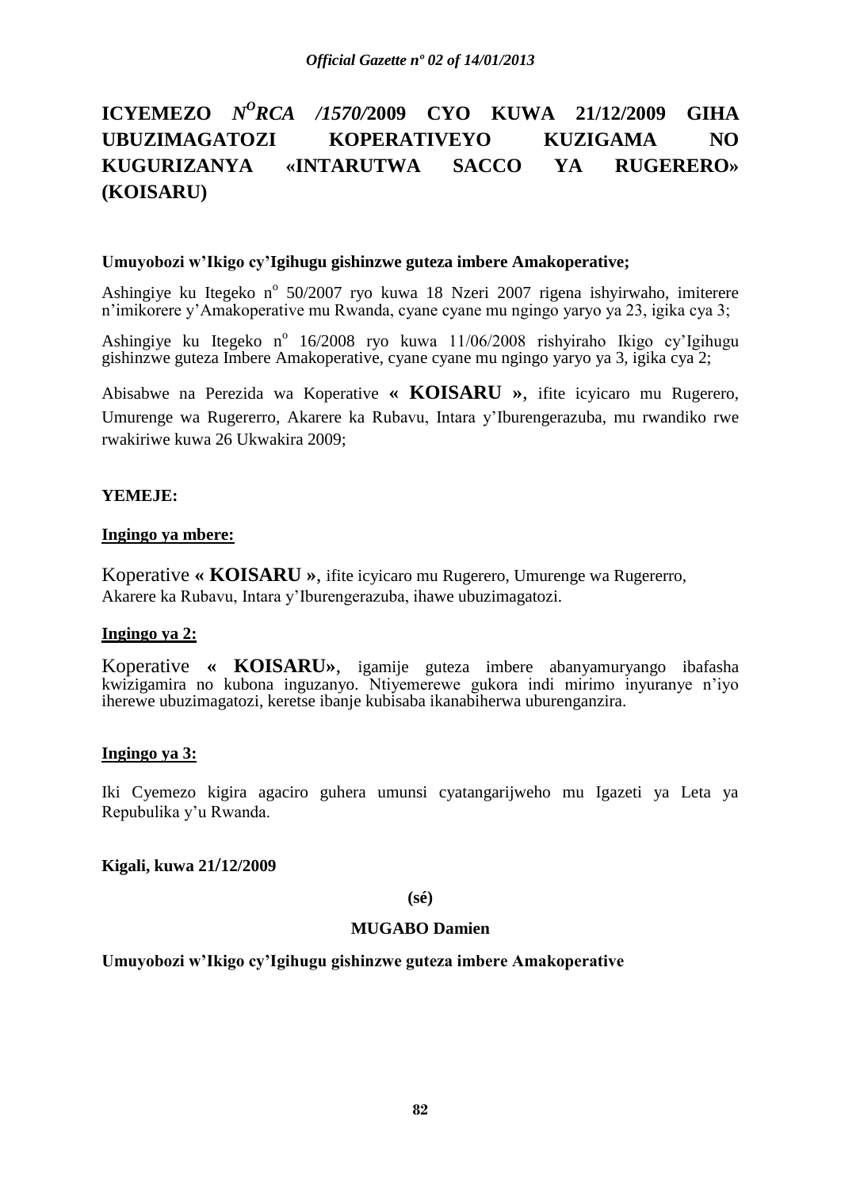# ICYEMEZO *N^O^RCA /1570/*2009 CYO KUWA 21/12/2009 GIHA UBUZIMAGATOZI KOPERATIVEYO KUZIGAMA NO KUGURIZANYA «INTARUTWA SACCO YA RUGERERO» (KOISARU)

**Umuyobozi w'Ikigo cy'Igihugu gishinzwe guteza imbere Amakoperative;**

Ashingiye ku Itegeko n° 50/2007 ryo kuwa 18 Nzeri 2007 rigena ishyirwaho, imiterere n'imikorere y'Amakoperative mu Rwanda, cyane cyane mu ngingo yaryo ya 23, igika cya 3;

Ashingiye ku Itegeko n° 16/2008 ryo kuwa 11/06/2008 rishyiraho Ikigo cy'Igihugu gishinzwe guteza Imbere Amakoperative, cyane cyane mu ngingo yaryo ya 3, igika cya 2;

Abisabwe na Perezida wa Koperative **« KOISARU »**, ifite icyicaro mu Rugerero, Umurenge wa Rugererro, Akarere ka Rubavu, Intara y'Iburengerazuba, mu rwandiko rwe rwakiriwe kuwa 26 Ukwakira 2009;

**YEMEJE:**

**Ingingo ya mbere:**

Koperative **« KOISARU »**, ifite icyicaro mu Rugerero, Umurenge wa Rugererro, Akarere ka Rubavu, Intara y'Iburengerazuba, ihawe ubuzimagatozi.

**Ingingo ya 2:**

Koperative **« KOISARU»**, igamije guteza imbere abanyamuryango ibafasha kwizigamira no kubona inguzanyo. Ntiyemerewe gukora indi mirimo inyuranye n'iyo iherewe ubuzimagatozi, keretse ibanje kubisaba ikanabiherwa uburenganzira.

**Ingingo ya 3:**

Iki Cyemezo kigira agaciro guhera umunsi cyatangarijweho mu Igazeti ya Leta ya Repubulika y'u Rwanda.

**Kigali, kuwa 21/12/2009**

**(sé)**

**MUGABO Damien**

**Umuyobozi w'Ikigo cy'Igihugu gishinzwe guteza imbere Amakoperative**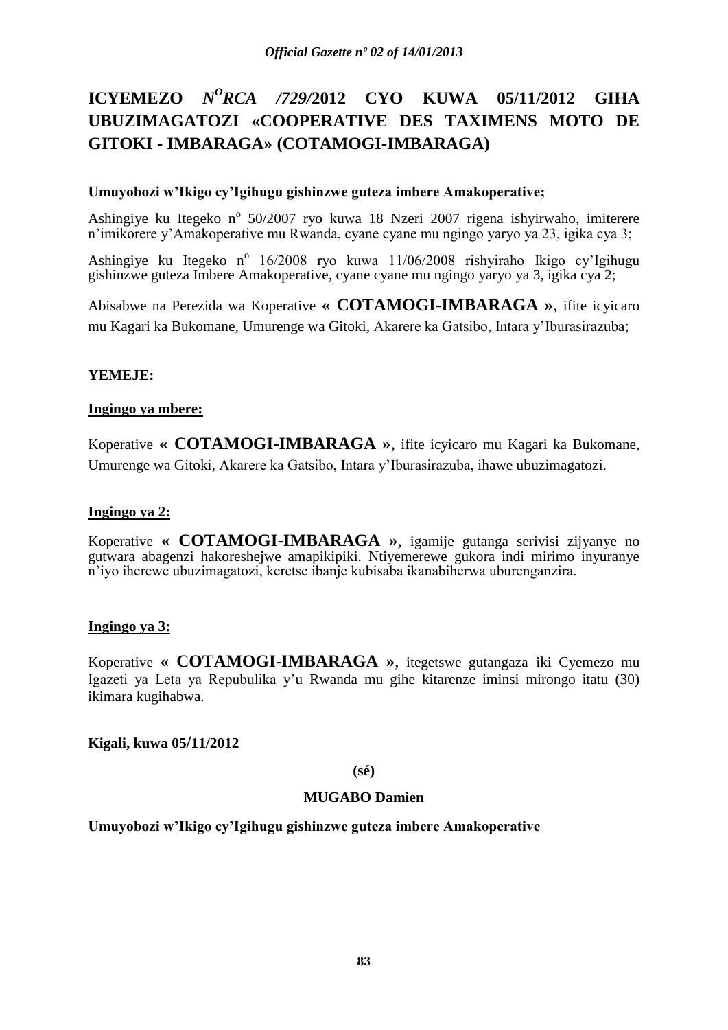# ICYEMEZO *N^O RCA /729/*2012 CYO KUWA 05/11/2012 GIHA UBUZIMAGATOZI «COOPERATIVE DES TAXIMENS MOTO DE GITOKI - IMBARAGA» (COTAMOGI-IMBARAGA)

**Umuyobozi w'Ikigo cy'Igihugu gishinzwe guteza imbere Amakoperative;**

Ashingiye ku Itegeko n° 50/2007 ryo kuwa 18 Nzeri 2007 rigena ishyirwaho, imiterere n'imikorere y'Amakoperative mu Rwanda, cyane cyane mu ngingo yaryo ya 23, igika cya 3;

Ashingiye ku Itegeko n° 16/2008 ryo kuwa 11/06/2008 rishyiraho Ikigo cy'Igihugu gishinzwe guteza Imbere Amakoperative, cyane cyane mu ngingo yaryo ya 3, igika cya 2;

Abisabwe na Perezida wa Koperative **« COTAMOGI-IMBARAGA »**, ifite icyicaro mu Kagari ka Bukomane, Umurenge wa Gitoki, Akarere ka Gatsibo, Intara y'Iburasirazuba;

**YEMEJE:**

**Ingingo ya mbere:**

Koperative **« COTAMOGI-IMBARAGA »**, ifite icyicaro mu Kagari ka Bukomane, Umurenge wa Gitoki, Akarere ka Gatsibo, Intara y'Iburasirazuba, ihawe ubuzimagatozi.

**Ingingo ya 2:**

Koperative **« COTAMOGI-IMBARAGA »**, igamije gutanga serivisi zijyanye no gutwara abagenzi hakoreshejwe amapikipiki. Ntiyemerewe gukora indi mirimo inyuranye n'iyo iherewe ubuzimagatozi, keretse ibanje kubisaba ikanabiherwa uburenganzira.

**Ingingo ya 3:**

Koperative **« COTAMOGI-IMBARAGA »**, itegetswe gutangaza iki Cyemezo mu Igazeti ya Leta ya Repubulika y'u Rwanda mu gihe kitarenze iminsi mirongo itatu (30) ikimara kugihabwa.

**Kigali, kuwa 05/11/2012**

**(sé)**

**MUGABO Damien**

**Umuyobozi w'Ikigo cy'Igihugu gishinzwe guteza imbere Amakoperative**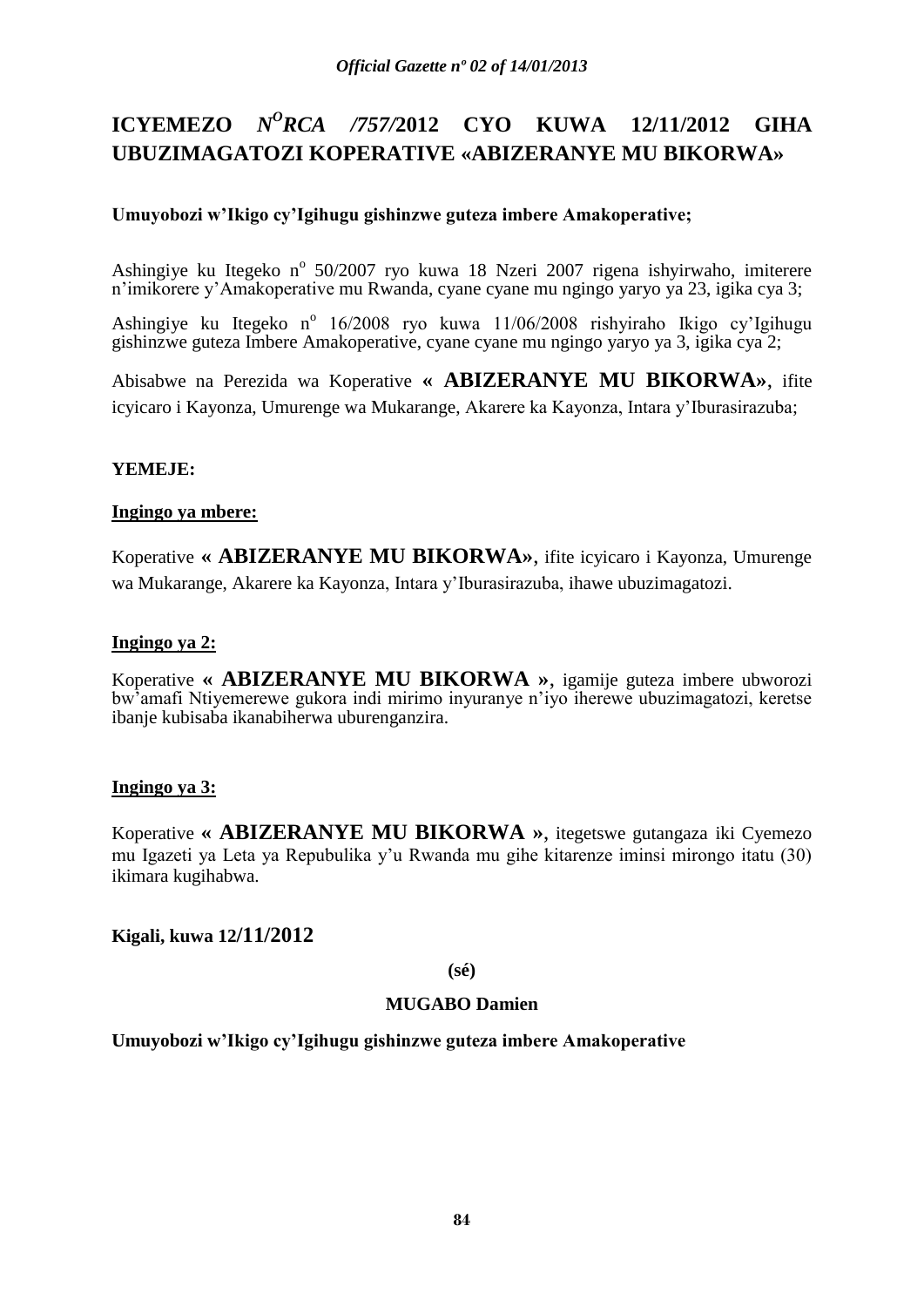# ICYEMEZO *N^O RCA /757/*2012 CYO KUWA 12/11/2012 GIHA UBUZIMAGATOZI KOPERATIVE «ABIZERANYE MU BIKORWA»

**Umuyobozi w'Ikigo cy'Igihugu gishinzwe guteza imbere Amakoperative;**

Ashingiye ku Itegeko n° 50/2007 ryo kuwa 18 Nzeri 2007 rigena ishyirwaho, imiterere n'imikorere y'Amakoperative mu Rwanda, cyane cyane mu ngingo yaryo ya 23, igika cya 3;

Ashingiye ku Itegeko n° 16/2008 ryo kuwa 11/06/2008 rishyiraho Ikigo cy'Igihugu gishinzwe guteza Imbere Amakoperative, cyane cyane mu ngingo yaryo ya 3, igika cya 2;

Abisabwe na Perezida wa Koperative **« ABIZERANYE MU BIKORWA»**, ifite icyicaro i Kayonza, Umurenge wa Mukarange, Akarere ka Kayonza, Intara y'Iburasirazuba;

**YEMEJE:**

**Ingingo ya mbere:**

Koperative **« ABIZERANYE MU BIKORWA»**, ifite icyicaro i Kayonza, Umurenge wa Mukarange, Akarere ka Kayonza, Intara y'Iburasirazuba, ihawe ubuzimagatozi.

**Ingingo ya 2:**

Koperative **« ABIZERANYE MU BIKORWA »**, igamije guteza imbere ubworozi bw'amafi Ntiyemerewe gukora indi mirimo inyuranye n'iyo iherewe ubuzimagatozi, keretse ibanje kubisaba ikanabiherwa uburenganzira.

**Ingingo ya 3:**

Koperative **« ABIZERANYE MU BIKORWA »**, itegetswe gutangaza iki Cyemezo mu Igazeti ya Leta ya Repubulika y'u Rwanda mu gihe kitarenze iminsi mirongo itatu (30) ikimara kugihabwa.

**Kigali, kuwa 12/11/2012**

**(sé)**

**MUGABO Damien**

**Umuyobozi w'Ikigo cy'Igihugu gishinzwe guteza imbere Amakoperative**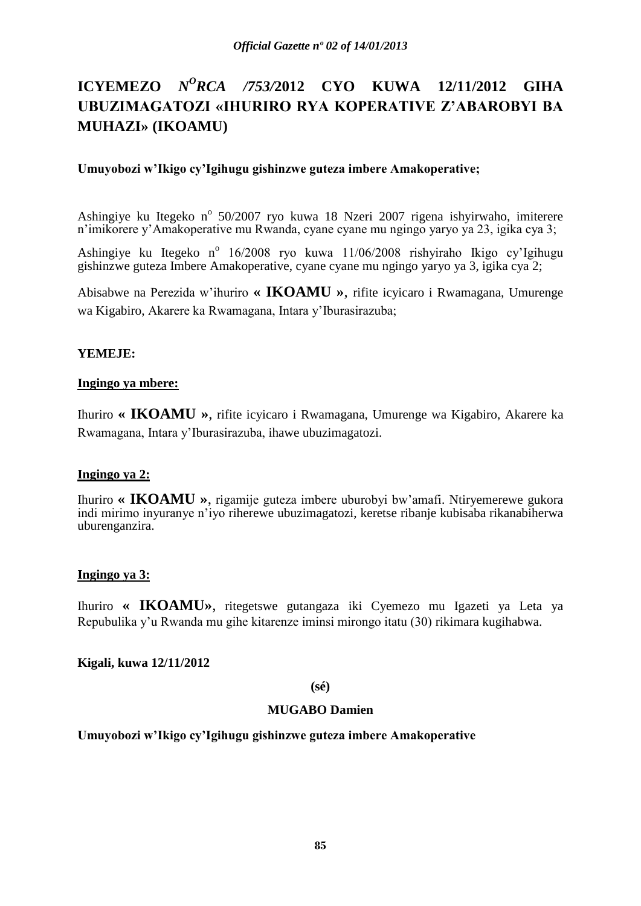# ICYEMEZO N° RCA /753/2012 CYO KUWA 12/11/2012 GIHA UBUZIMAGATOZI «IHURIRO RYA KOPERATIVE Z'ABAROBYI BA MUHAZI» (IKOAMU)

**Umuyobozi w'Ikigo cy'Igihugu gishinzwe guteza imbere Amakoperative;**

Ashingiye ku Itegeko n° 50/2007 ryo kuwa 18 Nzeri 2007 rigena ishyirwaho, imiterere n'imikorere y'Amakoperative mu Rwanda, cyane cyane mu ngingo yaryo ya 23, igika cya 3;

Ashingiye ku Itegeko n° 16/2008 ryo kuwa 11/06/2008 rishyiraho Ikigo cy'Igihugu gishinzwe guteza Imbere Amakoperative, cyane cyane mu ngingo yaryo ya 3, igika cya 2;

Abisabwe na Perezida w'ihuriro **« IKOAMU »**, rifite icyicaro i Rwamagana, Umurenge wa Kigabiro, Akarere ka Rwamagana, Intara y'Iburasirazuba;

**YEMEJE:**

**Ingingo ya mbere:**

Ihuriro **« IKOAMU »**, rifite icyicaro i Rwamagana, Umurenge wa Kigabiro, Akarere ka Rwamagana, Intara y'Iburasirazuba, ihawe ubuzimagatozi.

**Ingingo ya 2:**

Ihuriro **« IKOAMU »**, rigamije guteza imbere uburobyi bw'amafi. Ntiryemerewe gukora indi mirimo inyuranye n'iyo riherewe ubuzimagatozi, keretse ribanje kubisaba rikanabiherwa uburenganzira.

**Ingingo ya 3:**

Ihuriro **« IKOAMU»**, ritegetswe gutangaza iki Cyemezo mu Igazeti ya Leta ya Repubulika y'u Rwanda mu gihe kitarenze iminsi mirongo itatu (30) rikimara kugihabwa.

**Kigali, kuwa 12/11/2012**

**(sé)**

**MUGABO Damien**

**Umuyobozi w'Ikigo cy'Igihugu gishinzwe guteza imbere Amakoperative**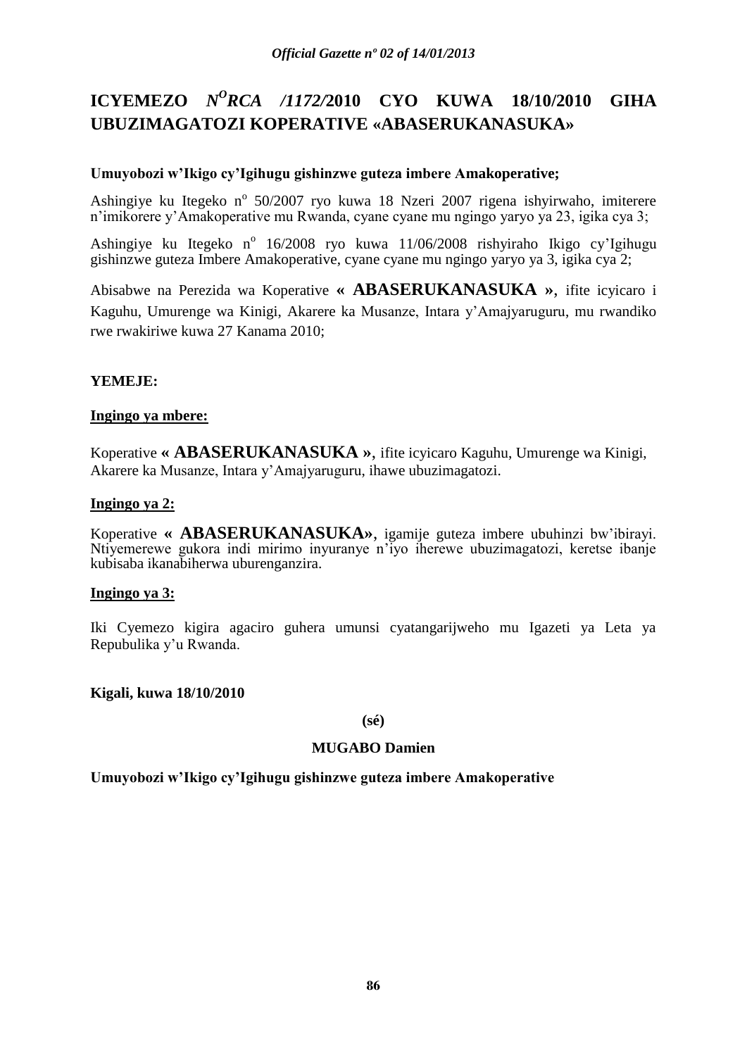# ICYEMEZO *N$^{O}$RCA /1172/*2010 CYO KUWA 18/10/2010 GIHA UBUZIMAGATOZI KOPERATIVE «ABASERUKANASUKA»

**Umuyobozi w'Ikigo cy'Igihugu gishinzwe guteza imbere Amakoperative;**

Ashingiye ku Itegeko n$^{o}$ 50/2007 ryo kuwa 18 Nzeri 2007 rigena ishyirwaho, imiterere n'imikorere y'Amakoperative mu Rwanda, cyane cyane mu ngingo yaryo ya 23, igika cya 3;

Ashingiye ku Itegeko n$^{o}$ 16/2008 ryo kuwa 11/06/2008 rishyiraho Ikigo cy'Igihugu gishinzwe guteza Imbere Amakoperative, cyane cyane mu ngingo yaryo ya 3, igika cya 2;

Abisabwe na Perezida wa Koperative **« ABASERUKANASUKA »**, ifite icyicaro i Kaguhu, Umurenge wa Kinigi, Akarere ka Musanze, Intara y'Amajyaruguru, mu rwandiko rwe rwakiriwe kuwa 27 Kanama 2010;

**YEMEJE:**

**Ingingo ya mbere:**

Koperative **« ABASERUKANASUKA »**, ifite icyicaro Kaguhu, Umurenge wa Kinigi, Akarere ka Musanze, Intara y'Amajyaruguru, ihawe ubuzimagatozi.

**Ingingo ya 2:**

Koperative **« ABASERUKANASUKA»**, igamije guteza imbere ubuhinzi bw'ibirayi. Ntiyemerewe gukora indi mirimo inyuranye n'iyo iherewe ubuzimagatozi, keretse ibanje kubisaba ikanabiherwa uburenganzira.

**Ingingo ya 3:**

Iki Cyemezo kigira agaciro guhera umunsi cyatangarijweho mu Igazeti ya Leta ya Repubulika y'u Rwanda.

**Kigali, kuwa 18/10/2010**

**(sé)**

**MUGABO Damien**

**Umuyobozi w'Ikigo cy'Igihugu gishinzwe guteza imbere Amakoperative**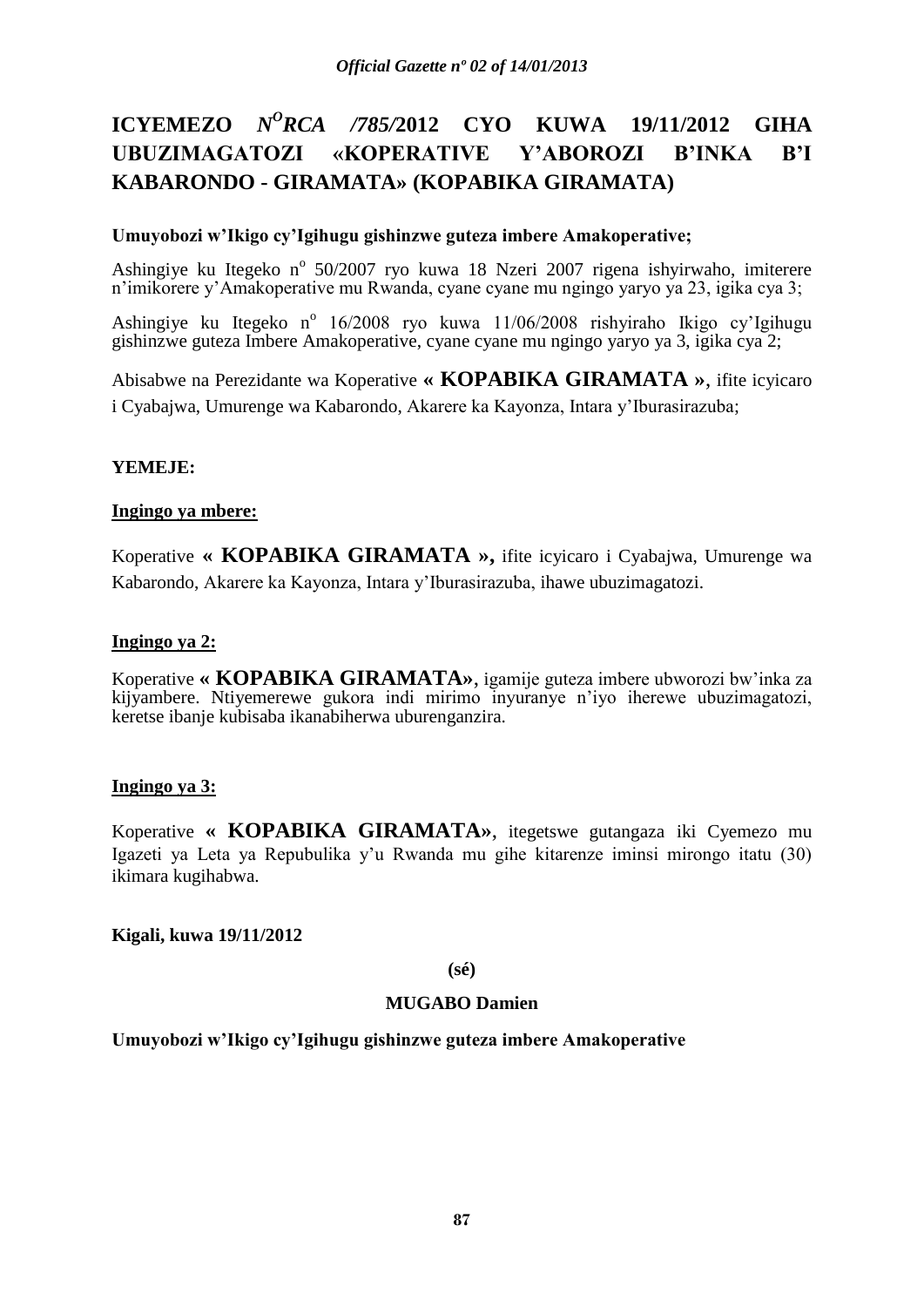# ICYEMEZO *N^O^RCA /785/*2012 CYO KUWA 19/11/2012 GIHA UBUZIMAGATOZI «KOPERATIVE Y'ABOROZI B'INKA B'I KABARONDO - GIRAMATA» (KOPABIKA GIRAMATA)

**Umuyobozi w'Ikigo cy'Igihugu gishinzwe guteza imbere Amakoperative;**

Ashingiye ku Itegeko n° 50/2007 ryo kuwa 18 Nzeri 2007 rigena ishyirwaho, imiterere n'imikorere y'Amakoperative mu Rwanda, cyane cyane mu ngingo yaryo ya 23, igika cya 3;

Ashingiye ku Itegeko n° 16/2008 ryo kuwa 11/06/2008 rishyiraho Ikigo cy'Igihugu gishinzwe guteza Imbere Amakoperative, cyane cyane mu ngingo yaryo ya 3, igika cya 2;

Abisabwe na Perezidante wa Koperative **« KOPABIKA GIRAMATA »**, ifite icyicaro i Cyabajwa, Umurenge wa Kabarondo, Akarere ka Kayonza, Intara y'Iburasirazuba;

**YEMEJE:**

**Ingingo ya mbere:**

Koperative **« KOPABIKA GIRAMATA »,** ifite icyicaro i Cyabajwa, Umurenge wa Kabarondo, Akarere ka Kayonza, Intara y'Iburasirazuba, ihawe ubuzimagatozi.

**Ingingo ya 2:**

Koperative **« KOPABIKA GIRAMATA»,** igamije guteza imbere ubworozi bw'inka za kijyambere. Ntiyemerewe gukora indi mirimo inyuranye n'iyo iherewe ubuzimagatozi, keretse ibanje kubisaba ikanabiherwa uburenganzira.

**Ingingo ya 3:**

Koperative **« KOPABIKA GIRAMATA»**, itegetswe gutangaza iki Cyemezo mu Igazeti ya Leta ya Repubulika y'u Rwanda mu gihe kitarenze iminsi mirongo itatu (30) ikimara kugihabwa.

**Kigali, kuwa 19/11/2012**

**(sé)**

**MUGABO Damien**

**Umuyobozi w'Ikigo cy'Igihugu gishinzwe guteza imbere Amakoperative**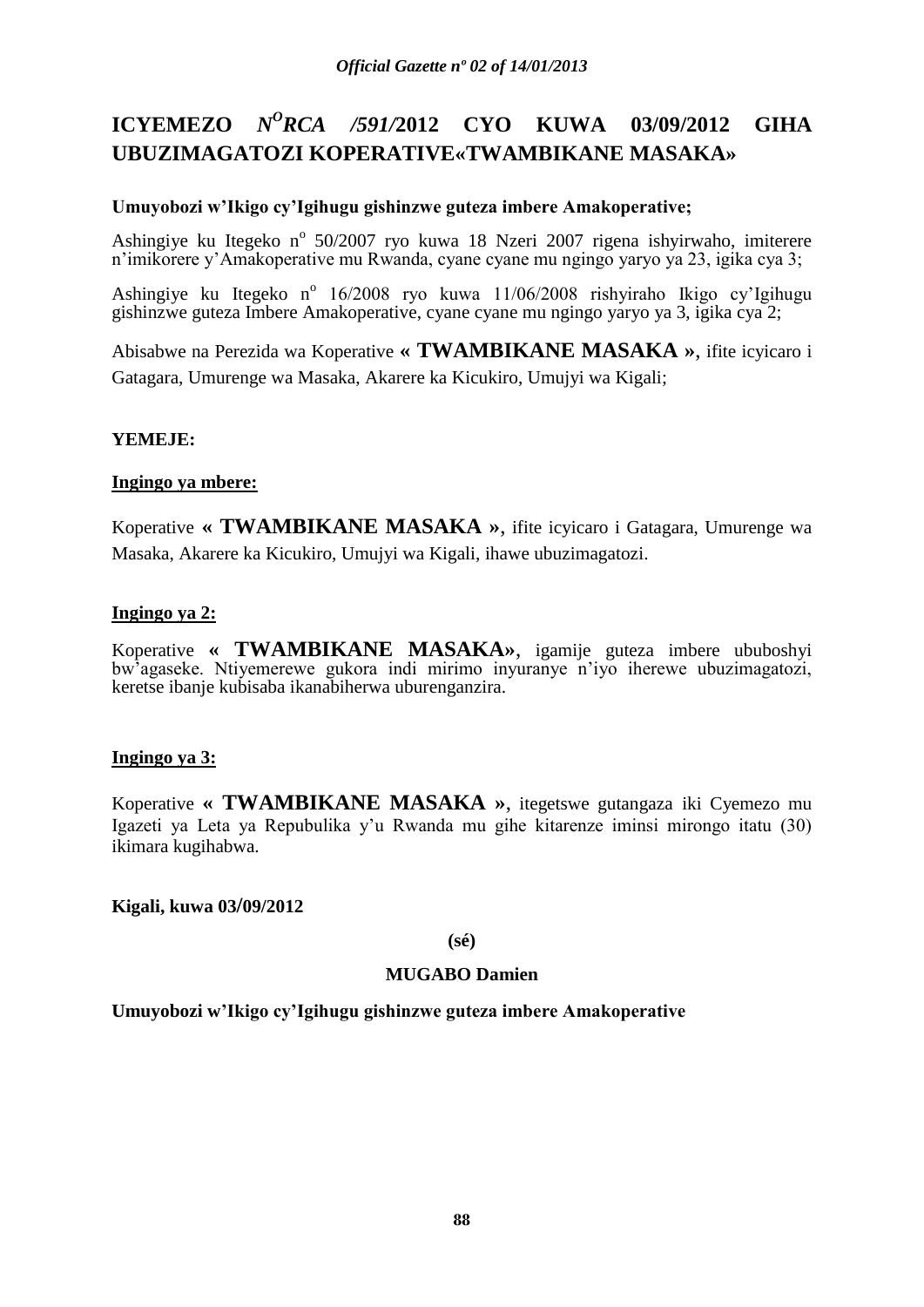# ICYEMEZO *N^O RCA /591/*2012 CYO KUWA 03/09/2012 GIHA UBUZIMAGATOZI KOPERATIVE«TWAMBIKANE MASAKA»

**Umuyobozi w'Ikigo cy'Igihugu gishinzwe guteza imbere Amakoperative;**

Ashingiye ku Itegeko n° 50/2007 ryo kuwa 18 Nzeri 2007 rigena ishyirwaho, imiterere n'imikorere y'Amakoperative mu Rwanda, cyane cyane mu ngingo yaryo ya 23, igika cya 3;

Ashingiye ku Itegeko n° 16/2008 ryo kuwa 11/06/2008 rishyiraho Ikigo cy'Igihugu gishinzwe guteza Imbere Amakoperative, cyane cyane mu ngingo yaryo ya 3, igika cya 2;

Abisabwe na Perezida wa Koperative **« TWAMBIKANE MASAKA »**, ifite icyicaro i Gatagara, Umurenge wa Masaka, Akarere ka Kicukiro, Umujyi wa Kigali;

**YEMEJE:**

**Ingingo ya mbere:**

Koperative **« TWAMBIKANE MASAKA »**, ifite icyicaro i Gatagara, Umurenge wa Masaka, Akarere ka Kicukiro, Umujyi wa Kigali, ihawe ubuzimagatozi.

**Ingingo ya 2:**

Koperative **« TWAMBIKANE MASAKA»**, igamije guteza imbere ububoshyi bw'agaseke. Ntiyemerewe gukora indi mirimo inyuranye n'iyo iherewe ubuzimagatozi, keretse ibanje kubisaba ikanabiherwa uburenganzira.

**Ingingo ya 3:**

Koperative **« TWAMBIKANE MASAKA »**, itegetswe gutangaza iki Cyemezo mu Igazeti ya Leta ya Repubulika y'u Rwanda mu gihe kitarenze iminsi mirongo itatu (30) ikimara kugihabwa.

**Kigali, kuwa 03/09/2012**

**(sé)**

**MUGABO Damien**

**Umuyobozi w'Ikigo cy'Igihugu gishinzwe guteza imbere Amakoperative**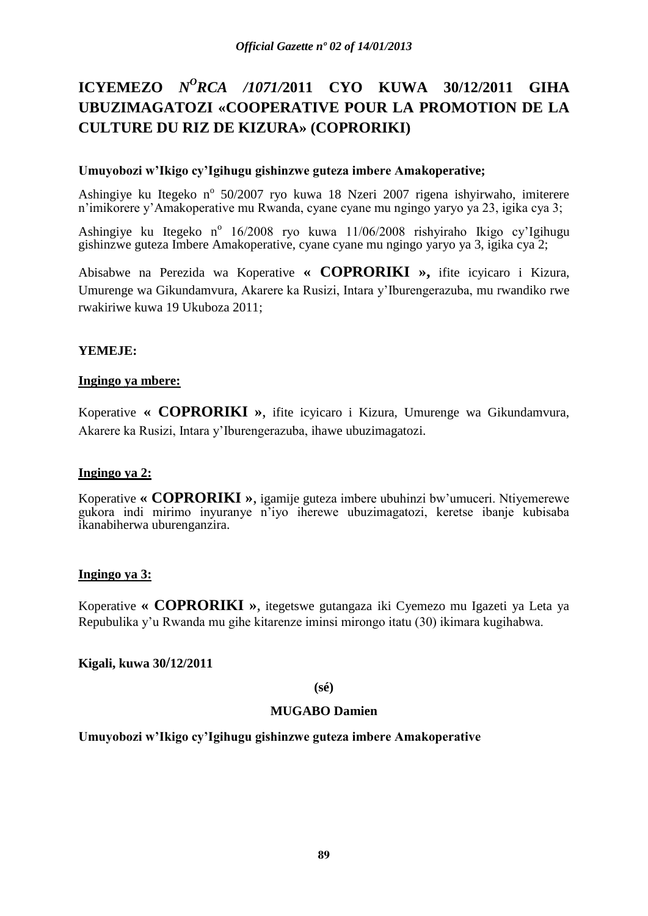# ICYEMEZO *N^O RCA /1071/*2011 CYO KUWA 30/12/2011 GIHA UBUZIMAGATOZI «COOPERATIVE POUR LA PROMOTION DE LA CULTURE DU RIZ DE KIZURA» (COPRORIKI)

**Umuyobozi w'Ikigo cy'Igihugu gishinzwe guteza imbere Amakoperative;**

Ashingiye ku Itegeko n° 50/2007 ryo kuwa 18 Nzeri 2007 rigena ishyirwaho, imiterere n'imikorere y'Amakoperative mu Rwanda, cyane cyane mu ngingo yaryo ya 23, igika cya 3;

Ashingiye ku Itegeko n° 16/2008 ryo kuwa 11/06/2008 rishyiraho Ikigo cy'Igihugu gishinzwe guteza Imbere Amakoperative, cyane cyane mu ngingo yaryo ya 3, igika cya 2;

Abisabwe na Perezida wa Koperative **« COPRORIKI »,** ifite icyicaro i Kizura, Umurenge wa Gikundamvura, Akarere ka Rusizi, Intara y'Iburengerazuba, mu rwandiko rwe rwakiriwe kuwa 19 Ukuboza 2011;

**YEMEJE:**

**Ingingo ya mbere:**

Koperative **« COPRORIKI »**, ifite icyicaro i Kizura, Umurenge wa Gikundamvura, Akarere ka Rusizi, Intara y'Iburengerazuba, ihawe ubuzimagatozi.

**Ingingo ya 2:**

Koperative **« COPRORIKI »**, igamije guteza imbere ubuhinzi bw'umuceri. Ntiyemerewe gukora indi mirimo inyuranye n'iyo iherewe ubuzimagatozi, keretse ibanje kubisaba ikanabiherwa uburenganzira.

**Ingingo ya 3:**

Koperative **« COPRORIKI »**, itegetswe gutangaza iki Cyemezo mu Igazeti ya Leta ya Repubulika y'u Rwanda mu gihe kitarenze iminsi mirongo itatu (30) ikimara kugihabwa.

**Kigali, kuwa 30/12/2011**

**(sé)**

**MUGABO Damien**

**Umuyobozi w'Ikigo cy'Igihugu gishinzwe guteza imbere Amakoperative**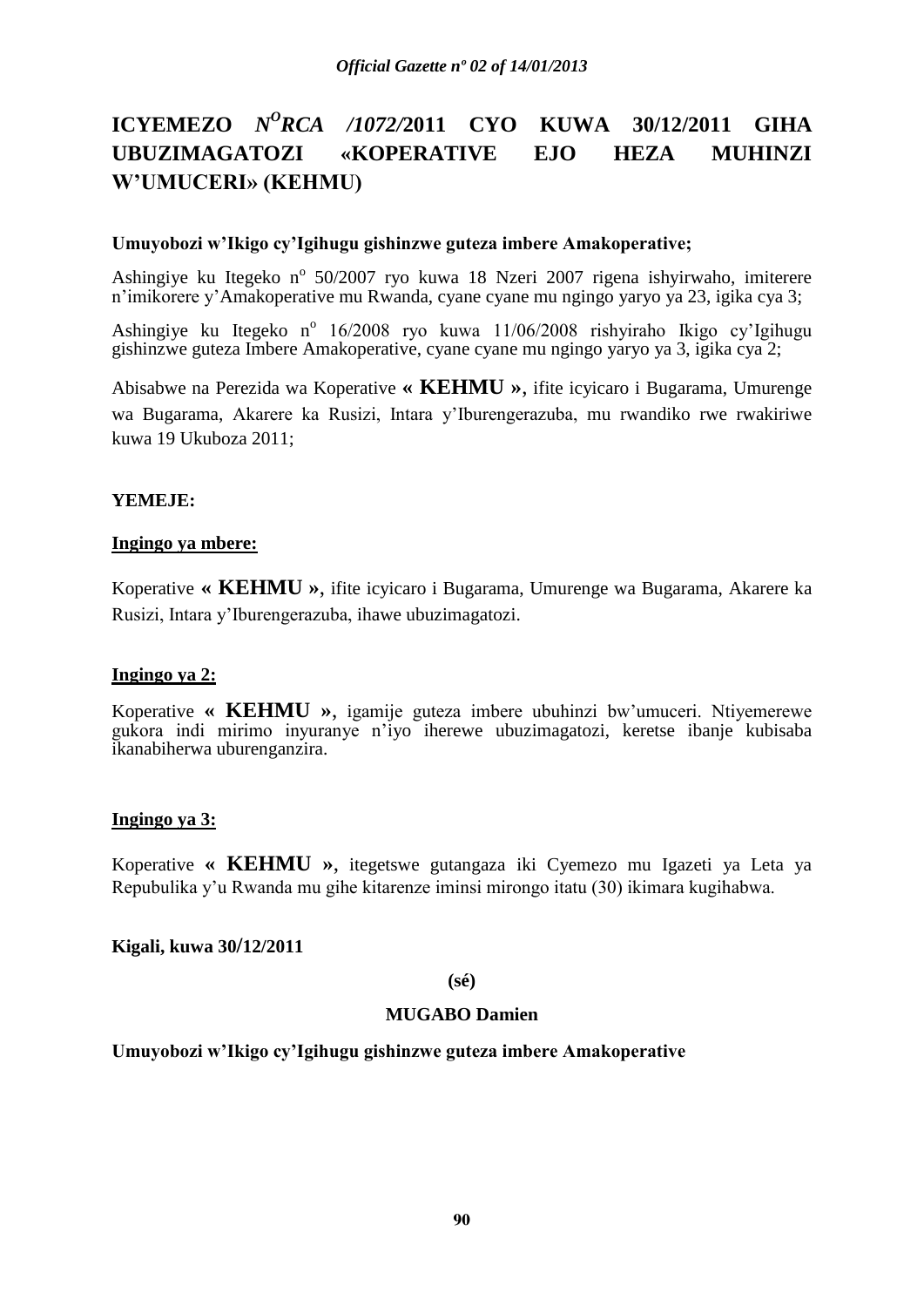# ICYEMEZO *N$^{O}$RCA /1072/*2011 CYO KUWA 30/12/2011 GIHA UBUZIMAGATOZI «KOPERATIVE EJO HEZA MUHINZI W'UMUCERI» (KEHMU)

**Umuyobozi w'Ikigo cy'Igihugu gishinzwe guteza imbere Amakoperative;**

Ashingiye ku Itegeko n$^{o}$ 50/2007 ryo kuwa 18 Nzeri 2007 rigena ishyirwaho, imiterere n'imikorere y'Amakoperative mu Rwanda, cyane cyane mu ngingo yaryo ya 23, igika cya 3;

Ashingiye ku Itegeko n$^{o}$ 16/2008 ryo kuwa 11/06/2008 rishyiraho Ikigo cy'Igihugu gishinzwe guteza Imbere Amakoperative, cyane cyane mu ngingo yaryo ya 3, igika cya 2;

Abisabwe na Perezida wa Koperative **« KEHMU »**, ifite icyicaro i Bugarama, Umurenge wa Bugarama, Akarere ka Rusizi, Intara y'Iburengerazuba, mu rwandiko rwe rwakiriwe kuwa 19 Ukuboza 2011;

**YEMEJE:**

**Ingingo ya mbere:**

Koperative **« KEHMU »**, ifite icyicaro i Bugarama, Umurenge wa Bugarama, Akarere ka Rusizi, Intara y'Iburengerazuba, ihawe ubuzimagatozi.

**Ingingo ya 2:**

Koperative **« KEHMU »**, igamije guteza imbere ubuhinzi bw'umuceri. Ntiyemerewe gukora indi mirimo inyuranye n'iyo iherewe ubuzimagatozi, keretse ibanje kubisaba ikanabiherwa uburenganzira.

**Ingingo ya 3:**

Koperative **« KEHMU »**, itegetswe gutangaza iki Cyemezo mu Igazeti ya Leta ya Repubulika y'u Rwanda mu gihe kitarenze iminsi mirongo itatu (30) ikimara kugihabwa.

**Kigali, kuwa 30/12/2011**

**(sé)**

**MUGABO Damien**

**Umuyobozi w'Ikigo cy'Igihugu gishinzwe guteza imbere Amakoperative**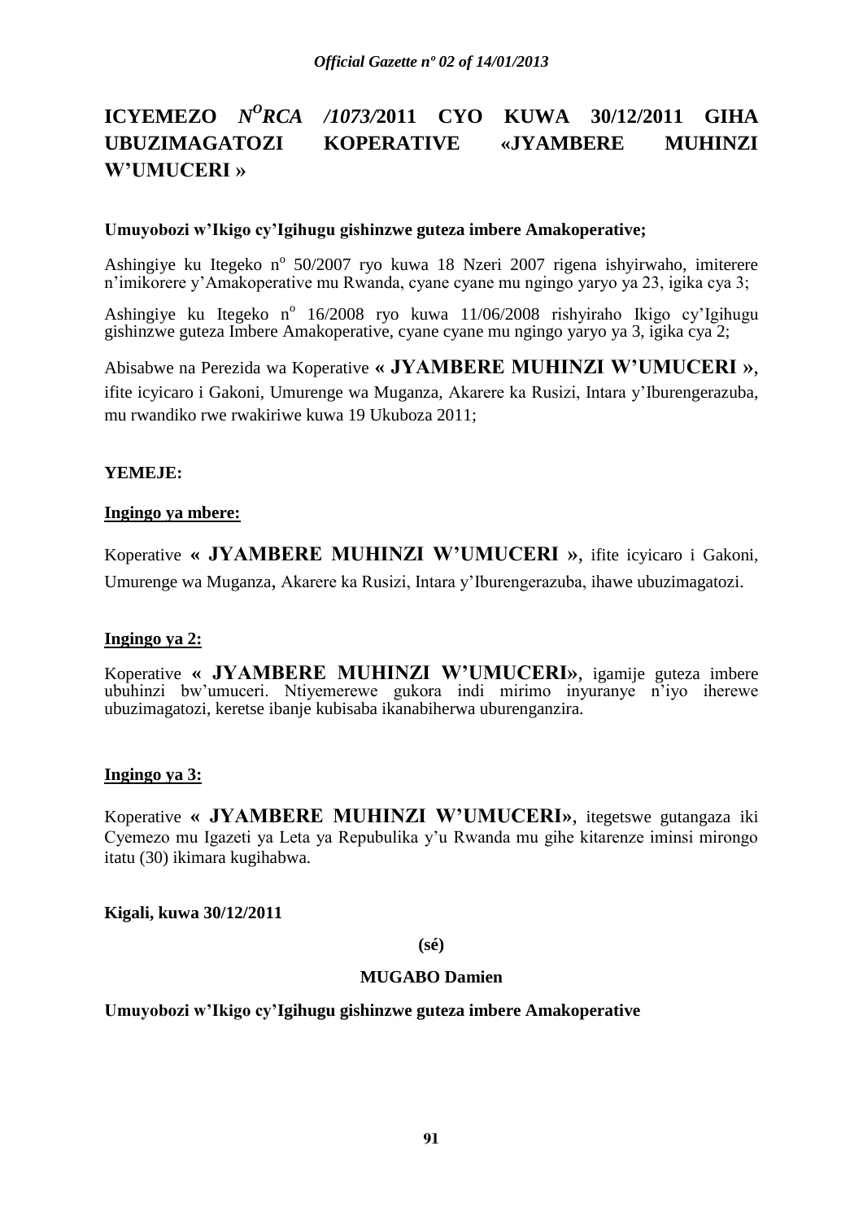# ICYEMEZO *N^O^RCA /1073/*2011 CYO KUWA 30/12/2011 GIHA UBUZIMAGATOZI KOPERATIVE «JYAMBERE MUHINZI W'UMUCERI »

**Umuyobozi w'Ikigo cy'Igihugu gishinzwe guteza imbere Amakoperative;**

Ashingiye ku Itegeko n° 50/2007 ryo kuwa 18 Nzeri 2007 rigena ishyirwaho, imiterere n'imikorere y'Amakoperative mu Rwanda, cyane cyane mu ngingo yaryo ya 23, igika cya 3;

Ashingiye ku Itegeko n° 16/2008 ryo kuwa 11/06/2008 rishyiraho Ikigo cy'Igihugu gishinzwe guteza Imbere Amakoperative, cyane cyane mu ngingo yaryo ya 3, igika cya 2;

Abisabwe na Perezida wa Koperative **« JYAMBERE MUHINZI W'UMUCERI »**, ifite icyicaro i Gakoni, Umurenge wa Muganza, Akarere ka Rusizi, Intara y'Iburengerazuba, mu rwandiko rwe rwakiriwe kuwa 19 Ukuboza 2011;

**YEMEJE:**

**Ingingo ya mbere:**

Koperative **« JYAMBERE MUHINZI W'UMUCERI »**, ifite icyicaro i Gakoni, Umurenge wa Muganza, Akarere ka Rusizi, Intara y'Iburengerazuba, ihawe ubuzimagatozi.

**Ingingo ya 2:**

Koperative **« JYAMBERE MUHINZI W'UMUCERI»**, igamije guteza imbere ubuhinzi bw'umuceri. Ntiyemerewe gukora indi mirimo inyuranye n'iyo iherewe ubuzimagatozi, keretse ibanje kubisaba ikanabiherwa uburenganzira.

**Ingingo ya 3:**

Koperative **« JYAMBERE MUHINZI W'UMUCERI»**, itegetswe gutangaza iki Cyemezo mu Igazeti ya Leta ya Repubulika y'u Rwanda mu gihe kitarenze iminsi mirongo itatu (30) ikimara kugihabwa.

**Kigali, kuwa 30/12/2011**

**(sé)**

**MUGABO Damien**

**Umuyobozi w'Ikigo cy'Igihugu gishinzwe guteza imbere Amakoperative**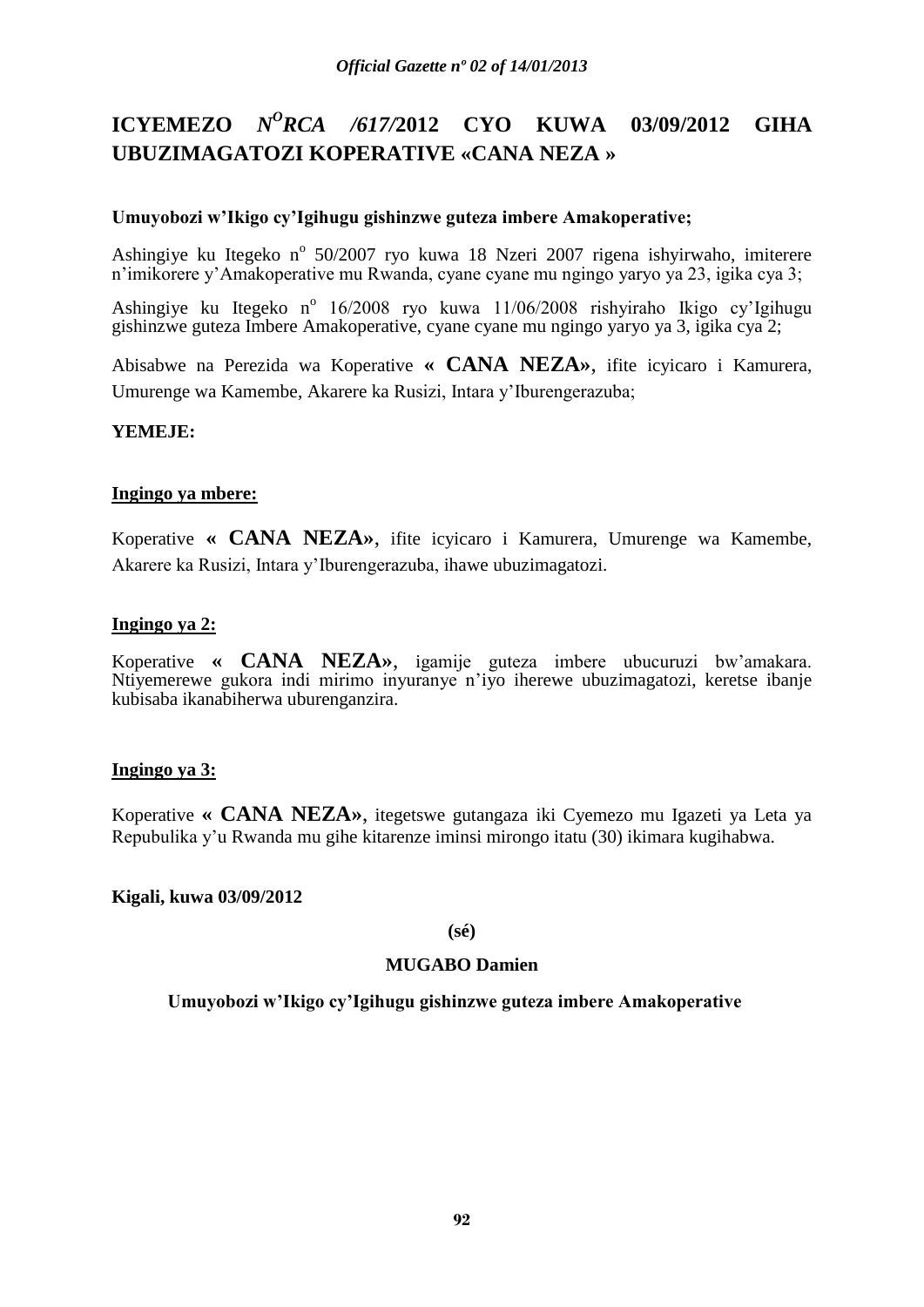# ICYEMEZO *N<sup>O</sup>RCA /617/*2012 CYO KUWA 03/09/2012 GIHA UBUZIMAGATOZI KOPERATIVE «CANA NEZA »

**Umuyobozi w'Ikigo cy'Igihugu gishinzwe guteza imbere Amakoperative;**

Ashingiye ku Itegeko n° 50/2007 ryo kuwa 18 Nzeri 2007 rigena ishyirwaho, imiterere n'imikorere y'Amakoperative mu Rwanda, cyane cyane mu ngingo yaryo ya 23, igika cya 3;

Ashingiye ku Itegeko n° 16/2008 ryo kuwa 11/06/2008 rishyiraho Ikigo cy'Igihugu gishinzwe guteza Imbere Amakoperative, cyane cyane mu ngingo yaryo ya 3, igika cya 2;

Abisabwe na Perezida wa Koperative **« CANA NEZA»**, ifite icyicaro i Kamurera, Umurenge wa Kamembe, Akarere ka Rusizi, Intara y'Iburengerazuba;

**YEMEJE:**

**Ingingo ya mbere:**

Koperative **« CANA NEZA»**, ifite icyicaro i Kamurera, Umurenge wa Kamembe, Akarere ka Rusizi, Intara y'Iburengerazuba, ihawe ubuzimagatozi.

**Ingingo ya 2:**

Koperative **« CANA NEZA»**, igamije guteza imbere ubucuruzi bw'amakara. Ntiyemerewe gukora indi mirimo inyuranye n'iyo iherewe ubuzimagatozi, keretse ibanje kubisaba ikanabiherwa uburenganzira.

**Ingingo ya 3:**

Koperative **« CANA NEZA»**, itegetswe gutangaza iki Cyemezo mu Igazeti ya Leta ya Repubulika y'u Rwanda mu gihe kitarenze iminsi mirongo itatu (30) ikimara kugihabwa.

**Kigali, kuwa 03/09/2012**

**(sé)**

**MUGABO Damien**

**Umuyobozi w'Ikigo cy'Igihugu gishinzwe guteza imbere Amakoperative**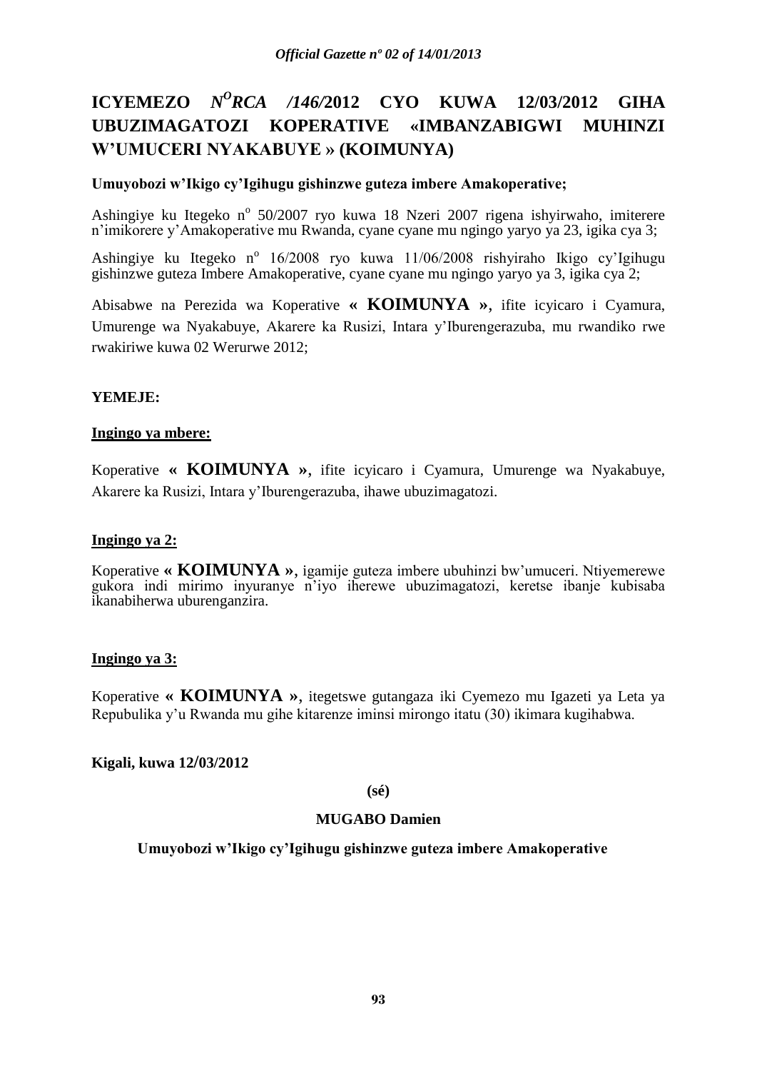# ICYEMEZO N[O]RCA /146/2012 CYO KUWA 12/03/2012 GIHA UBUZIMAGATOZI KOPERATIVE «IMBANZABIGWI MUHINZI W'UMUCERI NYAKABUYE » (KOIMUNYA)

**Umuyobozi w'Ikigo cy'Igihugu gishinzwe guteza imbere Amakoperative;**

Ashingiye ku Itegeko n° 50/2007 ryo kuwa 18 Nzeri 2007 rigena ishyirwaho, imiterere n'imikorere y'Amakoperative mu Rwanda, cyane cyane mu ngingo yaryo ya 23, igika cya 3;

Ashingiye ku Itegeko n° 16/2008 ryo kuwa 11/06/2008 rishyiraho Ikigo cy'Igihugu gishinzwe guteza Imbere Amakoperative, cyane cyane mu ngingo yaryo ya 3, igika cya 2;

Abisabwe na Perezida wa Koperative **« KOIMUNYA »**, ifite icyicaro i Cyamura, Umurenge wa Nyakabuye, Akarere ka Rusizi, Intara y'Iburengerazuba, mu rwandiko rwe rwakiriwe kuwa 02 Werurwe 2012;

**YEMEJE:**

**Ingingo ya mbere:**

Koperative **« KOIMUNYA »**, ifite icyicaro i Cyamura, Umurenge wa Nyakabuye, Akarere ka Rusizi, Intara y'Iburengerazuba, ihawe ubuzimagatozi.

**Ingingo ya 2:**

Koperative **« KOIMUNYA »**, igamije guteza imbere ubuhinzi bw'umuceri. Ntiyemerewe gukora indi mirimo inyuranye n'iyo iherewe ubuzimagatozi, keretse ibanje kubisaba ikanabiherwa uburenganzira.

**Ingingo ya 3:**

Koperative **« KOIMUNYA »**, itegetswe gutangaza iki Cyemezo mu Igazeti ya Leta ya Repubulika y'u Rwanda mu gihe kitarenze iminsi mirongo itatu (30) ikimara kugihabwa.

**Kigali, kuwa 12/03/2012**

**(sé)**

**MUGABO Damien**

**Umuyobozi w'Ikigo cy'Igihugu gishinzwe guteza imbere Amakoperative**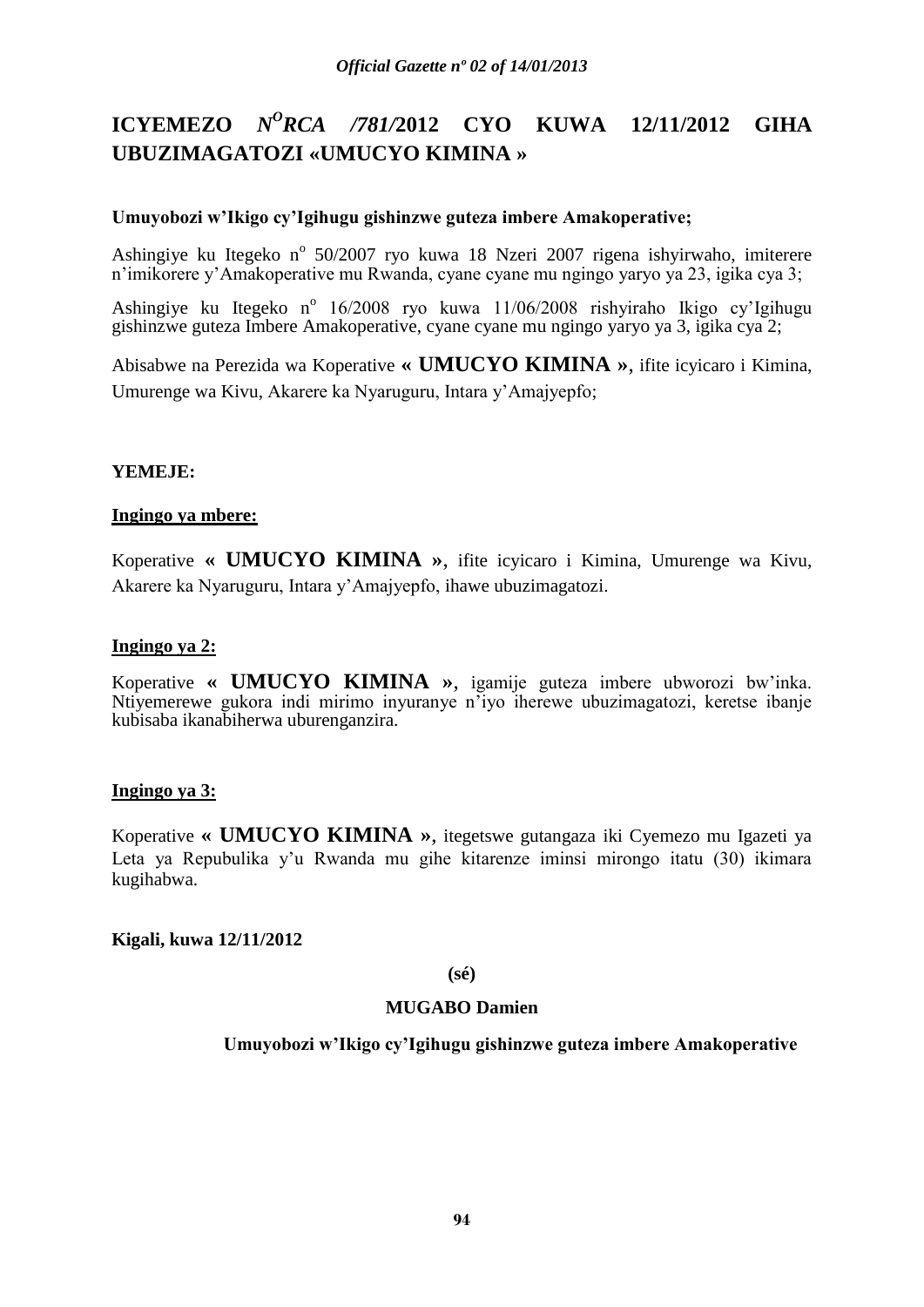# ICYEMEZO *N^O^RCA /781/*2012 CYO KUWA 12/11/2012 GIHA UBUZIMAGATOZI «UMUCYO KIMINA »

**Umuyobozi w'Ikigo cy'Igihugu gishinzwe guteza imbere Amakoperative;**

Ashingiye ku Itegeko n° 50/2007 ryo kuwa 18 Nzeri 2007 rigena ishyirwaho, imiterere n'imikorere y'Amakoperative mu Rwanda, cyane cyane mu ngingo yaryo ya 23, igika cya 3;

Ashingiye ku Itegeko n° 16/2008 ryo kuwa 11/06/2008 rishyiraho Ikigo cy'Igihugu gishinzwe guteza Imbere Amakoperative, cyane cyane mu ngingo yaryo ya 3, igika cya 2;

Abisabwe na Perezida wa Koperative **« UMUCYO KIMINA »**, ifite icyicaro i Kimina, Umurenge wa Kivu, Akarere ka Nyaruguru, Intara y'Amajyepfo;

**YEMEJE:**

**Ingingo ya mbere:**

Koperative **« UMUCYO KIMINA »**, ifite icyicaro i Kimina, Umurenge wa Kivu, Akarere ka Nyaruguru, Intara y'Amajyepfo, ihawe ubuzimagatozi.

**Ingingo ya 2:**

Koperative **« UMUCYO KIMINA »**, igamije guteza imbere ubworozi bw'inka. Ntiyemerewe gukora indi mirimo inyuranye n'iyo iherewe ubuzimagatozi, keretse ibanje kubisaba ikanabiherwa uburenganzira.

**Ingingo ya 3:**

Koperative **« UMUCYO KIMINA »**, itegetswe gutangaza iki Cyemezo mu Igazeti ya Leta ya Repubulika y'u Rwanda mu gihe kitarenze iminsi mirongo itatu (30) ikimara kugihabwa.

**Kigali, kuwa 12/11/2012**

**(sé)**

**MUGABO Damien**

**Umuyobozi w'Ikigo cy'Igihugu gishinzwe guteza imbere Amakoperative**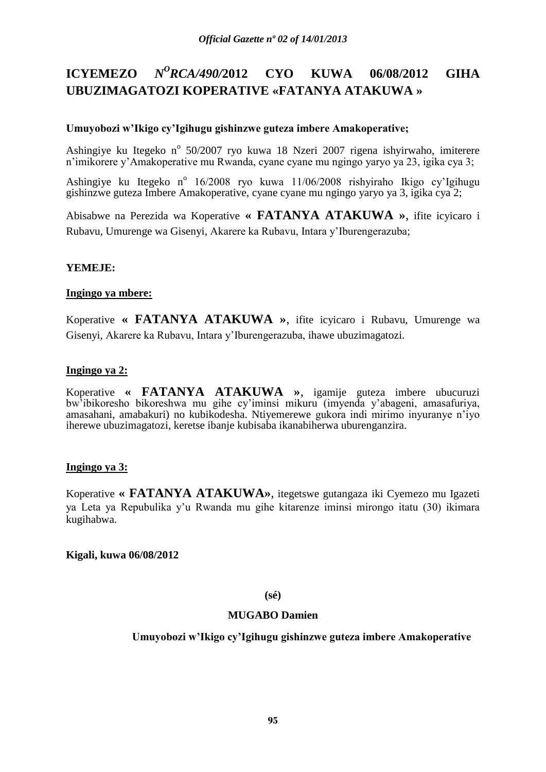# ICYEMEZO *N^O RCA/490/*2012 CYO KUWA 06/08/2012 GIHA UBUZIMAGATOZI KOPERATIVE «FATANYA ATAKUWA »

**Umuyobozi w'Ikigo cy'Igihugu gishinzwe guteza imbere Amakoperative;**

Ashingiye ku Itegeko n° 50/2007 ryo kuwa 18 Nzeri 2007 rigena ishyirwaho, imiterere n'imikorere y'Amakoperative mu Rwanda, cyane cyane mu ngingo yaryo ya 23, igika cya 3;

Ashingiye ku Itegeko n° 16/2008 ryo kuwa 11/06/2008 rishyiraho Ikigo cy'Igihugu gishinzwe guteza Imbere Amakoperative, cyane cyane mu ngingo yaryo ya 3, igika cya 2;

Abisabwe na Perezida wa Koperative **« FATANYA ATAKUWA »**, ifite icyicaro i Rubavu, Umurenge wa Gisenyi, Akarere ka Rubavu, Intara y'Iburengerazuba;

**YEMEJE:**

**Ingingo ya mbere:**

Koperative **« FATANYA ATAKUWA »**, ifite icyicaro i Rubavu, Umurenge wa Gisenyi, Akarere ka Rubavu, Intara y'Iburengerazuba, ihawe ubuzimagatozi.

**Ingingo ya 2:**

Koperative **« FATANYA ATAKUWA »**, igamije guteza imbere ubucuruzi bw'ibikoresho bikoreshwa mu gihe cy'iminsi mikuru (imyenda y'abageni, amasafuriya, amasahani, amabakuri) no kubikodesha. Ntiyemerewe gukora indi mirimo inyuranye n'iyo iherewe ubuzimagatozi, keretse ibanje kubisaba ikanabiherwa uburenganzira.

**Ingingo ya 3:**

Koperative **« FATANYA ATAKUWA»**, itegetswe gutangaza iki Cyemezo mu Igazeti ya Leta ya Repubulika y'u Rwanda mu gihe kitarenze iminsi mirongo itatu (30) ikimara kugihabwa.

**Kigali, kuwa 06/08/2012**

**(sé)**

**MUGABO Damien**

**Umuyobozi w'Ikigo cy'Igihugu gishinzwe guteza imbere Amakoperative**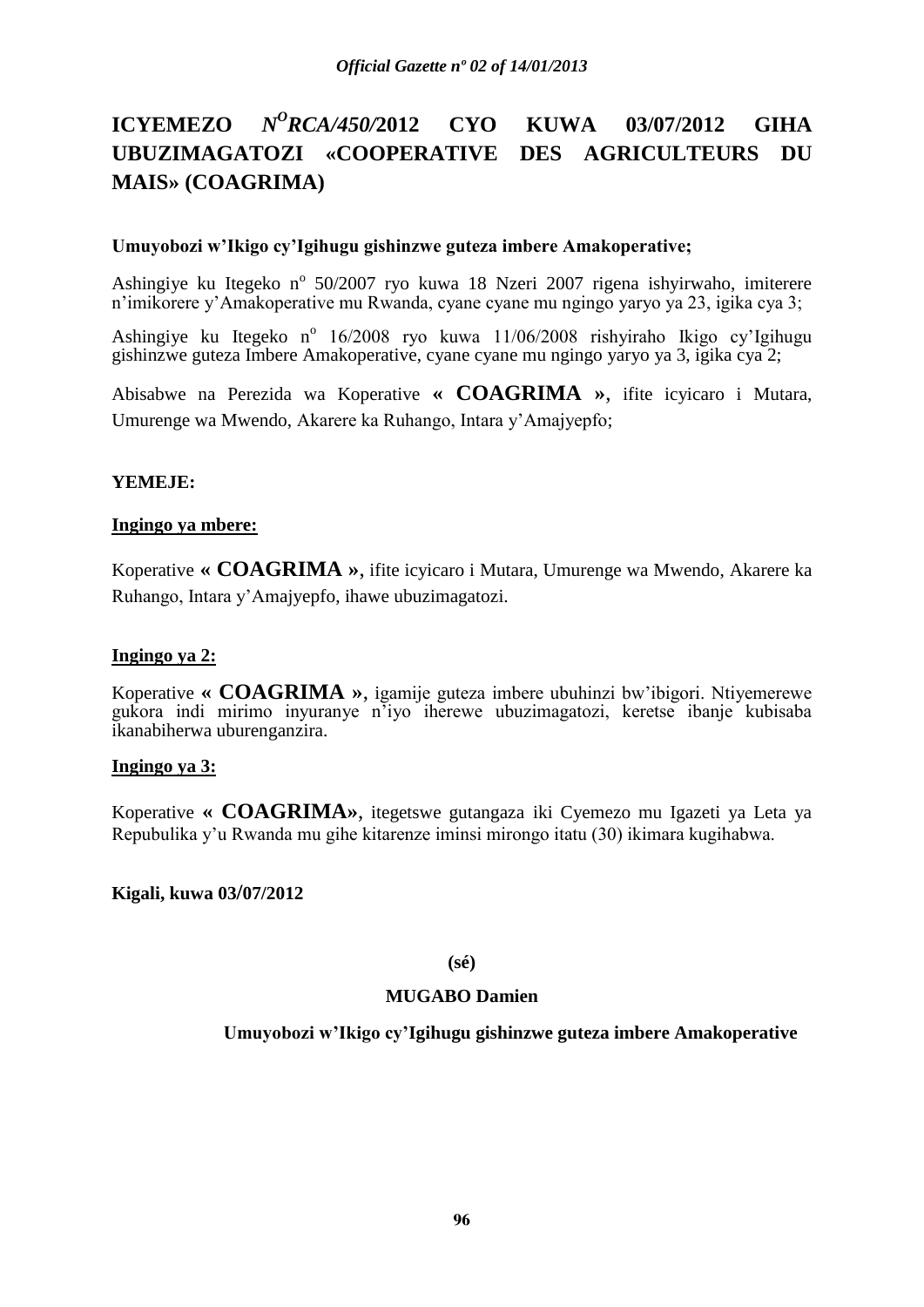# ICYEMEZO N° RCA/450/2012 CYO KUWA 03/07/2012 GIHA UBUZIMAGATOZI «COOPERATIVE DES AGRICULTEURS DU MAIS» (COAGRIMA)

**Umuyobozi w'Ikigo cy'Igihugu gishinzwe guteza imbere Amakoperative;**

Ashingiye ku Itegeko n° 50/2007 ryo kuwa 18 Nzeri 2007 rigena ishyirwaho, imiterere n'imikorere y'Amakoperative mu Rwanda, cyane cyane mu ngingo yaryo ya 23, igika cya 3;

Ashingiye ku Itegeko n° 16/2008 ryo kuwa 11/06/2008 rishyiraho Ikigo cy'Igihugu gishinzwe guteza Imbere Amakoperative, cyane cyane mu ngingo yaryo ya 3, igika cya 2;

Abisabwe na Perezida wa Koperative **« COAGRIMA »**, ifite icyicaro i Mutara, Umurenge wa Mwendo, Akarere ka Ruhango, Intara y'Amajyepfo;

**YEMEJE:**

**Ingingo ya mbere:**

Koperative **« COAGRIMA »**, ifite icyicaro i Mutara, Umurenge wa Mwendo, Akarere ka Ruhango, Intara y'Amajyepfo, ihawe ubuzimagatozi.

**Ingingo ya 2:**

Koperative **« COAGRIMA »**, igamije guteza imbere ubuhinzi bw'ibigori. Ntiyemerewe gukora indi mirimo inyuranye n'iyo iherewe ubuzimagatozi, keretse ibanje kubisaba ikanabiherwa uburenganzira.

**Ingingo ya 3:**

Koperative **« COAGRIMA»**, itegetswe gutangaza iki Cyemezo mu Igazeti ya Leta ya Repubulika y'u Rwanda mu gihe kitarenze iminsi mirongo itatu (30) ikimara kugihabwa.

**Kigali, kuwa 03/07/2012**

**(sé)**

**MUGABO Damien**

**Umuyobozi w'Ikigo cy'Igihugu gishinzwe guteza imbere Amakoperative**